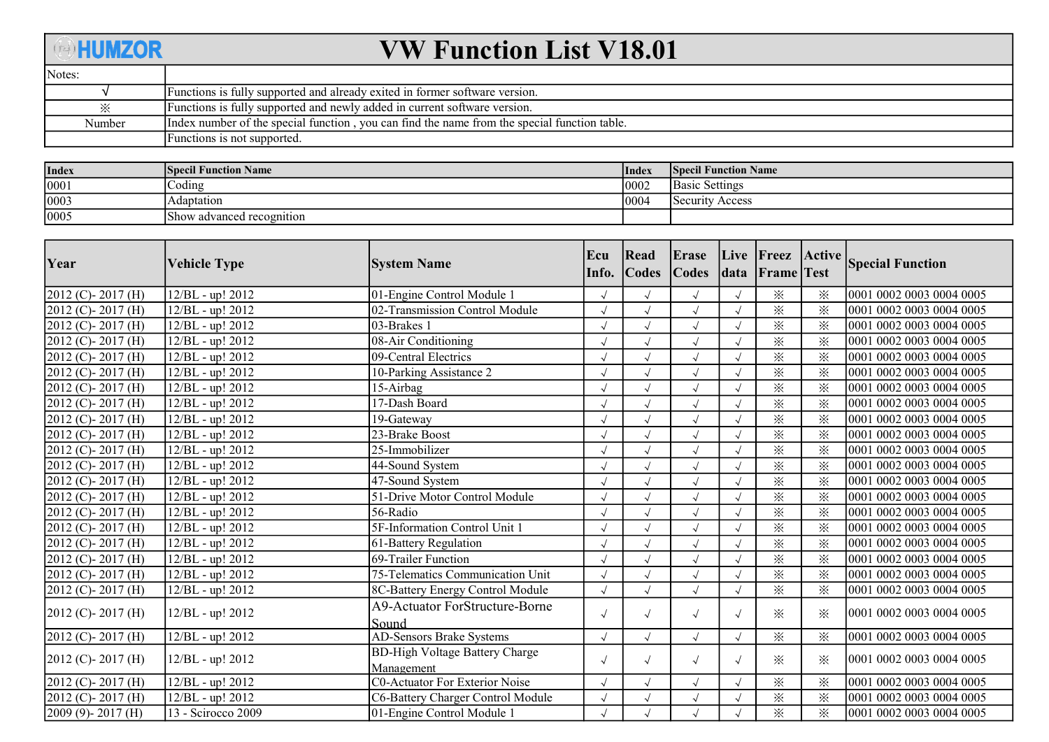# HUMZOR VW Function List V18.01

| Notes: | |
|---|---|
| √ | Functions is fully supported and already exited in former software version. |
| ※ | Functions is fully supported and newly added in current software version. |
| Number | Index number of the special function , you can find the name from the special function table. |
| | Functions is not supported. |

| Index | Specil Function Name | Index | Specil Function Name |
|---|---|---|---|
| 0001 | Coding | 0002 | Basic Settings |
| 0003 | Adaptation | 0004 | Security Access |
| 0005 | Show advanced recognition | | |

| Year | Vehicle Type | System Name | Ecu Info. | Read Codes | Erase Codes | Live data | Freez Frame | Active Test | Special Function |
|---|---|---|---|---|---|---|---|---|---|
| 2012 (C)- 2017 (H) | 12/BL - up! 2012 | 01-Engine Control Module 1 | √ | √ | √ | √ | ※ | ※ | 0001 0002 0003 0004 0005 |
| 2012 (C)- 2017 (H) | 12/BL - up! 2012 | 02-Transmission Control Module | √ | √ | √ | √ | ※ | ※ | 0001 0002 0003 0004 0005 |
| 2012 (C)- 2017 (H) | 12/BL - up! 2012 | 03-Brakes 1 | √ | √ | √ | √ | ※ | ※ | 0001 0002 0003 0004 0005 |
| 2012 (C)- 2017 (H) | 12/BL - up! 2012 | 08-Air Conditioning | √ | √ | √ | √ | ※ | ※ | 0001 0002 0003 0004 0005 |
| 2012 (C)- 2017 (H) | 12/BL - up! 2012 | 09-Central Electrics | √ | √ | √ | √ | ※ | ※ | 0001 0002 0003 0004 0005 |
| 2012 (C)- 2017 (H) | 12/BL - up! 2012 | 10-Parking Assistance 2 | √ | √ | √ | √ | ※ | ※ | 0001 0002 0003 0004 0005 |
| 2012 (C)- 2017 (H) | 12/BL - up! 2012 | 15-Airbag | √ | √ | √ | √ | ※ | ※ | 0001 0002 0003 0004 0005 |
| 2012 (C)- 2017 (H) | 12/BL - up! 2012 | 17-Dash Board | √ | √ | √ | √ | ※ | ※ | 0001 0002 0003 0004 0005 |
| 2012 (C)- 2017 (H) | 12/BL - up! 2012 | 19-Gateway | √ | √ | √ | √ | ※ | ※ | 0001 0002 0003 0004 0005 |
| 2012 (C)- 2017 (H) | 12/BL - up! 2012 | 23-Brake Boost | √ | √ | √ | √ | ※ | ※ | 0001 0002 0003 0004 0005 |
| 2012 (C)- 2017 (H) | 12/BL - up! 2012 | 25-Immobilizer | √ | √ | √ | √ | ※ | ※ | 0001 0002 0003 0004 0005 |
| 2012 (C)- 2017 (H) | 12/BL - up! 2012 | 44-Sound System | √ | √ | √ | √ | ※ | ※ | 0001 0002 0003 0004 0005 |
| 2012 (C)- 2017 (H) | 12/BL - up! 2012 | 47-Sound System | √ | √ | √ | √ | ※ | ※ | 0001 0002 0003 0004 0005 |
| 2012 (C)- 2017 (H) | 12/BL - up! 2012 | 51-Drive Motor Control Module | √ | √ | √ | √ | ※ | ※ | 0001 0002 0003 0004 0005 |
| 2012 (C)- 2017 (H) | 12/BL - up! 2012 | 56-Radio | √ | √ | √ | √ | ※ | ※ | 0001 0002 0003 0004 0005 |
| 2012 (C)- 2017 (H) | 12/BL - up! 2012 | 5F-Information Control Unit 1 | √ | √ | √ | √ | ※ | ※ | 0001 0002 0003 0004 0005 |
| 2012 (C)- 2017 (H) | 12/BL - up! 2012 | 61-Battery Regulation | √ | √ | √ | √ | ※ | ※ | 0001 0002 0003 0004 0005 |
| 2012 (C)- 2017 (H) | 12/BL - up! 2012 | 69-Trailer Function | √ | √ | √ | √ | ※ | ※ | 0001 0002 0003 0004 0005 |
| 2012 (C)- 2017 (H) | 12/BL - up! 2012 | 75-Telematics Communication Unit | √ | √ | √ | √ | ※ | ※ | 0001 0002 0003 0004 0005 |
| 2012 (C)- 2017 (H) | 12/BL - up! 2012 | 8C-Battery Energy Control Module | √ | √ | √ | √ | ※ | ※ | 0001 0002 0003 0004 0005 |
| 2012 (C)- 2017 (H) | 12/BL - up! 2012 | A9-Actuator ForStructure-Borne Sound | √ | √ | √ | √ | ※ | ※ | 0001 0002 0003 0004 0005 |
| 2012 (C)- 2017 (H) | 12/BL - up! 2012 | AD-Sensors Brake Systems | √ | √ | √ | √ | ※ | ※ | 0001 0002 0003 0004 0005 |
| 2012 (C)- 2017 (H) | 12/BL - up! 2012 | BD-High Voltage Battery Charge Management | √ | √ | √ | √ | ※ | ※ | 0001 0002 0003 0004 0005 |
| 2012 (C)- 2017 (H) | 12/BL - up! 2012 | C0-Actuator For Exterior Noise | √ | √ | √ | √ | ※ | ※ | 0001 0002 0003 0004 0005 |
| 2012 (C)- 2017 (H) | 12/BL - up! 2012 | C6-Battery Charger Control Module | √ | √ | √ | √ | ※ | ※ | 0001 0002 0003 0004 0005 |
| 2009 (9)- 2017 (H) | 13 - Scirocco 2009 | 01-Engine Control Module 1 | √ | √ | √ | √ | ※ | ※ | 0001 0002 0003 0004 0005 |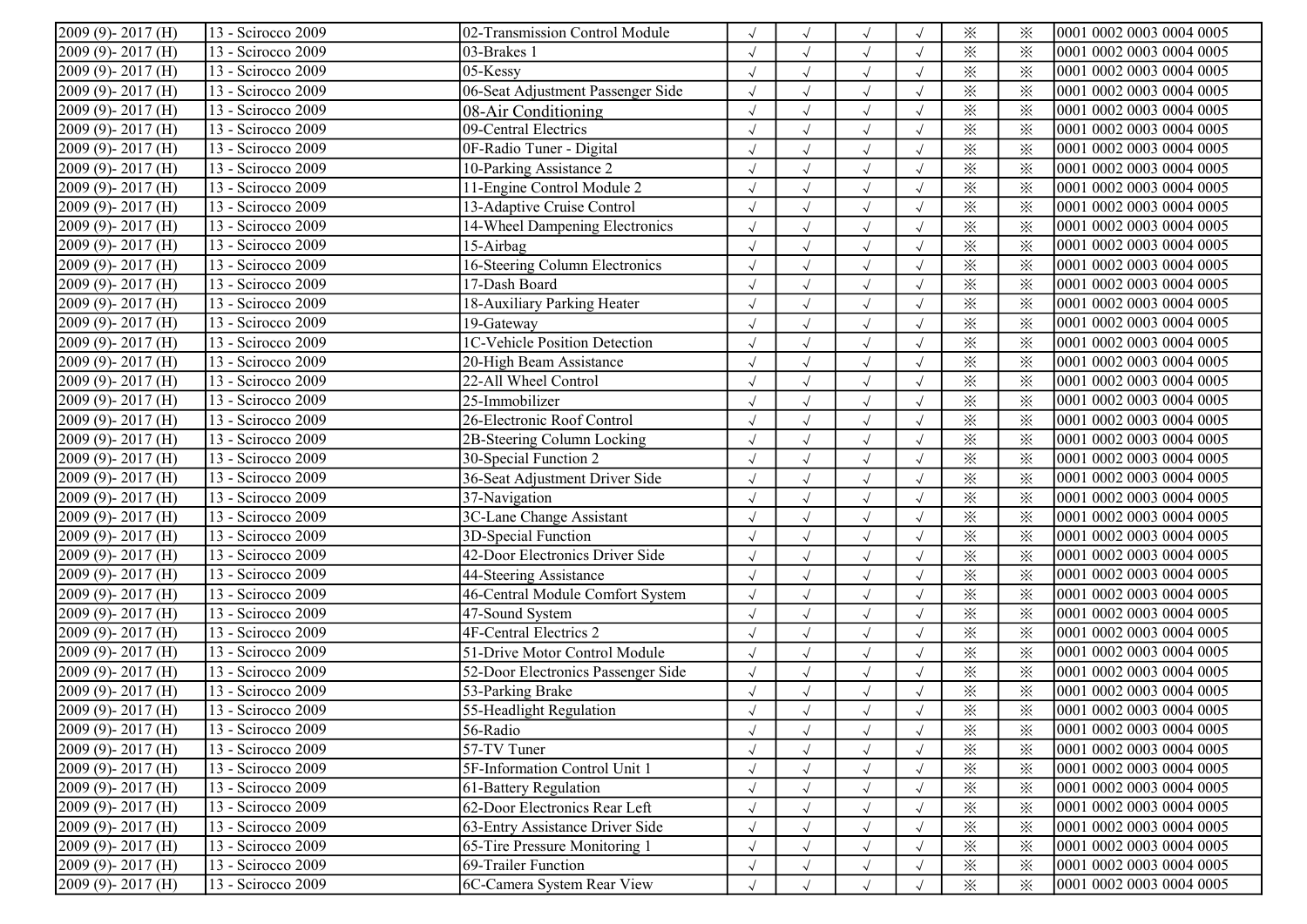| | | | | | | | | | |
|---|---|---|---|---|---|---|---|---|---|
| 2009 (9)- 2017 (H) | 13 - Scirocco 2009 | 02-Transmission Control Module | √ | √ | √ | √ | ※ | ※ | 0001 0002 0003 0004 0005 |
| 2009 (9)- 2017 (H) | 13 - Scirocco 2009 | 03-Brakes 1 | √ | √ | √ | √ | ※ | ※ | 0001 0002 0003 0004 0005 |
| 2009 (9)- 2017 (H) | 13 - Scirocco 2009 | 05-Kessy | √ | √ | √ | √ | ※ | ※ | 0001 0002 0003 0004 0005 |
| 2009 (9)- 2017 (H) | 13 - Scirocco 2009 | 06-Seat Adjustment Passenger Side | √ | √ | √ | √ | ※ | ※ | 0001 0002 0003 0004 0005 |
| 2009 (9)- 2017 (H) | 13 - Scirocco 2009 | 08-Air Conditioning | √ | √ | √ | √ | ※ | ※ | 0001 0002 0003 0004 0005 |
| 2009 (9)- 2017 (H) | 13 - Scirocco 2009 | 09-Central Electrics | √ | √ | √ | √ | ※ | ※ | 0001 0002 0003 0004 0005 |
| 2009 (9)- 2017 (H) | 13 - Scirocco 2009 | 0F-Radio Tuner - Digital | √ | √ | √ | √ | ※ | ※ | 0001 0002 0003 0004 0005 |
| 2009 (9)- 2017 (H) | 13 - Scirocco 2009 | 10-Parking Assistance 2 | √ | √ | √ | √ | ※ | ※ | 0001 0002 0003 0004 0005 |
| 2009 (9)- 2017 (H) | 13 - Scirocco 2009 | 11-Engine Control Module 2 | √ | √ | √ | √ | ※ | ※ | 0001 0002 0003 0004 0005 |
| 2009 (9)- 2017 (H) | 13 - Scirocco 2009 | 13-Adaptive Cruise Control | √ | √ | √ | √ | ※ | ※ | 0001 0002 0003 0004 0005 |
| 2009 (9)- 2017 (H) | 13 - Scirocco 2009 | 14-Wheel Dampening Electronics | √ | √ | √ | √ | ※ | ※ | 0001 0002 0003 0004 0005 |
| 2009 (9)- 2017 (H) | 13 - Scirocco 2009 | 15-Airbag | √ | √ | √ | √ | ※ | ※ | 0001 0002 0003 0004 0005 |
| 2009 (9)- 2017 (H) | 13 - Scirocco 2009 | 16-Steering Column Electronics | √ | √ | √ | √ | ※ | ※ | 0001 0002 0003 0004 0005 |
| 2009 (9)- 2017 (H) | 13 - Scirocco 2009 | 17-Dash Board | √ | √ | √ | √ | ※ | ※ | 0001 0002 0003 0004 0005 |
| 2009 (9)- 2017 (H) | 13 - Scirocco 2009 | 18-Auxiliary Parking Heater | √ | √ | √ | √ | ※ | ※ | 0001 0002 0003 0004 0005 |
| 2009 (9)- 2017 (H) | 13 - Scirocco 2009 | 19-Gateway | √ | √ | √ | √ | ※ | ※ | 0001 0002 0003 0004 0005 |
| 2009 (9)- 2017 (H) | 13 - Scirocco 2009 | 1C-Vehicle Position Detection | √ | √ | √ | √ | ※ | ※ | 0001 0002 0003 0004 0005 |
| 2009 (9)- 2017 (H) | 13 - Scirocco 2009 | 20-High Beam Assistance | √ | √ | √ | √ | ※ | ※ | 0001 0002 0003 0004 0005 |
| 2009 (9)- 2017 (H) | 13 - Scirocco 2009 | 22-All Wheel Control | √ | √ | √ | √ | ※ | ※ | 0001 0002 0003 0004 0005 |
| 2009 (9)- 2017 (H) | 13 - Scirocco 2009 | 25-Immobilizer | √ | √ | √ | √ | ※ | ※ | 0001 0002 0003 0004 0005 |
| 2009 (9)- 2017 (H) | 13 - Scirocco 2009 | 26-Electronic Roof Control | √ | √ | √ | √ | ※ | ※ | 0001 0002 0003 0004 0005 |
| 2009 (9)- 2017 (H) | 13 - Scirocco 2009 | 2B-Steering Column Locking | √ | √ | √ | √ | ※ | ※ | 0001 0002 0003 0004 0005 |
| 2009 (9)- 2017 (H) | 13 - Scirocco 2009 | 30-Special Function 2 | √ | √ | √ | √ | ※ | ※ | 0001 0002 0003 0004 0005 |
| 2009 (9)- 2017 (H) | 13 - Scirocco 2009 | 36-Seat Adjustment Driver Side | √ | √ | √ | √ | ※ | ※ | 0001 0002 0003 0004 0005 |
| 2009 (9)- 2017 (H) | 13 - Scirocco 2009 | 37-Navigation | √ | √ | √ | √ | ※ | ※ | 0001 0002 0003 0004 0005 |
| 2009 (9)- 2017 (H) | 13 - Scirocco 2009 | 3C-Lane Change Assistant | √ | √ | √ | √ | ※ | ※ | 0001 0002 0003 0004 0005 |
| 2009 (9)- 2017 (H) | 13 - Scirocco 2009 | 3D-Special Function | √ | √ | √ | √ | ※ | ※ | 0001 0002 0003 0004 0005 |
| 2009 (9)- 2017 (H) | 13 - Scirocco 2009 | 42-Door Electronics Driver Side | √ | √ | √ | √ | ※ | ※ | 0001 0002 0003 0004 0005 |
| 2009 (9)- 2017 (H) | 13 - Scirocco 2009 | 44-Steering Assistance | √ | √ | √ | √ | ※ | ※ | 0001 0002 0003 0004 0005 |
| 2009 (9)- 2017 (H) | 13 - Scirocco 2009 | 46-Central Module Comfort System | √ | √ | √ | √ | ※ | ※ | 0001 0002 0003 0004 0005 |
| 2009 (9)- 2017 (H) | 13 - Scirocco 2009 | 47-Sound System | √ | √ | √ | √ | ※ | ※ | 0001 0002 0003 0004 0005 |
| 2009 (9)- 2017 (H) | 13 - Scirocco 2009 | 4F-Central Electrics 2 | √ | √ | √ | √ | ※ | ※ | 0001 0002 0003 0004 0005 |
| 2009 (9)- 2017 (H) | 13 - Scirocco 2009 | 51-Drive Motor Control Module | √ | √ | √ | √ | ※ | ※ | 0001 0002 0003 0004 0005 |
| 2009 (9)- 2017 (H) | 13 - Scirocco 2009 | 52-Door Electronics Passenger Side | √ | √ | √ | √ | ※ | ※ | 0001 0002 0003 0004 0005 |
| 2009 (9)- 2017 (H) | 13 - Scirocco 2009 | 53-Parking Brake | √ | √ | √ | √ | ※ | ※ | 0001 0002 0003 0004 0005 |
| 2009 (9)- 2017 (H) | 13 - Scirocco 2009 | 55-Headlight Regulation | √ | √ | √ | √ | ※ | ※ | 0001 0002 0003 0004 0005 |
| 2009 (9)- 2017 (H) | 13 - Scirocco 2009 | 56-Radio | √ | √ | √ | √ | ※ | ※ | 0001 0002 0003 0004 0005 |
| 2009 (9)- 2017 (H) | 13 - Scirocco 2009 | 57-TV Tuner | √ | √ | √ | √ | ※ | ※ | 0001 0002 0003 0004 0005 |
| 2009 (9)- 2017 (H) | 13 - Scirocco 2009 | 5F-Information Control Unit 1 | √ | √ | √ | √ | ※ | ※ | 0001 0002 0003 0004 0005 |
| 2009 (9)- 2017 (H) | 13 - Scirocco 2009 | 61-Battery Regulation | √ | √ | √ | √ | ※ | ※ | 0001 0002 0003 0004 0005 |
| 2009 (9)- 2017 (H) | 13 - Scirocco 2009 | 62-Door Electronics Rear Left | √ | √ | √ | √ | ※ | ※ | 0001 0002 0003 0004 0005 |
| 2009 (9)- 2017 (H) | 13 - Scirocco 2009 | 63-Entry Assistance Driver Side | √ | √ | √ | √ | ※ | ※ | 0001 0002 0003 0004 0005 |
| 2009 (9)- 2017 (H) | 13 - Scirocco 2009 | 65-Tire Pressure Monitoring 1 | √ | √ | √ | √ | ※ | ※ | 0001 0002 0003 0004 0005 |
| 2009 (9)- 2017 (H) | 13 - Scirocco 2009 | 69-Trailer Function | √ | √ | √ | √ | ※ | ※ | 0001 0002 0003 0004 0005 |
| 2009 (9)- 2017 (H) | 13 - Scirocco 2009 | 6C-Camera System Rear View | √ | √ | √ | √ | ※ | ※ | 0001 0002 0003 0004 0005 |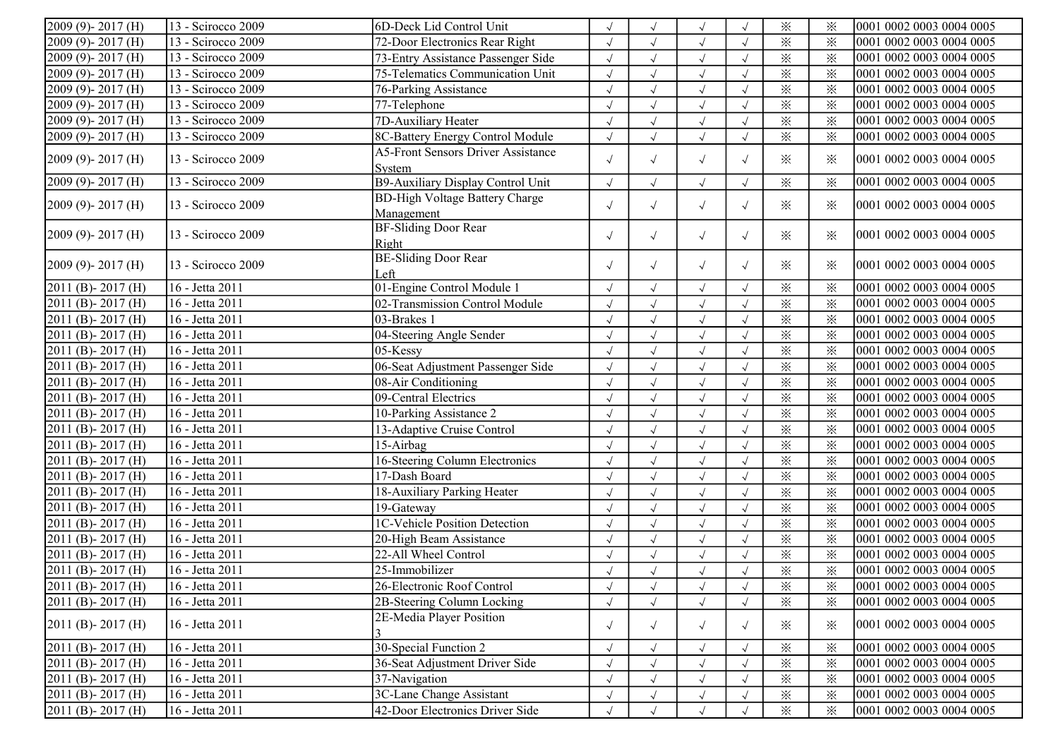| | | | | | | | | | |
|---|---|---|---|---|---|---|---|---|---|
| 2009 (9)- 2017 (H) | 13 - Scirocco 2009 | 6D-Deck Lid Control Unit | √ | √ | √ | √ | ※ | ※ | 0001 0002 0003 0004 0005 |
| 2009 (9)- 2017 (H) | 13 - Scirocco 2009 | 72-Door Electronics Rear Right | √ | √ | √ | √ | ※ | ※ | 0001 0002 0003 0004 0005 |
| 2009 (9)- 2017 (H) | 13 - Scirocco 2009 | 73-Entry Assistance Passenger Side | √ | √ | √ | √ | ※ | ※ | 0001 0002 0003 0004 0005 |
| 2009 (9)- 2017 (H) | 13 - Scirocco 2009 | 75-Telematics Communication Unit | √ | √ | √ | √ | ※ | ※ | 0001 0002 0003 0004 0005 |
| 2009 (9)- 2017 (H) | 13 - Scirocco 2009 | 76-Parking Assistance | √ | √ | √ | √ | ※ | ※ | 0001 0002 0003 0004 0005 |
| 2009 (9)- 2017 (H) | 13 - Scirocco 2009 | 77-Telephone | √ | √ | √ | √ | ※ | ※ | 0001 0002 0003 0004 0005 |
| 2009 (9)- 2017 (H) | 13 - Scirocco 2009 | 7D-Auxiliary Heater | √ | √ | √ | √ | ※ | ※ | 0001 0002 0003 0004 0005 |
| 2009 (9)- 2017 (H) | 13 - Scirocco 2009 | 8C-Battery Energy Control Module | √ | √ | √ | √ | ※ | ※ | 0001 0002 0003 0004 0005 |
| 2009 (9)- 2017 (H) | 13 - Scirocco 2009 | A5-Front Sensors Driver Assistance System | √ | √ | √ | √ | ※ | ※ | 0001 0002 0003 0004 0005 |
| 2009 (9)- 2017 (H) | 13 - Scirocco 2009 | B9-Auxiliary Display Control Unit | √ | √ | √ | √ | ※ | ※ | 0001 0002 0003 0004 0005 |
| 2009 (9)- 2017 (H) | 13 - Scirocco 2009 | BD-High Voltage Battery Charge Management | √ | √ | √ | √ | ※ | ※ | 0001 0002 0003 0004 0005 |
| 2009 (9)- 2017 (H) | 13 - Scirocco 2009 | BF-Sliding Door Rear Right | √ | √ | √ | √ | ※ | ※ | 0001 0002 0003 0004 0005 |
| 2009 (9)- 2017 (H) | 13 - Scirocco 2009 | BE-Sliding Door Rear Left | √ | √ | √ | √ | ※ | ※ | 0001 0002 0003 0004 0005 |
| 2011 (B)- 2017 (H) | 16 - Jetta 2011 | 01-Engine Control Module 1 | √ | √ | √ | √ | ※ | ※ | 0001 0002 0003 0004 0005 |
| 2011 (B)- 2017 (H) | 16 - Jetta 2011 | 02-Transmission Control Module | √ | √ | √ | √ | ※ | ※ | 0001 0002 0003 0004 0005 |
| 2011 (B)- 2017 (H) | 16 - Jetta 2011 | 03-Brakes 1 | √ | √ | √ | √ | ※ | ※ | 0001 0002 0003 0004 0005 |
| 2011 (B)- 2017 (H) | 16 - Jetta 2011 | 04-Steering Angle Sender | √ | √ | √ | √ | ※ | ※ | 0001 0002 0003 0004 0005 |
| 2011 (B)- 2017 (H) | 16 - Jetta 2011 | 05-Kessy | √ | √ | √ | √ | ※ | ※ | 0001 0002 0003 0004 0005 |
| 2011 (B)- 2017 (H) | 16 - Jetta 2011 | 06-Seat Adjustment Passenger Side | √ | √ | √ | √ | ※ | ※ | 0001 0002 0003 0004 0005 |
| 2011 (B)- 2017 (H) | 16 - Jetta 2011 | 08-Air Conditioning | √ | √ | √ | √ | ※ | ※ | 0001 0002 0003 0004 0005 |
| 2011 (B)- 2017 (H) | 16 - Jetta 2011 | 09-Central Electrics | √ | √ | √ | √ | ※ | ※ | 0001 0002 0003 0004 0005 |
| 2011 (B)- 2017 (H) | 16 - Jetta 2011 | 10-Parking Assistance 2 | √ | √ | √ | √ | ※ | ※ | 0001 0002 0003 0004 0005 |
| 2011 (B)- 2017 (H) | 16 - Jetta 2011 | 13-Adaptive Cruise Control | √ | √ | √ | √ | ※ | ※ | 0001 0002 0003 0004 0005 |
| 2011 (B)- 2017 (H) | 16 - Jetta 2011 | 15-Airbag | √ | √ | √ | √ | ※ | ※ | 0001 0002 0003 0004 0005 |
| 2011 (B)- 2017 (H) | 16 - Jetta 2011 | 16-Steering Column Electronics | √ | √ | √ | √ | ※ | ※ | 0001 0002 0003 0004 0005 |
| 2011 (B)- 2017 (H) | 16 - Jetta 2011 | 17-Dash Board | √ | √ | √ | √ | ※ | ※ | 0001 0002 0003 0004 0005 |
| 2011 (B)- 2017 (H) | 16 - Jetta 2011 | 18-Auxiliary Parking Heater | √ | √ | √ | √ | ※ | ※ | 0001 0002 0003 0004 0005 |
| 2011 (B)- 2017 (H) | 16 - Jetta 2011 | 19-Gateway | √ | √ | √ | √ | ※ | ※ | 0001 0002 0003 0004 0005 |
| 2011 (B)- 2017 (H) | 16 - Jetta 2011 | 1C-Vehicle Position Detection | √ | √ | √ | √ | ※ | ※ | 0001 0002 0003 0004 0005 |
| 2011 (B)- 2017 (H) | 16 - Jetta 2011 | 20-High Beam Assistance | √ | √ | √ | √ | ※ | ※ | 0001 0002 0003 0004 0005 |
| 2011 (B)- 2017 (H) | 16 - Jetta 2011 | 22-All Wheel Control | √ | √ | √ | √ | ※ | ※ | 0001 0002 0003 0004 0005 |
| 2011 (B)- 2017 (H) | 16 - Jetta 2011 | 25-Immobilizer | √ | √ | √ | √ | ※ | ※ | 0001 0002 0003 0004 0005 |
| 2011 (B)- 2017 (H) | 16 - Jetta 2011 | 26-Electronic Roof Control | √ | √ | √ | √ | ※ | ※ | 0001 0002 0003 0004 0005 |
| 2011 (B)- 2017 (H) | 16 - Jetta 2011 | 2B-Steering Column Locking | √ | √ | √ | √ | ※ | ※ | 0001 0002 0003 0004 0005 |
| 2011 (B)- 2017 (H) | 16 - Jetta 2011 | 2E-Media Player Position 3 | √ | √ | √ | √ | ※ | ※ | 0001 0002 0003 0004 0005 |
| 2011 (B)- 2017 (H) | 16 - Jetta 2011 | 30-Special Function 2 | √ | √ | √ | √ | ※ | ※ | 0001 0002 0003 0004 0005 |
| 2011 (B)- 2017 (H) | 16 - Jetta 2011 | 36-Seat Adjustment Driver Side | √ | √ | √ | √ | ※ | ※ | 0001 0002 0003 0004 0005 |
| 2011 (B)- 2017 (H) | 16 - Jetta 2011 | 37-Navigation | √ | √ | √ | √ | ※ | ※ | 0001 0002 0003 0004 0005 |
| 2011 (B)- 2017 (H) | 16 - Jetta 2011 | 3C-Lane Change Assistant | √ | √ | √ | √ | ※ | ※ | 0001 0002 0003 0004 0005 |
| 2011 (B)- 2017 (H) | 16 - Jetta 2011 | 42-Door Electronics Driver Side | √ | √ | √ | √ | ※ | ※ | 0001 0002 0003 0004 0005 |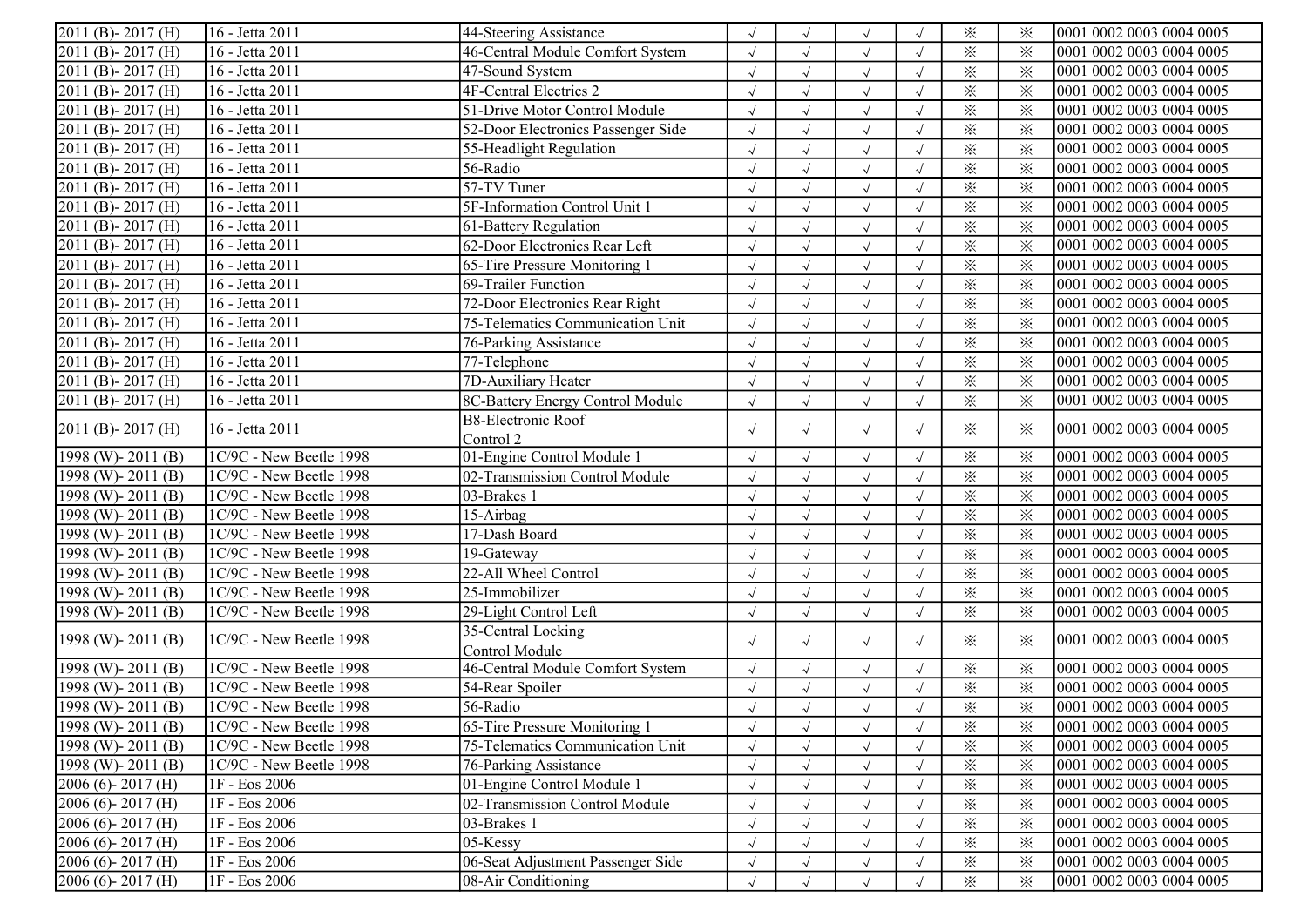| | | | | | | | | | |
|---|---|---|---|---|---|---|---|---|---|
| 2011 (B)- 2017 (H) | 16 - Jetta 2011 | 44-Steering Assistance | √ | √ | √ | √ | ※ | ※ | 0001 0002 0003 0004 0005 |
| 2011 (B)- 2017 (H) | 16 - Jetta 2011 | 46-Central Module Comfort System | √ | √ | √ | √ | ※ | ※ | 0001 0002 0003 0004 0005 |
| 2011 (B)- 2017 (H) | 16 - Jetta 2011 | 47-Sound System | √ | √ | √ | √ | ※ | ※ | 0001 0002 0003 0004 0005 |
| 2011 (B)- 2017 (H) | 16 - Jetta 2011 | 4F-Central Electrics 2 | √ | √ | √ | √ | ※ | ※ | 0001 0002 0003 0004 0005 |
| 2011 (B)- 2017 (H) | 16 - Jetta 2011 | 51-Drive Motor Control Module | √ | √ | √ | √ | ※ | ※ | 0001 0002 0003 0004 0005 |
| 2011 (B)- 2017 (H) | 16 - Jetta 2011 | 52-Door Electronics Passenger Side | √ | √ | √ | √ | ※ | ※ | 0001 0002 0003 0004 0005 |
| 2011 (B)- 2017 (H) | 16 - Jetta 2011 | 55-Headlight Regulation | √ | √ | √ | √ | ※ | ※ | 0001 0002 0003 0004 0005 |
| 2011 (B)- 2017 (H) | 16 - Jetta 2011 | 56-Radio | √ | √ | √ | √ | ※ | ※ | 0001 0002 0003 0004 0005 |
| 2011 (B)- 2017 (H) | 16 - Jetta 2011 | 57-TV Tuner | √ | √ | √ | √ | ※ | ※ | 0001 0002 0003 0004 0005 |
| 2011 (B)- 2017 (H) | 16 - Jetta 2011 | 5F-Information Control Unit 1 | √ | √ | √ | √ | ※ | ※ | 0001 0002 0003 0004 0005 |
| 2011 (B)- 2017 (H) | 16 - Jetta 2011 | 61-Battery Regulation | √ | √ | √ | √ | ※ | ※ | 0001 0002 0003 0004 0005 |
| 2011 (B)- 2017 (H) | 16 - Jetta 2011 | 62-Door Electronics Rear Left | √ | √ | √ | √ | ※ | ※ | 0001 0002 0003 0004 0005 |
| 2011 (B)- 2017 (H) | 16 - Jetta 2011 | 65-Tire Pressure Monitoring 1 | √ | √ | √ | √ | ※ | ※ | 0001 0002 0003 0004 0005 |
| 2011 (B)- 2017 (H) | 16 - Jetta 2011 | 69-Trailer Function | √ | √ | √ | √ | ※ | ※ | 0001 0002 0003 0004 0005 |
| 2011 (B)- 2017 (H) | 16 - Jetta 2011 | 72-Door Electronics Rear Right | √ | √ | √ | √ | ※ | ※ | 0001 0002 0003 0004 0005 |
| 2011 (B)- 2017 (H) | 16 - Jetta 2011 | 75-Telematics Communication Unit | √ | √ | √ | √ | ※ | ※ | 0001 0002 0003 0004 0005 |
| 2011 (B)- 2017 (H) | 16 - Jetta 2011 | 76-Parking Assistance | √ | √ | √ | √ | ※ | ※ | 0001 0002 0003 0004 0005 |
| 2011 (B)- 2017 (H) | 16 - Jetta 2011 | 77-Telephone | √ | √ | √ | √ | ※ | ※ | 0001 0002 0003 0004 0005 |
| 2011 (B)- 2017 (H) | 16 - Jetta 2011 | 7D-Auxiliary Heater | √ | √ | √ | √ | ※ | ※ | 0001 0002 0003 0004 0005 |
| 2011 (B)- 2017 (H) | 16 - Jetta 2011 | 8C-Battery Energy Control Module | √ | √ | √ | √ | ※ | ※ | 0001 0002 0003 0004 0005 |
| 2011 (B)- 2017 (H) | 16 - Jetta 2011 | B8-Electronic Roof Control 2 | √ | √ | √ | √ | ※ | ※ | 0001 0002 0003 0004 0005 |
| 1998 (W)- 2011 (B) | 1C/9C - New Beetle 1998 | 01-Engine Control Module 1 | √ | √ | √ | √ | ※ | ※ | 0001 0002 0003 0004 0005 |
| 1998 (W)- 2011 (B) | 1C/9C - New Beetle 1998 | 02-Transmission Control Module | √ | √ | √ | √ | ※ | ※ | 0001 0002 0003 0004 0005 |
| 1998 (W)- 2011 (B) | 1C/9C - New Beetle 1998 | 03-Brakes 1 | √ | √ | √ | √ | ※ | ※ | 0001 0002 0003 0004 0005 |
| 1998 (W)- 2011 (B) | 1C/9C - New Beetle 1998 | 15-Airbag | √ | √ | √ | √ | ※ | ※ | 0001 0002 0003 0004 0005 |
| 1998 (W)- 2011 (B) | 1C/9C - New Beetle 1998 | 17-Dash Board | √ | √ | √ | √ | ※ | ※ | 0001 0002 0003 0004 0005 |
| 1998 (W)- 2011 (B) | 1C/9C - New Beetle 1998 | 19-Gateway | √ | √ | √ | √ | ※ | ※ | 0001 0002 0003 0004 0005 |
| 1998 (W)- 2011 (B) | 1C/9C - New Beetle 1998 | 22-All Wheel Control | √ | √ | √ | √ | ※ | ※ | 0001 0002 0003 0004 0005 |
| 1998 (W)- 2011 (B) | 1C/9C - New Beetle 1998 | 25-Immobilizer | √ | √ | √ | √ | ※ | ※ | 0001 0002 0003 0004 0005 |
| 1998 (W)- 2011 (B) | 1C/9C - New Beetle 1998 | 29-Light Control Left | √ | √ | √ | √ | ※ | ※ | 0001 0002 0003 0004 0005 |
| 1998 (W)- 2011 (B) | 1C/9C - New Beetle 1998 | 35-Central Locking Control Module | √ | √ | √ | √ | ※ | ※ | 0001 0002 0003 0004 0005 |
| 1998 (W)- 2011 (B) | 1C/9C - New Beetle 1998 | 46-Central Module Comfort System | √ | √ | √ | √ | ※ | ※ | 0001 0002 0003 0004 0005 |
| 1998 (W)- 2011 (B) | 1C/9C - New Beetle 1998 | 54-Rear Spoiler | √ | √ | √ | √ | ※ | ※ | 0001 0002 0003 0004 0005 |
| 1998 (W)- 2011 (B) | 1C/9C - New Beetle 1998 | 56-Radio | √ | √ | √ | √ | ※ | ※ | 0001 0002 0003 0004 0005 |
| 1998 (W)- 2011 (B) | 1C/9C - New Beetle 1998 | 65-Tire Pressure Monitoring 1 | √ | √ | √ | √ | ※ | ※ | 0001 0002 0003 0004 0005 |
| 1998 (W)- 2011 (B) | 1C/9C - New Beetle 1998 | 75-Telematics Communication Unit | √ | √ | √ | √ | ※ | ※ | 0001 0002 0003 0004 0005 |
| 1998 (W)- 2011 (B) | 1C/9C - New Beetle 1998 | 76-Parking Assistance | √ | √ | √ | √ | ※ | ※ | 0001 0002 0003 0004 0005 |
| 2006 (6)- 2017 (H) | 1F - Eos 2006 | 01-Engine Control Module 1 | √ | √ | √ | √ | ※ | ※ | 0001 0002 0003 0004 0005 |
| 2006 (6)- 2017 (H) | 1F - Eos 2006 | 02-Transmission Control Module | √ | √ | √ | √ | ※ | ※ | 0001 0002 0003 0004 0005 |
| 2006 (6)- 2017 (H) | 1F - Eos 2006 | 03-Brakes 1 | √ | √ | √ | √ | ※ | ※ | 0001 0002 0003 0004 0005 |
| 2006 (6)- 2017 (H) | 1F - Eos 2006 | 05-Kessy | √ | √ | √ | √ | ※ | ※ | 0001 0002 0003 0004 0005 |
| 2006 (6)- 2017 (H) | 1F - Eos 2006 | 06-Seat Adjustment Passenger Side | √ | √ | √ | √ | ※ | ※ | 0001 0002 0003 0004 0005 |
| 2006 (6)- 2017 (H) | 1F - Eos 2006 | 08-Air Conditioning | √ | √ | √ | √ | ※ | ※ | 0001 0002 0003 0004 0005 |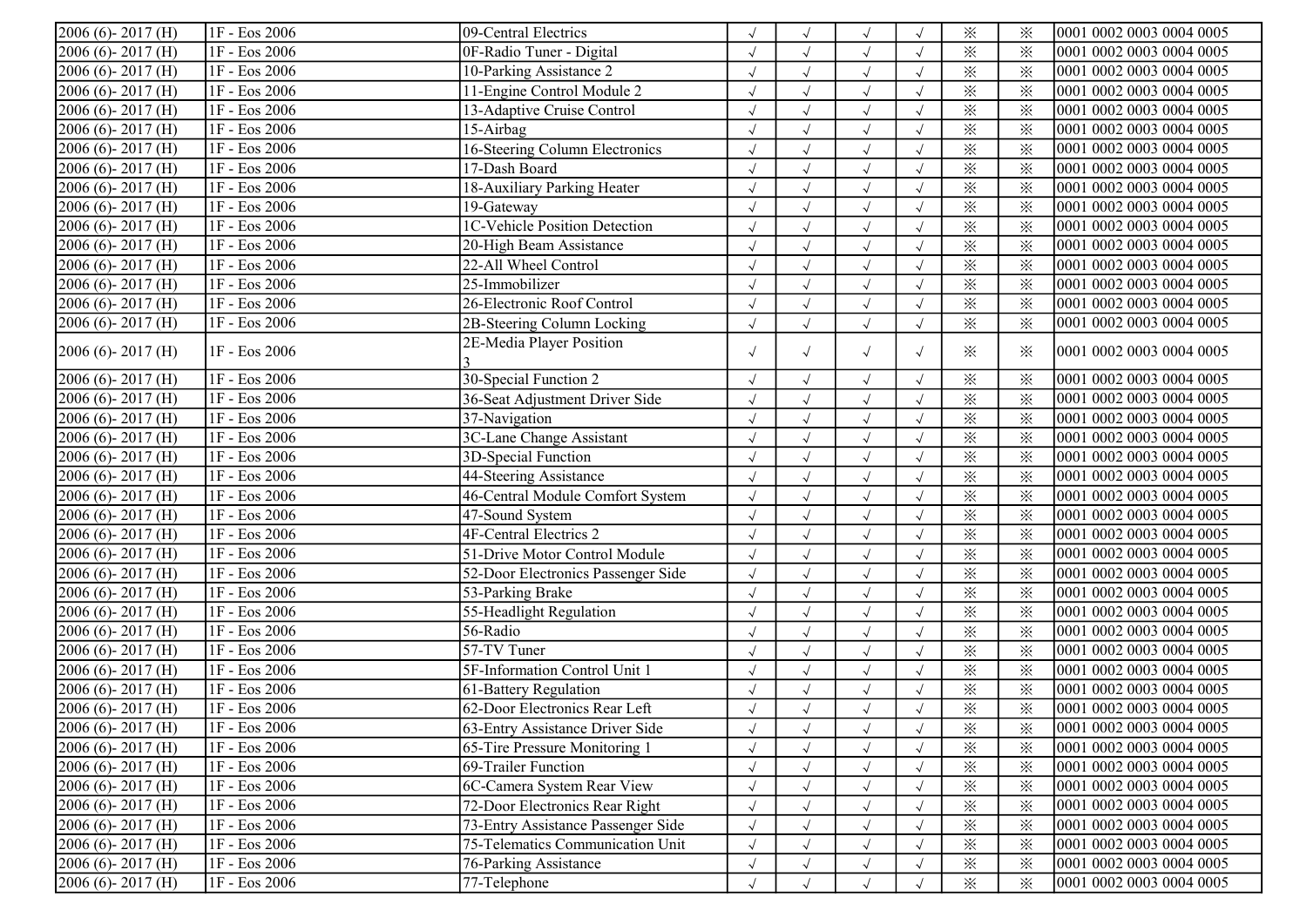| 2006 (6)- 2017 (H) | 1F - Eos 2006 | 09-Central Electrics | √ | √ | √ | √ | ※ | ※ | 0001 0002 0003 0004 0005 |
|---|---|---|---|---|---|---|---|---|---|
| 2006 (6)- 2017 (H) | 1F - Eos 2006 | 0F-Radio Tuner - Digital | √ | √ | √ | √ | ※ | ※ | 0001 0002 0003 0004 0005 |
| 2006 (6)- 2017 (H) | 1F - Eos 2006 | 10-Parking Assistance 2 | √ | √ | √ | √ | ※ | ※ | 0001 0002 0003 0004 0005 |
| 2006 (6)- 2017 (H) | 1F - Eos 2006 | 11-Engine Control Module 2 | √ | √ | √ | √ | ※ | ※ | 0001 0002 0003 0004 0005 |
| 2006 (6)- 2017 (H) | 1F - Eos 2006 | 13-Adaptive Cruise Control | √ | √ | √ | √ | ※ | ※ | 0001 0002 0003 0004 0005 |
| 2006 (6)- 2017 (H) | 1F - Eos 2006 | 15-Airbag | √ | √ | √ | √ | ※ | ※ | 0001 0002 0003 0004 0005 |
| 2006 (6)- 2017 (H) | 1F - Eos 2006 | 16-Steering Column Electronics | √ | √ | √ | √ | ※ | ※ | 0001 0002 0003 0004 0005 |
| 2006 (6)- 2017 (H) | 1F - Eos 2006 | 17-Dash Board | √ | √ | √ | √ | ※ | ※ | 0001 0002 0003 0004 0005 |
| 2006 (6)- 2017 (H) | 1F - Eos 2006 | 18-Auxiliary Parking Heater | √ | √ | √ | √ | ※ | ※ | 0001 0002 0003 0004 0005 |
| 2006 (6)- 2017 (H) | 1F - Eos 2006 | 19-Gateway | √ | √ | √ | √ | ※ | ※ | 0001 0002 0003 0004 0005 |
| 2006 (6)- 2017 (H) | 1F - Eos 2006 | 1C-Vehicle Position Detection | √ | √ | √ | √ | ※ | ※ | 0001 0002 0003 0004 0005 |
| 2006 (6)- 2017 (H) | 1F - Eos 2006 | 20-High Beam Assistance | √ | √ | √ | √ | ※ | ※ | 0001 0002 0003 0004 0005 |
| 2006 (6)- 2017 (H) | 1F - Eos 2006 | 22-All Wheel Control | √ | √ | √ | √ | ※ | ※ | 0001 0002 0003 0004 0005 |
| 2006 (6)- 2017 (H) | 1F - Eos 2006 | 25-Immobilizer | √ | √ | √ | √ | ※ | ※ | 0001 0002 0003 0004 0005 |
| 2006 (6)- 2017 (H) | 1F - Eos 2006 | 26-Electronic Roof Control | √ | √ | √ | √ | ※ | ※ | 0001 0002 0003 0004 0005 |
| 2006 (6)- 2017 (H) | 1F - Eos 2006 | 2B-Steering Column Locking | √ | √ | √ | √ | ※ | ※ | 0001 0002 0003 0004 0005 |
| 2006 (6)- 2017 (H) | 1F - Eos 2006 | 2E-Media Player Position 3 | √ | √ | √ | √ | ※ | ※ | 0001 0002 0003 0004 0005 |
| 2006 (6)- 2017 (H) | 1F - Eos 2006 | 30-Special Function 2 | √ | √ | √ | √ | ※ | ※ | 0001 0002 0003 0004 0005 |
| 2006 (6)- 2017 (H) | 1F - Eos 2006 | 36-Seat Adjustment Driver Side | √ | √ | √ | √ | ※ | ※ | 0001 0002 0003 0004 0005 |
| 2006 (6)- 2017 (H) | 1F - Eos 2006 | 37-Navigation | √ | √ | √ | √ | ※ | ※ | 0001 0002 0003 0004 0005 |
| 2006 (6)- 2017 (H) | 1F - Eos 2006 | 3C-Lane Change Assistant | √ | √ | √ | √ | ※ | ※ | 0001 0002 0003 0004 0005 |
| 2006 (6)- 2017 (H) | 1F - Eos 2006 | 3D-Special Function | √ | √ | √ | √ | ※ | ※ | 0001 0002 0003 0004 0005 |
| 2006 (6)- 2017 (H) | 1F - Eos 2006 | 44-Steering Assistance | √ | √ | √ | √ | ※ | ※ | 0001 0002 0003 0004 0005 |
| 2006 (6)- 2017 (H) | 1F - Eos 2006 | 46-Central Module Comfort System | √ | √ | √ | √ | ※ | ※ | 0001 0002 0003 0004 0005 |
| 2006 (6)- 2017 (H) | 1F - Eos 2006 | 47-Sound System | √ | √ | √ | √ | ※ | ※ | 0001 0002 0003 0004 0005 |
| 2006 (6)- 2017 (H) | 1F - Eos 2006 | 4F-Central Electrics 2 | √ | √ | √ | √ | ※ | ※ | 0001 0002 0003 0004 0005 |
| 2006 (6)- 2017 (H) | 1F - Eos 2006 | 51-Drive Motor Control Module | √ | √ | √ | √ | ※ | ※ | 0001 0002 0003 0004 0005 |
| 2006 (6)- 2017 (H) | 1F - Eos 2006 | 52-Door Electronics Passenger Side | √ | √ | √ | √ | ※ | ※ | 0001 0002 0003 0004 0005 |
| 2006 (6)- 2017 (H) | 1F - Eos 2006 | 53-Parking Brake | √ | √ | √ | √ | ※ | ※ | 0001 0002 0003 0004 0005 |
| 2006 (6)- 2017 (H) | 1F - Eos 2006 | 55-Headlight Regulation | √ | √ | √ | √ | ※ | ※ | 0001 0002 0003 0004 0005 |
| 2006 (6)- 2017 (H) | 1F - Eos 2006 | 56-Radio | √ | √ | √ | √ | ※ | ※ | 0001 0002 0003 0004 0005 |
| 2006 (6)- 2017 (H) | 1F - Eos 2006 | 57-TV Tuner | √ | √ | √ | √ | ※ | ※ | 0001 0002 0003 0004 0005 |
| 2006 (6)- 2017 (H) | 1F - Eos 2006 | 5F-Information Control Unit 1 | √ | √ | √ | √ | ※ | ※ | 0001 0002 0003 0004 0005 |
| 2006 (6)- 2017 (H) | 1F - Eos 2006 | 61-Battery Regulation | √ | √ | √ | √ | ※ | ※ | 0001 0002 0003 0004 0005 |
| 2006 (6)- 2017 (H) | 1F - Eos 2006 | 62-Door Electronics Rear Left | √ | √ | √ | √ | ※ | ※ | 0001 0002 0003 0004 0005 |
| 2006 (6)- 2017 (H) | 1F - Eos 2006 | 63-Entry Assistance Driver Side | √ | √ | √ | √ | ※ | ※ | 0001 0002 0003 0004 0005 |
| 2006 (6)- 2017 (H) | 1F - Eos 2006 | 65-Tire Pressure Monitoring 1 | √ | √ | √ | √ | ※ | ※ | 0001 0002 0003 0004 0005 |
| 2006 (6)- 2017 (H) | 1F - Eos 2006 | 69-Trailer Function | √ | √ | √ | √ | ※ | ※ | 0001 0002 0003 0004 0005 |
| 2006 (6)- 2017 (H) | 1F - Eos 2006 | 6C-Camera System Rear View | √ | √ | √ | √ | ※ | ※ | 0001 0002 0003 0004 0005 |
| 2006 (6)- 2017 (H) | 1F - Eos 2006 | 72-Door Electronics Rear Right | √ | √ | √ | √ | ※ | ※ | 0001 0002 0003 0004 0005 |
| 2006 (6)- 2017 (H) | 1F - Eos 2006 | 73-Entry Assistance Passenger Side | √ | √ | √ | √ | ※ | ※ | 0001 0002 0003 0004 0005 |
| 2006 (6)- 2017 (H) | 1F - Eos 2006 | 75-Telematics Communication Unit | √ | √ | √ | √ | ※ | ※ | 0001 0002 0003 0004 0005 |
| 2006 (6)- 2017 (H) | 1F - Eos 2006 | 76-Parking Assistance | √ | √ | √ | √ | ※ | ※ | 0001 0002 0003 0004 0005 |
| 2006 (6)- 2017 (H) | 1F - Eos 2006 | 77-Telephone | √ | √ | √ | √ | ※ | ※ | 0001 0002 0003 0004 0005 |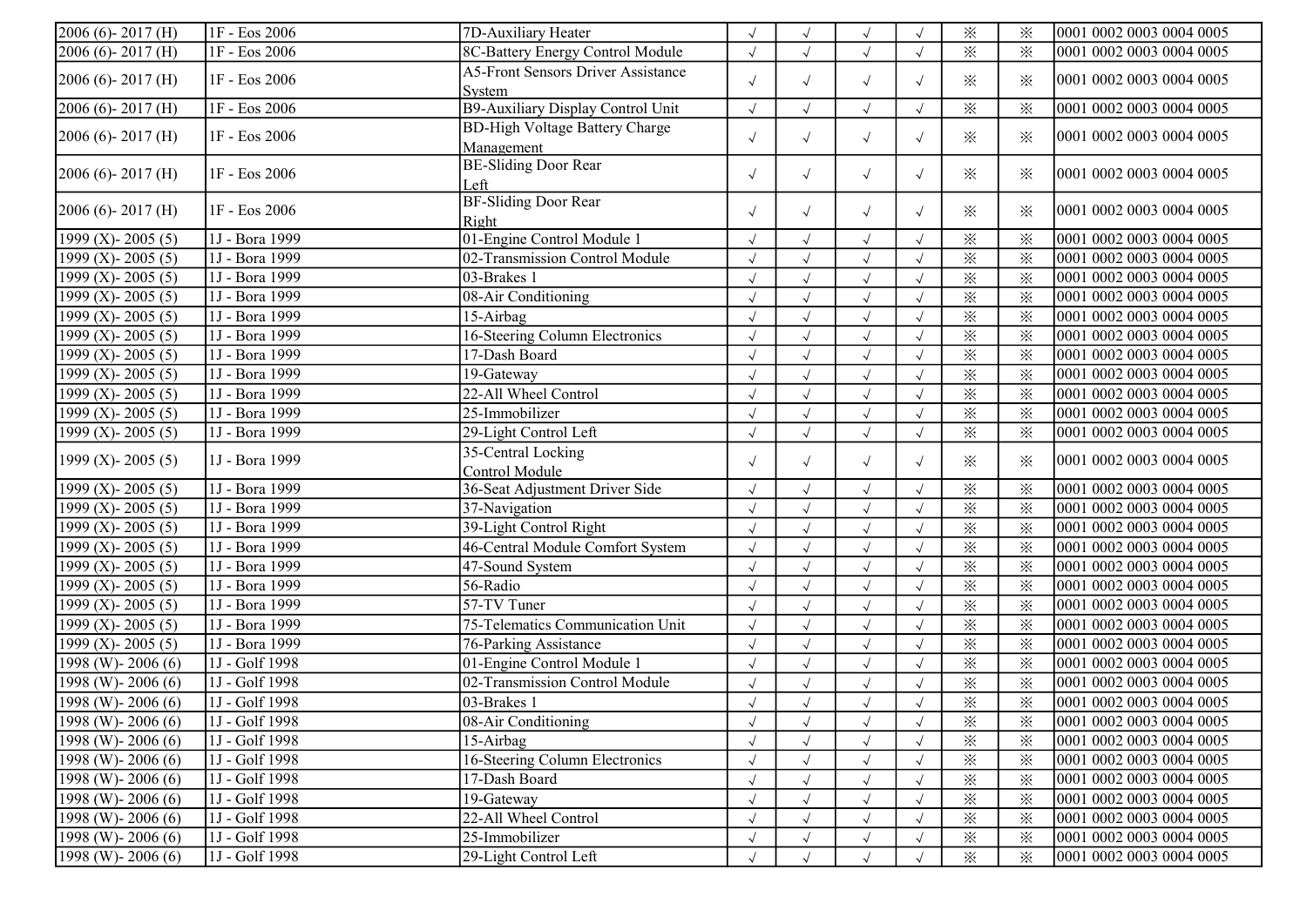| | | | | | | | | | |
|---|---|---|---|---|---|---|---|---|---|
| 2006 (6)- 2017 (H) | 1F - Eos 2006 | 7D-Auxiliary Heater | √ | √ | √ | √ | ※ | ※ | 0001 0002 0003 0004 0005 |
| 2006 (6)- 2017 (H) | 1F - Eos 2006 | 8C-Battery Energy Control Module | √ | √ | √ | √ | ※ | ※ | 0001 0002 0003 0004 0005 |
| 2006 (6)- 2017 (H) | 1F - Eos 2006 | A5-Front Sensors Driver Assistance System | √ | √ | √ | √ | ※ | ※ | 0001 0002 0003 0004 0005 |
| 2006 (6)- 2017 (H) | 1F - Eos 2006 | B9-Auxiliary Display Control Unit | √ | √ | √ | √ | ※ | ※ | 0001 0002 0003 0004 0005 |
| 2006 (6)- 2017 (H) | 1F - Eos 2006 | BD-High Voltage Battery Charge Management | √ | √ | √ | √ | ※ | ※ | 0001 0002 0003 0004 0005 |
| 2006 (6)- 2017 (H) | 1F - Eos 2006 | BE-Sliding Door Rear Left | √ | √ | √ | √ | ※ | ※ | 0001 0002 0003 0004 0005 |
| 2006 (6)- 2017 (H) | 1F - Eos 2006 | BF-Sliding Door Rear Right | √ | √ | √ | √ | ※ | ※ | 0001 0002 0003 0004 0005 |
| 1999 (X)- 2005 (5) | 1J - Bora 1999 | 01-Engine Control Module 1 | √ | √ | √ | √ | ※ | ※ | 0001 0002 0003 0004 0005 |
| 1999 (X)- 2005 (5) | 1J - Bora 1999 | 02-Transmission Control Module | √ | √ | √ | √ | ※ | ※ | 0001 0002 0003 0004 0005 |
| 1999 (X)- 2005 (5) | 1J - Bora 1999 | 03-Brakes 1 | √ | √ | √ | √ | ※ | ※ | 0001 0002 0003 0004 0005 |
| 1999 (X)- 2005 (5) | 1J - Bora 1999 | 08-Air Conditioning | √ | √ | √ | √ | ※ | ※ | 0001 0002 0003 0004 0005 |
| 1999 (X)- 2005 (5) | 1J - Bora 1999 | 15-Airbag | √ | √ | √ | √ | ※ | ※ | 0001 0002 0003 0004 0005 |
| 1999 (X)- 2005 (5) | 1J - Bora 1999 | 16-Steering Column Electronics | √ | √ | √ | √ | ※ | ※ | 0001 0002 0003 0004 0005 |
| 1999 (X)- 2005 (5) | 1J - Bora 1999 | 17-Dash Board | √ | √ | √ | √ | ※ | ※ | 0001 0002 0003 0004 0005 |
| 1999 (X)- 2005 (5) | 1J - Bora 1999 | 19-Gateway | √ | √ | √ | √ | ※ | ※ | 0001 0002 0003 0004 0005 |
| 1999 (X)- 2005 (5) | 1J - Bora 1999 | 22-All Wheel Control | √ | √ | √ | √ | ※ | ※ | 0001 0002 0003 0004 0005 |
| 1999 (X)- 2005 (5) | 1J - Bora 1999 | 25-Immobilizer | √ | √ | √ | √ | ※ | ※ | 0001 0002 0003 0004 0005 |
| 1999 (X)- 2005 (5) | 1J - Bora 1999 | 29-Light Control Left | √ | √ | √ | √ | ※ | ※ | 0001 0002 0003 0004 0005 |
| 1999 (X)- 2005 (5) | 1J - Bora 1999 | 35-Central Locking Control Module | √ | √ | √ | √ | ※ | ※ | 0001 0002 0003 0004 0005 |
| 1999 (X)- 2005 (5) | 1J - Bora 1999 | 36-Seat Adjustment Driver Side | √ | √ | √ | √ | ※ | ※ | 0001 0002 0003 0004 0005 |
| 1999 (X)- 2005 (5) | 1J - Bora 1999 | 37-Navigation | √ | √ | √ | √ | ※ | ※ | 0001 0002 0003 0004 0005 |
| 1999 (X)- 2005 (5) | 1J - Bora 1999 | 39-Light Control Right | √ | √ | √ | √ | ※ | ※ | 0001 0002 0003 0004 0005 |
| 1999 (X)- 2005 (5) | 1J - Bora 1999 | 46-Central Module Comfort System | √ | √ | √ | √ | ※ | ※ | 0001 0002 0003 0004 0005 |
| 1999 (X)- 2005 (5) | 1J - Bora 1999 | 47-Sound System | √ | √ | √ | √ | ※ | ※ | 0001 0002 0003 0004 0005 |
| 1999 (X)- 2005 (5) | 1J - Bora 1999 | 56-Radio | √ | √ | √ | √ | ※ | ※ | 0001 0002 0003 0004 0005 |
| 1999 (X)- 2005 (5) | 1J - Bora 1999 | 57-TV Tuner | √ | √ | √ | √ | ※ | ※ | 0001 0002 0003 0004 0005 |
| 1999 (X)- 2005 (5) | 1J - Bora 1999 | 75-Telematics Communication Unit | √ | √ | √ | √ | ※ | ※ | 0001 0002 0003 0004 0005 |
| 1999 (X)- 2005 (5) | 1J - Bora 1999 | 76-Parking Assistance | √ | √ | √ | √ | ※ | ※ | 0001 0002 0003 0004 0005 |
| 1998 (W)- 2006 (6) | 1J - Golf 1998 | 01-Engine Control Module 1 | √ | √ | √ | √ | ※ | ※ | 0001 0002 0003 0004 0005 |
| 1998 (W)- 2006 (6) | 1J - Golf 1998 | 02-Transmission Control Module | √ | √ | √ | √ | ※ | ※ | 0001 0002 0003 0004 0005 |
| 1998 (W)- 2006 (6) | 1J - Golf 1998 | 03-Brakes 1 | √ | √ | √ | √ | ※ | ※ | 0001 0002 0003 0004 0005 |
| 1998 (W)- 2006 (6) | 1J - Golf 1998 | 08-Air Conditioning | √ | √ | √ | √ | ※ | ※ | 0001 0002 0003 0004 0005 |
| 1998 (W)- 2006 (6) | 1J - Golf 1998 | 15-Airbag | √ | √ | √ | √ | ※ | ※ | 0001 0002 0003 0004 0005 |
| 1998 (W)- 2006 (6) | 1J - Golf 1998 | 16-Steering Column Electronics | √ | √ | √ | √ | ※ | ※ | 0001 0002 0003 0004 0005 |
| 1998 (W)- 2006 (6) | 1J - Golf 1998 | 17-Dash Board | √ | √ | √ | √ | ※ | ※ | 0001 0002 0003 0004 0005 |
| 1998 (W)- 2006 (6) | 1J - Golf 1998 | 19-Gateway | √ | √ | √ | √ | ※ | ※ | 0001 0002 0003 0004 0005 |
| 1998 (W)- 2006 (6) | 1J - Golf 1998 | 22-All Wheel Control | √ | √ | √ | √ | ※ | ※ | 0001 0002 0003 0004 0005 |
| 1998 (W)- 2006 (6) | 1J - Golf 1998 | 25-Immobilizer | √ | √ | √ | √ | ※ | ※ | 0001 0002 0003 0004 0005 |
| 1998 (W)- 2006 (6) | 1J - Golf 1998 | 29-Light Control Left | √ | √ | √ | √ | ※ | ※ | 0001 0002 0003 0004 0005 |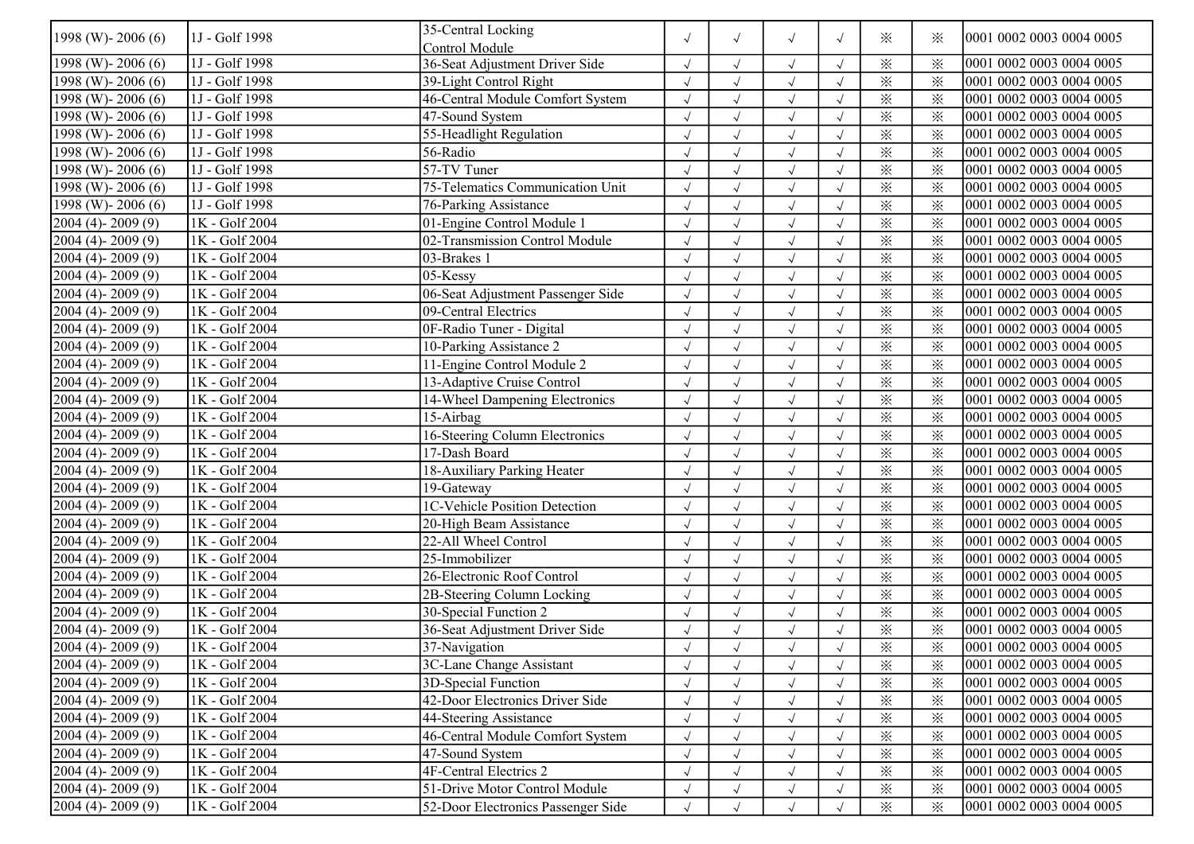| | | | | | | | | | |
|---|---|---|---|---|---|---|---|---|---|
| 1998 (W)- 2006 (6) | 1J - Golf 1998 | 35-Central Locking Control Module | √ | √ | √ | √ | ※ | ※ | 0001 0002 0003 0004 0005 |
| 1998 (W)- 2006 (6) | 1J - Golf 1998 | 36-Seat Adjustment Driver Side | √ | √ | √ | √ | ※ | ※ | 0001 0002 0003 0004 0005 |
| 1998 (W)- 2006 (6) | 1J - Golf 1998 | 39-Light Control Right | √ | √ | √ | √ | ※ | ※ | 0001 0002 0003 0004 0005 |
| 1998 (W)- 2006 (6) | 1J - Golf 1998 | 46-Central Module Comfort System | √ | √ | √ | √ | ※ | ※ | 0001 0002 0003 0004 0005 |
| 1998 (W)- 2006 (6) | 1J - Golf 1998 | 47-Sound System | √ | √ | √ | √ | ※ | ※ | 0001 0002 0003 0004 0005 |
| 1998 (W)- 2006 (6) | 1J - Golf 1998 | 55-Headlight Regulation | √ | √ | √ | √ | ※ | ※ | 0001 0002 0003 0004 0005 |
| 1998 (W)- 2006 (6) | 1J - Golf 1998 | 56-Radio | √ | √ | √ | √ | ※ | ※ | 0001 0002 0003 0004 0005 |
| 1998 (W)- 2006 (6) | 1J - Golf 1998 | 57-TV Tuner | √ | √ | √ | √ | ※ | ※ | 0001 0002 0003 0004 0005 |
| 1998 (W)- 2006 (6) | 1J - Golf 1998 | 75-Telematics Communication Unit | √ | √ | √ | √ | ※ | ※ | 0001 0002 0003 0004 0005 |
| 1998 (W)- 2006 (6) | 1J - Golf 1998 | 76-Parking Assistance | √ | √ | √ | √ | ※ | ※ | 0001 0002 0003 0004 0005 |
| 2004 (4)- 2009 (9) | 1K - Golf 2004 | 01-Engine Control Module 1 | √ | √ | √ | √ | ※ | ※ | 0001 0002 0003 0004 0005 |
| 2004 (4)- 2009 (9) | 1K - Golf 2004 | 02-Transmission Control Module | √ | √ | √ | √ | ※ | ※ | 0001 0002 0003 0004 0005 |
| 2004 (4)- 2009 (9) | 1K - Golf 2004 | 03-Brakes 1 | √ | √ | √ | √ | ※ | ※ | 0001 0002 0003 0004 0005 |
| 2004 (4)- 2009 (9) | 1K - Golf 2004 | 05-Kessy | √ | √ | √ | √ | ※ | ※ | 0001 0002 0003 0004 0005 |
| 2004 (4)- 2009 (9) | 1K - Golf 2004 | 06-Seat Adjustment Passenger Side | √ | √ | √ | √ | ※ | ※ | 0001 0002 0003 0004 0005 |
| 2004 (4)- 2009 (9) | 1K - Golf 2004 | 09-Central Electrics | √ | √ | √ | √ | ※ | ※ | 0001 0002 0003 0004 0005 |
| 2004 (4)- 2009 (9) | 1K - Golf 2004 | 0F-Radio Tuner - Digital | √ | √ | √ | √ | ※ | ※ | 0001 0002 0003 0004 0005 |
| 2004 (4)- 2009 (9) | 1K - Golf 2004 | 10-Parking Assistance 2 | √ | √ | √ | √ | ※ | ※ | 0001 0002 0003 0004 0005 |
| 2004 (4)- 2009 (9) | 1K - Golf 2004 | 11-Engine Control Module 2 | √ | √ | √ | √ | ※ | ※ | 0001 0002 0003 0004 0005 |
| 2004 (4)- 2009 (9) | 1K - Golf 2004 | 13-Adaptive Cruise Control | √ | √ | √ | √ | ※ | ※ | 0001 0002 0003 0004 0005 |
| 2004 (4)- 2009 (9) | 1K - Golf 2004 | 14-Wheel Dampening Electronics | √ | √ | √ | √ | ※ | ※ | 0001 0002 0003 0004 0005 |
| 2004 (4)- 2009 (9) | 1K - Golf 2004 | 15-Airbag | √ | √ | √ | √ | ※ | ※ | 0001 0002 0003 0004 0005 |
| 2004 (4)- 2009 (9) | 1K - Golf 2004 | 16-Steering Column Electronics | √ | √ | √ | √ | ※ | ※ | 0001 0002 0003 0004 0005 |
| 2004 (4)- 2009 (9) | 1K - Golf 2004 | 17-Dash Board | √ | √ | √ | √ | ※ | ※ | 0001 0002 0003 0004 0005 |
| 2004 (4)- 2009 (9) | 1K - Golf 2004 | 18-Auxiliary Parking Heater | √ | √ | √ | √ | ※ | ※ | 0001 0002 0003 0004 0005 |
| 2004 (4)- 2009 (9) | 1K - Golf 2004 | 19-Gateway | √ | √ | √ | √ | ※ | ※ | 0001 0002 0003 0004 0005 |
| 2004 (4)- 2009 (9) | 1K - Golf 2004 | 1C-Vehicle Position Detection | √ | √ | √ | √ | ※ | ※ | 0001 0002 0003 0004 0005 |
| 2004 (4)- 2009 (9) | 1K - Golf 2004 | 20-High Beam Assistance | √ | √ | √ | √ | ※ | ※ | 0001 0002 0003 0004 0005 |
| 2004 (4)- 2009 (9) | 1K - Golf 2004 | 22-All Wheel Control | √ | √ | √ | √ | ※ | ※ | 0001 0002 0003 0004 0005 |
| 2004 (4)- 2009 (9) | 1K - Golf 2004 | 25-Immobilizer | √ | √ | √ | √ | ※ | ※ | 0001 0002 0003 0004 0005 |
| 2004 (4)- 2009 (9) | 1K - Golf 2004 | 26-Electronic Roof Control | √ | √ | √ | √ | ※ | ※ | 0001 0002 0003 0004 0005 |
| 2004 (4)- 2009 (9) | 1K - Golf 2004 | 2B-Steering Column Locking | √ | √ | √ | √ | ※ | ※ | 0001 0002 0003 0004 0005 |
| 2004 (4)- 2009 (9) | 1K - Golf 2004 | 30-Special Function 2 | √ | √ | √ | √ | ※ | ※ | 0001 0002 0003 0004 0005 |
| 2004 (4)- 2009 (9) | 1K - Golf 2004 | 36-Seat Adjustment Driver Side | √ | √ | √ | √ | ※ | ※ | 0001 0002 0003 0004 0005 |
| 2004 (4)- 2009 (9) | 1K - Golf 2004 | 37-Navigation | √ | √ | √ | √ | ※ | ※ | 0001 0002 0003 0004 0005 |
| 2004 (4)- 2009 (9) | 1K - Golf 2004 | 3C-Lane Change Assistant | √ | √ | √ | √ | ※ | ※ | 0001 0002 0003 0004 0005 |
| 2004 (4)- 2009 (9) | 1K - Golf 2004 | 3D-Special Function | √ | √ | √ | √ | ※ | ※ | 0001 0002 0003 0004 0005 |
| 2004 (4)- 2009 (9) | 1K - Golf 2004 | 42-Door Electronics Driver Side | √ | √ | √ | √ | ※ | ※ | 0001 0002 0003 0004 0005 |
| 2004 (4)- 2009 (9) | 1K - Golf 2004 | 44-Steering Assistance | √ | √ | √ | √ | ※ | ※ | 0001 0002 0003 0004 0005 |
| 2004 (4)- 2009 (9) | 1K - Golf 2004 | 46-Central Module Comfort System | √ | √ | √ | √ | ※ | ※ | 0001 0002 0003 0004 0005 |
| 2004 (4)- 2009 (9) | 1K - Golf 2004 | 47-Sound System | √ | √ | √ | √ | ※ | ※ | 0001 0002 0003 0004 0005 |
| 2004 (4)- 2009 (9) | 1K - Golf 2004 | 4F-Central Electrics 2 | √ | √ | √ | √ | ※ | ※ | 0001 0002 0003 0004 0005 |
| 2004 (4)- 2009 (9) | 1K - Golf 2004 | 51-Drive Motor Control Module | √ | √ | √ | √ | ※ | ※ | 0001 0002 0003 0004 0005 |
| 2004 (4)- 2009 (9) | 1K - Golf 2004 | 52-Door Electronics Passenger Side | √ | √ | √ | √ | ※ | ※ | 0001 0002 0003 0004 0005 |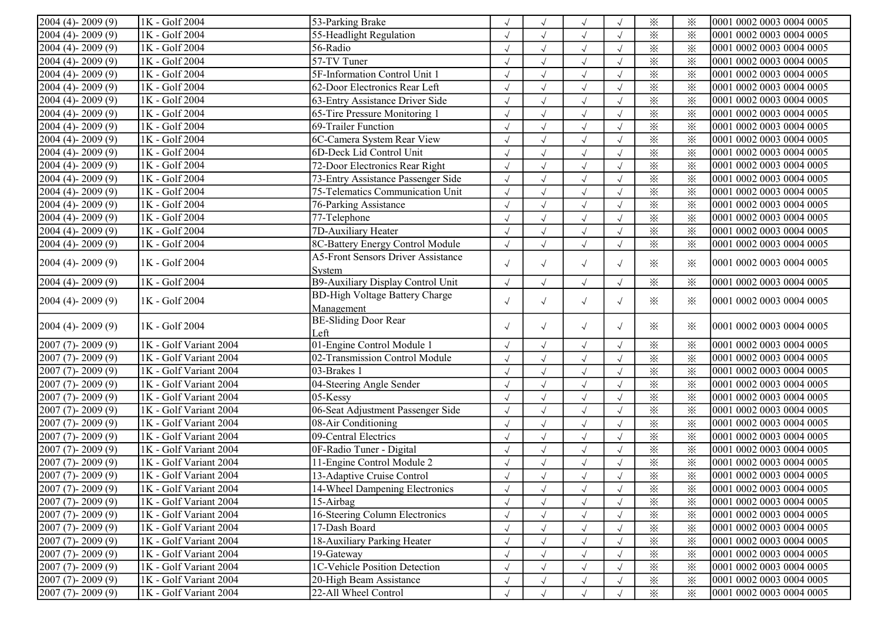| | | | | | | | | | |
|---|---|---|---|---|---|---|---|---|---|
| 2004 (4)- 2009 (9) | 1K - Golf 2004 | 53-Parking Brake | √ | √ | √ | √ | ※ | ※ | 0001 0002 0003 0004 0005 |
| 2004 (4)- 2009 (9) | 1K - Golf 2004 | 55-Headlight Regulation | √ | √ | √ | √ | ※ | ※ | 0001 0002 0003 0004 0005 |
| 2004 (4)- 2009 (9) | 1K - Golf 2004 | 56-Radio | √ | √ | √ | √ | ※ | ※ | 0001 0002 0003 0004 0005 |
| 2004 (4)- 2009 (9) | 1K - Golf 2004 | 57-TV Tuner | √ | √ | √ | √ | ※ | ※ | 0001 0002 0003 0004 0005 |
| 2004 (4)- 2009 (9) | 1K - Golf 2004 | 5F-Information Control Unit 1 | √ | √ | √ | √ | ※ | ※ | 0001 0002 0003 0004 0005 |
| 2004 (4)- 2009 (9) | 1K - Golf 2004 | 62-Door Electronics Rear Left | √ | √ | √ | √ | ※ | ※ | 0001 0002 0003 0004 0005 |
| 2004 (4)- 2009 (9) | 1K - Golf 2004 | 63-Entry Assistance Driver Side | √ | √ | √ | √ | ※ | ※ | 0001 0002 0003 0004 0005 |
| 2004 (4)- 2009 (9) | 1K - Golf 2004 | 65-Tire Pressure Monitoring 1 | √ | √ | √ | √ | ※ | ※ | 0001 0002 0003 0004 0005 |
| 2004 (4)- 2009 (9) | 1K - Golf 2004 | 69-Trailer Function | √ | √ | √ | √ | ※ | ※ | 0001 0002 0003 0004 0005 |
| 2004 (4)- 2009 (9) | 1K - Golf 2004 | 6C-Camera System Rear View | √ | √ | √ | √ | ※ | ※ | 0001 0002 0003 0004 0005 |
| 2004 (4)- 2009 (9) | 1K - Golf 2004 | 6D-Deck Lid Control Unit | √ | √ | √ | √ | ※ | ※ | 0001 0002 0003 0004 0005 |
| 2004 (4)- 2009 (9) | 1K - Golf 2004 | 72-Door Electronics Rear Right | √ | √ | √ | √ | ※ | ※ | 0001 0002 0003 0004 0005 |
| 2004 (4)- 2009 (9) | 1K - Golf 2004 | 73-Entry Assistance Passenger Side | √ | √ | √ | √ | ※ | ※ | 0001 0002 0003 0004 0005 |
| 2004 (4)- 2009 (9) | 1K - Golf 2004 | 75-Telematics Communication Unit | √ | √ | √ | √ | ※ | ※ | 0001 0002 0003 0004 0005 |
| 2004 (4)- 2009 (9) | 1K - Golf 2004 | 76-Parking Assistance | √ | √ | √ | √ | ※ | ※ | 0001 0002 0003 0004 0005 |
| 2004 (4)- 2009 (9) | 1K - Golf 2004 | 77-Telephone | √ | √ | √ | √ | ※ | ※ | 0001 0002 0003 0004 0005 |
| 2004 (4)- 2009 (9) | 1K - Golf 2004 | 7D-Auxiliary Heater | √ | √ | √ | √ | ※ | ※ | 0001 0002 0003 0004 0005 |
| 2004 (4)- 2009 (9) | 1K - Golf 2004 | 8C-Battery Energy Control Module | √ | √ | √ | √ | ※ | ※ | 0001 0002 0003 0004 0005 |
| 2004 (4)- 2009 (9) | 1K - Golf 2004 | A5-Front Sensors Driver Assistance System | √ | √ | √ | √ | ※ | ※ | 0001 0002 0003 0004 0005 |
| 2004 (4)- 2009 (9) | 1K - Golf 2004 | B9-Auxiliary Display Control Unit | √ | √ | √ | √ | ※ | ※ | 0001 0002 0003 0004 0005 |
| 2004 (4)- 2009 (9) | 1K - Golf 2004 | BD-High Voltage Battery Charge Management | √ | √ | √ | √ | ※ | ※ | 0001 0002 0003 0004 0005 |
| 2004 (4)- 2009 (9) | 1K - Golf 2004 | BE-Sliding Door Rear Left | √ | √ | √ | √ | ※ | ※ | 0001 0002 0003 0004 0005 |
| 2007 (7)- 2009 (9) | 1K - Golf Variant 2004 | 01-Engine Control Module 1 | √ | √ | √ | √ | ※ | ※ | 0001 0002 0003 0004 0005 |
| 2007 (7)- 2009 (9) | 1K - Golf Variant 2004 | 02-Transmission Control Module | √ | √ | √ | √ | ※ | ※ | 0001 0002 0003 0004 0005 |
| 2007 (7)- 2009 (9) | 1K - Golf Variant 2004 | 03-Brakes 1 | √ | √ | √ | √ | ※ | ※ | 0001 0002 0003 0004 0005 |
| 2007 (7)- 2009 (9) | 1K - Golf Variant 2004 | 04-Steering Angle Sender | √ | √ | √ | √ | ※ | ※ | 0001 0002 0003 0004 0005 |
| 2007 (7)- 2009 (9) | 1K - Golf Variant 2004 | 05-Kessy | √ | √ | √ | √ | ※ | ※ | 0001 0002 0003 0004 0005 |
| 2007 (7)- 2009 (9) | 1K - Golf Variant 2004 | 06-Seat Adjustment Passenger Side | √ | √ | √ | √ | ※ | ※ | 0001 0002 0003 0004 0005 |
| 2007 (7)- 2009 (9) | 1K - Golf Variant 2004 | 08-Air Conditioning | √ | √ | √ | √ | ※ | ※ | 0001 0002 0003 0004 0005 |
| 2007 (7)- 2009 (9) | 1K - Golf Variant 2004 | 09-Central Electrics | √ | √ | √ | √ | ※ | ※ | 0001 0002 0003 0004 0005 |
| 2007 (7)- 2009 (9) | 1K - Golf Variant 2004 | 0F-Radio Tuner - Digital | √ | √ | √ | √ | ※ | ※ | 0001 0002 0003 0004 0005 |
| 2007 (7)- 2009 (9) | 1K - Golf Variant 2004 | 11-Engine Control Module 2 | √ | √ | √ | √ | ※ | ※ | 0001 0002 0003 0004 0005 |
| 2007 (7)- 2009 (9) | 1K - Golf Variant 2004 | 13-Adaptive Cruise Control | √ | √ | √ | √ | ※ | ※ | 0001 0002 0003 0004 0005 |
| 2007 (7)- 2009 (9) | 1K - Golf Variant 2004 | 14-Wheel Dampening Electronics | √ | √ | √ | √ | ※ | ※ | 0001 0002 0003 0004 0005 |
| 2007 (7)- 2009 (9) | 1K - Golf Variant 2004 | 15-Airbag | √ | √ | √ | √ | ※ | ※ | 0001 0002 0003 0004 0005 |
| 2007 (7)- 2009 (9) | 1K - Golf Variant 2004 | 16-Steering Column Electronics | √ | √ | √ | √ | ※ | ※ | 0001 0002 0003 0004 0005 |
| 2007 (7)- 2009 (9) | 1K - Golf Variant 2004 | 17-Dash Board | √ | √ | √ | √ | ※ | ※ | 0001 0002 0003 0004 0005 |
| 2007 (7)- 2009 (9) | 1K - Golf Variant 2004 | 18-Auxiliary Parking Heater | √ | √ | √ | √ | ※ | ※ | 0001 0002 0003 0004 0005 |
| 2007 (7)- 2009 (9) | 1K - Golf Variant 2004 | 19-Gateway | √ | √ | √ | √ | ※ | ※ | 0001 0002 0003 0004 0005 |
| 2007 (7)- 2009 (9) | 1K - Golf Variant 2004 | 1C-Vehicle Position Detection | √ | √ | √ | √ | ※ | ※ | 0001 0002 0003 0004 0005 |
| 2007 (7)- 2009 (9) | 1K - Golf Variant 2004 | 20-High Beam Assistance | √ | √ | √ | √ | ※ | ※ | 0001 0002 0003 0004 0005 |
| 2007 (7)- 2009 (9) | 1K - Golf Variant 2004 | 22-All Wheel Control | √ | √ | √ | √ | ※ | ※ | 0001 0002 0003 0004 0005 |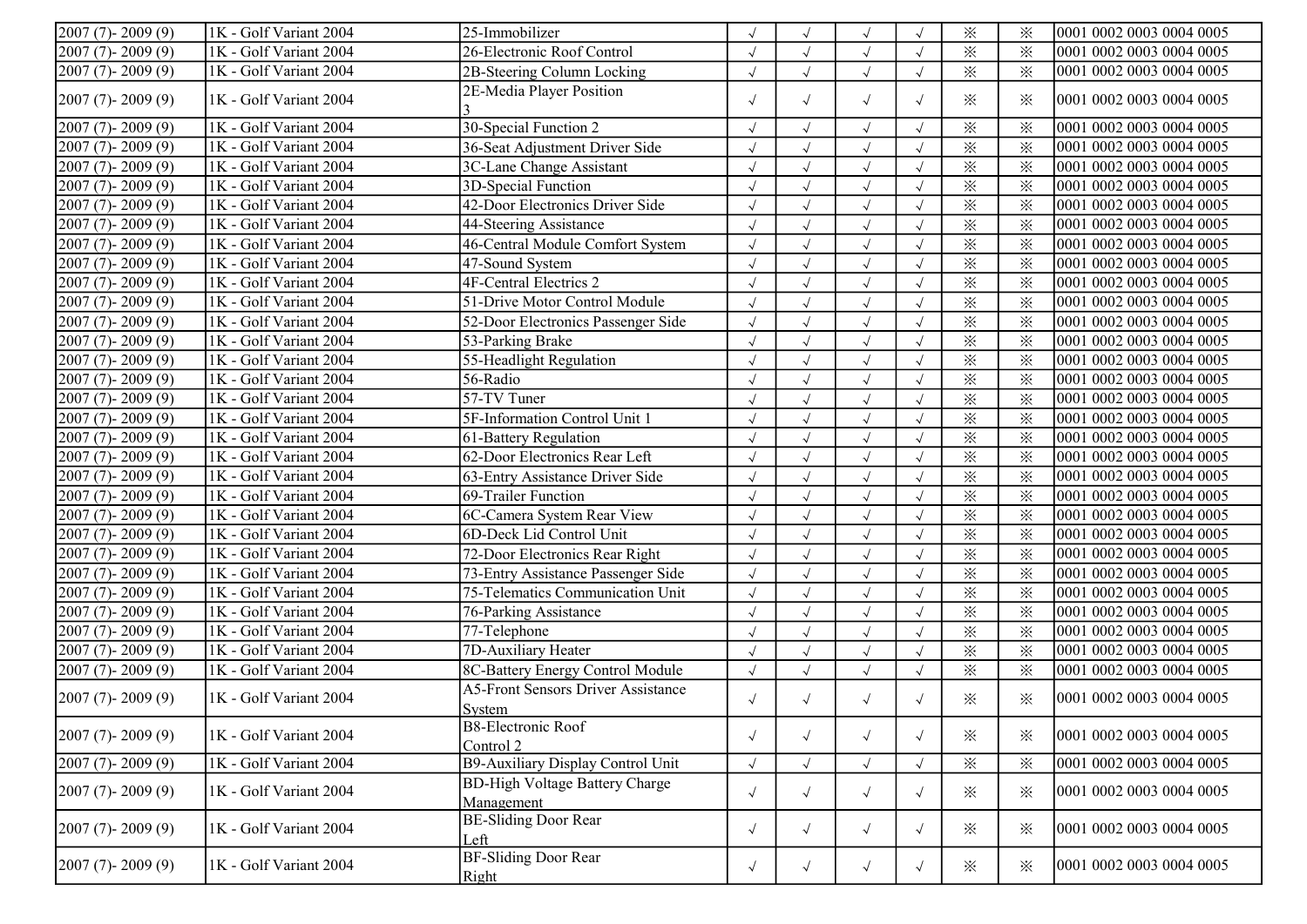| | | | | | | | | | |
|---|---|---|---|---|---|---|---|---|---|
| 2007 (7)- 2009 (9) | 1K - Golf Variant 2004 | 25-Immobilizer | √ | √ | √ | √ | ※ | ※ | 0001 0002 0003 0004 0005 |
| 2007 (7)- 2009 (9) | 1K - Golf Variant 2004 | 26-Electronic Roof Control | √ | √ | √ | √ | ※ | ※ | 0001 0002 0003 0004 0005 |
| 2007 (7)- 2009 (9) | 1K - Golf Variant 2004 | 2B-Steering Column Locking | √ | √ | √ | √ | ※ | ※ | 0001 0002 0003 0004 0005 |
| 2007 (7)- 2009 (9) | 1K - Golf Variant 2004 | 2E-Media Player Position 3 | √ | √ | √ | √ | ※ | ※ | 0001 0002 0003 0004 0005 |
| 2007 (7)- 2009 (9) | 1K - Golf Variant 2004 | 30-Special Function 2 | √ | √ | √ | √ | ※ | ※ | 0001 0002 0003 0004 0005 |
| 2007 (7)- 2009 (9) | 1K - Golf Variant 2004 | 36-Seat Adjustment Driver Side | √ | √ | √ | √ | ※ | ※ | 0001 0002 0003 0004 0005 |
| 2007 (7)- 2009 (9) | 1K - Golf Variant 2004 | 3C-Lane Change Assistant | √ | √ | √ | √ | ※ | ※ | 0001 0002 0003 0004 0005 |
| 2007 (7)- 2009 (9) | 1K - Golf Variant 2004 | 3D-Special Function | √ | √ | √ | √ | ※ | ※ | 0001 0002 0003 0004 0005 |
| 2007 (7)- 2009 (9) | 1K - Golf Variant 2004 | 42-Door Electronics Driver Side | √ | √ | √ | √ | ※ | ※ | 0001 0002 0003 0004 0005 |
| 2007 (7)- 2009 (9) | 1K - Golf Variant 2004 | 44-Steering Assistance | √ | √ | √ | √ | ※ | ※ | 0001 0002 0003 0004 0005 |
| 2007 (7)- 2009 (9) | 1K - Golf Variant 2004 | 46-Central Module Comfort System | √ | √ | √ | √ | ※ | ※ | 0001 0002 0003 0004 0005 |
| 2007 (7)- 2009 (9) | 1K - Golf Variant 2004 | 47-Sound System | √ | √ | √ | √ | ※ | ※ | 0001 0002 0003 0004 0005 |
| 2007 (7)- 2009 (9) | 1K - Golf Variant 2004 | 4F-Central Electrics 2 | √ | √ | √ | √ | ※ | ※ | 0001 0002 0003 0004 0005 |
| 2007 (7)- 2009 (9) | 1K - Golf Variant 2004 | 51-Drive Motor Control Module | √ | √ | √ | √ | ※ | ※ | 0001 0002 0003 0004 0005 |
| 2007 (7)- 2009 (9) | 1K - Golf Variant 2004 | 52-Door Electronics Passenger Side | √ | √ | √ | √ | ※ | ※ | 0001 0002 0003 0004 0005 |
| 2007 (7)- 2009 (9) | 1K - Golf Variant 2004 | 53-Parking Brake | √ | √ | √ | √ | ※ | ※ | 0001 0002 0003 0004 0005 |
| 2007 (7)- 2009 (9) | 1K - Golf Variant 2004 | 55-Headlight Regulation | √ | √ | √ | √ | ※ | ※ | 0001 0002 0003 0004 0005 |
| 2007 (7)- 2009 (9) | 1K - Golf Variant 2004 | 56-Radio | √ | √ | √ | √ | ※ | ※ | 0001 0002 0003 0004 0005 |
| 2007 (7)- 2009 (9) | 1K - Golf Variant 2004 | 57-TV Tuner | √ | √ | √ | √ | ※ | ※ | 0001 0002 0003 0004 0005 |
| 2007 (7)- 2009 (9) | 1K - Golf Variant 2004 | 5F-Information Control Unit 1 | √ | √ | √ | √ | ※ | ※ | 0001 0002 0003 0004 0005 |
| 2007 (7)- 2009 (9) | 1K - Golf Variant 2004 | 61-Battery Regulation | √ | √ | √ | √ | ※ | ※ | 0001 0002 0003 0004 0005 |
| 2007 (7)- 2009 (9) | 1K - Golf Variant 2004 | 62-Door Electronics Rear Left | √ | √ | √ | √ | ※ | ※ | 0001 0002 0003 0004 0005 |
| 2007 (7)- 2009 (9) | 1K - Golf Variant 2004 | 63-Entry Assistance Driver Side | √ | √ | √ | √ | ※ | ※ | 0001 0002 0003 0004 0005 |
| 2007 (7)- 2009 (9) | 1K - Golf Variant 2004 | 69-Trailer Function | √ | √ | √ | √ | ※ | ※ | 0001 0002 0003 0004 0005 |
| 2007 (7)- 2009 (9) | 1K - Golf Variant 2004 | 6C-Camera System Rear View | √ | √ | √ | √ | ※ | ※ | 0001 0002 0003 0004 0005 |
| 2007 (7)- 2009 (9) | 1K - Golf Variant 2004 | 6D-Deck Lid Control Unit | √ | √ | √ | √ | ※ | ※ | 0001 0002 0003 0004 0005 |
| 2007 (7)- 2009 (9) | 1K - Golf Variant 2004 | 72-Door Electronics Rear Right | √ | √ | √ | √ | ※ | ※ | 0001 0002 0003 0004 0005 |
| 2007 (7)- 2009 (9) | 1K - Golf Variant 2004 | 73-Entry Assistance Passenger Side | √ | √ | √ | √ | ※ | ※ | 0001 0002 0003 0004 0005 |
| 2007 (7)- 2009 (9) | 1K - Golf Variant 2004 | 75-Telematics Communication Unit | √ | √ | √ | √ | ※ | ※ | 0001 0002 0003 0004 0005 |
| 2007 (7)- 2009 (9) | 1K - Golf Variant 2004 | 76-Parking Assistance | √ | √ | √ | √ | ※ | ※ | 0001 0002 0003 0004 0005 |
| 2007 (7)- 2009 (9) | 1K - Golf Variant 2004 | 77-Telephone | √ | √ | √ | √ | ※ | ※ | 0001 0002 0003 0004 0005 |
| 2007 (7)- 2009 (9) | 1K - Golf Variant 2004 | 7D-Auxiliary Heater | √ | √ | √ | √ | ※ | ※ | 0001 0002 0003 0004 0005 |
| 2007 (7)- 2009 (9) | 1K - Golf Variant 2004 | 8C-Battery Energy Control Module | √ | √ | √ | √ | ※ | ※ | 0001 0002 0003 0004 0005 |
| 2007 (7)- 2009 (9) | 1K - Golf Variant 2004 | A5-Front Sensors Driver Assistance System | √ | √ | √ | √ | ※ | ※ | 0001 0002 0003 0004 0005 |
| 2007 (7)- 2009 (9) | 1K - Golf Variant 2004 | B8-Electronic Roof Control 2 | √ | √ | √ | √ | ※ | ※ | 0001 0002 0003 0004 0005 |
| 2007 (7)- 2009 (9) | 1K - Golf Variant 2004 | B9-Auxiliary Display Control Unit | √ | √ | √ | √ | ※ | ※ | 0001 0002 0003 0004 0005 |
| 2007 (7)- 2009 (9) | 1K - Golf Variant 2004 | BD-High Voltage Battery Charge Management | √ | √ | √ | √ | ※ | ※ | 0001 0002 0003 0004 0005 |
| 2007 (7)- 2009 (9) | 1K - Golf Variant 2004 | BE-Sliding Door Rear Left | √ | √ | √ | √ | ※ | ※ | 0001 0002 0003 0004 0005 |
| 2007 (7)- 2009 (9) | 1K - Golf Variant 2004 | BF-Sliding Door Rear Right | √ | √ | √ | √ | ※ | ※ | 0001 0002 0003 0004 0005 |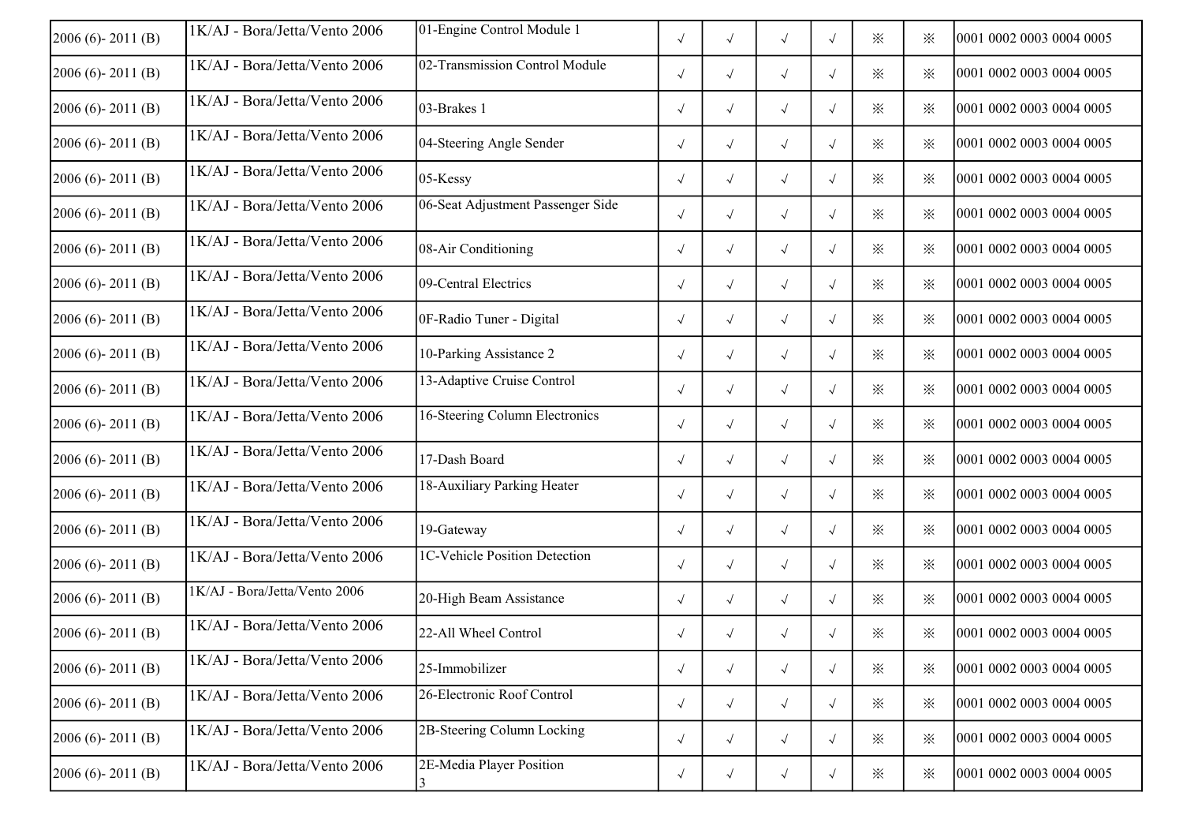| | | | | | | | | | |
|---|---|---|---|---|---|---|---|---|---|
| 2006 (6)- 2011 (B) | 1K/AJ - Bora/Jetta/Vento 2006 | 01-Engine Control Module 1 | √ | √ | √ | √ | ※ | ※ | 0001 0002 0003 0004 0005 |
| 2006 (6)- 2011 (B) | 1K/AJ - Bora/Jetta/Vento 2006 | 02-Transmission Control Module | √ | √ | √ | √ | ※ | ※ | 0001 0002 0003 0004 0005 |
| 2006 (6)- 2011 (B) | 1K/AJ - Bora/Jetta/Vento 2006 | 03-Brakes 1 | √ | √ | √ | √ | ※ | ※ | 0001 0002 0003 0004 0005 |
| 2006 (6)- 2011 (B) | 1K/AJ - Bora/Jetta/Vento 2006 | 04-Steering Angle Sender | √ | √ | √ | √ | ※ | ※ | 0001 0002 0003 0004 0005 |
| 2006 (6)- 2011 (B) | 1K/AJ - Bora/Jetta/Vento 2006 | 05-Kessy | √ | √ | √ | √ | ※ | ※ | 0001 0002 0003 0004 0005 |
| 2006 (6)- 2011 (B) | 1K/AJ - Bora/Jetta/Vento 2006 | 06-Seat Adjustment Passenger Side | √ | √ | √ | √ | ※ | ※ | 0001 0002 0003 0004 0005 |
| 2006 (6)- 2011 (B) | 1K/AJ - Bora/Jetta/Vento 2006 | 08-Air Conditioning | √ | √ | √ | √ | ※ | ※ | 0001 0002 0003 0004 0005 |
| 2006 (6)- 2011 (B) | 1K/AJ - Bora/Jetta/Vento 2006 | 09-Central Electrics | √ | √ | √ | √ | ※ | ※ | 0001 0002 0003 0004 0005 |
| 2006 (6)- 2011 (B) | 1K/AJ - Bora/Jetta/Vento 2006 | 0F-Radio Tuner - Digital | √ | √ | √ | √ | ※ | ※ | 0001 0002 0003 0004 0005 |
| 2006 (6)- 2011 (B) | 1K/AJ - Bora/Jetta/Vento 2006 | 10-Parking Assistance 2 | √ | √ | √ | √ | ※ | ※ | 0001 0002 0003 0004 0005 |
| 2006 (6)- 2011 (B) | 1K/AJ - Bora/Jetta/Vento 2006 | 13-Adaptive Cruise Control | √ | √ | √ | √ | ※ | ※ | 0001 0002 0003 0004 0005 |
| 2006 (6)- 2011 (B) | 1K/AJ - Bora/Jetta/Vento 2006 | 16-Steering Column Electronics | √ | √ | √ | √ | ※ | ※ | 0001 0002 0003 0004 0005 |
| 2006 (6)- 2011 (B) | 1K/AJ - Bora/Jetta/Vento 2006 | 17-Dash Board | √ | √ | √ | √ | ※ | ※ | 0001 0002 0003 0004 0005 |
| 2006 (6)- 2011 (B) | 1K/AJ - Bora/Jetta/Vento 2006 | 18-Auxiliary Parking Heater | √ | √ | √ | √ | ※ | ※ | 0001 0002 0003 0004 0005 |
| 2006 (6)- 2011 (B) | 1K/AJ - Bora/Jetta/Vento 2006 | 19-Gateway | √ | √ | √ | √ | ※ | ※ | 0001 0002 0003 0004 0005 |
| 2006 (6)- 2011 (B) | 1K/AJ - Bora/Jetta/Vento 2006 | 1C-Vehicle Position Detection | √ | √ | √ | √ | ※ | ※ | 0001 0002 0003 0004 0005 |
| 2006 (6)- 2011 (B) | 1K/AJ - Bora/Jetta/Vento 2006 | 20-High Beam Assistance | √ | √ | √ | √ | ※ | ※ | 0001 0002 0003 0004 0005 |
| 2006 (6)- 2011 (B) | 1K/AJ - Bora/Jetta/Vento 2006 | 22-All Wheel Control | √ | √ | √ | √ | ※ | ※ | 0001 0002 0003 0004 0005 |
| 2006 (6)- 2011 (B) | 1K/AJ - Bora/Jetta/Vento 2006 | 25-Immobilizer | √ | √ | √ | √ | ※ | ※ | 0001 0002 0003 0004 0005 |
| 2006 (6)- 2011 (B) | 1K/AJ - Bora/Jetta/Vento 2006 | 26-Electronic Roof Control | √ | √ | √ | √ | ※ | ※ | 0001 0002 0003 0004 0005 |
| 2006 (6)- 2011 (B) | 1K/AJ - Bora/Jetta/Vento 2006 | 2B-Steering Column Locking | √ | √ | √ | √ | ※ | ※ | 0001 0002 0003 0004 0005 |
| 2006 (6)- 2011 (B) | 1K/AJ - Bora/Jetta/Vento 2006 | 2E-Media Player Position 3 | √ | √ | √ | √ | ※ | ※ | 0001 0002 0003 0004 0005 |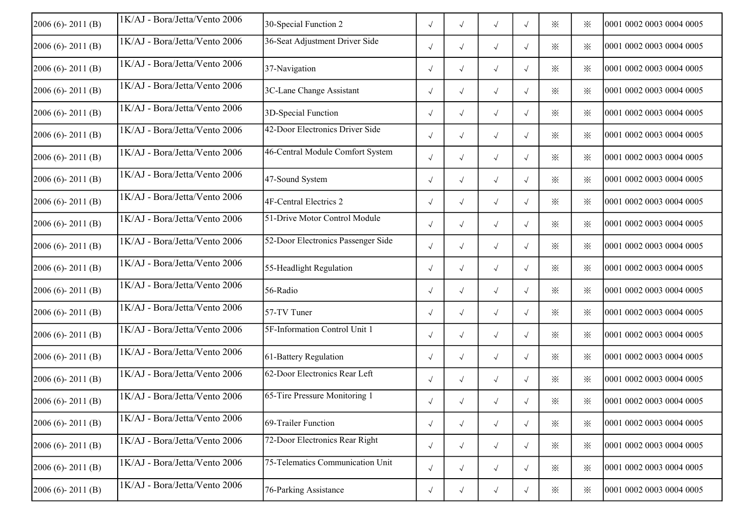| | | | | | | | | | |
|---|---|---|---|---|---|---|---|---|---|
| 2006 (6)- 2011 (B) | 1K/AJ - Bora/Jetta/Vento 2006 | 30-Special Function 2 | √ | √ | √ | √ | ※ | ※ | 0001 0002 0003 0004 0005 |
| 2006 (6)- 2011 (B) | 1K/AJ - Bora/Jetta/Vento 2006 | 36-Seat Adjustment Driver Side | √ | √ | √ | √ | ※ | ※ | 0001 0002 0003 0004 0005 |
| 2006 (6)- 2011 (B) | 1K/AJ - Bora/Jetta/Vento 2006 | 37-Navigation | √ | √ | √ | √ | ※ | ※ | 0001 0002 0003 0004 0005 |
| 2006 (6)- 2011 (B) | 1K/AJ - Bora/Jetta/Vento 2006 | 3C-Lane Change Assistant | √ | √ | √ | √ | ※ | ※ | 0001 0002 0003 0004 0005 |
| 2006 (6)- 2011 (B) | 1K/AJ - Bora/Jetta/Vento 2006 | 3D-Special Function | √ | √ | √ | √ | ※ | ※ | 0001 0002 0003 0004 0005 |
| 2006 (6)- 2011 (B) | 1K/AJ - Bora/Jetta/Vento 2006 | 42-Door Electronics Driver Side | √ | √ | √ | √ | ※ | ※ | 0001 0002 0003 0004 0005 |
| 2006 (6)- 2011 (B) | 1K/AJ - Bora/Jetta/Vento 2006 | 46-Central Module Comfort System | √ | √ | √ | √ | ※ | ※ | 0001 0002 0003 0004 0005 |
| 2006 (6)- 2011 (B) | 1K/AJ - Bora/Jetta/Vento 2006 | 47-Sound System | √ | √ | √ | √ | ※ | ※ | 0001 0002 0003 0004 0005 |
| 2006 (6)- 2011 (B) | 1K/AJ - Bora/Jetta/Vento 2006 | 4F-Central Electrics 2 | √ | √ | √ | √ | ※ | ※ | 0001 0002 0003 0004 0005 |
| 2006 (6)- 2011 (B) | 1K/AJ - Bora/Jetta/Vento 2006 | 51-Drive Motor Control Module | √ | √ | √ | √ | ※ | ※ | 0001 0002 0003 0004 0005 |
| 2006 (6)- 2011 (B) | 1K/AJ - Bora/Jetta/Vento 2006 | 52-Door Electronics Passenger Side | √ | √ | √ | √ | ※ | ※ | 0001 0002 0003 0004 0005 |
| 2006 (6)- 2011 (B) | 1K/AJ - Bora/Jetta/Vento 2006 | 55-Headlight Regulation | √ | √ | √ | √ | ※ | ※ | 0001 0002 0003 0004 0005 |
| 2006 (6)- 2011 (B) | 1K/AJ - Bora/Jetta/Vento 2006 | 56-Radio | √ | √ | √ | √ | ※ | ※ | 0001 0002 0003 0004 0005 |
| 2006 (6)- 2011 (B) | 1K/AJ - Bora/Jetta/Vento 2006 | 57-TV Tuner | √ | √ | √ | √ | ※ | ※ | 0001 0002 0003 0004 0005 |
| 2006 (6)- 2011 (B) | 1K/AJ - Bora/Jetta/Vento 2006 | 5F-Information Control Unit 1 | √ | √ | √ | √ | ※ | ※ | 0001 0002 0003 0004 0005 |
| 2006 (6)- 2011 (B) | 1K/AJ - Bora/Jetta/Vento 2006 | 61-Battery Regulation | √ | √ | √ | √ | ※ | ※ | 0001 0002 0003 0004 0005 |
| 2006 (6)- 2011 (B) | 1K/AJ - Bora/Jetta/Vento 2006 | 62-Door Electronics Rear Left | √ | √ | √ | √ | ※ | ※ | 0001 0002 0003 0004 0005 |
| 2006 (6)- 2011 (B) | 1K/AJ - Bora/Jetta/Vento 2006 | 65-Tire Pressure Monitoring 1 | √ | √ | √ | √ | ※ | ※ | 0001 0002 0003 0004 0005 |
| 2006 (6)- 2011 (B) | 1K/AJ - Bora/Jetta/Vento 2006 | 69-Trailer Function | √ | √ | √ | √ | ※ | ※ | 0001 0002 0003 0004 0005 |
| 2006 (6)- 2011 (B) | 1K/AJ - Bora/Jetta/Vento 2006 | 72-Door Electronics Rear Right | √ | √ | √ | √ | ※ | ※ | 0001 0002 0003 0004 0005 |
| 2006 (6)- 2011 (B) | 1K/AJ - Bora/Jetta/Vento 2006 | 75-Telematics Communication Unit | √ | √ | √ | √ | ※ | ※ | 0001 0002 0003 0004 0005 |
| 2006 (6)- 2011 (B) | 1K/AJ - Bora/Jetta/Vento 2006 | 76-Parking Assistance | √ | √ | √ | √ | ※ | ※ | 0001 0002 0003 0004 0005 |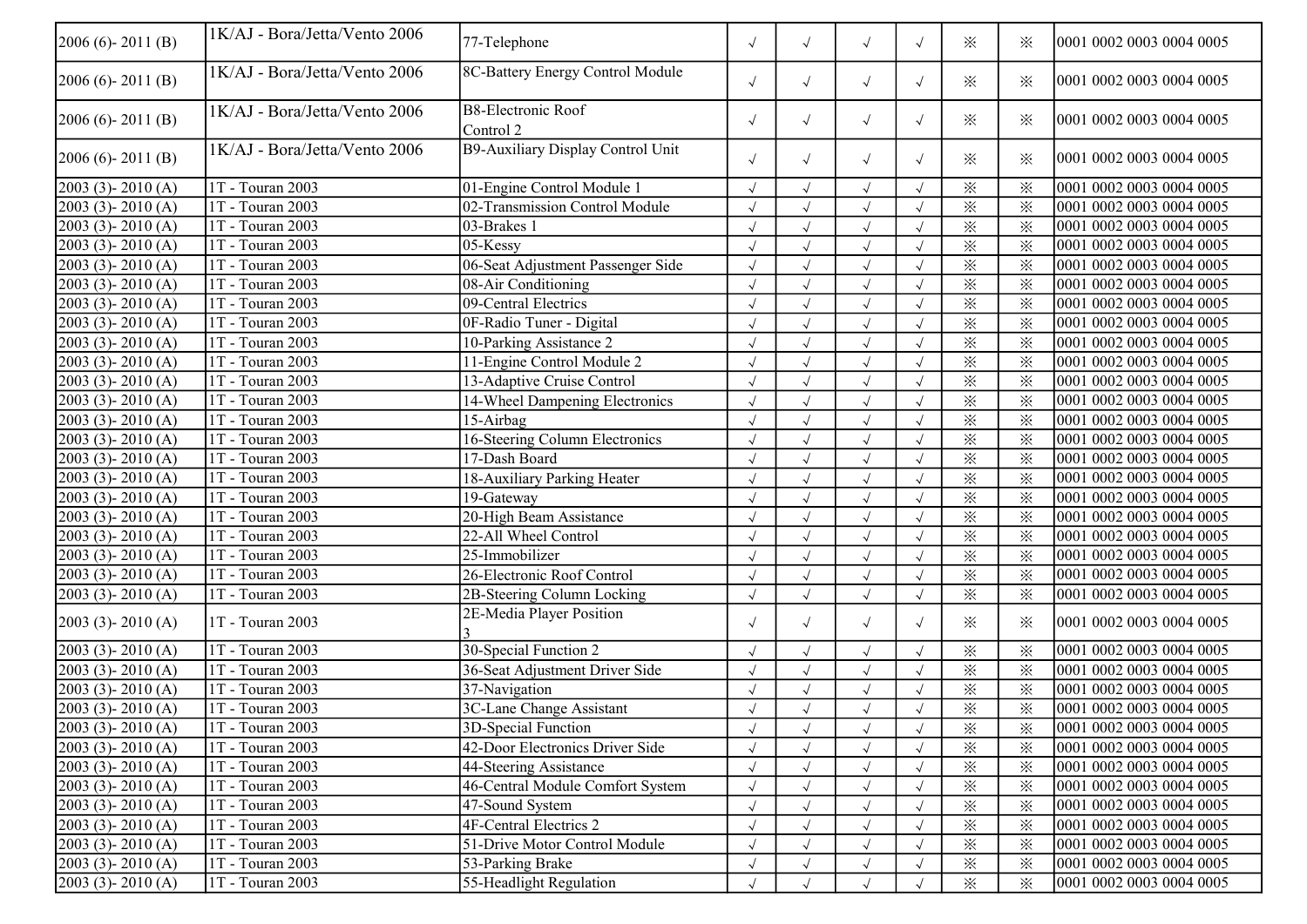| | | | | | | | | | |
|---|---|---|---|---|---|---|---|---|---|
| 2006 (6)- 2011 (B) | 1K/AJ - Bora/Jetta/Vento 2006 | 77-Telephone | √ | √ | √ | √ | ※ | ※ | 0001 0002 0003 0004 0005 |
| 2006 (6)- 2011 (B) | 1K/AJ - Bora/Jetta/Vento 2006 | 8C-Battery Energy Control Module | √ | √ | √ | √ | ※ | ※ | 0001 0002 0003 0004 0005 |
| 2006 (6)- 2011 (B) | 1K/AJ - Bora/Jetta/Vento 2006 | B8-Electronic Roof Control 2 | √ | √ | √ | √ | ※ | ※ | 0001 0002 0003 0004 0005 |
| 2006 (6)- 2011 (B) | 1K/AJ - Bora/Jetta/Vento 2006 | B9-Auxiliary Display Control Unit | √ | √ | √ | √ | ※ | ※ | 0001 0002 0003 0004 0005 |
| 2003 (3)- 2010 (A) | 1T - Touran 2003 | 01-Engine Control Module 1 | √ | √ | √ | √ | ※ | ※ | 0001 0002 0003 0004 0005 |
| 2003 (3)- 2010 (A) | 1T - Touran 2003 | 02-Transmission Control Module | √ | √ | √ | √ | ※ | ※ | 0001 0002 0003 0004 0005 |
| 2003 (3)- 2010 (A) | 1T - Touran 2003 | 03-Brakes 1 | √ | √ | √ | √ | ※ | ※ | 0001 0002 0003 0004 0005 |
| 2003 (3)- 2010 (A) | 1T - Touran 2003 | 05-Kessy | √ | √ | √ | √ | ※ | ※ | 0001 0002 0003 0004 0005 |
| 2003 (3)- 2010 (A) | 1T - Touran 2003 | 06-Seat Adjustment Passenger Side | √ | √ | √ | √ | ※ | ※ | 0001 0002 0003 0004 0005 |
| 2003 (3)- 2010 (A) | 1T - Touran 2003 | 08-Air Conditioning | √ | √ | √ | √ | ※ | ※ | 0001 0002 0003 0004 0005 |
| 2003 (3)- 2010 (A) | 1T - Touran 2003 | 09-Central Electrics | √ | √ | √ | √ | ※ | ※ | 0001 0002 0003 0004 0005 |
| 2003 (3)- 2010 (A) | 1T - Touran 2003 | 0F-Radio Tuner - Digital | √ | √ | √ | √ | ※ | ※ | 0001 0002 0003 0004 0005 |
| 2003 (3)- 2010 (A) | 1T - Touran 2003 | 10-Parking Assistance 2 | √ | √ | √ | √ | ※ | ※ | 0001 0002 0003 0004 0005 |
| 2003 (3)- 2010 (A) | 1T - Touran 2003 | 11-Engine Control Module 2 | √ | √ | √ | √ | ※ | ※ | 0001 0002 0003 0004 0005 |
| 2003 (3)- 2010 (A) | 1T - Touran 2003 | 13-Adaptive Cruise Control | √ | √ | √ | √ | ※ | ※ | 0001 0002 0003 0004 0005 |
| 2003 (3)- 2010 (A) | 1T - Touran 2003 | 14-Wheel Dampening Electronics | √ | √ | √ | √ | ※ | ※ | 0001 0002 0003 0004 0005 |
| 2003 (3)- 2010 (A) | 1T - Touran 2003 | 15-Airbag | √ | √ | √ | √ | ※ | ※ | 0001 0002 0003 0004 0005 |
| 2003 (3)- 2010 (A) | 1T - Touran 2003 | 16-Steering Column Electronics | √ | √ | √ | √ | ※ | ※ | 0001 0002 0003 0004 0005 |
| 2003 (3)- 2010 (A) | 1T - Touran 2003 | 17-Dash Board | √ | √ | √ | √ | ※ | ※ | 0001 0002 0003 0004 0005 |
| 2003 (3)- 2010 (A) | 1T - Touran 2003 | 18-Auxiliary Parking Heater | √ | √ | √ | √ | ※ | ※ | 0001 0002 0003 0004 0005 |
| 2003 (3)- 2010 (A) | 1T - Touran 2003 | 19-Gateway | √ | √ | √ | √ | ※ | ※ | 0001 0002 0003 0004 0005 |
| 2003 (3)- 2010 (A) | 1T - Touran 2003 | 20-High Beam Assistance | √ | √ | √ | √ | ※ | ※ | 0001 0002 0003 0004 0005 |
| 2003 (3)- 2010 (A) | 1T - Touran 2003 | 22-All Wheel Control | √ | √ | √ | √ | ※ | ※ | 0001 0002 0003 0004 0005 |
| 2003 (3)- 2010 (A) | 1T - Touran 2003 | 25-Immobilizer | √ | √ | √ | √ | ※ | ※ | 0001 0002 0003 0004 0005 |
| 2003 (3)- 2010 (A) | 1T - Touran 2003 | 26-Electronic Roof Control | √ | √ | √ | √ | ※ | ※ | 0001 0002 0003 0004 0005 |
| 2003 (3)- 2010 (A) | 1T - Touran 2003 | 2B-Steering Column Locking | √ | √ | √ | √ | ※ | ※ | 0001 0002 0003 0004 0005 |
| 2003 (3)- 2010 (A) | 1T - Touran 2003 | 2E-Media Player Position 3 | √ | √ | √ | √ | ※ | ※ | 0001 0002 0003 0004 0005 |
| 2003 (3)- 2010 (A) | 1T - Touran 2003 | 30-Special Function 2 | √ | √ | √ | √ | ※ | ※ | 0001 0002 0003 0004 0005 |
| 2003 (3)- 2010 (A) | 1T - Touran 2003 | 36-Seat Adjustment Driver Side | √ | √ | √ | √ | ※ | ※ | 0001 0002 0003 0004 0005 |
| 2003 (3)- 2010 (A) | 1T - Touran 2003 | 37-Navigation | √ | √ | √ | √ | ※ | ※ | 0001 0002 0003 0004 0005 |
| 2003 (3)- 2010 (A) | 1T - Touran 2003 | 3C-Lane Change Assistant | √ | √ | √ | √ | ※ | ※ | 0001 0002 0003 0004 0005 |
| 2003 (3)- 2010 (A) | 1T - Touran 2003 | 3D-Special Function | √ | √ | √ | √ | ※ | ※ | 0001 0002 0003 0004 0005 |
| 2003 (3)- 2010 (A) | 1T - Touran 2003 | 42-Door Electronics Driver Side | √ | √ | √ | √ | ※ | ※ | 0001 0002 0003 0004 0005 |
| 2003 (3)- 2010 (A) | 1T - Touran 2003 | 44-Steering Assistance | √ | √ | √ | √ | ※ | ※ | 0001 0002 0003 0004 0005 |
| 2003 (3)- 2010 (A) | 1T - Touran 2003 | 46-Central Module Comfort System | √ | √ | √ | √ | ※ | ※ | 0001 0002 0003 0004 0005 |
| 2003 (3)- 2010 (A) | 1T - Touran 2003 | 47-Sound System | √ | √ | √ | √ | ※ | ※ | 0001 0002 0003 0004 0005 |
| 2003 (3)- 2010 (A) | 1T - Touran 2003 | 4F-Central Electrics 2 | √ | √ | √ | √ | ※ | ※ | 0001 0002 0003 0004 0005 |
| 2003 (3)- 2010 (A) | 1T - Touran 2003 | 51-Drive Motor Control Module | √ | √ | √ | √ | ※ | ※ | 0001 0002 0003 0004 0005 |
| 2003 (3)- 2010 (A) | 1T - Touran 2003 | 53-Parking Brake | √ | √ | √ | √ | ※ | ※ | 0001 0002 0003 0004 0005 |
| 2003 (3)- 2010 (A) | 1T - Touran 2003 | 55-Headlight Regulation | √ | √ | √ | √ | ※ | ※ | 0001 0002 0003 0004 0005 |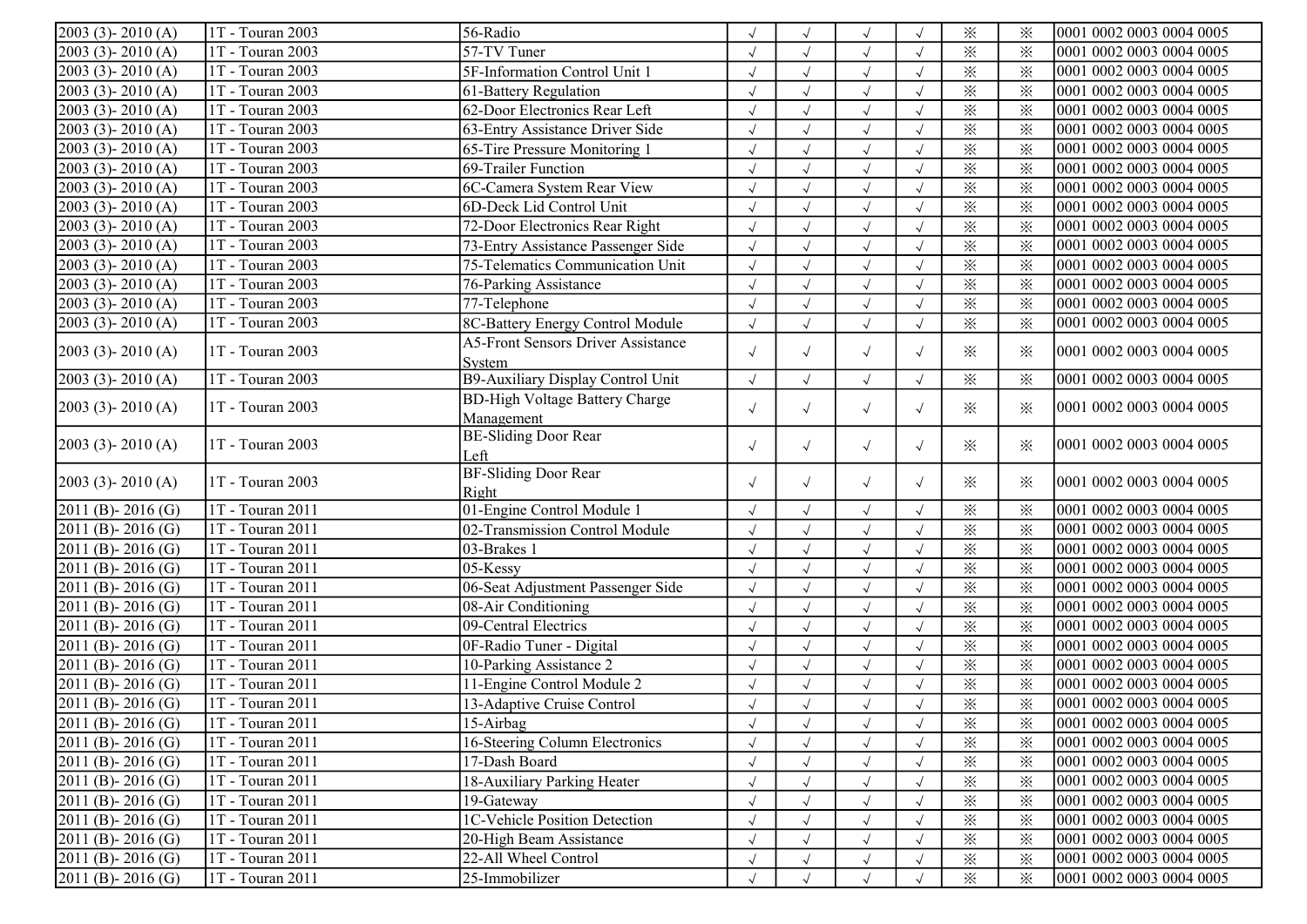| | | | | | | | | | |
|---|---|---|---|---|---|---|---|---|---|
| 2003 (3)- 2010 (A) | 1T - Touran 2003 | 56-Radio | √ | √ | √ | √ | ※ | ※ | 0001 0002 0003 0004 0005 |
| 2003 (3)- 2010 (A) | 1T - Touran 2003 | 57-TV Tuner | √ | √ | √ | √ | ※ | ※ | 0001 0002 0003 0004 0005 |
| 2003 (3)- 2010 (A) | 1T - Touran 2003 | 5F-Information Control Unit 1 | √ | √ | √ | √ | ※ | ※ | 0001 0002 0003 0004 0005 |
| 2003 (3)- 2010 (A) | 1T - Touran 2003 | 61-Battery Regulation | √ | √ | √ | √ | ※ | ※ | 0001 0002 0003 0004 0005 |
| 2003 (3)- 2010 (A) | 1T - Touran 2003 | 62-Door Electronics Rear Left | √ | √ | √ | √ | ※ | ※ | 0001 0002 0003 0004 0005 |
| 2003 (3)- 2010 (A) | 1T - Touran 2003 | 63-Entry Assistance Driver Side | √ | √ | √ | √ | ※ | ※ | 0001 0002 0003 0004 0005 |
| 2003 (3)- 2010 (A) | 1T - Touran 2003 | 65-Tire Pressure Monitoring 1 | √ | √ | √ | √ | ※ | ※ | 0001 0002 0003 0004 0005 |
| 2003 (3)- 2010 (A) | 1T - Touran 2003 | 69-Trailer Function | √ | √ | √ | √ | ※ | ※ | 0001 0002 0003 0004 0005 |
| 2003 (3)- 2010 (A) | 1T - Touran 2003 | 6C-Camera System Rear View | √ | √ | √ | √ | ※ | ※ | 0001 0002 0003 0004 0005 |
| 2003 (3)- 2010 (A) | 1T - Touran 2003 | 6D-Deck Lid Control Unit | √ | √ | √ | √ | ※ | ※ | 0001 0002 0003 0004 0005 |
| 2003 (3)- 2010 (A) | 1T - Touran 2003 | 72-Door Electronics Rear Right | √ | √ | √ | √ | ※ | ※ | 0001 0002 0003 0004 0005 |
| 2003 (3)- 2010 (A) | 1T - Touran 2003 | 73-Entry Assistance Passenger Side | √ | √ | √ | √ | ※ | ※ | 0001 0002 0003 0004 0005 |
| 2003 (3)- 2010 (A) | 1T - Touran 2003 | 75-Telematics Communication Unit | √ | √ | √ | √ | ※ | ※ | 0001 0002 0003 0004 0005 |
| 2003 (3)- 2010 (A) | 1T - Touran 2003 | 76-Parking Assistance | √ | √ | √ | √ | ※ | ※ | 0001 0002 0003 0004 0005 |
| 2003 (3)- 2010 (A) | 1T - Touran 2003 | 77-Telephone | √ | √ | √ | √ | ※ | ※ | 0001 0002 0003 0004 0005 |
| 2003 (3)- 2010 (A) | 1T - Touran 2003 | 8C-Battery Energy Control Module | √ | √ | √ | √ | ※ | ※ | 0001 0002 0003 0004 0005 |
| 2003 (3)- 2010 (A) | 1T - Touran 2003 | A5-Front Sensors Driver Assistance System | √ | √ | √ | √ | ※ | ※ | 0001 0002 0003 0004 0005 |
| 2003 (3)- 2010 (A) | 1T - Touran 2003 | B9-Auxiliary Display Control Unit | √ | √ | √ | √ | ※ | ※ | 0001 0002 0003 0004 0005 |
| 2003 (3)- 2010 (A) | 1T - Touran 2003 | BD-High Voltage Battery Charge Management | √ | √ | √ | √ | ※ | ※ | 0001 0002 0003 0004 0005 |
| 2003 (3)- 2010 (A) | 1T - Touran 2003 | BE-Sliding Door Rear Left | √ | √ | √ | √ | ※ | ※ | 0001 0002 0003 0004 0005 |
| 2003 (3)- 2010 (A) | 1T - Touran 2003 | BF-Sliding Door Rear Right | √ | √ | √ | √ | ※ | ※ | 0001 0002 0003 0004 0005 |
| 2011 (B)- 2016 (G) | 1T - Touran 2011 | 01-Engine Control Module 1 | √ | √ | √ | √ | ※ | ※ | 0001 0002 0003 0004 0005 |
| 2011 (B)- 2016 (G) | 1T - Touran 2011 | 02-Transmission Control Module | √ | √ | √ | √ | ※ | ※ | 0001 0002 0003 0004 0005 |
| 2011 (B)- 2016 (G) | 1T - Touran 2011 | 03-Brakes 1 | √ | √ | √ | √ | ※ | ※ | 0001 0002 0003 0004 0005 |
| 2011 (B)- 2016 (G) | 1T - Touran 2011 | 05-Kessy | √ | √ | √ | √ | ※ | ※ | 0001 0002 0003 0004 0005 |
| 2011 (B)- 2016 (G) | 1T - Touran 2011 | 06-Seat Adjustment Passenger Side | √ | √ | √ | √ | ※ | ※ | 0001 0002 0003 0004 0005 |
| 2011 (B)- 2016 (G) | 1T - Touran 2011 | 08-Air Conditioning | √ | √ | √ | √ | ※ | ※ | 0001 0002 0003 0004 0005 |
| 2011 (B)- 2016 (G) | 1T - Touran 2011 | 09-Central Electrics | √ | √ | √ | √ | ※ | ※ | 0001 0002 0003 0004 0005 |
| 2011 (B)- 2016 (G) | 1T - Touran 2011 | 0F-Radio Tuner - Digital | √ | √ | √ | √ | ※ | ※ | 0001 0002 0003 0004 0005 |
| 2011 (B)- 2016 (G) | 1T - Touran 2011 | 10-Parking Assistance 2 | √ | √ | √ | √ | ※ | ※ | 0001 0002 0003 0004 0005 |
| 2011 (B)- 2016 (G) | 1T - Touran 2011 | 11-Engine Control Module 2 | √ | √ | √ | √ | ※ | ※ | 0001 0002 0003 0004 0005 |
| 2011 (B)- 2016 (G) | 1T - Touran 2011 | 13-Adaptive Cruise Control | √ | √ | √ | √ | ※ | ※ | 0001 0002 0003 0004 0005 |
| 2011 (B)- 2016 (G) | 1T - Touran 2011 | 15-Airbag | √ | √ | √ | √ | ※ | ※ | 0001 0002 0003 0004 0005 |
| 2011 (B)- 2016 (G) | 1T - Touran 2011 | 16-Steering Column Electronics | √ | √ | √ | √ | ※ | ※ | 0001 0002 0003 0004 0005 |
| 2011 (B)- 2016 (G) | 1T - Touran 2011 | 17-Dash Board | √ | √ | √ | √ | ※ | ※ | 0001 0002 0003 0004 0005 |
| 2011 (B)- 2016 (G) | 1T - Touran 2011 | 18-Auxiliary Parking Heater | √ | √ | √ | √ | ※ | ※ | 0001 0002 0003 0004 0005 |
| 2011 (B)- 2016 (G) | 1T - Touran 2011 | 19-Gateway | √ | √ | √ | √ | ※ | ※ | 0001 0002 0003 0004 0005 |
| 2011 (B)- 2016 (G) | 1T - Touran 2011 | 1C-Vehicle Position Detection | √ | √ | √ | √ | ※ | ※ | 0001 0002 0003 0004 0005 |
| 2011 (B)- 2016 (G) | 1T - Touran 2011 | 20-High Beam Assistance | √ | √ | √ | √ | ※ | ※ | 0001 0002 0003 0004 0005 |
| 2011 (B)- 2016 (G) | 1T - Touran 2011 | 22-All Wheel Control | √ | √ | √ | √ | ※ | ※ | 0001 0002 0003 0004 0005 |
| 2011 (B)- 2016 (G) | 1T - Touran 2011 | 25-Immobilizer | √ | √ | √ | √ | ※ | ※ | 0001 0002 0003 0004 0005 |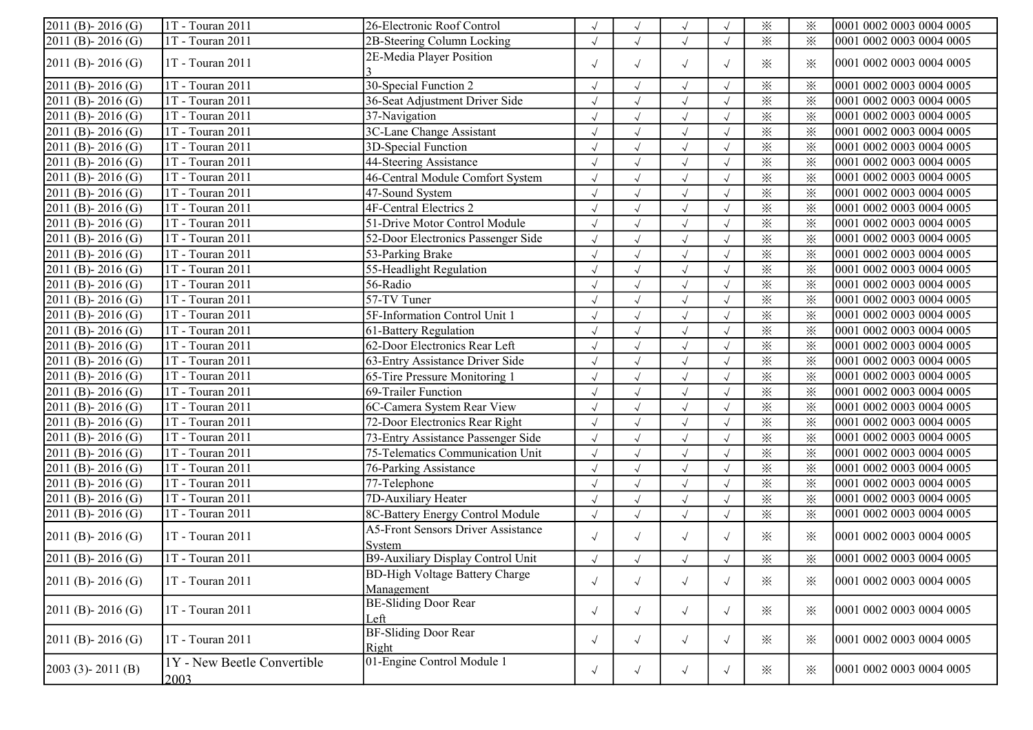| | | | | | | | | | |
|---|---|---|---|---|---|---|---|---|---|
| 2011 (B)- 2016 (G) | 1T - Touran 2011 | 26-Electronic Roof Control | √ | √ | √ | √ | ※ | ※ | 0001 0002 0003 0004 0005 |
| 2011 (B)- 2016 (G) | 1T - Touran 2011 | 2B-Steering Column Locking | √ | √ | √ | √ | ※ | ※ | 0001 0002 0003 0004 0005 |
| 2011 (B)- 2016 (G) | 1T - Touran 2011 | 2E-Media Player Position 3 | √ | √ | √ | √ | ※ | ※ | 0001 0002 0003 0004 0005 |
| 2011 (B)- 2016 (G) | 1T - Touran 2011 | 30-Special Function 2 | √ | √ | √ | √ | ※ | ※ | 0001 0002 0003 0004 0005 |
| 2011 (B)- 2016 (G) | 1T - Touran 2011 | 36-Seat Adjustment Driver Side | √ | √ | √ | √ | ※ | ※ | 0001 0002 0003 0004 0005 |
| 2011 (B)- 2016 (G) | 1T - Touran 2011 | 37-Navigation | √ | √ | √ | √ | ※ | ※ | 0001 0002 0003 0004 0005 |
| 2011 (B)- 2016 (G) | 1T - Touran 2011 | 3C-Lane Change Assistant | √ | √ | √ | √ | ※ | ※ | 0001 0002 0003 0004 0005 |
| 2011 (B)- 2016 (G) | 1T - Touran 2011 | 3D-Special Function | √ | √ | √ | √ | ※ | ※ | 0001 0002 0003 0004 0005 |
| 2011 (B)- 2016 (G) | 1T - Touran 2011 | 44-Steering Assistance | √ | √ | √ | √ | ※ | ※ | 0001 0002 0003 0004 0005 |
| 2011 (B)- 2016 (G) | 1T - Touran 2011 | 46-Central Module Comfort System | √ | √ | √ | √ | ※ | ※ | 0001 0002 0003 0004 0005 |
| 2011 (B)- 2016 (G) | 1T - Touran 2011 | 47-Sound System | √ | √ | √ | √ | ※ | ※ | 0001 0002 0003 0004 0005 |
| 2011 (B)- 2016 (G) | 1T - Touran 2011 | 4F-Central Electrics 2 | √ | √ | √ | √ | ※ | ※ | 0001 0002 0003 0004 0005 |
| 2011 (B)- 2016 (G) | 1T - Touran 2011 | 51-Drive Motor Control Module | √ | √ | √ | √ | ※ | ※ | 0001 0002 0003 0004 0005 |
| 2011 (B)- 2016 (G) | 1T - Touran 2011 | 52-Door Electronics Passenger Side | √ | √ | √ | √ | ※ | ※ | 0001 0002 0003 0004 0005 |
| 2011 (B)- 2016 (G) | 1T - Touran 2011 | 53-Parking Brake | √ | √ | √ | √ | ※ | ※ | 0001 0002 0003 0004 0005 |
| 2011 (B)- 2016 (G) | 1T - Touran 2011 | 55-Headlight Regulation | √ | √ | √ | √ | ※ | ※ | 0001 0002 0003 0004 0005 |
| 2011 (B)- 2016 (G) | 1T - Touran 2011 | 56-Radio | √ | √ | √ | √ | ※ | ※ | 0001 0002 0003 0004 0005 |
| 2011 (B)- 2016 (G) | 1T - Touran 2011 | 57-TV Tuner | √ | √ | √ | √ | ※ | ※ | 0001 0002 0003 0004 0005 |
| 2011 (B)- 2016 (G) | 1T - Touran 2011 | 5F-Information Control Unit 1 | √ | √ | √ | √ | ※ | ※ | 0001 0002 0003 0004 0005 |
| 2011 (B)- 2016 (G) | 1T - Touran 2011 | 61-Battery Regulation | √ | √ | √ | √ | ※ | ※ | 0001 0002 0003 0004 0005 |
| 2011 (B)- 2016 (G) | 1T - Touran 2011 | 62-Door Electronics Rear Left | √ | √ | √ | √ | ※ | ※ | 0001 0002 0003 0004 0005 |
| 2011 (B)- 2016 (G) | 1T - Touran 2011 | 63-Entry Assistance Driver Side | √ | √ | √ | √ | ※ | ※ | 0001 0002 0003 0004 0005 |
| 2011 (B)- 2016 (G) | 1T - Touran 2011 | 65-Tire Pressure Monitoring 1 | √ | √ | √ | √ | ※ | ※ | 0001 0002 0003 0004 0005 |
| 2011 (B)- 2016 (G) | 1T - Touran 2011 | 69-Trailer Function | √ | √ | √ | √ | ※ | ※ | 0001 0002 0003 0004 0005 |
| 2011 (B)- 2016 (G) | 1T - Touran 2011 | 6C-Camera System Rear View | √ | √ | √ | √ | ※ | ※ | 0001 0002 0003 0004 0005 |
| 2011 (B)- 2016 (G) | 1T - Touran 2011 | 72-Door Electronics Rear Right | √ | √ | √ | √ | ※ | ※ | 0001 0002 0003 0004 0005 |
| 2011 (B)- 2016 (G) | 1T - Touran 2011 | 73-Entry Assistance Passenger Side | √ | √ | √ | √ | ※ | ※ | 0001 0002 0003 0004 0005 |
| 2011 (B)- 2016 (G) | 1T - Touran 2011 | 75-Telematics Communication Unit | √ | √ | √ | √ | ※ | ※ | 0001 0002 0003 0004 0005 |
| 2011 (B)- 2016 (G) | 1T - Touran 2011 | 76-Parking Assistance | √ | √ | √ | √ | ※ | ※ | 0001 0002 0003 0004 0005 |
| 2011 (B)- 2016 (G) | 1T - Touran 2011 | 77-Telephone | √ | √ | √ | √ | ※ | ※ | 0001 0002 0003 0004 0005 |
| 2011 (B)- 2016 (G) | 1T - Touran 2011 | 7D-Auxiliary Heater | √ | √ | √ | √ | ※ | ※ | 0001 0002 0003 0004 0005 |
| 2011 (B)- 2016 (G) | 1T - Touran 2011 | 8C-Battery Energy Control Module | √ | √ | √ | √ | ※ | ※ | 0001 0002 0003 0004 0005 |
| 2011 (B)- 2016 (G) | 1T - Touran 2011 | A5-Front Sensors Driver Assistance System | √ | √ | √ | √ | ※ | ※ | 0001 0002 0003 0004 0005 |
| 2011 (B)- 2016 (G) | 1T - Touran 2011 | B9-Auxiliary Display Control Unit | √ | √ | √ | √ | ※ | ※ | 0001 0002 0003 0004 0005 |
| 2011 (B)- 2016 (G) | 1T - Touran 2011 | BD-High Voltage Battery Charge Management | √ | √ | √ | √ | ※ | ※ | 0001 0002 0003 0004 0005 |
| 2011 (B)- 2016 (G) | 1T - Touran 2011 | BE-Sliding Door Rear Left | √ | √ | √ | √ | ※ | ※ | 0001 0002 0003 0004 0005 |
| 2011 (B)- 2016 (G) | 1T - Touran 2011 | BF-Sliding Door Rear Right | √ | √ | √ | √ | ※ | ※ | 0001 0002 0003 0004 0005 |
| 2003 (3)- 2011 (B) | 1Y - New Beetle Convertible 2003 | 01-Engine Control Module 1 | √ | √ | √ | √ | ※ | ※ | 0001 0002 0003 0004 0005 |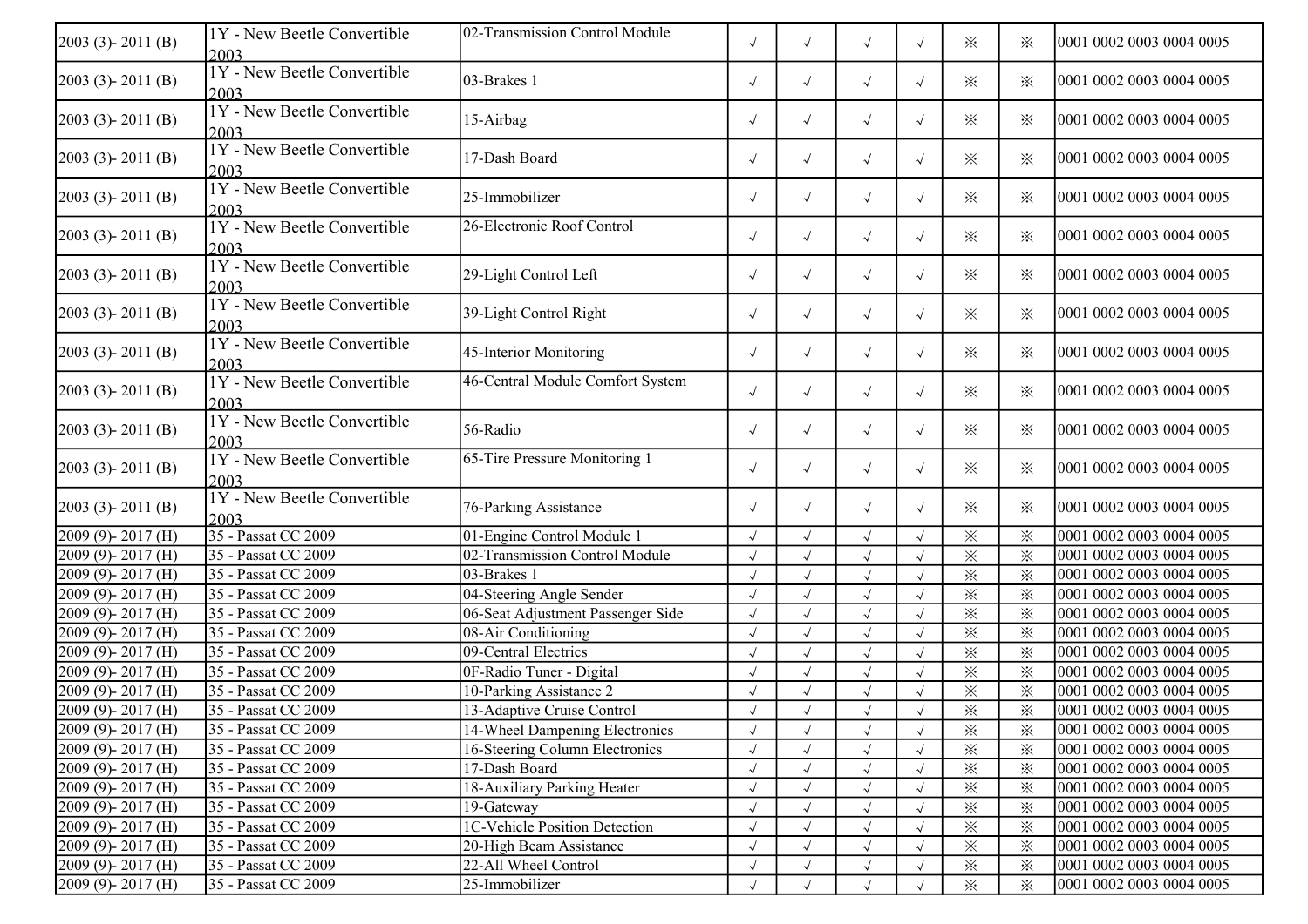| | | | | | | | | | |
|---|---|---|---|---|---|---|---|---|---|
| 2003 (3)- 2011 (B) | 1Y - New Beetle Convertible 2003 | 02-Transmission Control Module | √ | √ | √ | √ | ※ | ※ | 0001 0002 0003 0004 0005 |
| 2003 (3)- 2011 (B) | 1Y - New Beetle Convertible 2003 | 03-Brakes 1 | √ | √ | √ | √ | ※ | ※ | 0001 0002 0003 0004 0005 |
| 2003 (3)- 2011 (B) | 1Y - New Beetle Convertible 2003 | 15-Airbag | √ | √ | √ | √ | ※ | ※ | 0001 0002 0003 0004 0005 |
| 2003 (3)- 2011 (B) | 1Y - New Beetle Convertible 2003 | 17-Dash Board | √ | √ | √ | √ | ※ | ※ | 0001 0002 0003 0004 0005 |
| 2003 (3)- 2011 (B) | 1Y - New Beetle Convertible 2003 | 25-Immobilizer | √ | √ | √ | √ | ※ | ※ | 0001 0002 0003 0004 0005 |
| 2003 (3)- 2011 (B) | 1Y - New Beetle Convertible 2003 | 26-Electronic Roof Control | √ | √ | √ | √ | ※ | ※ | 0001 0002 0003 0004 0005 |
| 2003 (3)- 2011 (B) | 1Y - New Beetle Convertible 2003 | 29-Light Control Left | √ | √ | √ | √ | ※ | ※ | 0001 0002 0003 0004 0005 |
| 2003 (3)- 2011 (B) | 1Y - New Beetle Convertible 2003 | 39-Light Control Right | √ | √ | √ | √ | ※ | ※ | 0001 0002 0003 0004 0005 |
| 2003 (3)- 2011 (B) | 1Y - New Beetle Convertible 2003 | 45-Interior Monitoring | √ | √ | √ | √ | ※ | ※ | 0001 0002 0003 0004 0005 |
| 2003 (3)- 2011 (B) | 1Y - New Beetle Convertible 2003 | 46-Central Module Comfort System | √ | √ | √ | √ | ※ | ※ | 0001 0002 0003 0004 0005 |
| 2003 (3)- 2011 (B) | 1Y - New Beetle Convertible 2003 | 56-Radio | √ | √ | √ | √ | ※ | ※ | 0001 0002 0003 0004 0005 |
| 2003 (3)- 2011 (B) | 1Y - New Beetle Convertible 2003 | 65-Tire Pressure Monitoring 1 | √ | √ | √ | √ | ※ | ※ | 0001 0002 0003 0004 0005 |
| 2003 (3)- 2011 (B) | 1Y - New Beetle Convertible 2003 | 76-Parking Assistance | √ | √ | √ | √ | ※ | ※ | 0001 0002 0003 0004 0005 |
| 2009 (9)- 2017 (H) | 35 - Passat CC 2009 | 01-Engine Control Module 1 | √ | √ | √ | √ | ※ | ※ | 0001 0002 0003 0004 0005 |
| 2009 (9)- 2017 (H) | 35 - Passat CC 2009 | 02-Transmission Control Module | √ | √ | √ | √ | ※ | ※ | 0001 0002 0003 0004 0005 |
| 2009 (9)- 2017 (H) | 35 - Passat CC 2009 | 03-Brakes 1 | √ | √ | √ | √ | ※ | ※ | 0001 0002 0003 0004 0005 |
| 2009 (9)- 2017 (H) | 35 - Passat CC 2009 | 04-Steering Angle Sender | √ | √ | √ | √ | ※ | ※ | 0001 0002 0003 0004 0005 |
| 2009 (9)- 2017 (H) | 35 - Passat CC 2009 | 06-Seat Adjustment Passenger Side | √ | √ | √ | √ | ※ | ※ | 0001 0002 0003 0004 0005 |
| 2009 (9)- 2017 (H) | 35 - Passat CC 2009 | 08-Air Conditioning | √ | √ | √ | √ | ※ | ※ | 0001 0002 0003 0004 0005 |
| 2009 (9)- 2017 (H) | 35 - Passat CC 2009 | 09-Central Electrics | √ | √ | √ | √ | ※ | ※ | 0001 0002 0003 0004 0005 |
| 2009 (9)- 2017 (H) | 35 - Passat CC 2009 | 0F-Radio Tuner - Digital | √ | √ | √ | √ | ※ | ※ | 0001 0002 0003 0004 0005 |
| 2009 (9)- 2017 (H) | 35 - Passat CC 2009 | 10-Parking Assistance 2 | √ | √ | √ | √ | ※ | ※ | 0001 0002 0003 0004 0005 |
| 2009 (9)- 2017 (H) | 35 - Passat CC 2009 | 13-Adaptive Cruise Control | √ | √ | √ | √ | ※ | ※ | 0001 0002 0003 0004 0005 |
| 2009 (9)- 2017 (H) | 35 - Passat CC 2009 | 14-Wheel Dampening Electronics | √ | √ | √ | √ | ※ | ※ | 0001 0002 0003 0004 0005 |
| 2009 (9)- 2017 (H) | 35 - Passat CC 2009 | 16-Steering Column Electronics | √ | √ | √ | √ | ※ | ※ | 0001 0002 0003 0004 0005 |
| 2009 (9)- 2017 (H) | 35 - Passat CC 2009 | 17-Dash Board | √ | √ | √ | √ | ※ | ※ | 0001 0002 0003 0004 0005 |
| 2009 (9)- 2017 (H) | 35 - Passat CC 2009 | 18-Auxiliary Parking Heater | √ | √ | √ | √ | ※ | ※ | 0001 0002 0003 0004 0005 |
| 2009 (9)- 2017 (H) | 35 - Passat CC 2009 | 19-Gateway | √ | √ | √ | √ | ※ | ※ | 0001 0002 0003 0004 0005 |
| 2009 (9)- 2017 (H) | 35 - Passat CC 2009 | 1C-Vehicle Position Detection | √ | √ | √ | √ | ※ | ※ | 0001 0002 0003 0004 0005 |
| 2009 (9)- 2017 (H) | 35 - Passat CC 2009 | 20-High Beam Assistance | √ | √ | √ | √ | ※ | ※ | 0001 0002 0003 0004 0005 |
| 2009 (9)- 2017 (H) | 35 - Passat CC 2009 | 22-All Wheel Control | √ | √ | √ | √ | ※ | ※ | 0001 0002 0003 0004 0005 |
| 2009 (9)- 2017 (H) | 35 - Passat CC 2009 | 25-Immobilizer | √ | √ | √ | √ | ※ | ※ | 0001 0002 0003 0004 0005 |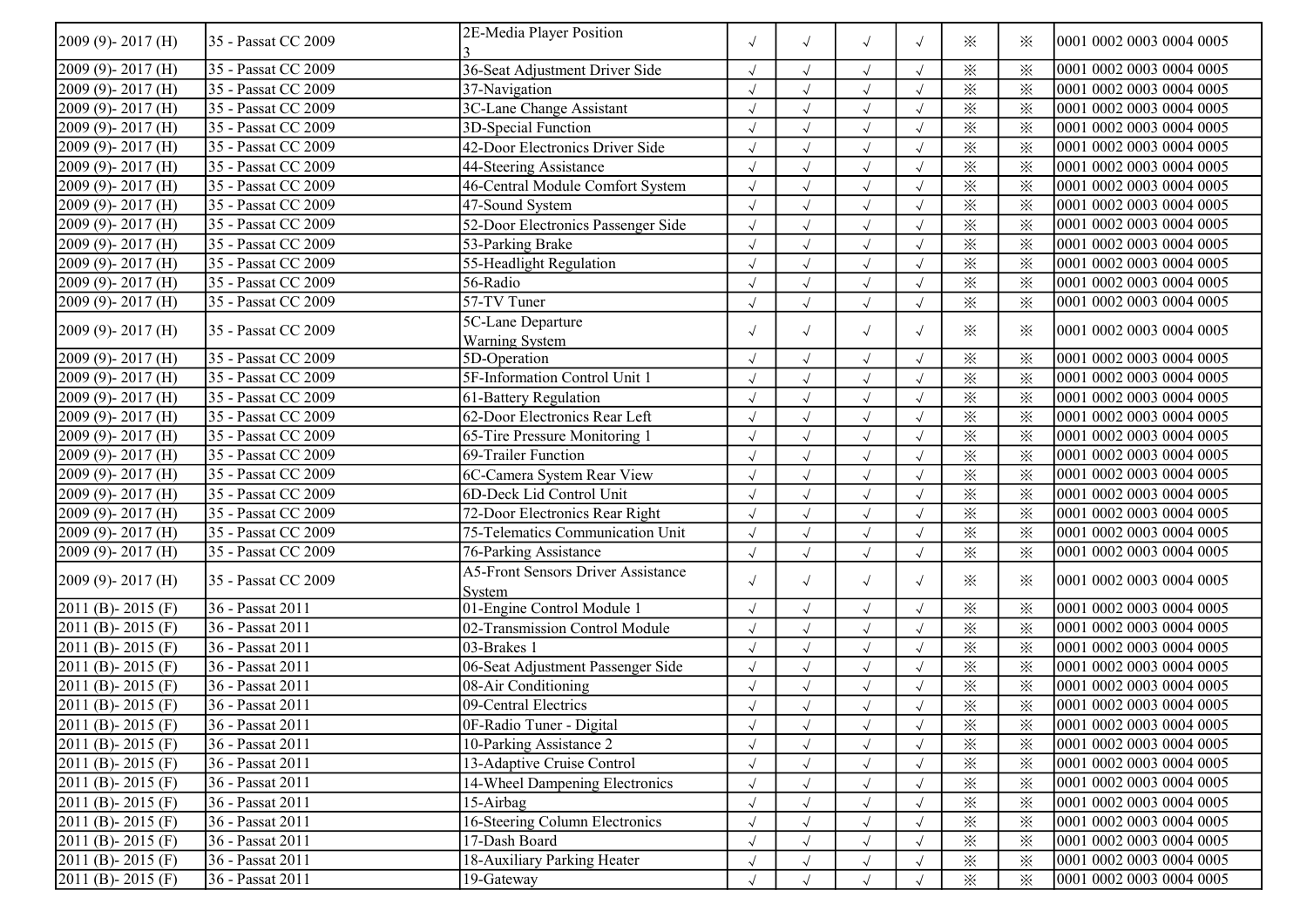| | | | | | | | | | |
|---|---|---|---|---|---|---|---|---|---|
| 2009 (9)- 2017 (H) | 35 - Passat CC 2009 | 2E-Media Player Position 3 | √ | √ | √ | √ | ※ | ※ | 0001 0002 0003 0004 0005 |
| 2009 (9)- 2017 (H) | 35 - Passat CC 2009 | 36-Seat Adjustment Driver Side | √ | √ | √ | √ | ※ | ※ | 0001 0002 0003 0004 0005 |
| 2009 (9)- 2017 (H) | 35 - Passat CC 2009 | 37-Navigation | √ | √ | √ | √ | ※ | ※ | 0001 0002 0003 0004 0005 |
| 2009 (9)- 2017 (H) | 35 - Passat CC 2009 | 3C-Lane Change Assistant | √ | √ | √ | √ | ※ | ※ | 0001 0002 0003 0004 0005 |
| 2009 (9)- 2017 (H) | 35 - Passat CC 2009 | 3D-Special Function | √ | √ | √ | √ | ※ | ※ | 0001 0002 0003 0004 0005 |
| 2009 (9)- 2017 (H) | 35 - Passat CC 2009 | 42-Door Electronics Driver Side | √ | √ | √ | √ | ※ | ※ | 0001 0002 0003 0004 0005 |
| 2009 (9)- 2017 (H) | 35 - Passat CC 2009 | 44-Steering Assistance | √ | √ | √ | √ | ※ | ※ | 0001 0002 0003 0004 0005 |
| 2009 (9)- 2017 (H) | 35 - Passat CC 2009 | 46-Central Module Comfort System | √ | √ | √ | √ | ※ | ※ | 0001 0002 0003 0004 0005 |
| 2009 (9)- 2017 (H) | 35 - Passat CC 2009 | 47-Sound System | √ | √ | √ | √ | ※ | ※ | 0001 0002 0003 0004 0005 |
| 2009 (9)- 2017 (H) | 35 - Passat CC 2009 | 52-Door Electronics Passenger Side | √ | √ | √ | √ | ※ | ※ | 0001 0002 0003 0004 0005 |
| 2009 (9)- 2017 (H) | 35 - Passat CC 2009 | 53-Parking Brake | √ | √ | √ | √ | ※ | ※ | 0001 0002 0003 0004 0005 |
| 2009 (9)- 2017 (H) | 35 - Passat CC 2009 | 55-Headlight Regulation | √ | √ | √ | √ | ※ | ※ | 0001 0002 0003 0004 0005 |
| 2009 (9)- 2017 (H) | 35 - Passat CC 2009 | 56-Radio | √ | √ | √ | √ | ※ | ※ | 0001 0002 0003 0004 0005 |
| 2009 (9)- 2017 (H) | 35 - Passat CC 2009 | 57-TV Tuner | √ | √ | √ | √ | ※ | ※ | 0001 0002 0003 0004 0005 |
| 2009 (9)- 2017 (H) | 35 - Passat CC 2009 | 5C-Lane Departure Warning System | √ | √ | √ | √ | ※ | ※ | 0001 0002 0003 0004 0005 |
| 2009 (9)- 2017 (H) | 35 - Passat CC 2009 | 5D-Operation | √ | √ | √ | √ | ※ | ※ | 0001 0002 0003 0004 0005 |
| 2009 (9)- 2017 (H) | 35 - Passat CC 2009 | 5F-Information Control Unit 1 | √ | √ | √ | √ | ※ | ※ | 0001 0002 0003 0004 0005 |
| 2009 (9)- 2017 (H) | 35 - Passat CC 2009 | 61-Battery Regulation | √ | √ | √ | √ | ※ | ※ | 0001 0002 0003 0004 0005 |
| 2009 (9)- 2017 (H) | 35 - Passat CC 2009 | 62-Door Electronics Rear Left | √ | √ | √ | √ | ※ | ※ | 0001 0002 0003 0004 0005 |
| 2009 (9)- 2017 (H) | 35 - Passat CC 2009 | 65-Tire Pressure Monitoring 1 | √ | √ | √ | √ | ※ | ※ | 0001 0002 0003 0004 0005 |
| 2009 (9)- 2017 (H) | 35 - Passat CC 2009 | 69-Trailer Function | √ | √ | √ | √ | ※ | ※ | 0001 0002 0003 0004 0005 |
| 2009 (9)- 2017 (H) | 35 - Passat CC 2009 | 6C-Camera System Rear View | √ | √ | √ | √ | ※ | ※ | 0001 0002 0003 0004 0005 |
| 2009 (9)- 2017 (H) | 35 - Passat CC 2009 | 6D-Deck Lid Control Unit | √ | √ | √ | √ | ※ | ※ | 0001 0002 0003 0004 0005 |
| 2009 (9)- 2017 (H) | 35 - Passat CC 2009 | 72-Door Electronics Rear Right | √ | √ | √ | √ | ※ | ※ | 0001 0002 0003 0004 0005 |
| 2009 (9)- 2017 (H) | 35 - Passat CC 2009 | 75-Telematics Communication Unit | √ | √ | √ | √ | ※ | ※ | 0001 0002 0003 0004 0005 |
| 2009 (9)- 2017 (H) | 35 - Passat CC 2009 | 76-Parking Assistance | √ | √ | √ | √ | ※ | ※ | 0001 0002 0003 0004 0005 |
| 2009 (9)- 2017 (H) | 35 - Passat CC 2009 | A5-Front Sensors Driver Assistance System | √ | √ | √ | √ | ※ | ※ | 0001 0002 0003 0004 0005 |
| 2011 (B)- 2015 (F) | 36 - Passat 2011 | 01-Engine Control Module 1 | √ | √ | √ | √ | ※ | ※ | 0001 0002 0003 0004 0005 |
| 2011 (B)- 2015 (F) | 36 - Passat 2011 | 02-Transmission Control Module | √ | √ | √ | √ | ※ | ※ | 0001 0002 0003 0004 0005 |
| 2011 (B)- 2015 (F) | 36 - Passat 2011 | 03-Brakes 1 | √ | √ | √ | √ | ※ | ※ | 0001 0002 0003 0004 0005 |
| 2011 (B)- 2015 (F) | 36 - Passat 2011 | 06-Seat Adjustment Passenger Side | √ | √ | √ | √ | ※ | ※ | 0001 0002 0003 0004 0005 |
| 2011 (B)- 2015 (F) | 36 - Passat 2011 | 08-Air Conditioning | √ | √ | √ | √ | ※ | ※ | 0001 0002 0003 0004 0005 |
| 2011 (B)- 2015 (F) | 36 - Passat 2011 | 09-Central Electrics | √ | √ | √ | √ | ※ | ※ | 0001 0002 0003 0004 0005 |
| 2011 (B)- 2015 (F) | 36 - Passat 2011 | 0F-Radio Tuner - Digital | √ | √ | √ | √ | ※ | ※ | 0001 0002 0003 0004 0005 |
| 2011 (B)- 2015 (F) | 36 - Passat 2011 | 10-Parking Assistance 2 | √ | √ | √ | √ | ※ | ※ | 0001 0002 0003 0004 0005 |
| 2011 (B)- 2015 (F) | 36 - Passat 2011 | 13-Adaptive Cruise Control | √ | √ | √ | √ | ※ | ※ | 0001 0002 0003 0004 0005 |
| 2011 (B)- 2015 (F) | 36 - Passat 2011 | 14-Wheel Dampening Electronics | √ | √ | √ | √ | ※ | ※ | 0001 0002 0003 0004 0005 |
| 2011 (B)- 2015 (F) | 36 - Passat 2011 | 15-Airbag | √ | √ | √ | √ | ※ | ※ | 0001 0002 0003 0004 0005 |
| 2011 (B)- 2015 (F) | 36 - Passat 2011 | 16-Steering Column Electronics | √ | √ | √ | √ | ※ | ※ | 0001 0002 0003 0004 0005 |
| 2011 (B)- 2015 (F) | 36 - Passat 2011 | 17-Dash Board | √ | √ | √ | √ | ※ | ※ | 0001 0002 0003 0004 0005 |
| 2011 (B)- 2015 (F) | 36 - Passat 2011 | 18-Auxiliary Parking Heater | √ | √ | √ | √ | ※ | ※ | 0001 0002 0003 0004 0005 |
| 2011 (B)- 2015 (F) | 36 - Passat 2011 | 19-Gateway | √ | √ | √ | √ | ※ | ※ | 0001 0002 0003 0004 0005 |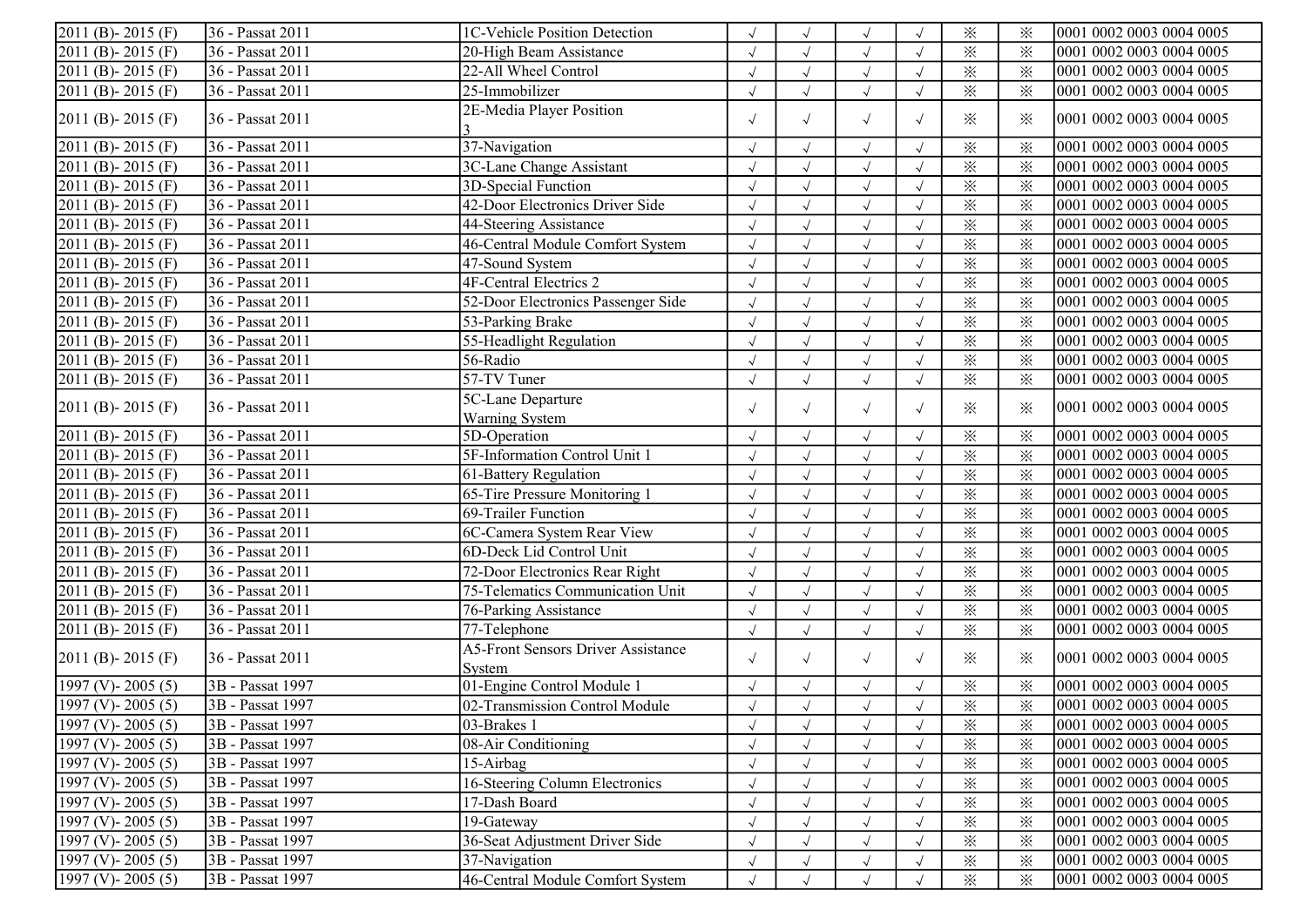| | | | | | | | | | |
|---|---|---|---|---|---|---|---|---|---|
| 2011 (B)- 2015 (F) | 36 - Passat 2011 | 1C-Vehicle Position Detection | √ | √ | √ | √ | ※ | ※ | 0001 0002 0003 0004 0005 |
| 2011 (B)- 2015 (F) | 36 - Passat 2011 | 20-High Beam Assistance | √ | √ | √ | √ | ※ | ※ | 0001 0002 0003 0004 0005 |
| 2011 (B)- 2015 (F) | 36 - Passat 2011 | 22-All Wheel Control | √ | √ | √ | √ | ※ | ※ | 0001 0002 0003 0004 0005 |
| 2011 (B)- 2015 (F) | 36 - Passat 2011 | 25-Immobilizer | √ | √ | √ | √ | ※ | ※ | 0001 0002 0003 0004 0005 |
| 2011 (B)- 2015 (F) | 36 - Passat 2011 | 2E-Media Player Position 3 | √ | √ | √ | √ | ※ | ※ | 0001 0002 0003 0004 0005 |
| 2011 (B)- 2015 (F) | 36 - Passat 2011 | 37-Navigation | √ | √ | √ | √ | ※ | ※ | 0001 0002 0003 0004 0005 |
| 2011 (B)- 2015 (F) | 36 - Passat 2011 | 3C-Lane Change Assistant | √ | √ | √ | √ | ※ | ※ | 0001 0002 0003 0004 0005 |
| 2011 (B)- 2015 (F) | 36 - Passat 2011 | 3D-Special Function | √ | √ | √ | √ | ※ | ※ | 0001 0002 0003 0004 0005 |
| 2011 (B)- 2015 (F) | 36 - Passat 2011 | 42-Door Electronics Driver Side | √ | √ | √ | √ | ※ | ※ | 0001 0002 0003 0004 0005 |
| 2011 (B)- 2015 (F) | 36 - Passat 2011 | 44-Steering Assistance | √ | √ | √ | √ | ※ | ※ | 0001 0002 0003 0004 0005 |
| 2011 (B)- 2015 (F) | 36 - Passat 2011 | 46-Central Module Comfort System | √ | √ | √ | √ | ※ | ※ | 0001 0002 0003 0004 0005 |
| 2011 (B)- 2015 (F) | 36 - Passat 2011 | 47-Sound System | √ | √ | √ | √ | ※ | ※ | 0001 0002 0003 0004 0005 |
| 2011 (B)- 2015 (F) | 36 - Passat 2011 | 4F-Central Electrics 2 | √ | √ | √ | √ | ※ | ※ | 0001 0002 0003 0004 0005 |
| 2011 (B)- 2015 (F) | 36 - Passat 2011 | 52-Door Electronics Passenger Side | √ | √ | √ | √ | ※ | ※ | 0001 0002 0003 0004 0005 |
| 2011 (B)- 2015 (F) | 36 - Passat 2011 | 53-Parking Brake | √ | √ | √ | √ | ※ | ※ | 0001 0002 0003 0004 0005 |
| 2011 (B)- 2015 (F) | 36 - Passat 2011 | 55-Headlight Regulation | √ | √ | √ | √ | ※ | ※ | 0001 0002 0003 0004 0005 |
| 2011 (B)- 2015 (F) | 36 - Passat 2011 | 56-Radio | √ | √ | √ | √ | ※ | ※ | 0001 0002 0003 0004 0005 |
| 2011 (B)- 2015 (F) | 36 - Passat 2011 | 57-TV Tuner | √ | √ | √ | √ | ※ | ※ | 0001 0002 0003 0004 0005 |
| 2011 (B)- 2015 (F) | 36 - Passat 2011 | 5C-Lane Departure Warning System | √ | √ | √ | √ | ※ | ※ | 0001 0002 0003 0004 0005 |
| 2011 (B)- 2015 (F) | 36 - Passat 2011 | 5D-Operation | √ | √ | √ | √ | ※ | ※ | 0001 0002 0003 0004 0005 |
| 2011 (B)- 2015 (F) | 36 - Passat 2011 | 5F-Information Control Unit 1 | √ | √ | √ | √ | ※ | ※ | 0001 0002 0003 0004 0005 |
| 2011 (B)- 2015 (F) | 36 - Passat 2011 | 61-Battery Regulation | √ | √ | √ | √ | ※ | ※ | 0001 0002 0003 0004 0005 |
| 2011 (B)- 2015 (F) | 36 - Passat 2011 | 65-Tire Pressure Monitoring 1 | √ | √ | √ | √ | ※ | ※ | 0001 0002 0003 0004 0005 |
| 2011 (B)- 2015 (F) | 36 - Passat 2011 | 69-Trailer Function | √ | √ | √ | √ | ※ | ※ | 0001 0002 0003 0004 0005 |
| 2011 (B)- 2015 (F) | 36 - Passat 2011 | 6C-Camera System Rear View | √ | √ | √ | √ | ※ | ※ | 0001 0002 0003 0004 0005 |
| 2011 (B)- 2015 (F) | 36 - Passat 2011 | 6D-Deck Lid Control Unit | √ | √ | √ | √ | ※ | ※ | 0001 0002 0003 0004 0005 |
| 2011 (B)- 2015 (F) | 36 - Passat 2011 | 72-Door Electronics Rear Right | √ | √ | √ | √ | ※ | ※ | 0001 0002 0003 0004 0005 |
| 2011 (B)- 2015 (F) | 36 - Passat 2011 | 75-Telematics Communication Unit | √ | √ | √ | √ | ※ | ※ | 0001 0002 0003 0004 0005 |
| 2011 (B)- 2015 (F) | 36 - Passat 2011 | 76-Parking Assistance | √ | √ | √ | √ | ※ | ※ | 0001 0002 0003 0004 0005 |
| 2011 (B)- 2015 (F) | 36 - Passat 2011 | 77-Telephone | √ | √ | √ | √ | ※ | ※ | 0001 0002 0003 0004 0005 |
| 2011 (B)- 2015 (F) | 36 - Passat 2011 | A5-Front Sensors Driver Assistance System | √ | √ | √ | √ | ※ | ※ | 0001 0002 0003 0004 0005 |
| 1997 (V)- 2005 (5) | 3B - Passat 1997 | 01-Engine Control Module 1 | √ | √ | √ | √ | ※ | ※ | 0001 0002 0003 0004 0005 |
| 1997 (V)- 2005 (5) | 3B - Passat 1997 | 02-Transmission Control Module | √ | √ | √ | √ | ※ | ※ | 0001 0002 0003 0004 0005 |
| 1997 (V)- 2005 (5) | 3B - Passat 1997 | 03-Brakes 1 | √ | √ | √ | √ | ※ | ※ | 0001 0002 0003 0004 0005 |
| 1997 (V)- 2005 (5) | 3B - Passat 1997 | 08-Air Conditioning | √ | √ | √ | √ | ※ | ※ | 0001 0002 0003 0004 0005 |
| 1997 (V)- 2005 (5) | 3B - Passat 1997 | 15-Airbag | √ | √ | √ | √ | ※ | ※ | 0001 0002 0003 0004 0005 |
| 1997 (V)- 2005 (5) | 3B - Passat 1997 | 16-Steering Column Electronics | √ | √ | √ | √ | ※ | ※ | 0001 0002 0003 0004 0005 |
| 1997 (V)- 2005 (5) | 3B - Passat 1997 | 17-Dash Board | √ | √ | √ | √ | ※ | ※ | 0001 0002 0003 0004 0005 |
| 1997 (V)- 2005 (5) | 3B - Passat 1997 | 19-Gateway | √ | √ | √ | √ | ※ | ※ | 0001 0002 0003 0004 0005 |
| 1997 (V)- 2005 (5) | 3B - Passat 1997 | 36-Seat Adjustment Driver Side | √ | √ | √ | √ | ※ | ※ | 0001 0002 0003 0004 0005 |
| 1997 (V)- 2005 (5) | 3B - Passat 1997 | 37-Navigation | √ | √ | √ | √ | ※ | ※ | 0001 0002 0003 0004 0005 |
| 1997 (V)- 2005 (5) | 3B - Passat 1997 | 46-Central Module Comfort System | √ | √ | √ | √ | ※ | ※ | 0001 0002 0003 0004 0005 |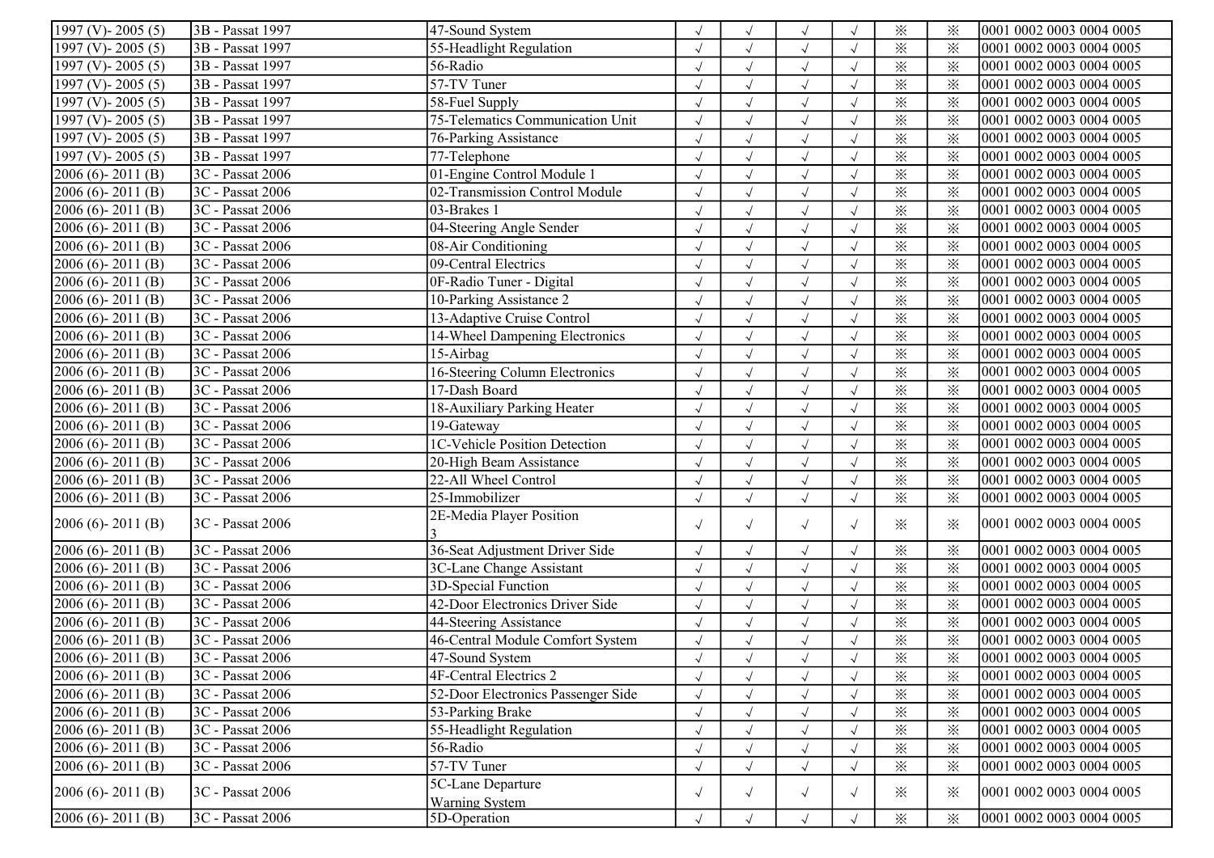| | | | | | | | | | |
|---|---|---|---|---|---|---|---|---|---|
| 1997 (V)- 2005 (5) | 3B - Passat 1997 | 47-Sound System | √ | √ | √ | √ | ※ | ※ | 0001 0002 0003 0004 0005 |
| 1997 (V)- 2005 (5) | 3B - Passat 1997 | 55-Headlight Regulation | √ | √ | √ | √ | ※ | ※ | 0001 0002 0003 0004 0005 |
| 1997 (V)- 2005 (5) | 3B - Passat 1997 | 56-Radio | √ | √ | √ | √ | ※ | ※ | 0001 0002 0003 0004 0005 |
| 1997 (V)- 2005 (5) | 3B - Passat 1997 | 57-TV Tuner | √ | √ | √ | √ | ※ | ※ | 0001 0002 0003 0004 0005 |
| 1997 (V)- 2005 (5) | 3B - Passat 1997 | 58-Fuel Supply | √ | √ | √ | √ | ※ | ※ | 0001 0002 0003 0004 0005 |
| 1997 (V)- 2005 (5) | 3B - Passat 1997 | 75-Telematics Communication Unit | √ | √ | √ | √ | ※ | ※ | 0001 0002 0003 0004 0005 |
| 1997 (V)- 2005 (5) | 3B - Passat 1997 | 76-Parking Assistance | √ | √ | √ | √ | ※ | ※ | 0001 0002 0003 0004 0005 |
| 1997 (V)- 2005 (5) | 3B - Passat 1997 | 77-Telephone | √ | √ | √ | √ | ※ | ※ | 0001 0002 0003 0004 0005 |
| 2006 (6)- 2011 (B) | 3C - Passat 2006 | 01-Engine Control Module 1 | √ | √ | √ | √ | ※ | ※ | 0001 0002 0003 0004 0005 |
| 2006 (6)- 2011 (B) | 3C - Passat 2006 | 02-Transmission Control Module | √ | √ | √ | √ | ※ | ※ | 0001 0002 0003 0004 0005 |
| 2006 (6)- 2011 (B) | 3C - Passat 2006 | 03-Brakes 1 | √ | √ | √ | √ | ※ | ※ | 0001 0002 0003 0004 0005 |
| 2006 (6)- 2011 (B) | 3C - Passat 2006 | 04-Steering Angle Sender | √ | √ | √ | √ | ※ | ※ | 0001 0002 0003 0004 0005 |
| 2006 (6)- 2011 (B) | 3C - Passat 2006 | 08-Air Conditioning | √ | √ | √ | √ | ※ | ※ | 0001 0002 0003 0004 0005 |
| 2006 (6)- 2011 (B) | 3C - Passat 2006 | 09-Central Electrics | √ | √ | √ | √ | ※ | ※ | 0001 0002 0003 0004 0005 |
| 2006 (6)- 2011 (B) | 3C - Passat 2006 | 0F-Radio Tuner - Digital | √ | √ | √ | √ | ※ | ※ | 0001 0002 0003 0004 0005 |
| 2006 (6)- 2011 (B) | 3C - Passat 2006 | 10-Parking Assistance 2 | √ | √ | √ | √ | ※ | ※ | 0001 0002 0003 0004 0005 |
| 2006 (6)- 2011 (B) | 3C - Passat 2006 | 13-Adaptive Cruise Control | √ | √ | √ | √ | ※ | ※ | 0001 0002 0003 0004 0005 |
| 2006 (6)- 2011 (B) | 3C - Passat 2006 | 14-Wheel Dampening Electronics | √ | √ | √ | √ | ※ | ※ | 0001 0002 0003 0004 0005 |
| 2006 (6)- 2011 (B) | 3C - Passat 2006 | 15-Airbag | √ | √ | √ | √ | ※ | ※ | 0001 0002 0003 0004 0005 |
| 2006 (6)- 2011 (B) | 3C - Passat 2006 | 16-Steering Column Electronics | √ | √ | √ | √ | ※ | ※ | 0001 0002 0003 0004 0005 |
| 2006 (6)- 2011 (B) | 3C - Passat 2006 | 17-Dash Board | √ | √ | √ | √ | ※ | ※ | 0001 0002 0003 0004 0005 |
| 2006 (6)- 2011 (B) | 3C - Passat 2006 | 18-Auxiliary Parking Heater | √ | √ | √ | √ | ※ | ※ | 0001 0002 0003 0004 0005 |
| 2006 (6)- 2011 (B) | 3C - Passat 2006 | 19-Gateway | √ | √ | √ | √ | ※ | ※ | 0001 0002 0003 0004 0005 |
| 2006 (6)- 2011 (B) | 3C - Passat 2006 | 1C-Vehicle Position Detection | √ | √ | √ | √ | ※ | ※ | 0001 0002 0003 0004 0005 |
| 2006 (6)- 2011 (B) | 3C - Passat 2006 | 20-High Beam Assistance | √ | √ | √ | √ | ※ | ※ | 0001 0002 0003 0004 0005 |
| 2006 (6)- 2011 (B) | 3C - Passat 2006 | 22-All Wheel Control | √ | √ | √ | √ | ※ | ※ | 0001 0002 0003 0004 0005 |
| 2006 (6)- 2011 (B) | 3C - Passat 2006 | 25-Immobilizer | √ | √ | √ | √ | ※ | ※ | 0001 0002 0003 0004 0005 |
| 2006 (6)- 2011 (B) | 3C - Passat 2006 | 2E-Media Player Position 3 | √ | √ | √ | √ | ※ | ※ | 0001 0002 0003 0004 0005 |
| 2006 (6)- 2011 (B) | 3C - Passat 2006 | 36-Seat Adjustment Driver Side | √ | √ | √ | √ | ※ | ※ | 0001 0002 0003 0004 0005 |
| 2006 (6)- 2011 (B) | 3C - Passat 2006 | 3C-Lane Change Assistant | √ | √ | √ | √ | ※ | ※ | 0001 0002 0003 0004 0005 |
| 2006 (6)- 2011 (B) | 3C - Passat 2006 | 3D-Special Function | √ | √ | √ | √ | ※ | ※ | 0001 0002 0003 0004 0005 |
| 2006 (6)- 2011 (B) | 3C - Passat 2006 | 42-Door Electronics Driver Side | √ | √ | √ | √ | ※ | ※ | 0001 0002 0003 0004 0005 |
| 2006 (6)- 2011 (B) | 3C - Passat 2006 | 44-Steering Assistance | √ | √ | √ | √ | ※ | ※ | 0001 0002 0003 0004 0005 |
| 2006 (6)- 2011 (B) | 3C - Passat 2006 | 46-Central Module Comfort System | √ | √ | √ | √ | ※ | ※ | 0001 0002 0003 0004 0005 |
| 2006 (6)- 2011 (B) | 3C - Passat 2006 | 47-Sound System | √ | √ | √ | √ | ※ | ※ | 0001 0002 0003 0004 0005 |
| 2006 (6)- 2011 (B) | 3C - Passat 2006 | 4F-Central Electrics 2 | √ | √ | √ | √ | ※ | ※ | 0001 0002 0003 0004 0005 |
| 2006 (6)- 2011 (B) | 3C - Passat 2006 | 52-Door Electronics Passenger Side | √ | √ | √ | √ | ※ | ※ | 0001 0002 0003 0004 0005 |
| 2006 (6)- 2011 (B) | 3C - Passat 2006 | 53-Parking Brake | √ | √ | √ | √ | ※ | ※ | 0001 0002 0003 0004 0005 |
| 2006 (6)- 2011 (B) | 3C - Passat 2006 | 55-Headlight Regulation | √ | √ | √ | √ | ※ | ※ | 0001 0002 0003 0004 0005 |
| 2006 (6)- 2011 (B) | 3C - Passat 2006 | 56-Radio | √ | √ | √ | √ | ※ | ※ | 0001 0002 0003 0004 0005 |
| 2006 (6)- 2011 (B) | 3C - Passat 2006 | 57-TV Tuner | √ | √ | √ | √ | ※ | ※ | 0001 0002 0003 0004 0005 |
| 2006 (6)- 2011 (B) | 3C - Passat 2006 | 5C-Lane Departure Warning System | √ | √ | √ | √ | ※ | ※ | 0001 0002 0003 0004 0005 |
| 2006 (6)- 2011 (B) | 3C - Passat 2006 | 5D-Operation | √ | √ | √ | √ | ※ | ※ | 0001 0002 0003 0004 0005 |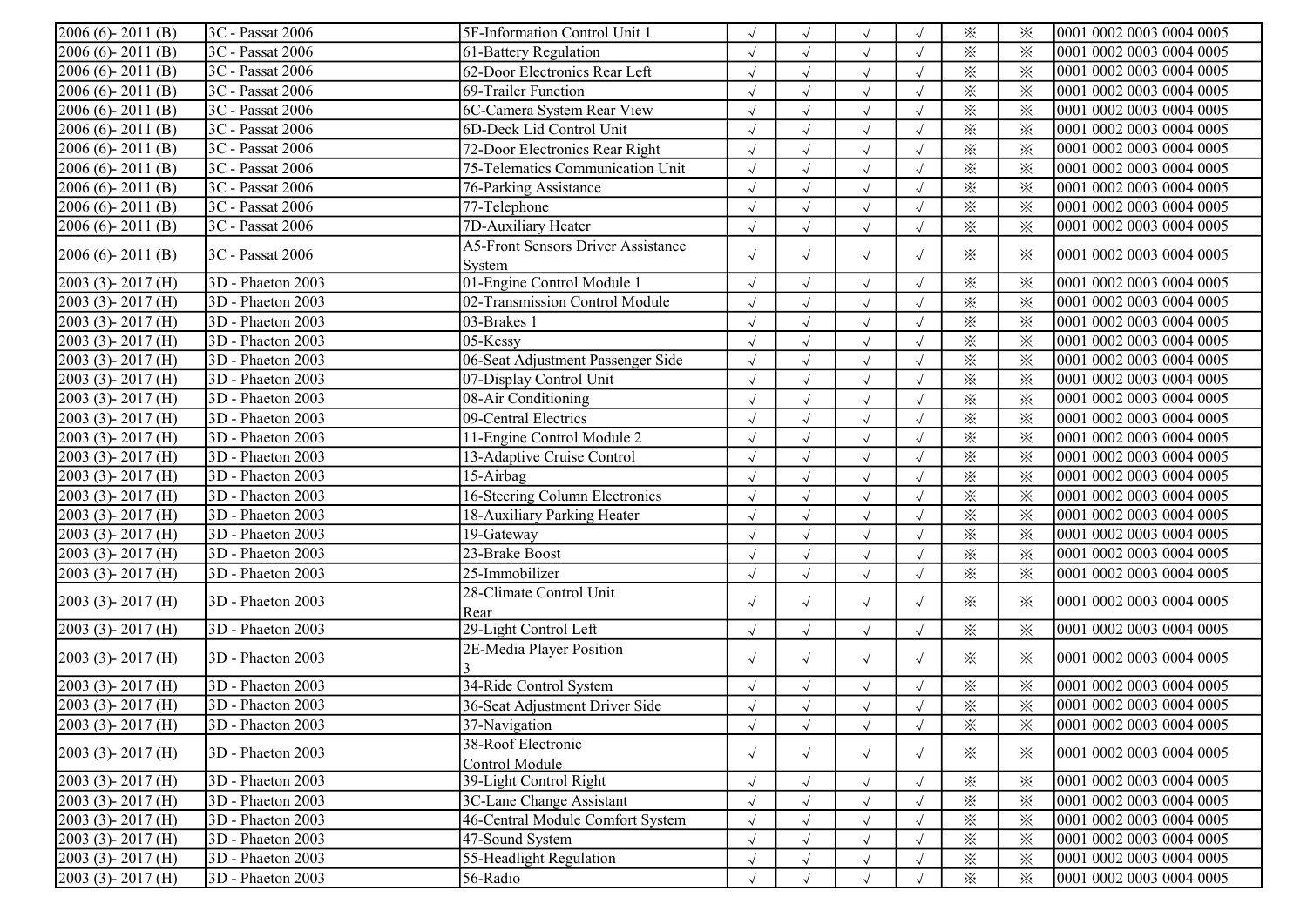| | | | | | | | | | |
|---|---|---|---|---|---|---|---|---|---|
| 2006 (6)- 2011 (B) | 3C - Passat 2006 | 5F-Information Control Unit 1 | √ | √ | √ | √ | ※ | ※ | 0001 0002 0003 0004 0005 |
| 2006 (6)- 2011 (B) | 3C - Passat 2006 | 61-Battery Regulation | √ | √ | √ | √ | ※ | ※ | 0001 0002 0003 0004 0005 |
| 2006 (6)- 2011 (B) | 3C - Passat 2006 | 62-Door Electronics Rear Left | √ | √ | √ | √ | ※ | ※ | 0001 0002 0003 0004 0005 |
| 2006 (6)- 2011 (B) | 3C - Passat 2006 | 69-Trailer Function | √ | √ | √ | √ | ※ | ※ | 0001 0002 0003 0004 0005 |
| 2006 (6)- 2011 (B) | 3C - Passat 2006 | 6C-Camera System Rear View | √ | √ | √ | √ | ※ | ※ | 0001 0002 0003 0004 0005 |
| 2006 (6)- 2011 (B) | 3C - Passat 2006 | 6D-Deck Lid Control Unit | √ | √ | √ | √ | ※ | ※ | 0001 0002 0003 0004 0005 |
| 2006 (6)- 2011 (B) | 3C - Passat 2006 | 72-Door Electronics Rear Right | √ | √ | √ | √ | ※ | ※ | 0001 0002 0003 0004 0005 |
| 2006 (6)- 2011 (B) | 3C - Passat 2006 | 75-Telematics Communication Unit | √ | √ | √ | √ | ※ | ※ | 0001 0002 0003 0004 0005 |
| 2006 (6)- 2011 (B) | 3C - Passat 2006 | 76-Parking Assistance | √ | √ | √ | √ | ※ | ※ | 0001 0002 0003 0004 0005 |
| 2006 (6)- 2011 (B) | 3C - Passat 2006 | 77-Telephone | √ | √ | √ | √ | ※ | ※ | 0001 0002 0003 0004 0005 |
| 2006 (6)- 2011 (B) | 3C - Passat 2006 | 7D-Auxiliary Heater | √ | √ | √ | √ | ※ | ※ | 0001 0002 0003 0004 0005 |
| 2006 (6)- 2011 (B) | 3C - Passat 2006 | A5-Front Sensors Driver Assistance System | √ | √ | √ | √ | ※ | ※ | 0001 0002 0003 0004 0005 |
| 2003 (3)- 2017 (H) | 3D - Phaeton 2003 | 01-Engine Control Module 1 | √ | √ | √ | √ | ※ | ※ | 0001 0002 0003 0004 0005 |
| 2003 (3)- 2017 (H) | 3D - Phaeton 2003 | 02-Transmission Control Module | √ | √ | √ | √ | ※ | ※ | 0001 0002 0003 0004 0005 |
| 2003 (3)- 2017 (H) | 3D - Phaeton 2003 | 03-Brakes 1 | √ | √ | √ | √ | ※ | ※ | 0001 0002 0003 0004 0005 |
| 2003 (3)- 2017 (H) | 3D - Phaeton 2003 | 05-Kessy | √ | √ | √ | √ | ※ | ※ | 0001 0002 0003 0004 0005 |
| 2003 (3)- 2017 (H) | 3D - Phaeton 2003 | 06-Seat Adjustment Passenger Side | √ | √ | √ | √ | ※ | ※ | 0001 0002 0003 0004 0005 |
| 2003 (3)- 2017 (H) | 3D - Phaeton 2003 | 07-Display Control Unit | √ | √ | √ | √ | ※ | ※ | 0001 0002 0003 0004 0005 |
| 2003 (3)- 2017 (H) | 3D - Phaeton 2003 | 08-Air Conditioning | √ | √ | √ | √ | ※ | ※ | 0001 0002 0003 0004 0005 |
| 2003 (3)- 2017 (H) | 3D - Phaeton 2003 | 09-Central Electrics | √ | √ | √ | √ | ※ | ※ | 0001 0002 0003 0004 0005 |
| 2003 (3)- 2017 (H) | 3D - Phaeton 2003 | 11-Engine Control Module 2 | √ | √ | √ | √ | ※ | ※ | 0001 0002 0003 0004 0005 |
| 2003 (3)- 2017 (H) | 3D - Phaeton 2003 | 13-Adaptive Cruise Control | √ | √ | √ | √ | ※ | ※ | 0001 0002 0003 0004 0005 |
| 2003 (3)- 2017 (H) | 3D - Phaeton 2003 | 15-Airbag | √ | √ | √ | √ | ※ | ※ | 0001 0002 0003 0004 0005 |
| 2003 (3)- 2017 (H) | 3D - Phaeton 2003 | 16-Steering Column Electronics | √ | √ | √ | √ | ※ | ※ | 0001 0002 0003 0004 0005 |
| 2003 (3)- 2017 (H) | 3D - Phaeton 2003 | 18-Auxiliary Parking Heater | √ | √ | √ | √ | ※ | ※ | 0001 0002 0003 0004 0005 |
| 2003 (3)- 2017 (H) | 3D - Phaeton 2003 | 19-Gateway | √ | √ | √ | √ | ※ | ※ | 0001 0002 0003 0004 0005 |
| 2003 (3)- 2017 (H) | 3D - Phaeton 2003 | 23-Brake Boost | √ | √ | √ | √ | ※ | ※ | 0001 0002 0003 0004 0005 |
| 2003 (3)- 2017 (H) | 3D - Phaeton 2003 | 25-Immobilizer | √ | √ | √ | √ | ※ | ※ | 0001 0002 0003 0004 0005 |
| 2003 (3)- 2017 (H) | 3D - Phaeton 2003 | 28-Climate Control Unit Rear | √ | √ | √ | √ | ※ | ※ | 0001 0002 0003 0004 0005 |
| 2003 (3)- 2017 (H) | 3D - Phaeton 2003 | 29-Light Control Left | √ | √ | √ | √ | ※ | ※ | 0001 0002 0003 0004 0005 |
| 2003 (3)- 2017 (H) | 3D - Phaeton 2003 | 2E-Media Player Position 3 | √ | √ | √ | √ | ※ | ※ | 0001 0002 0003 0004 0005 |
| 2003 (3)- 2017 (H) | 3D - Phaeton 2003 | 34-Ride Control System | √ | √ | √ | √ | ※ | ※ | 0001 0002 0003 0004 0005 |
| 2003 (3)- 2017 (H) | 3D - Phaeton 2003 | 36-Seat Adjustment Driver Side | √ | √ | √ | √ | ※ | ※ | 0001 0002 0003 0004 0005 |
| 2003 (3)- 2017 (H) | 3D - Phaeton 2003 | 37-Navigation | √ | √ | √ | √ | ※ | ※ | 0001 0002 0003 0004 0005 |
| 2003 (3)- 2017 (H) | 3D - Phaeton 2003 | 38-Roof Electronic Control Module | √ | √ | √ | √ | ※ | ※ | 0001 0002 0003 0004 0005 |
| 2003 (3)- 2017 (H) | 3D - Phaeton 2003 | 39-Light Control Right | √ | √ | √ | √ | ※ | ※ | 0001 0002 0003 0004 0005 |
| 2003 (3)- 2017 (H) | 3D - Phaeton 2003 | 3C-Lane Change Assistant | √ | √ | √ | √ | ※ | ※ | 0001 0002 0003 0004 0005 |
| 2003 (3)- 2017 (H) | 3D - Phaeton 2003 | 46-Central Module Comfort System | √ | √ | √ | √ | ※ | ※ | 0001 0002 0003 0004 0005 |
| 2003 (3)- 2017 (H) | 3D - Phaeton 2003 | 47-Sound System | √ | √ | √ | √ | ※ | ※ | 0001 0002 0003 0004 0005 |
| 2003 (3)- 2017 (H) | 3D - Phaeton 2003 | 55-Headlight Regulation | √ | √ | √ | √ | ※ | ※ | 0001 0002 0003 0004 0005 |
| 2003 (3)- 2017 (H) | 3D - Phaeton 2003 | 56-Radio | √ | √ | √ | √ | ※ | ※ | 0001 0002 0003 0004 0005 |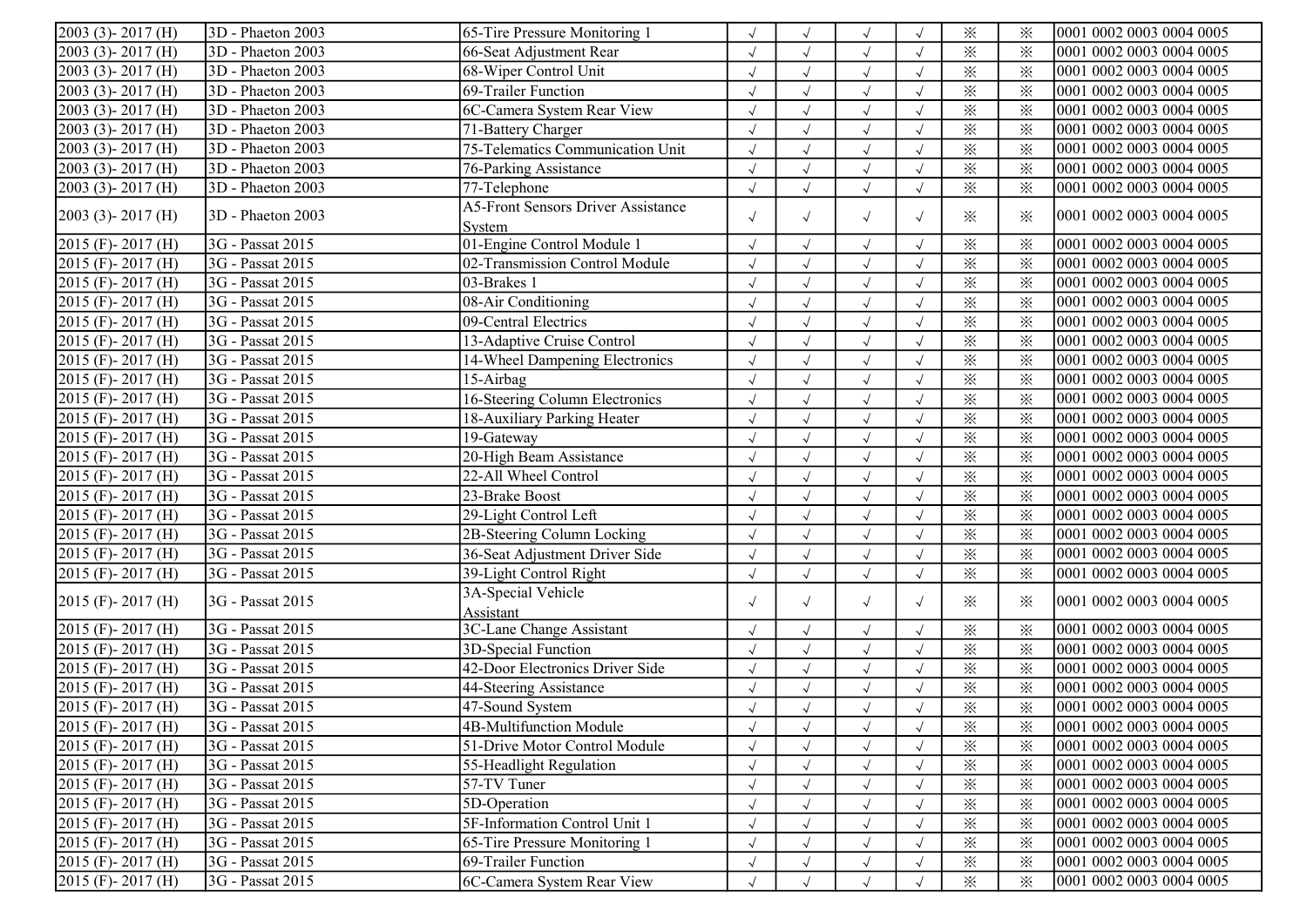| | | | | | | | | | |
|---|---|---|---|---|---|---|---|---|---|
| 2003 (3)- 2017 (H) | 3D - Phaeton 2003 | 65-Tire Pressure Monitoring 1 | √ | √ | √ | √ | ※ | ※ | 0001 0002 0003 0004 0005 |
| 2003 (3)- 2017 (H) | 3D - Phaeton 2003 | 66-Seat Adjustment Rear | √ | √ | √ | √ | ※ | ※ | 0001 0002 0003 0004 0005 |
| 2003 (3)- 2017 (H) | 3D - Phaeton 2003 | 68-Wiper Control Unit | √ | √ | √ | √ | ※ | ※ | 0001 0002 0003 0004 0005 |
| 2003 (3)- 2017 (H) | 3D - Phaeton 2003 | 69-Trailer Function | √ | √ | √ | √ | ※ | ※ | 0001 0002 0003 0004 0005 |
| 2003 (3)- 2017 (H) | 3D - Phaeton 2003 | 6C-Camera System Rear View | √ | √ | √ | √ | ※ | ※ | 0001 0002 0003 0004 0005 |
| 2003 (3)- 2017 (H) | 3D - Phaeton 2003 | 71-Battery Charger | √ | √ | √ | √ | ※ | ※ | 0001 0002 0003 0004 0005 |
| 2003 (3)- 2017 (H) | 3D - Phaeton 2003 | 75-Telematics Communication Unit | √ | √ | √ | √ | ※ | ※ | 0001 0002 0003 0004 0005 |
| 2003 (3)- 2017 (H) | 3D - Phaeton 2003 | 76-Parking Assistance | √ | √ | √ | √ | ※ | ※ | 0001 0002 0003 0004 0005 |
| 2003 (3)- 2017 (H) | 3D - Phaeton 2003 | 77-Telephone | √ | √ | √ | √ | ※ | ※ | 0001 0002 0003 0004 0005 |
| 2003 (3)- 2017 (H) | 3D - Phaeton 2003 | A5-Front Sensors Driver Assistance System | √ | √ | √ | √ | ※ | ※ | 0001 0002 0003 0004 0005 |
| 2015 (F)- 2017 (H) | 3G - Passat 2015 | 01-Engine Control Module 1 | √ | √ | √ | √ | ※ | ※ | 0001 0002 0003 0004 0005 |
| 2015 (F)- 2017 (H) | 3G - Passat 2015 | 02-Transmission Control Module | √ | √ | √ | √ | ※ | ※ | 0001 0002 0003 0004 0005 |
| 2015 (F)- 2017 (H) | 3G - Passat 2015 | 03-Brakes 1 | √ | √ | √ | √ | ※ | ※ | 0001 0002 0003 0004 0005 |
| 2015 (F)- 2017 (H) | 3G - Passat 2015 | 08-Air Conditioning | √ | √ | √ | √ | ※ | ※ | 0001 0002 0003 0004 0005 |
| 2015 (F)- 2017 (H) | 3G - Passat 2015 | 09-Central Electrics | √ | √ | √ | √ | ※ | ※ | 0001 0002 0003 0004 0005 |
| 2015 (F)- 2017 (H) | 3G - Passat 2015 | 13-Adaptive Cruise Control | √ | √ | √ | √ | ※ | ※ | 0001 0002 0003 0004 0005 |
| 2015 (F)- 2017 (H) | 3G - Passat 2015 | 14-Wheel Dampening Electronics | √ | √ | √ | √ | ※ | ※ | 0001 0002 0003 0004 0005 |
| 2015 (F)- 2017 (H) | 3G - Passat 2015 | 15-Airbag | √ | √ | √ | √ | ※ | ※ | 0001 0002 0003 0004 0005 |
| 2015 (F)- 2017 (H) | 3G - Passat 2015 | 16-Steering Column Electronics | √ | √ | √ | √ | ※ | ※ | 0001 0002 0003 0004 0005 |
| 2015 (F)- 2017 (H) | 3G - Passat 2015 | 18-Auxiliary Parking Heater | √ | √ | √ | √ | ※ | ※ | 0001 0002 0003 0004 0005 |
| 2015 (F)- 2017 (H) | 3G - Passat 2015 | 19-Gateway | √ | √ | √ | √ | ※ | ※ | 0001 0002 0003 0004 0005 |
| 2015 (F)- 2017 (H) | 3G - Passat 2015 | 20-High Beam Assistance | √ | √ | √ | √ | ※ | ※ | 0001 0002 0003 0004 0005 |
| 2015 (F)- 2017 (H) | 3G - Passat 2015 | 22-All Wheel Control | √ | √ | √ | √ | ※ | ※ | 0001 0002 0003 0004 0005 |
| 2015 (F)- 2017 (H) | 3G - Passat 2015 | 23-Brake Boost | √ | √ | √ | √ | ※ | ※ | 0001 0002 0003 0004 0005 |
| 2015 (F)- 2017 (H) | 3G - Passat 2015 | 29-Light Control Left | √ | √ | √ | √ | ※ | ※ | 0001 0002 0003 0004 0005 |
| 2015 (F)- 2017 (H) | 3G - Passat 2015 | 2B-Steering Column Locking | √ | √ | √ | √ | ※ | ※ | 0001 0002 0003 0004 0005 |
| 2015 (F)- 2017 (H) | 3G - Passat 2015 | 36-Seat Adjustment Driver Side | √ | √ | √ | √ | ※ | ※ | 0001 0002 0003 0004 0005 |
| 2015 (F)- 2017 (H) | 3G - Passat 2015 | 39-Light Control Right | √ | √ | √ | √ | ※ | ※ | 0001 0002 0003 0004 0005 |
| 2015 (F)- 2017 (H) | 3G - Passat 2015 | 3A-Special Vehicle Assistant | √ | √ | √ | √ | ※ | ※ | 0001 0002 0003 0004 0005 |
| 2015 (F)- 2017 (H) | 3G - Passat 2015 | 3C-Lane Change Assistant | √ | √ | √ | √ | ※ | ※ | 0001 0002 0003 0004 0005 |
| 2015 (F)- 2017 (H) | 3G - Passat 2015 | 3D-Special Function | √ | √ | √ | √ | ※ | ※ | 0001 0002 0003 0004 0005 |
| 2015 (F)- 2017 (H) | 3G - Passat 2015 | 42-Door Electronics Driver Side | √ | √ | √ | √ | ※ | ※ | 0001 0002 0003 0004 0005 |
| 2015 (F)- 2017 (H) | 3G - Passat 2015 | 44-Steering Assistance | √ | √ | √ | √ | ※ | ※ | 0001 0002 0003 0004 0005 |
| 2015 (F)- 2017 (H) | 3G - Passat 2015 | 47-Sound System | √ | √ | √ | √ | ※ | ※ | 0001 0002 0003 0004 0005 |
| 2015 (F)- 2017 (H) | 3G - Passat 2015 | 4B-Multifunction Module | √ | √ | √ | √ | ※ | ※ | 0001 0002 0003 0004 0005 |
| 2015 (F)- 2017 (H) | 3G - Passat 2015 | 51-Drive Motor Control Module | √ | √ | √ | √ | ※ | ※ | 0001 0002 0003 0004 0005 |
| 2015 (F)- 2017 (H) | 3G - Passat 2015 | 55-Headlight Regulation | √ | √ | √ | √ | ※ | ※ | 0001 0002 0003 0004 0005 |
| 2015 (F)- 2017 (H) | 3G - Passat 2015 | 57-TV Tuner | √ | √ | √ | √ | ※ | ※ | 0001 0002 0003 0004 0005 |
| 2015 (F)- 2017 (H) | 3G - Passat 2015 | 5D-Operation | √ | √ | √ | √ | ※ | ※ | 0001 0002 0003 0004 0005 |
| 2015 (F)- 2017 (H) | 3G - Passat 2015 | 5F-Information Control Unit 1 | √ | √ | √ | √ | ※ | ※ | 0001 0002 0003 0004 0005 |
| 2015 (F)- 2017 (H) | 3G - Passat 2015 | 65-Tire Pressure Monitoring 1 | √ | √ | √ | √ | ※ | ※ | 0001 0002 0003 0004 0005 |
| 2015 (F)- 2017 (H) | 3G - Passat 2015 | 69-Trailer Function | √ | √ | √ | √ | ※ | ※ | 0001 0002 0003 0004 0005 |
| 2015 (F)- 2017 (H) | 3G - Passat 2015 | 6C-Camera System Rear View | √ | √ | √ | √ | ※ | ※ | 0001 0002 0003 0004 0005 |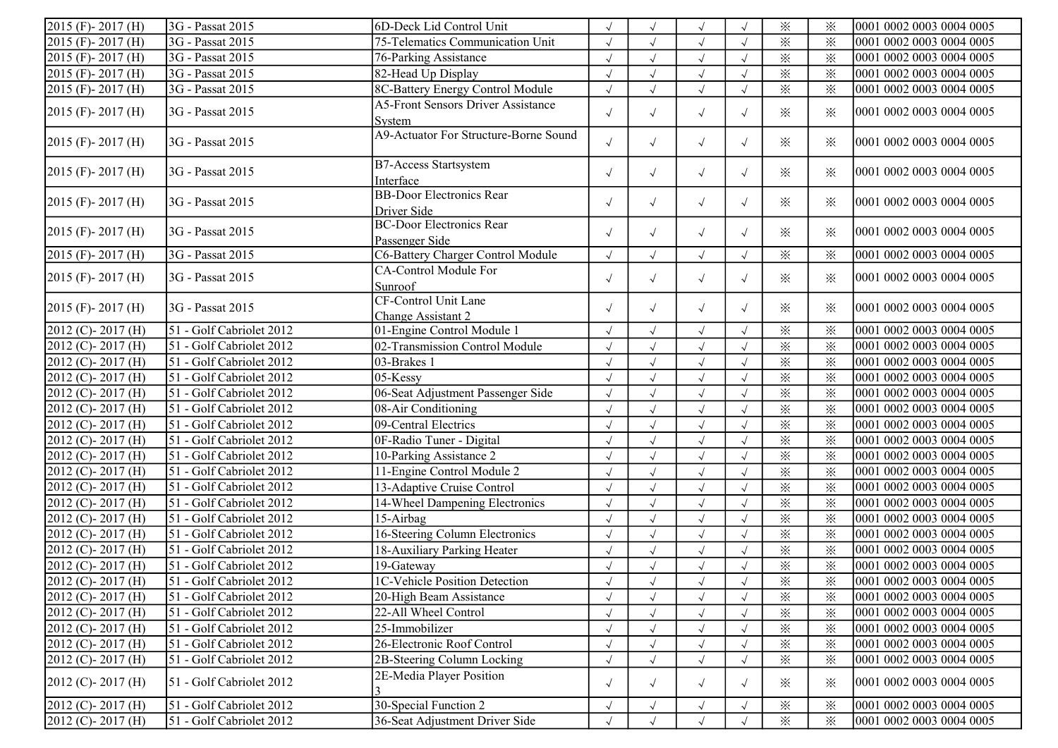| | | | | | | | | | |
|---|---|---|---|---|---|---|---|---|---|
| 2015 (F)- 2017 (H) | 3G - Passat 2015 | 6D-Deck Lid Control Unit | √ | √ | √ | √ | ※ | ※ | 0001 0002 0003 0004 0005 |
| 2015 (F)- 2017 (H) | 3G - Passat 2015 | 75-Telematics Communication Unit | √ | √ | √ | √ | ※ | ※ | 0001 0002 0003 0004 0005 |
| 2015 (F)- 2017 (H) | 3G - Passat 2015 | 76-Parking Assistance | √ | √ | √ | √ | ※ | ※ | 0001 0002 0003 0004 0005 |
| 2015 (F)- 2017 (H) | 3G - Passat 2015 | 82-Head Up Display | √ | √ | √ | √ | ※ | ※ | 0001 0002 0003 0004 0005 |
| 2015 (F)- 2017 (H) | 3G - Passat 2015 | 8C-Battery Energy Control Module | √ | √ | √ | √ | ※ | ※ | 0001 0002 0003 0004 0005 |
| 2015 (F)- 2017 (H) | 3G - Passat 2015 | A5-Front Sensors Driver Assistance System | √ | √ | √ | √ | ※ | ※ | 0001 0002 0003 0004 0005 |
| 2015 (F)- 2017 (H) | 3G - Passat 2015 | A9-Actuator For Structure-Borne Sound | √ | √ | √ | √ | ※ | ※ | 0001 0002 0003 0004 0005 |
| 2015 (F)- 2017 (H) | 3G - Passat 2015 | B7-Access Startsystem Interface | √ | √ | √ | √ | ※ | ※ | 0001 0002 0003 0004 0005 |
| 2015 (F)- 2017 (H) | 3G - Passat 2015 | BB-Door Electronics Rear Driver Side | √ | √ | √ | √ | ※ | ※ | 0001 0002 0003 0004 0005 |
| 2015 (F)- 2017 (H) | 3G - Passat 2015 | BC-Door Electronics Rear Passenger Side | √ | √ | √ | √ | ※ | ※ | 0001 0002 0003 0004 0005 |
| 2015 (F)- 2017 (H) | 3G - Passat 2015 | C6-Battery Charger Control Module | √ | √ | √ | √ | ※ | ※ | 0001 0002 0003 0004 0005 |
| 2015 (F)- 2017 (H) | 3G - Passat 2015 | CA-Control Module For Sunroof | √ | √ | √ | √ | ※ | ※ | 0001 0002 0003 0004 0005 |
| 2015 (F)- 2017 (H) | 3G - Passat 2015 | CF-Control Unit Lane Change Assistant 2 | √ | √ | √ | √ | ※ | ※ | 0001 0002 0003 0004 0005 |
| 2012 (C)- 2017 (H) | 51 - Golf Cabriolet 2012 | 01-Engine Control Module 1 | √ | √ | √ | √ | ※ | ※ | 0001 0002 0003 0004 0005 |
| 2012 (C)- 2017 (H) | 51 - Golf Cabriolet 2012 | 02-Transmission Control Module | √ | √ | √ | √ | ※ | ※ | 0001 0002 0003 0004 0005 |
| 2012 (C)- 2017 (H) | 51 - Golf Cabriolet 2012 | 03-Brakes 1 | √ | √ | √ | √ | ※ | ※ | 0001 0002 0003 0004 0005 |
| 2012 (C)- 2017 (H) | 51 - Golf Cabriolet 2012 | 05-Kessy | √ | √ | √ | √ | ※ | ※ | 0001 0002 0003 0004 0005 |
| 2012 (C)- 2017 (H) | 51 - Golf Cabriolet 2012 | 06-Seat Adjustment Passenger Side | √ | √ | √ | √ | ※ | ※ | 0001 0002 0003 0004 0005 |
| 2012 (C)- 2017 (H) | 51 - Golf Cabriolet 2012 | 08-Air Conditioning | √ | √ | √ | √ | ※ | ※ | 0001 0002 0003 0004 0005 |
| 2012 (C)- 2017 (H) | 51 - Golf Cabriolet 2012 | 09-Central Electrics | √ | √ | √ | √ | ※ | ※ | 0001 0002 0003 0004 0005 |
| 2012 (C)- 2017 (H) | 51 - Golf Cabriolet 2012 | 0F-Radio Tuner - Digital | √ | √ | √ | √ | ※ | ※ | 0001 0002 0003 0004 0005 |
| 2012 (C)- 2017 (H) | 51 - Golf Cabriolet 2012 | 10-Parking Assistance 2 | √ | √ | √ | √ | ※ | ※ | 0001 0002 0003 0004 0005 |
| 2012 (C)- 2017 (H) | 51 - Golf Cabriolet 2012 | 11-Engine Control Module 2 | √ | √ | √ | √ | ※ | ※ | 0001 0002 0003 0004 0005 |
| 2012 (C)- 2017 (H) | 51 - Golf Cabriolet 2012 | 13-Adaptive Cruise Control | √ | √ | √ | √ | ※ | ※ | 0001 0002 0003 0004 0005 |
| 2012 (C)- 2017 (H) | 51 - Golf Cabriolet 2012 | 14-Wheel Dampening Electronics | √ | √ | √ | √ | ※ | ※ | 0001 0002 0003 0004 0005 |
| 2012 (C)- 2017 (H) | 51 - Golf Cabriolet 2012 | 15-Airbag | √ | √ | √ | √ | ※ | ※ | 0001 0002 0003 0004 0005 |
| 2012 (C)- 2017 (H) | 51 - Golf Cabriolet 2012 | 16-Steering Column Electronics | √ | √ | √ | √ | ※ | ※ | 0001 0002 0003 0004 0005 |
| 2012 (C)- 2017 (H) | 51 - Golf Cabriolet 2012 | 18-Auxiliary Parking Heater | √ | √ | √ | √ | ※ | ※ | 0001 0002 0003 0004 0005 |
| 2012 (C)- 2017 (H) | 51 - Golf Cabriolet 2012 | 19-Gateway | √ | √ | √ | √ | ※ | ※ | 0001 0002 0003 0004 0005 |
| 2012 (C)- 2017 (H) | 51 - Golf Cabriolet 2012 | 1C-Vehicle Position Detection | √ | √ | √ | √ | ※ | ※ | 0001 0002 0003 0004 0005 |
| 2012 (C)- 2017 (H) | 51 - Golf Cabriolet 2012 | 20-High Beam Assistance | √ | √ | √ | √ | ※ | ※ | 0001 0002 0003 0004 0005 |
| 2012 (C)- 2017 (H) | 51 - Golf Cabriolet 2012 | 22-All Wheel Control | √ | √ | √ | √ | ※ | ※ | 0001 0002 0003 0004 0005 |
| 2012 (C)- 2017 (H) | 51 - Golf Cabriolet 2012 | 25-Immobilizer | √ | √ | √ | √ | ※ | ※ | 0001 0002 0003 0004 0005 |
| 2012 (C)- 2017 (H) | 51 - Golf Cabriolet 2012 | 26-Electronic Roof Control | √ | √ | √ | √ | ※ | ※ | 0001 0002 0003 0004 0005 |
| 2012 (C)- 2017 (H) | 51 - Golf Cabriolet 2012 | 2B-Steering Column Locking | √ | √ | √ | √ | ※ | ※ | 0001 0002 0003 0004 0005 |
| 2012 (C)- 2017 (H) | 51 - Golf Cabriolet 2012 | 2E-Media Player Position 3 | √ | √ | √ | √ | ※ | ※ | 0001 0002 0003 0004 0005 |
| 2012 (C)- 2017 (H) | 51 - Golf Cabriolet 2012 | 30-Special Function 2 | √ | √ | √ | √ | ※ | ※ | 0001 0002 0003 0004 0005 |
| 2012 (C)- 2017 (H) | 51 - Golf Cabriolet 2012 | 36-Seat Adjustment Driver Side | √ | √ | √ | √ | ※ | ※ | 0001 0002 0003 0004 0005 |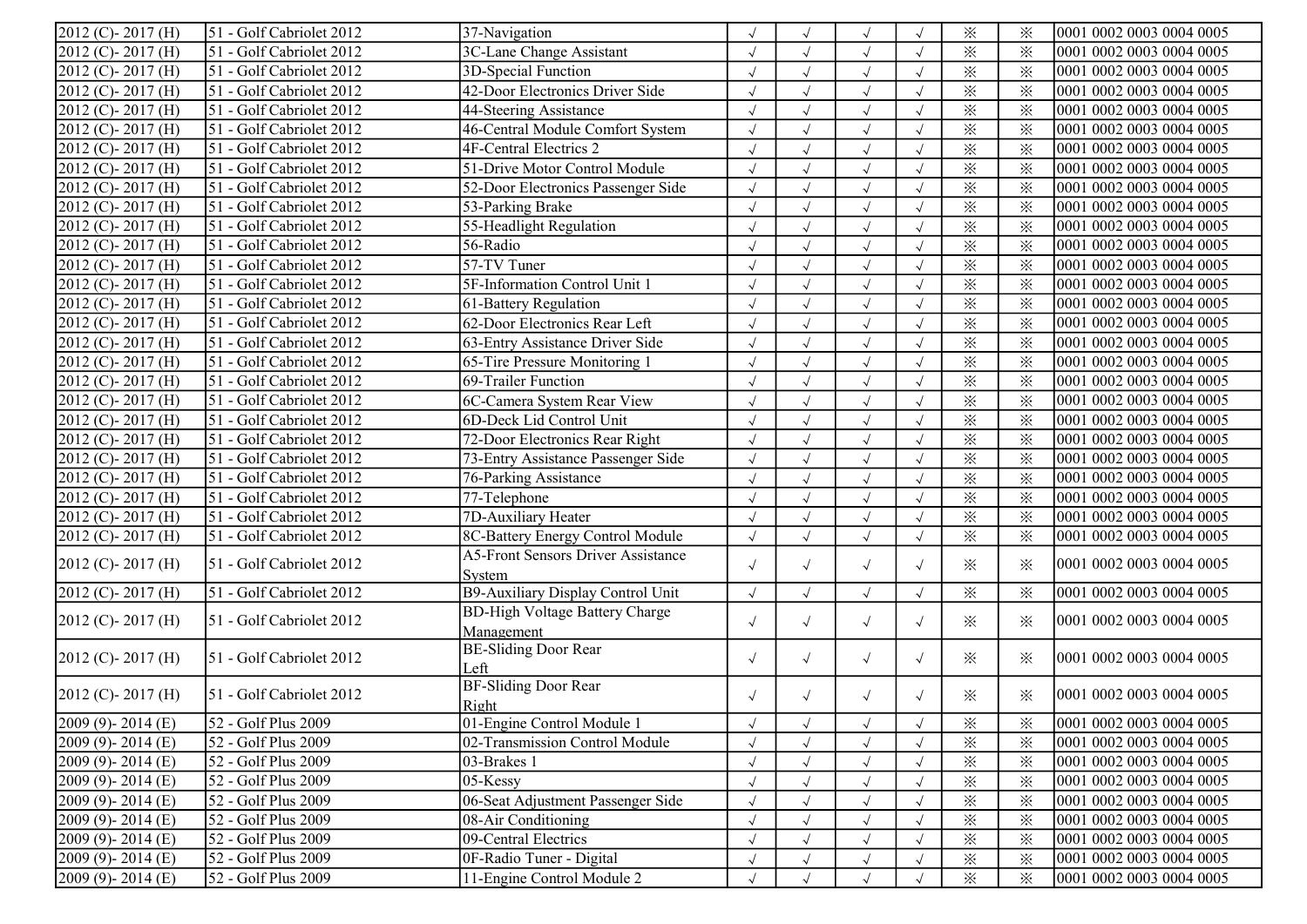| | | | | | | | | | |
|---|---|---|---|---|---|---|---|---|---|
| 2012 (C)- 2017 (H) | 51 - Golf Cabriolet 2012 | 37-Navigation | √ | √ | √ | √ | ※ | ※ | 0001 0002 0003 0004 0005 |
| 2012 (C)- 2017 (H) | 51 - Golf Cabriolet 2012 | 3C-Lane Change Assistant | √ | √ | √ | √ | ※ | ※ | 0001 0002 0003 0004 0005 |
| 2012 (C)- 2017 (H) | 51 - Golf Cabriolet 2012 | 3D-Special Function | √ | √ | √ | √ | ※ | ※ | 0001 0002 0003 0004 0005 |
| 2012 (C)- 2017 (H) | 51 - Golf Cabriolet 2012 | 42-Door Electronics Driver Side | √ | √ | √ | √ | ※ | ※ | 0001 0002 0003 0004 0005 |
| 2012 (C)- 2017 (H) | 51 - Golf Cabriolet 2012 | 44-Steering Assistance | √ | √ | √ | √ | ※ | ※ | 0001 0002 0003 0004 0005 |
| 2012 (C)- 2017 (H) | 51 - Golf Cabriolet 2012 | 46-Central Module Comfort System | √ | √ | √ | √ | ※ | ※ | 0001 0002 0003 0004 0005 |
| 2012 (C)- 2017 (H) | 51 - Golf Cabriolet 2012 | 4F-Central Electrics 2 | √ | √ | √ | √ | ※ | ※ | 0001 0002 0003 0004 0005 |
| 2012 (C)- 2017 (H) | 51 - Golf Cabriolet 2012 | 51-Drive Motor Control Module | √ | √ | √ | √ | ※ | ※ | 0001 0002 0003 0004 0005 |
| 2012 (C)- 2017 (H) | 51 - Golf Cabriolet 2012 | 52-Door Electronics Passenger Side | √ | √ | √ | √ | ※ | ※ | 0001 0002 0003 0004 0005 |
| 2012 (C)- 2017 (H) | 51 - Golf Cabriolet 2012 | 53-Parking Brake | √ | √ | √ | √ | ※ | ※ | 0001 0002 0003 0004 0005 |
| 2012 (C)- 2017 (H) | 51 - Golf Cabriolet 2012 | 55-Headlight Regulation | √ | √ | √ | √ | ※ | ※ | 0001 0002 0003 0004 0005 |
| 2012 (C)- 2017 (H) | 51 - Golf Cabriolet 2012 | 56-Radio | √ | √ | √ | √ | ※ | ※ | 0001 0002 0003 0004 0005 |
| 2012 (C)- 2017 (H) | 51 - Golf Cabriolet 2012 | 57-TV Tuner | √ | √ | √ | √ | ※ | ※ | 0001 0002 0003 0004 0005 |
| 2012 (C)- 2017 (H) | 51 - Golf Cabriolet 2012 | 5F-Information Control Unit 1 | √ | √ | √ | √ | ※ | ※ | 0001 0002 0003 0004 0005 |
| 2012 (C)- 2017 (H) | 51 - Golf Cabriolet 2012 | 61-Battery Regulation | √ | √ | √ | √ | ※ | ※ | 0001 0002 0003 0004 0005 |
| 2012 (C)- 2017 (H) | 51 - Golf Cabriolet 2012 | 62-Door Electronics Rear Left | √ | √ | √ | √ | ※ | ※ | 0001 0002 0003 0004 0005 |
| 2012 (C)- 2017 (H) | 51 - Golf Cabriolet 2012 | 63-Entry Assistance Driver Side | √ | √ | √ | √ | ※ | ※ | 0001 0002 0003 0004 0005 |
| 2012 (C)- 2017 (H) | 51 - Golf Cabriolet 2012 | 65-Tire Pressure Monitoring 1 | √ | √ | √ | √ | ※ | ※ | 0001 0002 0003 0004 0005 |
| 2012 (C)- 2017 (H) | 51 - Golf Cabriolet 2012 | 69-Trailer Function | √ | √ | √ | √ | ※ | ※ | 0001 0002 0003 0004 0005 |
| 2012 (C)- 2017 (H) | 51 - Golf Cabriolet 2012 | 6C-Camera System Rear View | √ | √ | √ | √ | ※ | ※ | 0001 0002 0003 0004 0005 |
| 2012 (C)- 2017 (H) | 51 - Golf Cabriolet 2012 | 6D-Deck Lid Control Unit | √ | √ | √ | √ | ※ | ※ | 0001 0002 0003 0004 0005 |
| 2012 (C)- 2017 (H) | 51 - Golf Cabriolet 2012 | 72-Door Electronics Rear Right | √ | √ | √ | √ | ※ | ※ | 0001 0002 0003 0004 0005 |
| 2012 (C)- 2017 (H) | 51 - Golf Cabriolet 2012 | 73-Entry Assistance Passenger Side | √ | √ | √ | √ | ※ | ※ | 0001 0002 0003 0004 0005 |
| 2012 (C)- 2017 (H) | 51 - Golf Cabriolet 2012 | 76-Parking Assistance | √ | √ | √ | √ | ※ | ※ | 0001 0002 0003 0004 0005 |
| 2012 (C)- 2017 (H) | 51 - Golf Cabriolet 2012 | 77-Telephone | √ | √ | √ | √ | ※ | ※ | 0001 0002 0003 0004 0005 |
| 2012 (C)- 2017 (H) | 51 - Golf Cabriolet 2012 | 7D-Auxiliary Heater | √ | √ | √ | √ | ※ | ※ | 0001 0002 0003 0004 0005 |
| 2012 (C)- 2017 (H) | 51 - Golf Cabriolet 2012 | 8C-Battery Energy Control Module | √ | √ | √ | √ | ※ | ※ | 0001 0002 0003 0004 0005 |
| 2012 (C)- 2017 (H) | 51 - Golf Cabriolet 2012 | A5-Front Sensors Driver Assistance System | √ | √ | √ | √ | ※ | ※ | 0001 0002 0003 0004 0005 |
| 2012 (C)- 2017 (H) | 51 - Golf Cabriolet 2012 | B9-Auxiliary Display Control Unit | √ | √ | √ | √ | ※ | ※ | 0001 0002 0003 0004 0005 |
| 2012 (C)- 2017 (H) | 51 - Golf Cabriolet 2012 | BD-High Voltage Battery Charge Management | √ | √ | √ | √ | ※ | ※ | 0001 0002 0003 0004 0005 |
| 2012 (C)- 2017 (H) | 51 - Golf Cabriolet 2012 | BE-Sliding Door Rear Left | √ | √ | √ | √ | ※ | ※ | 0001 0002 0003 0004 0005 |
| 2012 (C)- 2017 (H) | 51 - Golf Cabriolet 2012 | BF-Sliding Door Rear Right | √ | √ | √ | √ | ※ | ※ | 0001 0002 0003 0004 0005 |
| 2009 (9)- 2014 (E) | 52 - Golf Plus 2009 | 01-Engine Control Module 1 | √ | √ | √ | √ | ※ | ※ | 0001 0002 0003 0004 0005 |
| 2009 (9)- 2014 (E) | 52 - Golf Plus 2009 | 02-Transmission Control Module | √ | √ | √ | √ | ※ | ※ | 0001 0002 0003 0004 0005 |
| 2009 (9)- 2014 (E) | 52 - Golf Plus 2009 | 03-Brakes 1 | √ | √ | √ | √ | ※ | ※ | 0001 0002 0003 0004 0005 |
| 2009 (9)- 2014 (E) | 52 - Golf Plus 2009 | 05-Kessy | √ | √ | √ | √ | ※ | ※ | 0001 0002 0003 0004 0005 |
| 2009 (9)- 2014 (E) | 52 - Golf Plus 2009 | 06-Seat Adjustment Passenger Side | √ | √ | √ | √ | ※ | ※ | 0001 0002 0003 0004 0005 |
| 2009 (9)- 2014 (E) | 52 - Golf Plus 2009 | 08-Air Conditioning | √ | √ | √ | √ | ※ | ※ | 0001 0002 0003 0004 0005 |
| 2009 (9)- 2014 (E) | 52 - Golf Plus 2009 | 09-Central Electrics | √ | √ | √ | √ | ※ | ※ | 0001 0002 0003 0004 0005 |
| 2009 (9)- 2014 (E) | 52 - Golf Plus 2009 | 0F-Radio Tuner - Digital | √ | √ | √ | √ | ※ | ※ | 0001 0002 0003 0004 0005 |
| 2009 (9)- 2014 (E) | 52 - Golf Plus 2009 | 11-Engine Control Module 2 | √ | √ | √ | √ | ※ | ※ | 0001 0002 0003 0004 0005 |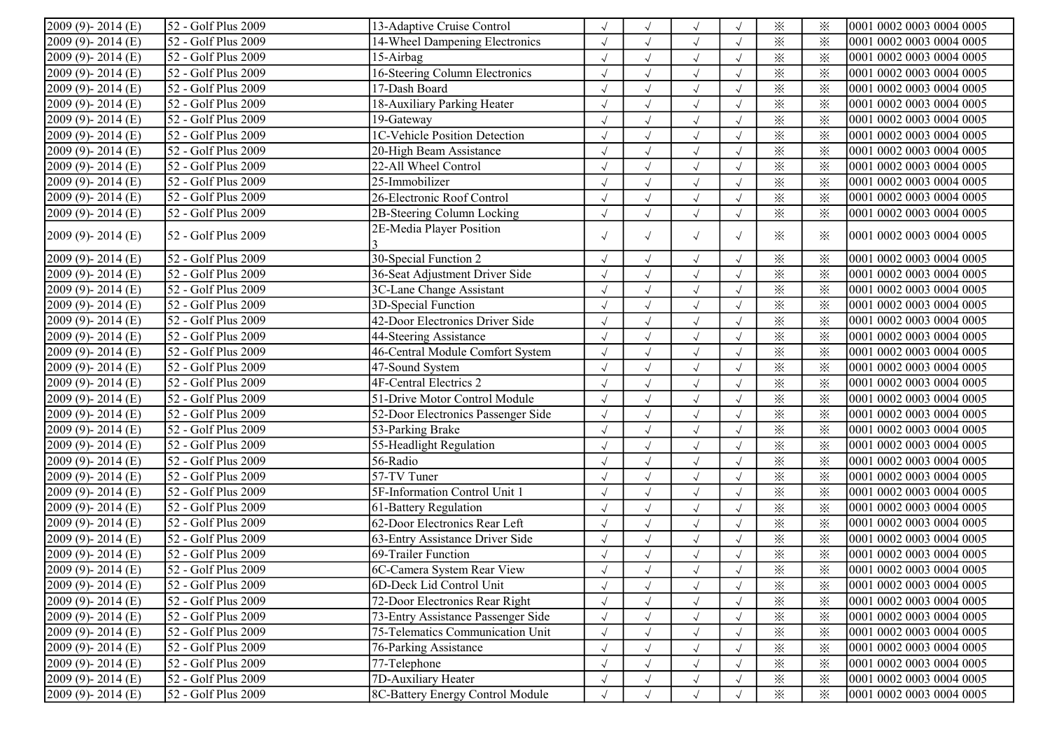| | | | | | | | | | |
|---|---|---|---|---|---|---|---|---|---|
| 2009 (9)- 2014 (E) | 52 - Golf Plus 2009 | 13-Adaptive Cruise Control | √ | √ | √ | √ | ※ | ※ | 0001 0002 0003 0004 0005 |
| 2009 (9)- 2014 (E) | 52 - Golf Plus 2009 | 14-Wheel Dampening Electronics | √ | √ | √ | √ | ※ | ※ | 0001 0002 0003 0004 0005 |
| 2009 (9)- 2014 (E) | 52 - Golf Plus 2009 | 15-Airbag | √ | √ | √ | √ | ※ | ※ | 0001 0002 0003 0004 0005 |
| 2009 (9)- 2014 (E) | 52 - Golf Plus 2009 | 16-Steering Column Electronics | √ | √ | √ | √ | ※ | ※ | 0001 0002 0003 0004 0005 |
| 2009 (9)- 2014 (E) | 52 - Golf Plus 2009 | 17-Dash Board | √ | √ | √ | √ | ※ | ※ | 0001 0002 0003 0004 0005 |
| 2009 (9)- 2014 (E) | 52 - Golf Plus 2009 | 18-Auxiliary Parking Heater | √ | √ | √ | √ | ※ | ※ | 0001 0002 0003 0004 0005 |
| 2009 (9)- 2014 (E) | 52 - Golf Plus 2009 | 19-Gateway | √ | √ | √ | √ | ※ | ※ | 0001 0002 0003 0004 0005 |
| 2009 (9)- 2014 (E) | 52 - Golf Plus 2009 | 1C-Vehicle Position Detection | √ | √ | √ | √ | ※ | ※ | 0001 0002 0003 0004 0005 |
| 2009 (9)- 2014 (E) | 52 - Golf Plus 2009 | 20-High Beam Assistance | √ | √ | √ | √ | ※ | ※ | 0001 0002 0003 0004 0005 |
| 2009 (9)- 2014 (E) | 52 - Golf Plus 2009 | 22-All Wheel Control | √ | √ | √ | √ | ※ | ※ | 0001 0002 0003 0004 0005 |
| 2009 (9)- 2014 (E) | 52 - Golf Plus 2009 | 25-Immobilizer | √ | √ | √ | √ | ※ | ※ | 0001 0002 0003 0004 0005 |
| 2009 (9)- 2014 (E) | 52 - Golf Plus 2009 | 26-Electronic Roof Control | √ | √ | √ | √ | ※ | ※ | 0001 0002 0003 0004 0005 |
| 2009 (9)- 2014 (E) | 52 - Golf Plus 2009 | 2B-Steering Column Locking | √ | √ | √ | √ | ※ | ※ | 0001 0002 0003 0004 0005 |
| 2009 (9)- 2014 (E) | 52 - Golf Plus 2009 | 2E-Media Player Position 3 | √ | √ | √ | √ | ※ | ※ | 0001 0002 0003 0004 0005 |
| 2009 (9)- 2014 (E) | 52 - Golf Plus 2009 | 30-Special Function 2 | √ | √ | √ | √ | ※ | ※ | 0001 0002 0003 0004 0005 |
| 2009 (9)- 2014 (E) | 52 - Golf Plus 2009 | 36-Seat Adjustment Driver Side | √ | √ | √ | √ | ※ | ※ | 0001 0002 0003 0004 0005 |
| 2009 (9)- 2014 (E) | 52 - Golf Plus 2009 | 3C-Lane Change Assistant | √ | √ | √ | √ | ※ | ※ | 0001 0002 0003 0004 0005 |
| 2009 (9)- 2014 (E) | 52 - Golf Plus 2009 | 3D-Special Function | √ | √ | √ | √ | ※ | ※ | 0001 0002 0003 0004 0005 |
| 2009 (9)- 2014 (E) | 52 - Golf Plus 2009 | 42-Door Electronics Driver Side | √ | √ | √ | √ | ※ | ※ | 0001 0002 0003 0004 0005 |
| 2009 (9)- 2014 (E) | 52 - Golf Plus 2009 | 44-Steering Assistance | √ | √ | √ | √ | ※ | ※ | 0001 0002 0003 0004 0005 |
| 2009 (9)- 2014 (E) | 52 - Golf Plus 2009 | 46-Central Module Comfort System | √ | √ | √ | √ | ※ | ※ | 0001 0002 0003 0004 0005 |
| 2009 (9)- 2014 (E) | 52 - Golf Plus 2009 | 47-Sound System | √ | √ | √ | √ | ※ | ※ | 0001 0002 0003 0004 0005 |
| 2009 (9)- 2014 (E) | 52 - Golf Plus 2009 | 4F-Central Electrics 2 | √ | √ | √ | √ | ※ | ※ | 0001 0002 0003 0004 0005 |
| 2009 (9)- 2014 (E) | 52 - Golf Plus 2009 | 51-Drive Motor Control Module | √ | √ | √ | √ | ※ | ※ | 0001 0002 0003 0004 0005 |
| 2009 (9)- 2014 (E) | 52 - Golf Plus 2009 | 52-Door Electronics Passenger Side | √ | √ | √ | √ | ※ | ※ | 0001 0002 0003 0004 0005 |
| 2009 (9)- 2014 (E) | 52 - Golf Plus 2009 | 53-Parking Brake | √ | √ | √ | √ | ※ | ※ | 0001 0002 0003 0004 0005 |
| 2009 (9)- 2014 (E) | 52 - Golf Plus 2009 | 55-Headlight Regulation | √ | √ | √ | √ | ※ | ※ | 0001 0002 0003 0004 0005 |
| 2009 (9)- 2014 (E) | 52 - Golf Plus 2009 | 56-Radio | √ | √ | √ | √ | ※ | ※ | 0001 0002 0003 0004 0005 |
| 2009 (9)- 2014 (E) | 52 - Golf Plus 2009 | 57-TV Tuner | √ | √ | √ | √ | ※ | ※ | 0001 0002 0003 0004 0005 |
| 2009 (9)- 2014 (E) | 52 - Golf Plus 2009 | 5F-Information Control Unit 1 | √ | √ | √ | √ | ※ | ※ | 0001 0002 0003 0004 0005 |
| 2009 (9)- 2014 (E) | 52 - Golf Plus 2009 | 61-Battery Regulation | √ | √ | √ | √ | ※ | ※ | 0001 0002 0003 0004 0005 |
| 2009 (9)- 2014 (E) | 52 - Golf Plus 2009 | 62-Door Electronics Rear Left | √ | √ | √ | √ | ※ | ※ | 0001 0002 0003 0004 0005 |
| 2009 (9)- 2014 (E) | 52 - Golf Plus 2009 | 63-Entry Assistance Driver Side | √ | √ | √ | √ | ※ | ※ | 0001 0002 0003 0004 0005 |
| 2009 (9)- 2014 (E) | 52 - Golf Plus 2009 | 69-Trailer Function | √ | √ | √ | √ | ※ | ※ | 0001 0002 0003 0004 0005 |
| 2009 (9)- 2014 (E) | 52 - Golf Plus 2009 | 6C-Camera System Rear View | √ | √ | √ | √ | ※ | ※ | 0001 0002 0003 0004 0005 |
| 2009 (9)- 2014 (E) | 52 - Golf Plus 2009 | 6D-Deck Lid Control Unit | √ | √ | √ | √ | ※ | ※ | 0001 0002 0003 0004 0005 |
| 2009 (9)- 2014 (E) | 52 - Golf Plus 2009 | 72-Door Electronics Rear Right | √ | √ | √ | √ | ※ | ※ | 0001 0002 0003 0004 0005 |
| 2009 (9)- 2014 (E) | 52 - Golf Plus 2009 | 73-Entry Assistance Passenger Side | √ | √ | √ | √ | ※ | ※ | 0001 0002 0003 0004 0005 |
| 2009 (9)- 2014 (E) | 52 - Golf Plus 2009 | 75-Telematics Communication Unit | √ | √ | √ | √ | ※ | ※ | 0001 0002 0003 0004 0005 |
| 2009 (9)- 2014 (E) | 52 - Golf Plus 2009 | 76-Parking Assistance | √ | √ | √ | √ | ※ | ※ | 0001 0002 0003 0004 0005 |
| 2009 (9)- 2014 (E) | 52 - Golf Plus 2009 | 77-Telephone | √ | √ | √ | √ | ※ | ※ | 0001 0002 0003 0004 0005 |
| 2009 (9)- 2014 (E) | 52 - Golf Plus 2009 | 7D-Auxiliary Heater | √ | √ | √ | √ | ※ | ※ | 0001 0002 0003 0004 0005 |
| 2009 (9)- 2014 (E) | 52 - Golf Plus 2009 | 8C-Battery Energy Control Module | √ | √ | √ | √ | ※ | ※ | 0001 0002 0003 0004 0005 |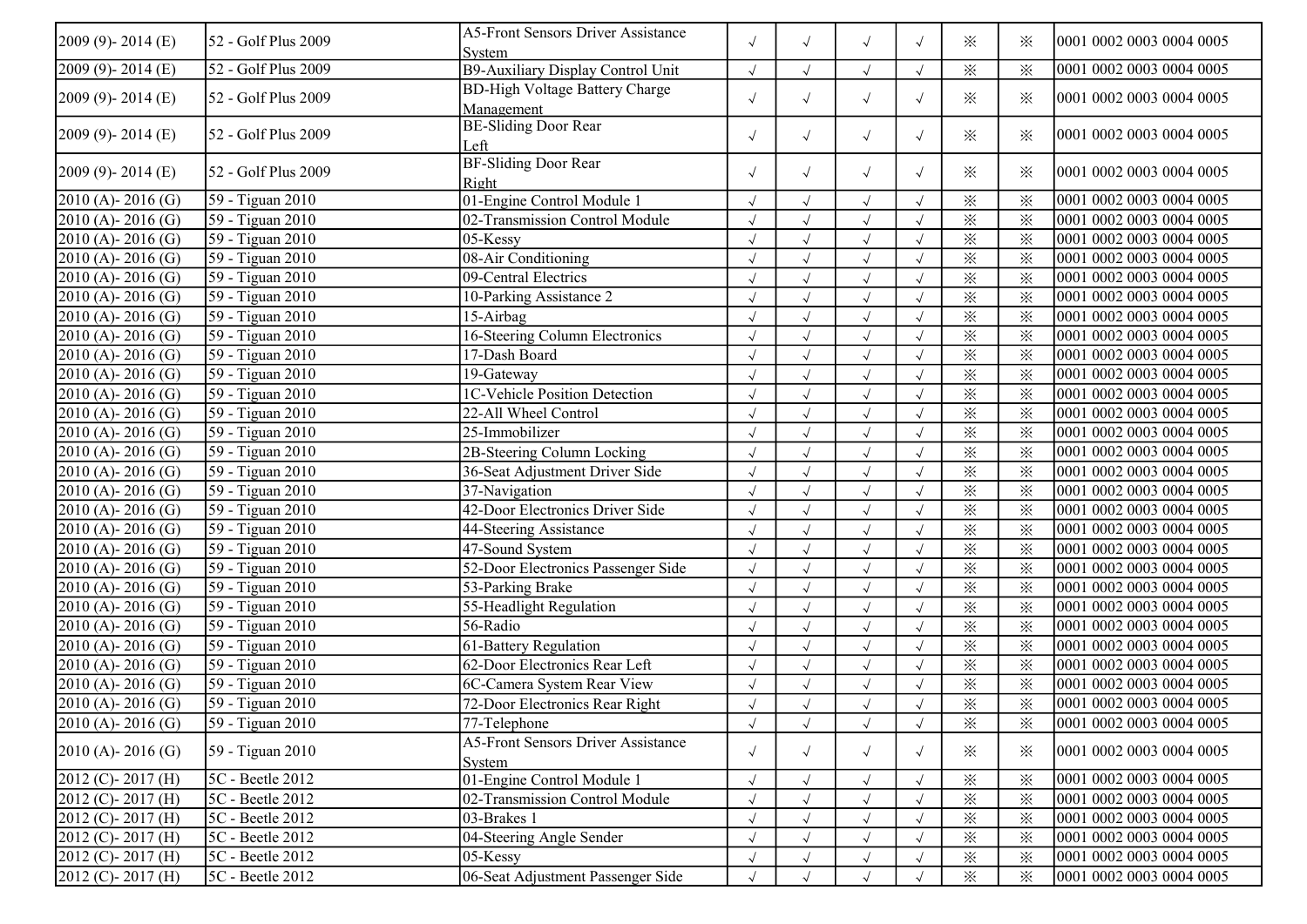| 2009 (9)- 2014 (E) | 52 - Golf Plus 2009 | A5-Front Sensors Driver Assistance System | √ | √ | √ | √ | ※ | ※ | 0001 0002 0003 0004 0005 |
|---|---|---|---|---|---|---|---|---|---|
| 2009 (9)- 2014 (E) | 52 - Golf Plus 2009 | B9-Auxiliary Display Control Unit | √ | √ | √ | √ | ※ | ※ | 0001 0002 0003 0004 0005 |
| 2009 (9)- 2014 (E) | 52 - Golf Plus 2009 | BD-High Voltage Battery Charge Management | √ | √ | √ | √ | ※ | ※ | 0001 0002 0003 0004 0005 |
| 2009 (9)- 2014 (E) | 52 - Golf Plus 2009 | BE-Sliding Door Rear Left | √ | √ | √ | √ | ※ | ※ | 0001 0002 0003 0004 0005 |
| 2009 (9)- 2014 (E) | 52 - Golf Plus 2009 | BF-Sliding Door Rear Right | √ | √ | √ | √ | ※ | ※ | 0001 0002 0003 0004 0005 |
| 2010 (A)- 2016 (G) | 59 - Tiguan 2010 | 01-Engine Control Module 1 | √ | √ | √ | √ | ※ | ※ | 0001 0002 0003 0004 0005 |
| 2010 (A)- 2016 (G) | 59 - Tiguan 2010 | 02-Transmission Control Module | √ | √ | √ | √ | ※ | ※ | 0001 0002 0003 0004 0005 |
| 2010 (A)- 2016 (G) | 59 - Tiguan 2010 | 05-Kessy | √ | √ | √ | √ | ※ | ※ | 0001 0002 0003 0004 0005 |
| 2010 (A)- 2016 (G) | 59 - Tiguan 2010 | 08-Air Conditioning | √ | √ | √ | √ | ※ | ※ | 0001 0002 0003 0004 0005 |
| 2010 (A)- 2016 (G) | 59 - Tiguan 2010 | 09-Central Electrics | √ | √ | √ | √ | ※ | ※ | 0001 0002 0003 0004 0005 |
| 2010 (A)- 2016 (G) | 59 - Tiguan 2010 | 10-Parking Assistance 2 | √ | √ | √ | √ | ※ | ※ | 0001 0002 0003 0004 0005 |
| 2010 (A)- 2016 (G) | 59 - Tiguan 2010 | 15-Airbag | √ | √ | √ | √ | ※ | ※ | 0001 0002 0003 0004 0005 |
| 2010 (A)- 2016 (G) | 59 - Tiguan 2010 | 16-Steering Column Electronics | √ | √ | √ | √ | ※ | ※ | 0001 0002 0003 0004 0005 |
| 2010 (A)- 2016 (G) | 59 - Tiguan 2010 | 17-Dash Board | √ | √ | √ | √ | ※ | ※ | 0001 0002 0003 0004 0005 |
| 2010 (A)- 2016 (G) | 59 - Tiguan 2010 | 19-Gateway | √ | √ | √ | √ | ※ | ※ | 0001 0002 0003 0004 0005 |
| 2010 (A)- 2016 (G) | 59 - Tiguan 2010 | 1C-Vehicle Position Detection | √ | √ | √ | √ | ※ | ※ | 0001 0002 0003 0004 0005 |
| 2010 (A)- 2016 (G) | 59 - Tiguan 2010 | 22-All Wheel Control | √ | √ | √ | √ | ※ | ※ | 0001 0002 0003 0004 0005 |
| 2010 (A)- 2016 (G) | 59 - Tiguan 2010 | 25-Immobilizer | √ | √ | √ | √ | ※ | ※ | 0001 0002 0003 0004 0005 |
| 2010 (A)- 2016 (G) | 59 - Tiguan 2010 | 2B-Steering Column Locking | √ | √ | √ | √ | ※ | ※ | 0001 0002 0003 0004 0005 |
| 2010 (A)- 2016 (G) | 59 - Tiguan 2010 | 36-Seat Adjustment Driver Side | √ | √ | √ | √ | ※ | ※ | 0001 0002 0003 0004 0005 |
| 2010 (A)- 2016 (G) | 59 - Tiguan 2010 | 37-Navigation | √ | √ | √ | √ | ※ | ※ | 0001 0002 0003 0004 0005 |
| 2010 (A)- 2016 (G) | 59 - Tiguan 2010 | 42-Door Electronics Driver Side | √ | √ | √ | √ | ※ | ※ | 0001 0002 0003 0004 0005 |
| 2010 (A)- 2016 (G) | 59 - Tiguan 2010 | 44-Steering Assistance | √ | √ | √ | √ | ※ | ※ | 0001 0002 0003 0004 0005 |
| 2010 (A)- 2016 (G) | 59 - Tiguan 2010 | 47-Sound System | √ | √ | √ | √ | ※ | ※ | 0001 0002 0003 0004 0005 |
| 2010 (A)- 2016 (G) | 59 - Tiguan 2010 | 52-Door Electronics Passenger Side | √ | √ | √ | √ | ※ | ※ | 0001 0002 0003 0004 0005 |
| 2010 (A)- 2016 (G) | 59 - Tiguan 2010 | 53-Parking Brake | √ | √ | √ | √ | ※ | ※ | 0001 0002 0003 0004 0005 |
| 2010 (A)- 2016 (G) | 59 - Tiguan 2010 | 55-Headlight Regulation | √ | √ | √ | √ | ※ | ※ | 0001 0002 0003 0004 0005 |
| 2010 (A)- 2016 (G) | 59 - Tiguan 2010 | 56-Radio | √ | √ | √ | √ | ※ | ※ | 0001 0002 0003 0004 0005 |
| 2010 (A)- 2016 (G) | 59 - Tiguan 2010 | 61-Battery Regulation | √ | √ | √ | √ | ※ | ※ | 0001 0002 0003 0004 0005 |
| 2010 (A)- 2016 (G) | 59 - Tiguan 2010 | 62-Door Electronics Rear Left | √ | √ | √ | √ | ※ | ※ | 0001 0002 0003 0004 0005 |
| 2010 (A)- 2016 (G) | 59 - Tiguan 2010 | 6C-Camera System Rear View | √ | √ | √ | √ | ※ | ※ | 0001 0002 0003 0004 0005 |
| 2010 (A)- 2016 (G) | 59 - Tiguan 2010 | 72-Door Electronics Rear Right | √ | √ | √ | √ | ※ | ※ | 0001 0002 0003 0004 0005 |
| 2010 (A)- 2016 (G) | 59 - Tiguan 2010 | 77-Telephone | √ | √ | √ | √ | ※ | ※ | 0001 0002 0003 0004 0005 |
| 2010 (A)- 2016 (G) | 59 - Tiguan 2010 | A5-Front Sensors Driver Assistance System | √ | √ | √ | √ | ※ | ※ | 0001 0002 0003 0004 0005 |
| 2012 (C)- 2017 (H) | 5C - Beetle 2012 | 01-Engine Control Module 1 | √ | √ | √ | √ | ※ | ※ | 0001 0002 0003 0004 0005 |
| 2012 (C)- 2017 (H) | 5C - Beetle 2012 | 02-Transmission Control Module | √ | √ | √ | √ | ※ | ※ | 0001 0002 0003 0004 0005 |
| 2012 (C)- 2017 (H) | 5C - Beetle 2012 | 03-Brakes 1 | √ | √ | √ | √ | ※ | ※ | 0001 0002 0003 0004 0005 |
| 2012 (C)- 2017 (H) | 5C - Beetle 2012 | 04-Steering Angle Sender | √ | √ | √ | √ | ※ | ※ | 0001 0002 0003 0004 0005 |
| 2012 (C)- 2017 (H) | 5C - Beetle 2012 | 05-Kessy | √ | √ | √ | √ | ※ | ※ | 0001 0002 0003 0004 0005 |
| 2012 (C)- 2017 (H) | 5C - Beetle 2012 | 06-Seat Adjustment Passenger Side | √ | √ | √ | √ | ※ | ※ | 0001 0002 0003 0004 0005 |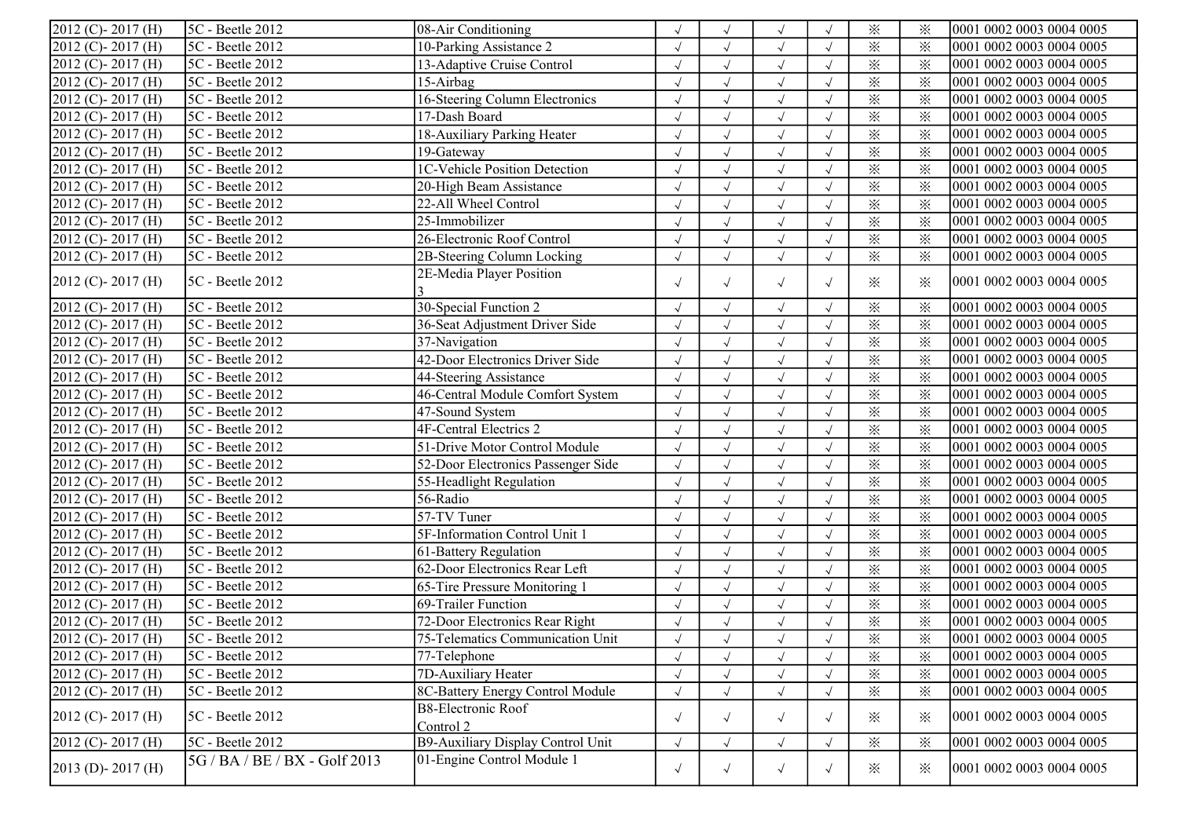| | | | | | | | | | |
|---|---|---|---|---|---|---|---|---|---|
| 2012 (C)- 2017 (H) | 5C - Beetle 2012 | 08-Air Conditioning | √ | √ | √ | √ | ※ | ※ | 0001 0002 0003 0004 0005 |
| 2012 (C)- 2017 (H) | 5C - Beetle 2012 | 10-Parking Assistance 2 | √ | √ | √ | √ | ※ | ※ | 0001 0002 0003 0004 0005 |
| 2012 (C)- 2017 (H) | 5C - Beetle 2012 | 13-Adaptive Cruise Control | √ | √ | √ | √ | ※ | ※ | 0001 0002 0003 0004 0005 |
| 2012 (C)- 2017 (H) | 5C - Beetle 2012 | 15-Airbag | √ | √ | √ | √ | ※ | ※ | 0001 0002 0003 0004 0005 |
| 2012 (C)- 2017 (H) | 5C - Beetle 2012 | 16-Steering Column Electronics | √ | √ | √ | √ | ※ | ※ | 0001 0002 0003 0004 0005 |
| 2012 (C)- 2017 (H) | 5C - Beetle 2012 | 17-Dash Board | √ | √ | √ | √ | ※ | ※ | 0001 0002 0003 0004 0005 |
| 2012 (C)- 2017 (H) | 5C - Beetle 2012 | 18-Auxiliary Parking Heater | √ | √ | √ | √ | ※ | ※ | 0001 0002 0003 0004 0005 |
| 2012 (C)- 2017 (H) | 5C - Beetle 2012 | 19-Gateway | √ | √ | √ | √ | ※ | ※ | 0001 0002 0003 0004 0005 |
| 2012 (C)- 2017 (H) | 5C - Beetle 2012 | 1C-Vehicle Position Detection | √ | √ | √ | √ | ※ | ※ | 0001 0002 0003 0004 0005 |
| 2012 (C)- 2017 (H) | 5C - Beetle 2012 | 20-High Beam Assistance | √ | √ | √ | √ | ※ | ※ | 0001 0002 0003 0004 0005 |
| 2012 (C)- 2017 (H) | 5C - Beetle 2012 | 22-All Wheel Control | √ | √ | √ | √ | ※ | ※ | 0001 0002 0003 0004 0005 |
| 2012 (C)- 2017 (H) | 5C - Beetle 2012 | 25-Immobilizer | √ | √ | √ | √ | ※ | ※ | 0001 0002 0003 0004 0005 |
| 2012 (C)- 2017 (H) | 5C - Beetle 2012 | 26-Electronic Roof Control | √ | √ | √ | √ | ※ | ※ | 0001 0002 0003 0004 0005 |
| 2012 (C)- 2017 (H) | 5C - Beetle 2012 | 2B-Steering Column Locking | √ | √ | √ | √ | ※ | ※ | 0001 0002 0003 0004 0005 |
| 2012 (C)- 2017 (H) | 5C - Beetle 2012 | 2E-Media Player Position 3 | √ | √ | √ | √ | ※ | ※ | 0001 0002 0003 0004 0005 |
| 2012 (C)- 2017 (H) | 5C - Beetle 2012 | 30-Special Function 2 | √ | √ | √ | √ | ※ | ※ | 0001 0002 0003 0004 0005 |
| 2012 (C)- 2017 (H) | 5C - Beetle 2012 | 36-Seat Adjustment Driver Side | √ | √ | √ | √ | ※ | ※ | 0001 0002 0003 0004 0005 |
| 2012 (C)- 2017 (H) | 5C - Beetle 2012 | 37-Navigation | √ | √ | √ | √ | ※ | ※ | 0001 0002 0003 0004 0005 |
| 2012 (C)- 2017 (H) | 5C - Beetle 2012 | 42-Door Electronics Driver Side | √ | √ | √ | √ | ※ | ※ | 0001 0002 0003 0004 0005 |
| 2012 (C)- 2017 (H) | 5C - Beetle 2012 | 44-Steering Assistance | √ | √ | √ | √ | ※ | ※ | 0001 0002 0003 0004 0005 |
| 2012 (C)- 2017 (H) | 5C - Beetle 2012 | 46-Central Module Comfort System | √ | √ | √ | √ | ※ | ※ | 0001 0002 0003 0004 0005 |
| 2012 (C)- 2017 (H) | 5C - Beetle 2012 | 47-Sound System | √ | √ | √ | √ | ※ | ※ | 0001 0002 0003 0004 0005 |
| 2012 (C)- 2017 (H) | 5C - Beetle 2012 | 4F-Central Electrics 2 | √ | √ | √ | √ | ※ | ※ | 0001 0002 0003 0004 0005 |
| 2012 (C)- 2017 (H) | 5C - Beetle 2012 | 51-Drive Motor Control Module | √ | √ | √ | √ | ※ | ※ | 0001 0002 0003 0004 0005 |
| 2012 (C)- 2017 (H) | 5C - Beetle 2012 | 52-Door Electronics Passenger Side | √ | √ | √ | √ | ※ | ※ | 0001 0002 0003 0004 0005 |
| 2012 (C)- 2017 (H) | 5C - Beetle 2012 | 55-Headlight Regulation | √ | √ | √ | √ | ※ | ※ | 0001 0002 0003 0004 0005 |
| 2012 (C)- 2017 (H) | 5C - Beetle 2012 | 56-Radio | √ | √ | √ | √ | ※ | ※ | 0001 0002 0003 0004 0005 |
| 2012 (C)- 2017 (H) | 5C - Beetle 2012 | 57-TV Tuner | √ | √ | √ | √ | ※ | ※ | 0001 0002 0003 0004 0005 |
| 2012 (C)- 2017 (H) | 5C - Beetle 2012 | 5F-Information Control Unit 1 | √ | √ | √ | √ | ※ | ※ | 0001 0002 0003 0004 0005 |
| 2012 (C)- 2017 (H) | 5C - Beetle 2012 | 61-Battery Regulation | √ | √ | √ | √ | ※ | ※ | 0001 0002 0003 0004 0005 |
| 2012 (C)- 2017 (H) | 5C - Beetle 2012 | 62-Door Electronics Rear Left | √ | √ | √ | √ | ※ | ※ | 0001 0002 0003 0004 0005 |
| 2012 (C)- 2017 (H) | 5C - Beetle 2012 | 65-Tire Pressure Monitoring 1 | √ | √ | √ | √ | ※ | ※ | 0001 0002 0003 0004 0005 |
| 2012 (C)- 2017 (H) | 5C - Beetle 2012 | 69-Trailer Function | √ | √ | √ | √ | ※ | ※ | 0001 0002 0003 0004 0005 |
| 2012 (C)- 2017 (H) | 5C - Beetle 2012 | 72-Door Electronics Rear Right | √ | √ | √ | √ | ※ | ※ | 0001 0002 0003 0004 0005 |
| 2012 (C)- 2017 (H) | 5C - Beetle 2012 | 75-Telematics Communication Unit | √ | √ | √ | √ | ※ | ※ | 0001 0002 0003 0004 0005 |
| 2012 (C)- 2017 (H) | 5C - Beetle 2012 | 77-Telephone | √ | √ | √ | √ | ※ | ※ | 0001 0002 0003 0004 0005 |
| 2012 (C)- 2017 (H) | 5C - Beetle 2012 | 7D-Auxiliary Heater | √ | √ | √ | √ | ※ | ※ | 0001 0002 0003 0004 0005 |
| 2012 (C)- 2017 (H) | 5C - Beetle 2012 | 8C-Battery Energy Control Module | √ | √ | √ | √ | ※ | ※ | 0001 0002 0003 0004 0005 |
| 2012 (C)- 2017 (H) | 5C - Beetle 2012 | B8-Electronic Roof Control 2 | √ | √ | √ | √ | ※ | ※ | 0001 0002 0003 0004 0005 |
| 2012 (C)- 2017 (H) | 5C - Beetle 2012 | B9-Auxiliary Display Control Unit | √ | √ | √ | √ | ※ | ※ | 0001 0002 0003 0004 0005 |
| 2013 (D)- 2017 (H) | 5G / BA / BE / BX - Golf 2013 | 01-Engine Control Module 1 | √ | √ | √ | √ | ※ | ※ | 0001 0002 0003 0004 0005 |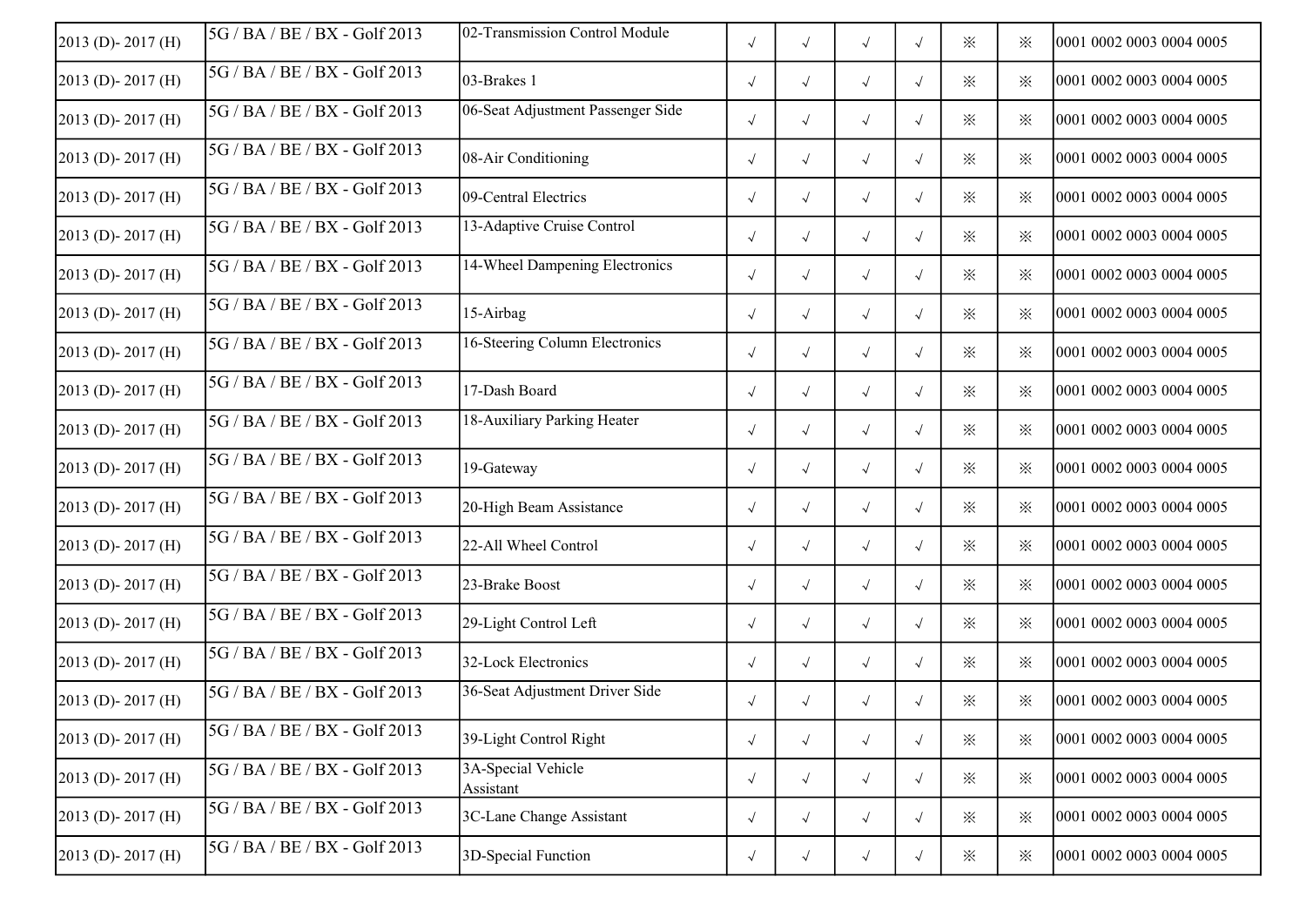| | | | | | | | | | |
|---|---|---|---|---|---|---|---|---|---|
| 2013 (D)- 2017 (H) | 5G / BA / BE / BX - Golf 2013 | 02-Transmission Control Module | √ | √ | √ | √ | ※ | ※ | 0001 0002 0003 0004 0005 |
| 2013 (D)- 2017 (H) | 5G / BA / BE / BX - Golf 2013 | 03-Brakes 1 | √ | √ | √ | √ | ※ | ※ | 0001 0002 0003 0004 0005 |
| 2013 (D)- 2017 (H) | 5G / BA / BE / BX - Golf 2013 | 06-Seat Adjustment Passenger Side | √ | √ | √ | √ | ※ | ※ | 0001 0002 0003 0004 0005 |
| 2013 (D)- 2017 (H) | 5G / BA / BE / BX - Golf 2013 | 08-Air Conditioning | √ | √ | √ | √ | ※ | ※ | 0001 0002 0003 0004 0005 |
| 2013 (D)- 2017 (H) | 5G / BA / BE / BX - Golf 2013 | 09-Central Electrics | √ | √ | √ | √ | ※ | ※ | 0001 0002 0003 0004 0005 |
| 2013 (D)- 2017 (H) | 5G / BA / BE / BX - Golf 2013 | 13-Adaptive Cruise Control | √ | √ | √ | √ | ※ | ※ | 0001 0002 0003 0004 0005 |
| 2013 (D)- 2017 (H) | 5G / BA / BE / BX - Golf 2013 | 14-Wheel Dampening Electronics | √ | √ | √ | √ | ※ | ※ | 0001 0002 0003 0004 0005 |
| 2013 (D)- 2017 (H) | 5G / BA / BE / BX - Golf 2013 | 15-Airbag | √ | √ | √ | √ | ※ | ※ | 0001 0002 0003 0004 0005 |
| 2013 (D)- 2017 (H) | 5G / BA / BE / BX - Golf 2013 | 16-Steering Column Electronics | √ | √ | √ | √ | ※ | ※ | 0001 0002 0003 0004 0005 |
| 2013 (D)- 2017 (H) | 5G / BA / BE / BX - Golf 2013 | 17-Dash Board | √ | √ | √ | √ | ※ | ※ | 0001 0002 0003 0004 0005 |
| 2013 (D)- 2017 (H) | 5G / BA / BE / BX - Golf 2013 | 18-Auxiliary Parking Heater | √ | √ | √ | √ | ※ | ※ | 0001 0002 0003 0004 0005 |
| 2013 (D)- 2017 (H) | 5G / BA / BE / BX - Golf 2013 | 19-Gateway | √ | √ | √ | √ | ※ | ※ | 0001 0002 0003 0004 0005 |
| 2013 (D)- 2017 (H) | 5G / BA / BE / BX - Golf 2013 | 20-High Beam Assistance | √ | √ | √ | √ | ※ | ※ | 0001 0002 0003 0004 0005 |
| 2013 (D)- 2017 (H) | 5G / BA / BE / BX - Golf 2013 | 22-All Wheel Control | √ | √ | √ | √ | ※ | ※ | 0001 0002 0003 0004 0005 |
| 2013 (D)- 2017 (H) | 5G / BA / BE / BX - Golf 2013 | 23-Brake Boost | √ | √ | √ | √ | ※ | ※ | 0001 0002 0003 0004 0005 |
| 2013 (D)- 2017 (H) | 5G / BA / BE / BX - Golf 2013 | 29-Light Control Left | √ | √ | √ | √ | ※ | ※ | 0001 0002 0003 0004 0005 |
| 2013 (D)- 2017 (H) | 5G / BA / BE / BX - Golf 2013 | 32-Lock Electronics | √ | √ | √ | √ | ※ | ※ | 0001 0002 0003 0004 0005 |
| 2013 (D)- 2017 (H) | 5G / BA / BE / BX - Golf 2013 | 36-Seat Adjustment Driver Side | √ | √ | √ | √ | ※ | ※ | 0001 0002 0003 0004 0005 |
| 2013 (D)- 2017 (H) | 5G / BA / BE / BX - Golf 2013 | 39-Light Control Right | √ | √ | √ | √ | ※ | ※ | 0001 0002 0003 0004 0005 |
| 2013 (D)- 2017 (H) | 5G / BA / BE / BX - Golf 2013 | 3A-Special Vehicle Assistant | √ | √ | √ | √ | ※ | ※ | 0001 0002 0003 0004 0005 |
| 2013 (D)- 2017 (H) | 5G / BA / BE / BX - Golf 2013 | 3C-Lane Change Assistant | √ | √ | √ | √ | ※ | ※ | 0001 0002 0003 0004 0005 |
| 2013 (D)- 2017 (H) | 5G / BA / BE / BX - Golf 2013 | 3D-Special Function | √ | √ | √ | √ | ※ | ※ | 0001 0002 0003 0004 0005 |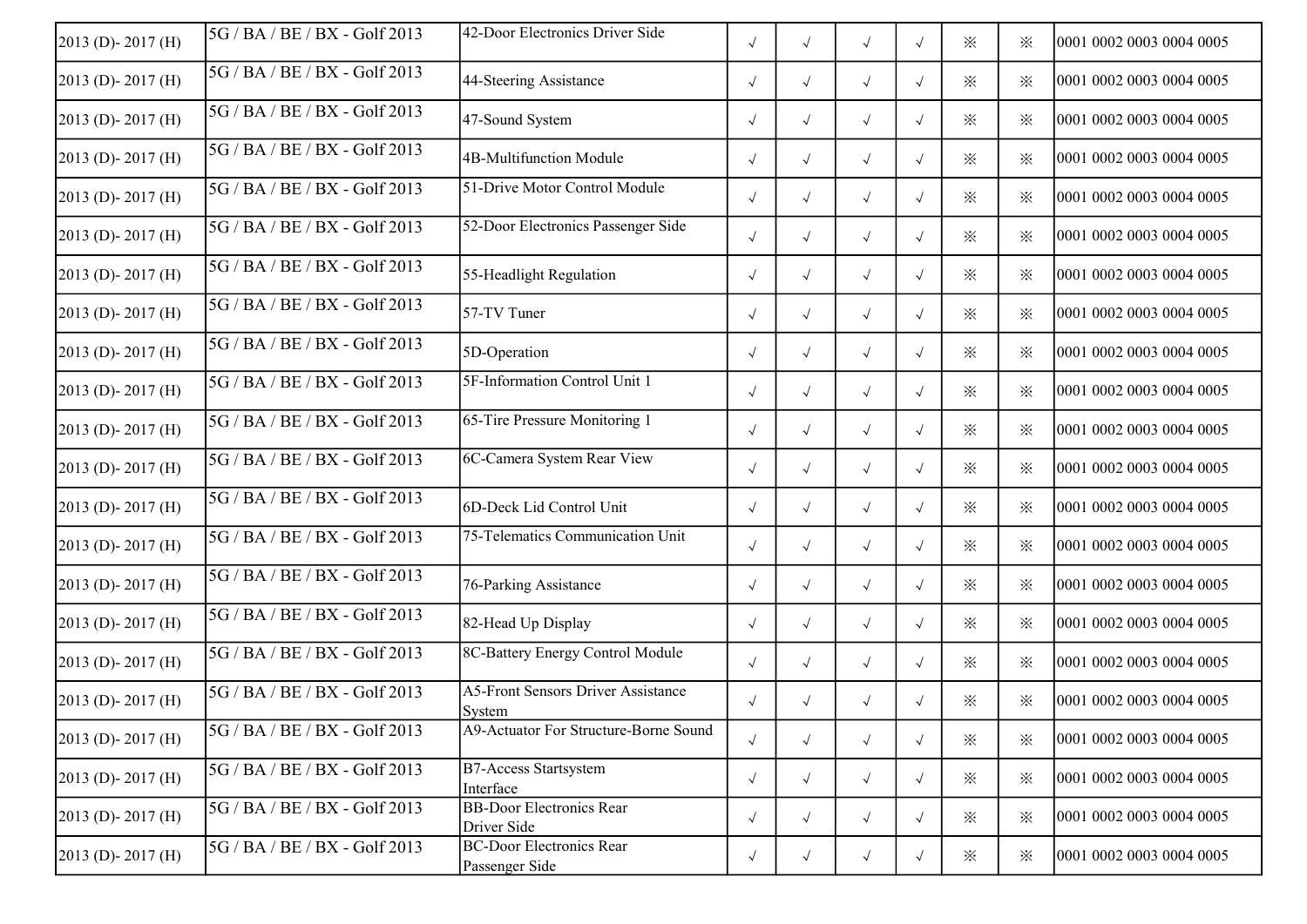| | | | | | | | | | |
|---|---|---|---|---|---|---|---|---|---|
| 2013 (D)- 2017 (H) | 5G / BA / BE / BX - Golf 2013 | 42-Door Electronics Driver Side | √ | √ | √ | √ | ※ | ※ | 0001 0002 0003 0004 0005 |
| 2013 (D)- 2017 (H) | 5G / BA / BE / BX - Golf 2013 | 44-Steering Assistance | √ | √ | √ | √ | ※ | ※ | 0001 0002 0003 0004 0005 |
| 2013 (D)- 2017 (H) | 5G / BA / BE / BX - Golf 2013 | 47-Sound System | √ | √ | √ | √ | ※ | ※ | 0001 0002 0003 0004 0005 |
| 2013 (D)- 2017 (H) | 5G / BA / BE / BX - Golf 2013 | 4B-Multifunction Module | √ | √ | √ | √ | ※ | ※ | 0001 0002 0003 0004 0005 |
| 2013 (D)- 2017 (H) | 5G / BA / BE / BX - Golf 2013 | 51-Drive Motor Control Module | √ | √ | √ | √ | ※ | ※ | 0001 0002 0003 0004 0005 |
| 2013 (D)- 2017 (H) | 5G / BA / BE / BX - Golf 2013 | 52-Door Electronics Passenger Side | √ | √ | √ | √ | ※ | ※ | 0001 0002 0003 0004 0005 |
| 2013 (D)- 2017 (H) | 5G / BA / BE / BX - Golf 2013 | 55-Headlight Regulation | √ | √ | √ | √ | ※ | ※ | 0001 0002 0003 0004 0005 |
| 2013 (D)- 2017 (H) | 5G / BA / BE / BX - Golf 2013 | 57-TV Tuner | √ | √ | √ | √ | ※ | ※ | 0001 0002 0003 0004 0005 |
| 2013 (D)- 2017 (H) | 5G / BA / BE / BX - Golf 2013 | 5D-Operation | √ | √ | √ | √ | ※ | ※ | 0001 0002 0003 0004 0005 |
| 2013 (D)- 2017 (H) | 5G / BA / BE / BX - Golf 2013 | 5F-Information Control Unit 1 | √ | √ | √ | √ | ※ | ※ | 0001 0002 0003 0004 0005 |
| 2013 (D)- 2017 (H) | 5G / BA / BE / BX - Golf 2013 | 65-Tire Pressure Monitoring 1 | √ | √ | √ | √ | ※ | ※ | 0001 0002 0003 0004 0005 |
| 2013 (D)- 2017 (H) | 5G / BA / BE / BX - Golf 2013 | 6C-Camera System Rear View | √ | √ | √ | √ | ※ | ※ | 0001 0002 0003 0004 0005 |
| 2013 (D)- 2017 (H) | 5G / BA / BE / BX - Golf 2013 | 6D-Deck Lid Control Unit | √ | √ | √ | √ | ※ | ※ | 0001 0002 0003 0004 0005 |
| 2013 (D)- 2017 (H) | 5G / BA / BE / BX - Golf 2013 | 75-Telematics Communication Unit | √ | √ | √ | √ | ※ | ※ | 0001 0002 0003 0004 0005 |
| 2013 (D)- 2017 (H) | 5G / BA / BE / BX - Golf 2013 | 76-Parking Assistance | √ | √ | √ | √ | ※ | ※ | 0001 0002 0003 0004 0005 |
| 2013 (D)- 2017 (H) | 5G / BA / BE / BX - Golf 2013 | 82-Head Up Display | √ | √ | √ | √ | ※ | ※ | 0001 0002 0003 0004 0005 |
| 2013 (D)- 2017 (H) | 5G / BA / BE / BX - Golf 2013 | 8C-Battery Energy Control Module | √ | √ | √ | √ | ※ | ※ | 0001 0002 0003 0004 0005 |
| 2013 (D)- 2017 (H) | 5G / BA / BE / BX - Golf 2013 | A5-Front Sensors Driver Assistance System | √ | √ | √ | √ | ※ | ※ | 0001 0002 0003 0004 0005 |
| 2013 (D)- 2017 (H) | 5G / BA / BE / BX - Golf 2013 | A9-Actuator For Structure-Borne Sound | √ | √ | √ | √ | ※ | ※ | 0001 0002 0003 0004 0005 |
| 2013 (D)- 2017 (H) | 5G / BA / BE / BX - Golf 2013 | B7-Access Startsystem Interface | √ | √ | √ | √ | ※ | ※ | 0001 0002 0003 0004 0005 |
| 2013 (D)- 2017 (H) | 5G / BA / BE / BX - Golf 2013 | BB-Door Electronics Rear Driver Side | √ | √ | √ | √ | ※ | ※ | 0001 0002 0003 0004 0005 |
| 2013 (D)- 2017 (H) | 5G / BA / BE / BX - Golf 2013 | BC-Door Electronics Rear Passenger Side | √ | √ | √ | √ | ※ | ※ | 0001 0002 0003 0004 0005 |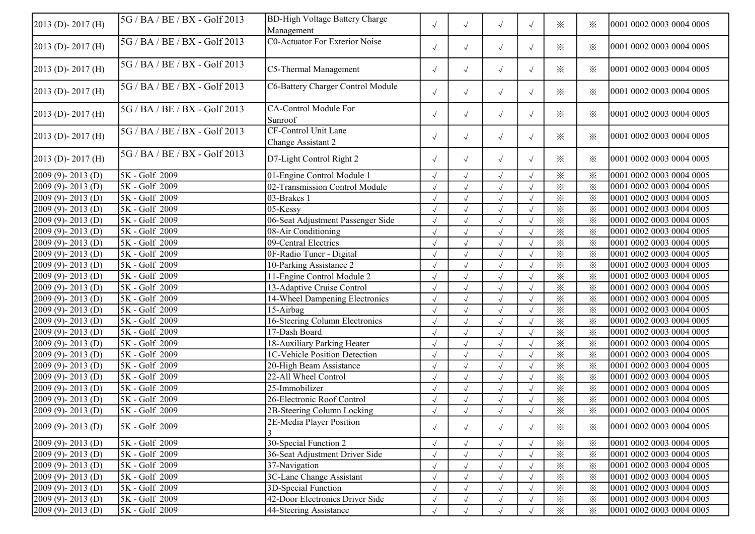| | | | | | | | | | |
|---|---|---|---|---|---|---|---|---|---|
| 2013 (D)- 2017 (H) | 5G / BA / BE / BX - Golf 2013 | BD-High Voltage Battery Charge Management | √ | √ | √ | √ | ※ | ※ | 0001 0002 0003 0004 0005 |
| 2013 (D)- 2017 (H) | 5G / BA / BE / BX - Golf 2013 | C0-Actuator For Exterior Noise | √ | √ | √ | √ | ※ | ※ | 0001 0002 0003 0004 0005 |
| 2013 (D)- 2017 (H) | 5G / BA / BE / BX - Golf 2013 | C5-Thermal Management | √ | √ | √ | √ | ※ | ※ | 0001 0002 0003 0004 0005 |
| 2013 (D)- 2017 (H) | 5G / BA / BE / BX - Golf 2013 | C6-Battery Charger Control Module | √ | √ | √ | √ | ※ | ※ | 0001 0002 0003 0004 0005 |
| 2013 (D)- 2017 (H) | 5G / BA / BE / BX - Golf 2013 | CA-Control Module For Sunroof | √ | √ | √ | √ | ※ | ※ | 0001 0002 0003 0004 0005 |
| 2013 (D)- 2017 (H) | 5G / BA / BE / BX - Golf 2013 | CF-Control Unit Lane Change Assistant 2 | √ | √ | √ | √ | ※ | ※ | 0001 0002 0003 0004 0005 |
| 2013 (D)- 2017 (H) | 5G / BA / BE / BX - Golf 2013 | D7-Light Control Right 2 | √ | √ | √ | √ | ※ | ※ | 0001 0002 0003 0004 0005 |
| 2009 (9)- 2013 (D) | 5K - Golf 2009 | 01-Engine Control Module 1 | √ | √ | √ | √ | ※ | ※ | 0001 0002 0003 0004 0005 |
| 2009 (9)- 2013 (D) | 5K - Golf 2009 | 02-Transmission Control Module | √ | √ | √ | √ | ※ | ※ | 0001 0002 0003 0004 0005 |
| 2009 (9)- 2013 (D) | 5K - Golf 2009 | 03-Brakes 1 | √ | √ | √ | √ | ※ | ※ | 0001 0002 0003 0004 0005 |
| 2009 (9)- 2013 (D) | 5K - Golf 2009 | 05-Kessy | √ | √ | √ | √ | ※ | ※ | 0001 0002 0003 0004 0005 |
| 2009 (9)- 2013 (D) | 5K - Golf 2009 | 06-Seat Adjustment Passenger Side | √ | √ | √ | √ | ※ | ※ | 0001 0002 0003 0004 0005 |
| 2009 (9)- 2013 (D) | 5K - Golf 2009 | 08-Air Conditioning | √ | √ | √ | √ | ※ | ※ | 0001 0002 0003 0004 0005 |
| 2009 (9)- 2013 (D) | 5K - Golf 2009 | 09-Central Electrics | √ | √ | √ | √ | ※ | ※ | 0001 0002 0003 0004 0005 |
| 2009 (9)- 2013 (D) | 5K - Golf 2009 | 0F-Radio Tuner - Digital | √ | √ | √ | √ | ※ | ※ | 0001 0002 0003 0004 0005 |
| 2009 (9)- 2013 (D) | 5K - Golf 2009 | 10-Parking Assistance 2 | √ | √ | √ | √ | ※ | ※ | 0001 0002 0003 0004 0005 |
| 2009 (9)- 2013 (D) | 5K - Golf 2009 | 11-Engine Control Module 2 | √ | √ | √ | √ | ※ | ※ | 0001 0002 0003 0004 0005 |
| 2009 (9)- 2013 (D) | 5K - Golf 2009 | 13-Adaptive Cruise Control | √ | √ | √ | √ | ※ | ※ | 0001 0002 0003 0004 0005 |
| 2009 (9)- 2013 (D) | 5K - Golf 2009 | 14-Wheel Dampening Electronics | √ | √ | √ | √ | ※ | ※ | 0001 0002 0003 0004 0005 |
| 2009 (9)- 2013 (D) | 5K - Golf 2009 | 15-Airbag | √ | √ | √ | √ | ※ | ※ | 0001 0002 0003 0004 0005 |
| 2009 (9)- 2013 (D) | 5K - Golf 2009 | 16-Steering Column Electronics | √ | √ | √ | √ | ※ | ※ | 0001 0002 0003 0004 0005 |
| 2009 (9)- 2013 (D) | 5K - Golf 2009 | 17-Dash Board | √ | √ | √ | √ | ※ | ※ | 0001 0002 0003 0004 0005 |
| 2009 (9)- 2013 (D) | 5K - Golf 2009 | 18-Auxiliary Parking Heater | √ | √ | √ | √ | ※ | ※ | 0001 0002 0003 0004 0005 |
| 2009 (9)- 2013 (D) | 5K - Golf 2009 | 1C-Vehicle Position Detection | √ | √ | √ | √ | ※ | ※ | 0001 0002 0003 0004 0005 |
| 2009 (9)- 2013 (D) | 5K - Golf 2009 | 20-High Beam Assistance | √ | √ | √ | √ | ※ | ※ | 0001 0002 0003 0004 0005 |
| 2009 (9)- 2013 (D) | 5K - Golf 2009 | 22-All Wheel Control | √ | √ | √ | √ | ※ | ※ | 0001 0002 0003 0004 0005 |
| 2009 (9)- 2013 (D) | 5K - Golf 2009 | 25-Immobilizer | √ | √ | √ | √ | ※ | ※ | 0001 0002 0003 0004 0005 |
| 2009 (9)- 2013 (D) | 5K - Golf 2009 | 26-Electronic Roof Control | √ | √ | √ | √ | ※ | ※ | 0001 0002 0003 0004 0005 |
| 2009 (9)- 2013 (D) | 5K - Golf 2009 | 2B-Steering Column Locking | √ | √ | √ | √ | ※ | ※ | 0001 0002 0003 0004 0005 |
| 2009 (9)- 2013 (D) | 5K - Golf 2009 | 2E-Media Player Position 3 | √ | √ | √ | √ | ※ | ※ | 0001 0002 0003 0004 0005 |
| 2009 (9)- 2013 (D) | 5K - Golf 2009 | 30-Special Function 2 | √ | √ | √ | √ | ※ | ※ | 0001 0002 0003 0004 0005 |
| 2009 (9)- 2013 (D) | 5K - Golf 2009 | 36-Seat Adjustment Driver Side | √ | √ | √ | √ | ※ | ※ | 0001 0002 0003 0004 0005 |
| 2009 (9)- 2013 (D) | 5K - Golf 2009 | 37-Navigation | √ | √ | √ | √ | ※ | ※ | 0001 0002 0003 0004 0005 |
| 2009 (9)- 2013 (D) | 5K - Golf 2009 | 3C-Lane Change Assistant | √ | √ | √ | √ | ※ | ※ | 0001 0002 0003 0004 0005 |
| 2009 (9)- 2013 (D) | 5K - Golf 2009 | 3D-Special Function | √ | √ | √ | √ | ※ | ※ | 0001 0002 0003 0004 0005 |
| 2009 (9)- 2013 (D) | 5K - Golf 2009 | 42-Door Electronics Driver Side | √ | √ | √ | √ | ※ | ※ | 0001 0002 0003 0004 0005 |
| 2009 (9)- 2013 (D) | 5K - Golf 2009 | 44-Steering Assistance | √ | √ | √ | √ | ※ | ※ | 0001 0002 0003 0004 0005 |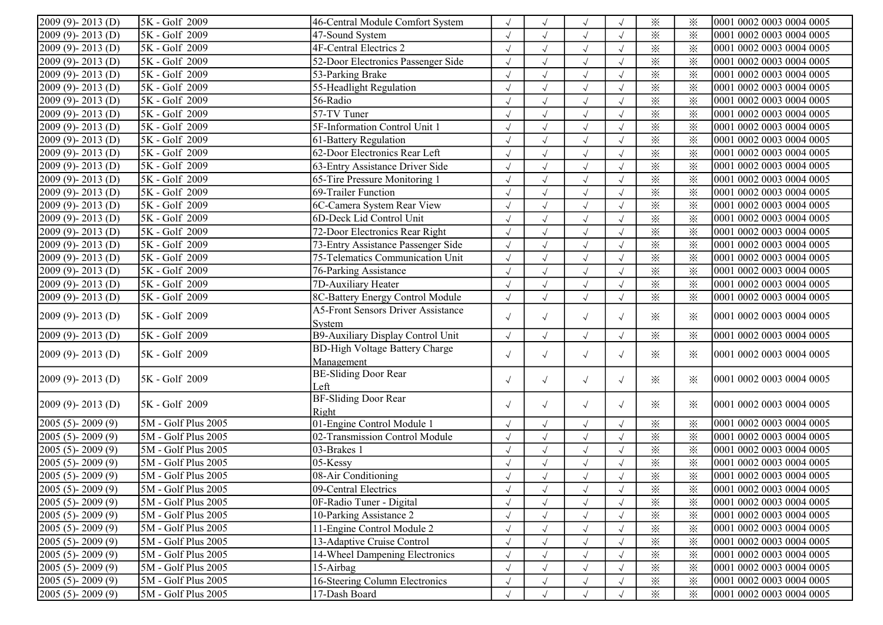| 2009 (9)- 2013 (D) | 5K - Golf 2009 | 46-Central Module Comfort System | √ | √ | √ | √ | ※ | ※ | 0001 0002 0003 0004 0005 |
|---|---|---|---|---|---|---|---|---|---|
| 2009 (9)- 2013 (D) | 5K - Golf 2009 | 47-Sound System | √ | √ | √ | √ | ※ | ※ | 0001 0002 0003 0004 0005 |
| 2009 (9)- 2013 (D) | 5K - Golf 2009 | 4F-Central Electrics 2 | √ | √ | √ | √ | ※ | ※ | 0001 0002 0003 0004 0005 |
| 2009 (9)- 2013 (D) | 5K - Golf 2009 | 52-Door Electronics Passenger Side | √ | √ | √ | √ | ※ | ※ | 0001 0002 0003 0004 0005 |
| 2009 (9)- 2013 (D) | 5K - Golf 2009 | 53-Parking Brake | √ | √ | √ | √ | ※ | ※ | 0001 0002 0003 0004 0005 |
| 2009 (9)- 2013 (D) | 5K - Golf 2009 | 55-Headlight Regulation | √ | √ | √ | √ | ※ | ※ | 0001 0002 0003 0004 0005 |
| 2009 (9)- 2013 (D) | 5K - Golf 2009 | 56-Radio | √ | √ | √ | √ | ※ | ※ | 0001 0002 0003 0004 0005 |
| 2009 (9)- 2013 (D) | 5K - Golf 2009 | 57-TV Tuner | √ | √ | √ | √ | ※ | ※ | 0001 0002 0003 0004 0005 |
| 2009 (9)- 2013 (D) | 5K - Golf 2009 | 5F-Information Control Unit 1 | √ | √ | √ | √ | ※ | ※ | 0001 0002 0003 0004 0005 |
| 2009 (9)- 2013 (D) | 5K - Golf 2009 | 61-Battery Regulation | √ | √ | √ | √ | ※ | ※ | 0001 0002 0003 0004 0005 |
| 2009 (9)- 2013 (D) | 5K - Golf 2009 | 62-Door Electronics Rear Left | √ | √ | √ | √ | ※ | ※ | 0001 0002 0003 0004 0005 |
| 2009 (9)- 2013 (D) | 5K - Golf 2009 | 63-Entry Assistance Driver Side | √ | √ | √ | √ | ※ | ※ | 0001 0002 0003 0004 0005 |
| 2009 (9)- 2013 (D) | 5K - Golf 2009 | 65-Tire Pressure Monitoring 1 | √ | √ | √ | √ | ※ | ※ | 0001 0002 0003 0004 0005 |
| 2009 (9)- 2013 (D) | 5K - Golf 2009 | 69-Trailer Function | √ | √ | √ | √ | ※ | ※ | 0001 0002 0003 0004 0005 |
| 2009 (9)- 2013 (D) | 5K - Golf 2009 | 6C-Camera System Rear View | √ | √ | √ | √ | ※ | ※ | 0001 0002 0003 0004 0005 |
| 2009 (9)- 2013 (D) | 5K - Golf 2009 | 6D-Deck Lid Control Unit | √ | √ | √ | √ | ※ | ※ | 0001 0002 0003 0004 0005 |
| 2009 (9)- 2013 (D) | 5K - Golf 2009 | 72-Door Electronics Rear Right | √ | √ | √ | √ | ※ | ※ | 0001 0002 0003 0004 0005 |
| 2009 (9)- 2013 (D) | 5K - Golf 2009 | 73-Entry Assistance Passenger Side | √ | √ | √ | √ | ※ | ※ | 0001 0002 0003 0004 0005 |
| 2009 (9)- 2013 (D) | 5K - Golf 2009 | 75-Telematics Communication Unit | √ | √ | √ | √ | ※ | ※ | 0001 0002 0003 0004 0005 |
| 2009 (9)- 2013 (D) | 5K - Golf 2009 | 76-Parking Assistance | √ | √ | √ | √ | ※ | ※ | 0001 0002 0003 0004 0005 |
| 2009 (9)- 2013 (D) | 5K - Golf 2009 | 7D-Auxiliary Heater | √ | √ | √ | √ | ※ | ※ | 0001 0002 0003 0004 0005 |
| 2009 (9)- 2013 (D) | 5K - Golf 2009 | 8C-Battery Energy Control Module | √ | √ | √ | √ | ※ | ※ | 0001 0002 0003 0004 0005 |
| 2009 (9)- 2013 (D) | 5K - Golf 2009 | A5-Front Sensors Driver Assistance System | √ | √ | √ | √ | ※ | ※ | 0001 0002 0003 0004 0005 |
| 2009 (9)- 2013 (D) | 5K - Golf 2009 | B9-Auxiliary Display Control Unit | √ | √ | √ | √ | ※ | ※ | 0001 0002 0003 0004 0005 |
| 2009 (9)- 2013 (D) | 5K - Golf 2009 | BD-High Voltage Battery Charge Management | √ | √ | √ | √ | ※ | ※ | 0001 0002 0003 0004 0005 |
| 2009 (9)- 2013 (D) | 5K - Golf 2009 | BE-Sliding Door Rear Left | √ | √ | √ | √ | ※ | ※ | 0001 0002 0003 0004 0005 |
| 2009 (9)- 2013 (D) | 5K - Golf 2009 | BF-Sliding Door Rear Right | √ | √ | √ | √ | ※ | ※ | 0001 0002 0003 0004 0005 |
| 2005 (5)- 2009 (9) | 5M - Golf Plus 2005 | 01-Engine Control Module 1 | √ | √ | √ | √ | ※ | ※ | 0001 0002 0003 0004 0005 |
| 2005 (5)- 2009 (9) | 5M - Golf Plus 2005 | 02-Transmission Control Module | √ | √ | √ | √ | ※ | ※ | 0001 0002 0003 0004 0005 |
| 2005 (5)- 2009 (9) | 5M - Golf Plus 2005 | 03-Brakes 1 | √ | √ | √ | √ | ※ | ※ | 0001 0002 0003 0004 0005 |
| 2005 (5)- 2009 (9) | 5M - Golf Plus 2005 | 05-Kessy | √ | √ | √ | √ | ※ | ※ | 0001 0002 0003 0004 0005 |
| 2005 (5)- 2009 (9) | 5M - Golf Plus 2005 | 08-Air Conditioning | √ | √ | √ | √ | ※ | ※ | 0001 0002 0003 0004 0005 |
| 2005 (5)- 2009 (9) | 5M - Golf Plus 2005 | 09-Central Electrics | √ | √ | √ | √ | ※ | ※ | 0001 0002 0003 0004 0005 |
| 2005 (5)- 2009 (9) | 5M - Golf Plus 2005 | 0F-Radio Tuner - Digital | √ | √ | √ | √ | ※ | ※ | 0001 0002 0003 0004 0005 |
| 2005 (5)- 2009 (9) | 5M - Golf Plus 2005 | 10-Parking Assistance 2 | √ | √ | √ | √ | ※ | ※ | 0001 0002 0003 0004 0005 |
| 2005 (5)- 2009 (9) | 5M - Golf Plus 2005 | 11-Engine Control Module 2 | √ | √ | √ | √ | ※ | ※ | 0001 0002 0003 0004 0005 |
| 2005 (5)- 2009 (9) | 5M - Golf Plus 2005 | 13-Adaptive Cruise Control | √ | √ | √ | √ | ※ | ※ | 0001 0002 0003 0004 0005 |
| 2005 (5)- 2009 (9) | 5M - Golf Plus 2005 | 14-Wheel Dampening Electronics | √ | √ | √ | √ | ※ | ※ | 0001 0002 0003 0004 0005 |
| 2005 (5)- 2009 (9) | 5M - Golf Plus 2005 | 15-Airbag | √ | √ | √ | √ | ※ | ※ | 0001 0002 0003 0004 0005 |
| 2005 (5)- 2009 (9) | 5M - Golf Plus 2005 | 16-Steering Column Electronics | √ | √ | √ | √ | ※ | ※ | 0001 0002 0003 0004 0005 |
| 2005 (5)- 2009 (9) | 5M - Golf Plus 2005 | 17-Dash Board | √ | √ | √ | √ | ※ | ※ | 0001 0002 0003 0004 0005 |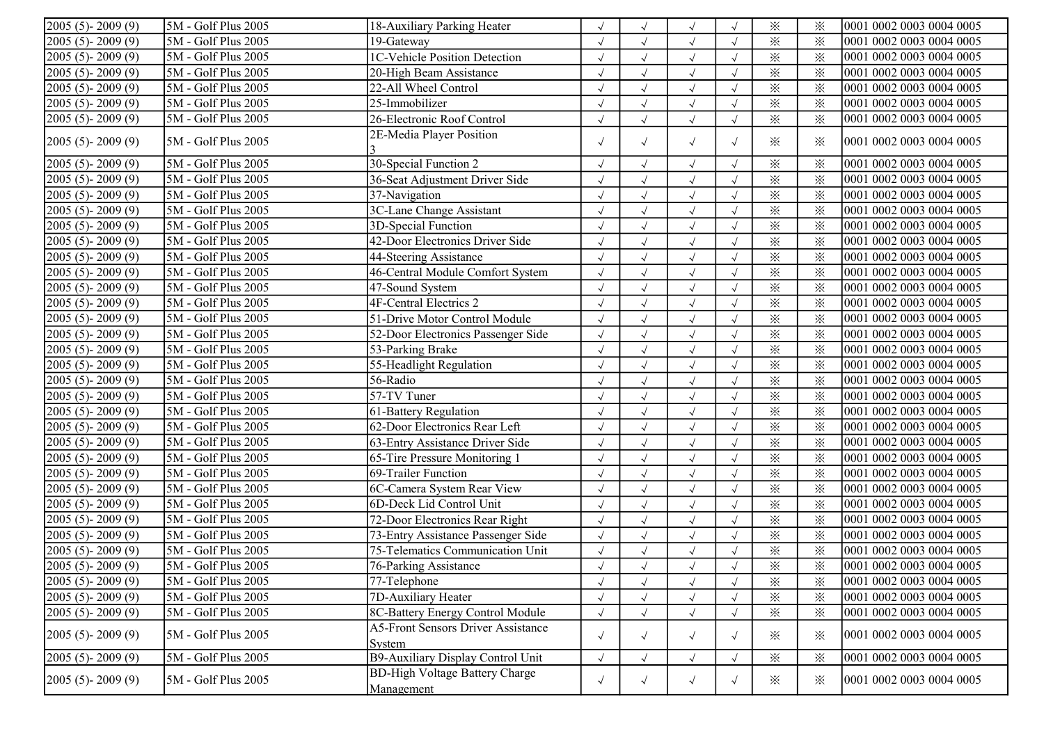| | | | | | | | | | |
|---|---|---|---|---|---|---|---|---|---|
| 2005 (5)- 2009 (9) | 5M - Golf Plus 2005 | 18-Auxiliary Parking Heater | √ | √ | √ | √ | ※ | ※ | 0001 0002 0003 0004 0005 |
| 2005 (5)- 2009 (9) | 5M - Golf Plus 2005 | 19-Gateway | √ | √ | √ | √ | ※ | ※ | 0001 0002 0003 0004 0005 |
| 2005 (5)- 2009 (9) | 5M - Golf Plus 2005 | 1C-Vehicle Position Detection | √ | √ | √ | √ | ※ | ※ | 0001 0002 0003 0004 0005 |
| 2005 (5)- 2009 (9) | 5M - Golf Plus 2005 | 20-High Beam Assistance | √ | √ | √ | √ | ※ | ※ | 0001 0002 0003 0004 0005 |
| 2005 (5)- 2009 (9) | 5M - Golf Plus 2005 | 22-All Wheel Control | √ | √ | √ | √ | ※ | ※ | 0001 0002 0003 0004 0005 |
| 2005 (5)- 2009 (9) | 5M - Golf Plus 2005 | 25-Immobilizer | √ | √ | √ | √ | ※ | ※ | 0001 0002 0003 0004 0005 |
| 2005 (5)- 2009 (9) | 5M - Golf Plus 2005 | 26-Electronic Roof Control | √ | √ | √ | √ | ※ | ※ | 0001 0002 0003 0004 0005 |
| 2005 (5)- 2009 (9) | 5M - Golf Plus 2005 | 2E-Media Player Position 3 | √ | √ | √ | √ | ※ | ※ | 0001 0002 0003 0004 0005 |
| 2005 (5)- 2009 (9) | 5M - Golf Plus 2005 | 30-Special Function 2 | √ | √ | √ | √ | ※ | ※ | 0001 0002 0003 0004 0005 |
| 2005 (5)- 2009 (9) | 5M - Golf Plus 2005 | 36-Seat Adjustment Driver Side | √ | √ | √ | √ | ※ | ※ | 0001 0002 0003 0004 0005 |
| 2005 (5)- 2009 (9) | 5M - Golf Plus 2005 | 37-Navigation | √ | √ | √ | √ | ※ | ※ | 0001 0002 0003 0004 0005 |
| 2005 (5)- 2009 (9) | 5M - Golf Plus 2005 | 3C-Lane Change Assistant | √ | √ | √ | √ | ※ | ※ | 0001 0002 0003 0004 0005 |
| 2005 (5)- 2009 (9) | 5M - Golf Plus 2005 | 3D-Special Function | √ | √ | √ | √ | ※ | ※ | 0001 0002 0003 0004 0005 |
| 2005 (5)- 2009 (9) | 5M - Golf Plus 2005 | 42-Door Electronics Driver Side | √ | √ | √ | √ | ※ | ※ | 0001 0002 0003 0004 0005 |
| 2005 (5)- 2009 (9) | 5M - Golf Plus 2005 | 44-Steering Assistance | √ | √ | √ | √ | ※ | ※ | 0001 0002 0003 0004 0005 |
| 2005 (5)- 2009 (9) | 5M - Golf Plus 2005 | 46-Central Module Comfort System | √ | √ | √ | √ | ※ | ※ | 0001 0002 0003 0004 0005 |
| 2005 (5)- 2009 (9) | 5M - Golf Plus 2005 | 47-Sound System | √ | √ | √ | √ | ※ | ※ | 0001 0002 0003 0004 0005 |
| 2005 (5)- 2009 (9) | 5M - Golf Plus 2005 | 4F-Central Electrics 2 | √ | √ | √ | √ | ※ | ※ | 0001 0002 0003 0004 0005 |
| 2005 (5)- 2009 (9) | 5M - Golf Plus 2005 | 51-Drive Motor Control Module | √ | √ | √ | √ | ※ | ※ | 0001 0002 0003 0004 0005 |
| 2005 (5)- 2009 (9) | 5M - Golf Plus 2005 | 52-Door Electronics Passenger Side | √ | √ | √ | √ | ※ | ※ | 0001 0002 0003 0004 0005 |
| 2005 (5)- 2009 (9) | 5M - Golf Plus 2005 | 53-Parking Brake | √ | √ | √ | √ | ※ | ※ | 0001 0002 0003 0004 0005 |
| 2005 (5)- 2009 (9) | 5M - Golf Plus 2005 | 55-Headlight Regulation | √ | √ | √ | √ | ※ | ※ | 0001 0002 0003 0004 0005 |
| 2005 (5)- 2009 (9) | 5M - Golf Plus 2005 | 56-Radio | √ | √ | √ | √ | ※ | ※ | 0001 0002 0003 0004 0005 |
| 2005 (5)- 2009 (9) | 5M - Golf Plus 2005 | 57-TV Tuner | √ | √ | √ | √ | ※ | ※ | 0001 0002 0003 0004 0005 |
| 2005 (5)- 2009 (9) | 5M - Golf Plus 2005 | 61-Battery Regulation | √ | √ | √ | √ | ※ | ※ | 0001 0002 0003 0004 0005 |
| 2005 (5)- 2009 (9) | 5M - Golf Plus 2005 | 62-Door Electronics Rear Left | √ | √ | √ | √ | ※ | ※ | 0001 0002 0003 0004 0005 |
| 2005 (5)- 2009 (9) | 5M - Golf Plus 2005 | 63-Entry Assistance Driver Side | √ | √ | √ | √ | ※ | ※ | 0001 0002 0003 0004 0005 |
| 2005 (5)- 2009 (9) | 5M - Golf Plus 2005 | 65-Tire Pressure Monitoring 1 | √ | √ | √ | √ | ※ | ※ | 0001 0002 0003 0004 0005 |
| 2005 (5)- 2009 (9) | 5M - Golf Plus 2005 | 69-Trailer Function | √ | √ | √ | √ | ※ | ※ | 0001 0002 0003 0004 0005 |
| 2005 (5)- 2009 (9) | 5M - Golf Plus 2005 | 6C-Camera System Rear View | √ | √ | √ | √ | ※ | ※ | 0001 0002 0003 0004 0005 |
| 2005 (5)- 2009 (9) | 5M - Golf Plus 2005 | 6D-Deck Lid Control Unit | √ | √ | √ | √ | ※ | ※ | 0001 0002 0003 0004 0005 |
| 2005 (5)- 2009 (9) | 5M - Golf Plus 2005 | 72-Door Electronics Rear Right | √ | √ | √ | √ | ※ | ※ | 0001 0002 0003 0004 0005 |
| 2005 (5)- 2009 (9) | 5M - Golf Plus 2005 | 73-Entry Assistance Passenger Side | √ | √ | √ | √ | ※ | ※ | 0001 0002 0003 0004 0005 |
| 2005 (5)- 2009 (9) | 5M - Golf Plus 2005 | 75-Telematics Communication Unit | √ | √ | √ | √ | ※ | ※ | 0001 0002 0003 0004 0005 |
| 2005 (5)- 2009 (9) | 5M - Golf Plus 2005 | 76-Parking Assistance | √ | √ | √ | √ | ※ | ※ | 0001 0002 0003 0004 0005 |
| 2005 (5)- 2009 (9) | 5M - Golf Plus 2005 | 77-Telephone | √ | √ | √ | √ | ※ | ※ | 0001 0002 0003 0004 0005 |
| 2005 (5)- 2009 (9) | 5M - Golf Plus 2005 | 7D-Auxiliary Heater | √ | √ | √ | √ | ※ | ※ | 0001 0002 0003 0004 0005 |
| 2005 (5)- 2009 (9) | 5M - Golf Plus 2005 | 8C-Battery Energy Control Module | √ | √ | √ | √ | ※ | ※ | 0001 0002 0003 0004 0005 |
| 2005 (5)- 2009 (9) | 5M - Golf Plus 2005 | A5-Front Sensors Driver Assistance System | √ | √ | √ | √ | ※ | ※ | 0001 0002 0003 0004 0005 |
| 2005 (5)- 2009 (9) | 5M - Golf Plus 2005 | B9-Auxiliary Display Control Unit | √ | √ | √ | √ | ※ | ※ | 0001 0002 0003 0004 0005 |
| 2005 (5)- 2009 (9) | 5M - Golf Plus 2005 | BD-High Voltage Battery Charge Management | √ | √ | √ | √ | ※ | ※ | 0001 0002 0003 0004 0005 |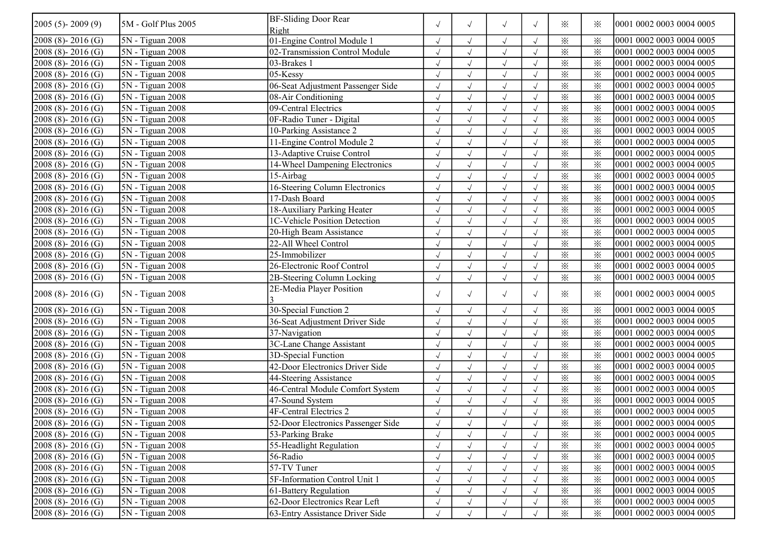| | | | | | | | | | |
|---|---|---|---|---|---|---|---|---|---|
| 2005 (5)- 2009 (9) | 5M - Golf Plus 2005 | BF-Sliding Door Rear Right | √ | √ | √ | √ | ※ | ※ | 0001 0002 0003 0004 0005 |
| 2008 (8)- 2016 (G) | 5N - Tiguan 2008 | 01-Engine Control Module 1 | √ | √ | √ | √ | ※ | ※ | 0001 0002 0003 0004 0005 |
| 2008 (8)- 2016 (G) | 5N - Tiguan 2008 | 02-Transmission Control Module | √ | √ | √ | √ | ※ | ※ | 0001 0002 0003 0004 0005 |
| 2008 (8)- 2016 (G) | 5N - Tiguan 2008 | 03-Brakes 1 | √ | √ | √ | √ | ※ | ※ | 0001 0002 0003 0004 0005 |
| 2008 (8)- 2016 (G) | 5N - Tiguan 2008 | 05-Kessy | √ | √ | √ | √ | ※ | ※ | 0001 0002 0003 0004 0005 |
| 2008 (8)- 2016 (G) | 5N - Tiguan 2008 | 06-Seat Adjustment Passenger Side | √ | √ | √ | √ | ※ | ※ | 0001 0002 0003 0004 0005 |
| 2008 (8)- 2016 (G) | 5N - Tiguan 2008 | 08-Air Conditioning | √ | √ | √ | √ | ※ | ※ | 0001 0002 0003 0004 0005 |
| 2008 (8)- 2016 (G) | 5N - Tiguan 2008 | 09-Central Electrics | √ | √ | √ | √ | ※ | ※ | 0001 0002 0003 0004 0005 |
| 2008 (8)- 2016 (G) | 5N - Tiguan 2008 | 0F-Radio Tuner - Digital | √ | √ | √ | √ | ※ | ※ | 0001 0002 0003 0004 0005 |
| 2008 (8)- 2016 (G) | 5N - Tiguan 2008 | 10-Parking Assistance 2 | √ | √ | √ | √ | ※ | ※ | 0001 0002 0003 0004 0005 |
| 2008 (8)- 2016 (G) | 5N - Tiguan 2008 | 11-Engine Control Module 2 | √ | √ | √ | √ | ※ | ※ | 0001 0002 0003 0004 0005 |
| 2008 (8)- 2016 (G) | 5N - Tiguan 2008 | 13-Adaptive Cruise Control | √ | √ | √ | √ | ※ | ※ | 0001 0002 0003 0004 0005 |
| 2008 (8)- 2016 (G) | 5N - Tiguan 2008 | 14-Wheel Dampening Electronics | √ | √ | √ | √ | ※ | ※ | 0001 0002 0003 0004 0005 |
| 2008 (8)- 2016 (G) | 5N - Tiguan 2008 | 15-Airbag | √ | √ | √ | √ | ※ | ※ | 0001 0002 0003 0004 0005 |
| 2008 (8)- 2016 (G) | 5N - Tiguan 2008 | 16-Steering Column Electronics | √ | √ | √ | √ | ※ | ※ | 0001 0002 0003 0004 0005 |
| 2008 (8)- 2016 (G) | 5N - Tiguan 2008 | 17-Dash Board | √ | √ | √ | √ | ※ | ※ | 0001 0002 0003 0004 0005 |
| 2008 (8)- 2016 (G) | 5N - Tiguan 2008 | 18-Auxiliary Parking Heater | √ | √ | √ | √ | ※ | ※ | 0001 0002 0003 0004 0005 |
| 2008 (8)- 2016 (G) | 5N - Tiguan 2008 | 1C-Vehicle Position Detection | √ | √ | √ | √ | ※ | ※ | 0001 0002 0003 0004 0005 |
| 2008 (8)- 2016 (G) | 5N - Tiguan 2008 | 20-High Beam Assistance | √ | √ | √ | √ | ※ | ※ | 0001 0002 0003 0004 0005 |
| 2008 (8)- 2016 (G) | 5N - Tiguan 2008 | 22-All Wheel Control | √ | √ | √ | √ | ※ | ※ | 0001 0002 0003 0004 0005 |
| 2008 (8)- 2016 (G) | 5N - Tiguan 2008 | 25-Immobilizer | √ | √ | √ | √ | ※ | ※ | 0001 0002 0003 0004 0005 |
| 2008 (8)- 2016 (G) | 5N - Tiguan 2008 | 26-Electronic Roof Control | √ | √ | √ | √ | ※ | ※ | 0001 0002 0003 0004 0005 |
| 2008 (8)- 2016 (G) | 5N - Tiguan 2008 | 2B-Steering Column Locking | √ | √ | √ | √ | ※ | ※ | 0001 0002 0003 0004 0005 |
| 2008 (8)- 2016 (G) | 5N - Tiguan 2008 | 2E-Media Player Position 3 | √ | √ | √ | √ | ※ | ※ | 0001 0002 0003 0004 0005 |
| 2008 (8)- 2016 (G) | 5N - Tiguan 2008 | 30-Special Function 2 | √ | √ | √ | √ | ※ | ※ | 0001 0002 0003 0004 0005 |
| 2008 (8)- 2016 (G) | 5N - Tiguan 2008 | 36-Seat Adjustment Driver Side | √ | √ | √ | √ | ※ | ※ | 0001 0002 0003 0004 0005 |
| 2008 (8)- 2016 (G) | 5N - Tiguan 2008 | 37-Navigation | √ | √ | √ | √ | ※ | ※ | 0001 0002 0003 0004 0005 |
| 2008 (8)- 2016 (G) | 5N - Tiguan 2008 | 3C-Lane Change Assistant | √ | √ | √ | √ | ※ | ※ | 0001 0002 0003 0004 0005 |
| 2008 (8)- 2016 (G) | 5N - Tiguan 2008 | 3D-Special Function | √ | √ | √ | √ | ※ | ※ | 0001 0002 0003 0004 0005 |
| 2008 (8)- 2016 (G) | 5N - Tiguan 2008 | 42-Door Electronics Driver Side | √ | √ | √ | √ | ※ | ※ | 0001 0002 0003 0004 0005 |
| 2008 (8)- 2016 (G) | 5N - Tiguan 2008 | 44-Steering Assistance | √ | √ | √ | √ | ※ | ※ | 0001 0002 0003 0004 0005 |
| 2008 (8)- 2016 (G) | 5N - Tiguan 2008 | 46-Central Module Comfort System | √ | √ | √ | √ | ※ | ※ | 0001 0002 0003 0004 0005 |
| 2008 (8)- 2016 (G) | 5N - Tiguan 2008 | 47-Sound System | √ | √ | √ | √ | ※ | ※ | 0001 0002 0003 0004 0005 |
| 2008 (8)- 2016 (G) | 5N - Tiguan 2008 | 4F-Central Electrics 2 | √ | √ | √ | √ | ※ | ※ | 0001 0002 0003 0004 0005 |
| 2008 (8)- 2016 (G) | 5N - Tiguan 2008 | 52-Door Electronics Passenger Side | √ | √ | √ | √ | ※ | ※ | 0001 0002 0003 0004 0005 |
| 2008 (8)- 2016 (G) | 5N - Tiguan 2008 | 53-Parking Brake | √ | √ | √ | √ | ※ | ※ | 0001 0002 0003 0004 0005 |
| 2008 (8)- 2016 (G) | 5N - Tiguan 2008 | 55-Headlight Regulation | √ | √ | √ | √ | ※ | ※ | 0001 0002 0003 0004 0005 |
| 2008 (8)- 2016 (G) | 5N - Tiguan 2008 | 56-Radio | √ | √ | √ | √ | ※ | ※ | 0001 0002 0003 0004 0005 |
| 2008 (8)- 2016 (G) | 5N - Tiguan 2008 | 57-TV Tuner | √ | √ | √ | √ | ※ | ※ | 0001 0002 0003 0004 0005 |
| 2008 (8)- 2016 (G) | 5N - Tiguan 2008 | 5F-Information Control Unit 1 | √ | √ | √ | √ | ※ | ※ | 0001 0002 0003 0004 0005 |
| 2008 (8)- 2016 (G) | 5N - Tiguan 2008 | 61-Battery Regulation | √ | √ | √ | √ | ※ | ※ | 0001 0002 0003 0004 0005 |
| 2008 (8)- 2016 (G) | 5N - Tiguan 2008 | 62-Door Electronics Rear Left | √ | √ | √ | √ | ※ | ※ | 0001 0002 0003 0004 0005 |
| 2008 (8)- 2016 (G) | 5N - Tiguan 2008 | 63-Entry Assistance Driver Side | √ | √ | √ | √ | ※ | ※ | 0001 0002 0003 0004 0005 |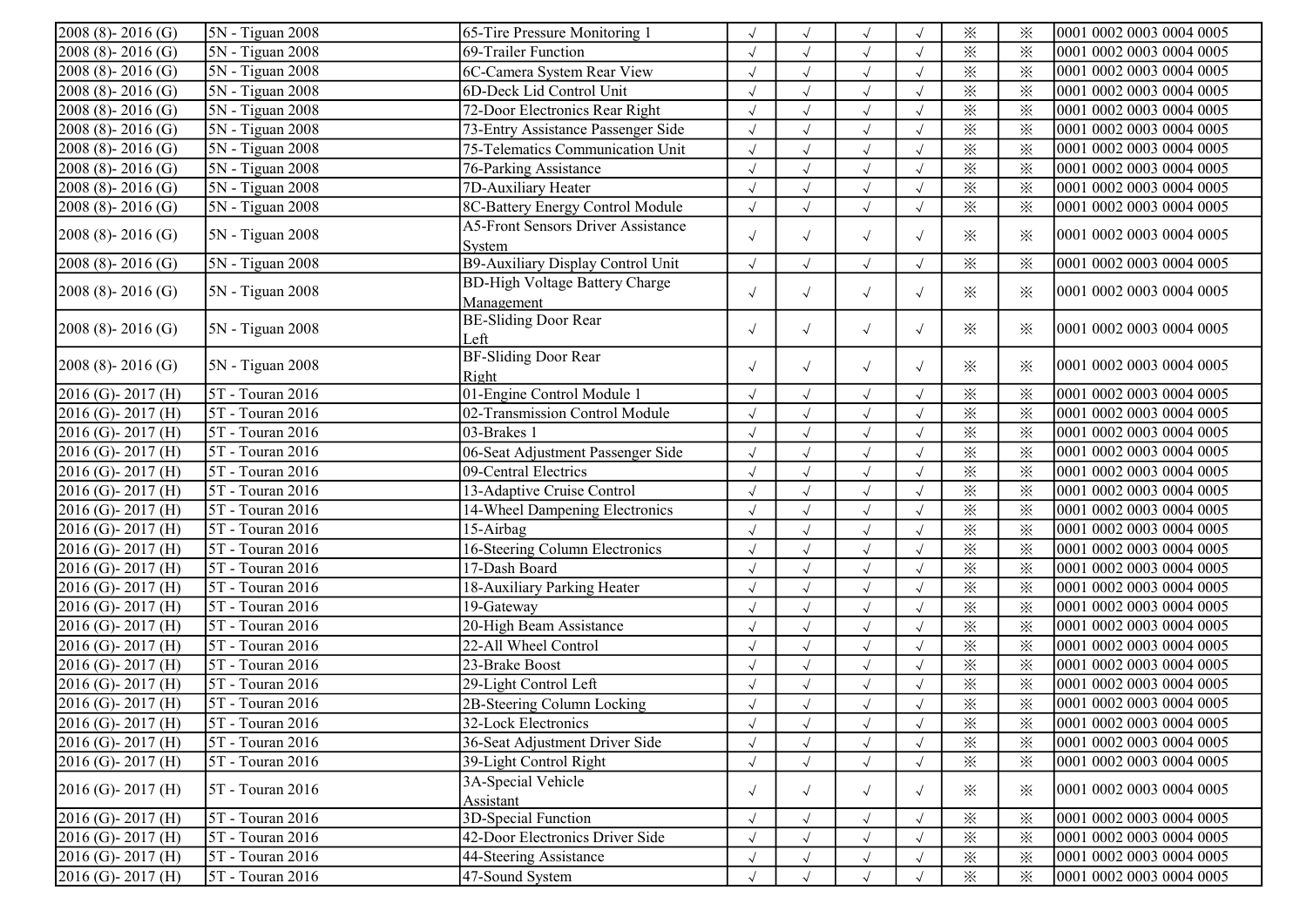| | | | | | | | | | |
|---|---|---|---|---|---|---|---|---|---|
| 2008 (8)- 2016 (G) | 5N - Tiguan 2008 | 65-Tire Pressure Monitoring 1 | √ | √ | √ | √ | ※ | ※ | 0001 0002 0003 0004 0005 |
| 2008 (8)- 2016 (G) | 5N - Tiguan 2008 | 69-Trailer Function | √ | √ | √ | √ | ※ | ※ | 0001 0002 0003 0004 0005 |
| 2008 (8)- 2016 (G) | 5N - Tiguan 2008 | 6C-Camera System Rear View | √ | √ | √ | √ | ※ | ※ | 0001 0002 0003 0004 0005 |
| 2008 (8)- 2016 (G) | 5N - Tiguan 2008 | 6D-Deck Lid Control Unit | √ | √ | √ | √ | ※ | ※ | 0001 0002 0003 0004 0005 |
| 2008 (8)- 2016 (G) | 5N - Tiguan 2008 | 72-Door Electronics Rear Right | √ | √ | √ | √ | ※ | ※ | 0001 0002 0003 0004 0005 |
| 2008 (8)- 2016 (G) | 5N - Tiguan 2008 | 73-Entry Assistance Passenger Side | √ | √ | √ | √ | ※ | ※ | 0001 0002 0003 0004 0005 |
| 2008 (8)- 2016 (G) | 5N - Tiguan 2008 | 75-Telematics Communication Unit | √ | √ | √ | √ | ※ | ※ | 0001 0002 0003 0004 0005 |
| 2008 (8)- 2016 (G) | 5N - Tiguan 2008 | 76-Parking Assistance | √ | √ | √ | √ | ※ | ※ | 0001 0002 0003 0004 0005 |
| 2008 (8)- 2016 (G) | 5N - Tiguan 2008 | 7D-Auxiliary Heater | √ | √ | √ | √ | ※ | ※ | 0001 0002 0003 0004 0005 |
| 2008 (8)- 2016 (G) | 5N - Tiguan 2008 | 8C-Battery Energy Control Module | √ | √ | √ | √ | ※ | ※ | 0001 0002 0003 0004 0005 |
| 2008 (8)- 2016 (G) | 5N - Tiguan 2008 | A5-Front Sensors Driver Assistance System | √ | √ | √ | √ | ※ | ※ | 0001 0002 0003 0004 0005 |
| 2008 (8)- 2016 (G) | 5N - Tiguan 2008 | B9-Auxiliary Display Control Unit | √ | √ | √ | √ | ※ | ※ | 0001 0002 0003 0004 0005 |
| 2008 (8)- 2016 (G) | 5N - Tiguan 2008 | BD-High Voltage Battery Charge Management | √ | √ | √ | √ | ※ | ※ | 0001 0002 0003 0004 0005 |
| 2008 (8)- 2016 (G) | 5N - Tiguan 2008 | BE-Sliding Door Rear Left | √ | √ | √ | √ | ※ | ※ | 0001 0002 0003 0004 0005 |
| 2008 (8)- 2016 (G) | 5N - Tiguan 2008 | BF-Sliding Door Rear Right | √ | √ | √ | √ | ※ | ※ | 0001 0002 0003 0004 0005 |
| 2016 (G)- 2017 (H) | 5T - Touran 2016 | 01-Engine Control Module 1 | √ | √ | √ | √ | ※ | ※ | 0001 0002 0003 0004 0005 |
| 2016 (G)- 2017 (H) | 5T - Touran 2016 | 02-Transmission Control Module | √ | √ | √ | √ | ※ | ※ | 0001 0002 0003 0004 0005 |
| 2016 (G)- 2017 (H) | 5T - Touran 2016 | 03-Brakes 1 | √ | √ | √ | √ | ※ | ※ | 0001 0002 0003 0004 0005 |
| 2016 (G)- 2017 (H) | 5T - Touran 2016 | 06-Seat Adjustment Passenger Side | √ | √ | √ | √ | ※ | ※ | 0001 0002 0003 0004 0005 |
| 2016 (G)- 2017 (H) | 5T - Touran 2016 | 09-Central Electrics | √ | √ | √ | √ | ※ | ※ | 0001 0002 0003 0004 0005 |
| 2016 (G)- 2017 (H) | 5T - Touran 2016 | 13-Adaptive Cruise Control | √ | √ | √ | √ | ※ | ※ | 0001 0002 0003 0004 0005 |
| 2016 (G)- 2017 (H) | 5T - Touran 2016 | 14-Wheel Dampening Electronics | √ | √ | √ | √ | ※ | ※ | 0001 0002 0003 0004 0005 |
| 2016 (G)- 2017 (H) | 5T - Touran 2016 | 15-Airbag | √ | √ | √ | √ | ※ | ※ | 0001 0002 0003 0004 0005 |
| 2016 (G)- 2017 (H) | 5T - Touran 2016 | 16-Steering Column Electronics | √ | √ | √ | √ | ※ | ※ | 0001 0002 0003 0004 0005 |
| 2016 (G)- 2017 (H) | 5T - Touran 2016 | 17-Dash Board | √ | √ | √ | √ | ※ | ※ | 0001 0002 0003 0004 0005 |
| 2016 (G)- 2017 (H) | 5T - Touran 2016 | 18-Auxiliary Parking Heater | √ | √ | √ | √ | ※ | ※ | 0001 0002 0003 0004 0005 |
| 2016 (G)- 2017 (H) | 5T - Touran 2016 | 19-Gateway | √ | √ | √ | √ | ※ | ※ | 0001 0002 0003 0004 0005 |
| 2016 (G)- 2017 (H) | 5T - Touran 2016 | 20-High Beam Assistance | √ | √ | √ | √ | ※ | ※ | 0001 0002 0003 0004 0005 |
| 2016 (G)- 2017 (H) | 5T - Touran 2016 | 22-All Wheel Control | √ | √ | √ | √ | ※ | ※ | 0001 0002 0003 0004 0005 |
| 2016 (G)- 2017 (H) | 5T - Touran 2016 | 23-Brake Boost | √ | √ | √ | √ | ※ | ※ | 0001 0002 0003 0004 0005 |
| 2016 (G)- 2017 (H) | 5T - Touran 2016 | 29-Light Control Left | √ | √ | √ | √ | ※ | ※ | 0001 0002 0003 0004 0005 |
| 2016 (G)- 2017 (H) | 5T - Touran 2016 | 2B-Steering Column Locking | √ | √ | √ | √ | ※ | ※ | 0001 0002 0003 0004 0005 |
| 2016 (G)- 2017 (H) | 5T - Touran 2016 | 32-Lock Electronics | √ | √ | √ | √ | ※ | ※ | 0001 0002 0003 0004 0005 |
| 2016 (G)- 2017 (H) | 5T - Touran 2016 | 36-Seat Adjustment Driver Side | √ | √ | √ | √ | ※ | ※ | 0001 0002 0003 0004 0005 |
| 2016 (G)- 2017 (H) | 5T - Touran 2016 | 39-Light Control Right | √ | √ | √ | √ | ※ | ※ | 0001 0002 0003 0004 0005 |
| 2016 (G)- 2017 (H) | 5T - Touran 2016 | 3A-Special Vehicle Assistant | √ | √ | √ | √ | ※ | ※ | 0001 0002 0003 0004 0005 |
| 2016 (G)- 2017 (H) | 5T - Touran 2016 | 3D-Special Function | √ | √ | √ | √ | ※ | ※ | 0001 0002 0003 0004 0005 |
| 2016 (G)- 2017 (H) | 5T - Touran 2016 | 42-Door Electronics Driver Side | √ | √ | √ | √ | ※ | ※ | 0001 0002 0003 0004 0005 |
| 2016 (G)- 2017 (H) | 5T - Touran 2016 | 44-Steering Assistance | √ | √ | √ | √ | ※ | ※ | 0001 0002 0003 0004 0005 |
| 2016 (G)- 2017 (H) | 5T - Touran 2016 | 47-Sound System | √ | √ | √ | √ | ※ | ※ | 0001 0002 0003 0004 0005 |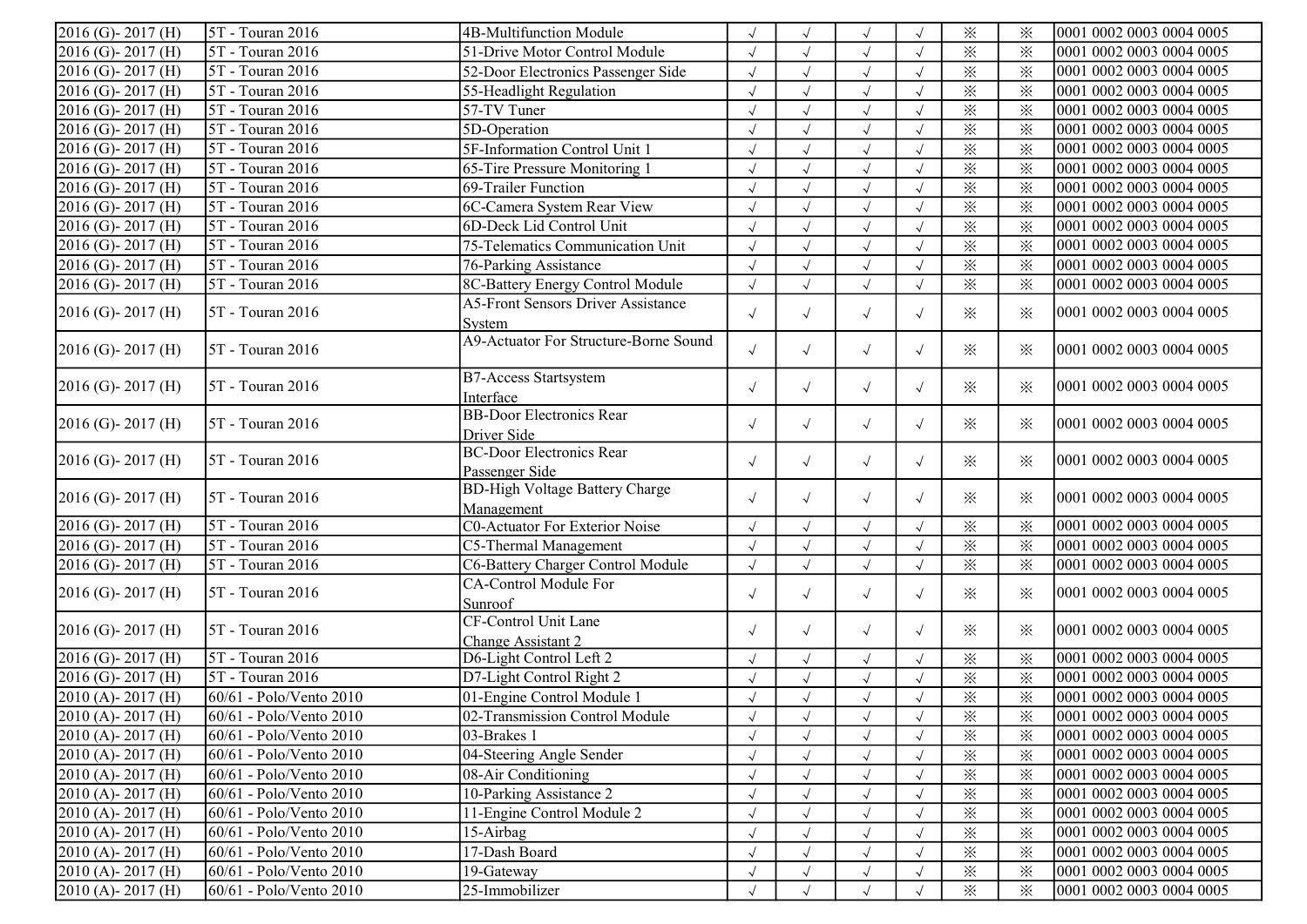| | | | | | | | | | |
|---|---|---|---|---|---|---|---|---|---|
| 2016 (G)- 2017 (H) | 5T - Touran 2016 | 4B-Multifunction Module | √ | √ | √ | √ | ※ | ※ | 0001 0002 0003 0004 0005 |
| 2016 (G)- 2017 (H) | 5T - Touran 2016 | 51-Drive Motor Control Module | √ | √ | √ | √ | ※ | ※ | 0001 0002 0003 0004 0005 |
| 2016 (G)- 2017 (H) | 5T - Touran 2016 | 52-Door Electronics Passenger Side | √ | √ | √ | √ | ※ | ※ | 0001 0002 0003 0004 0005 |
| 2016 (G)- 2017 (H) | 5T - Touran 2016 | 55-Headlight Regulation | √ | √ | √ | √ | ※ | ※ | 0001 0002 0003 0004 0005 |
| 2016 (G)- 2017 (H) | 5T - Touran 2016 | 57-TV Tuner | √ | √ | √ | √ | ※ | ※ | 0001 0002 0003 0004 0005 |
| 2016 (G)- 2017 (H) | 5T - Touran 2016 | 5D-Operation | √ | √ | √ | √ | ※ | ※ | 0001 0002 0003 0004 0005 |
| 2016 (G)- 2017 (H) | 5T - Touran 2016 | 5F-Information Control Unit 1 | √ | √ | √ | √ | ※ | ※ | 0001 0002 0003 0004 0005 |
| 2016 (G)- 2017 (H) | 5T - Touran 2016 | 65-Tire Pressure Monitoring 1 | √ | √ | √ | √ | ※ | ※ | 0001 0002 0003 0004 0005 |
| 2016 (G)- 2017 (H) | 5T - Touran 2016 | 69-Trailer Function | √ | √ | √ | √ | ※ | ※ | 0001 0002 0003 0004 0005 |
| 2016 (G)- 2017 (H) | 5T - Touran 2016 | 6C-Camera System Rear View | √ | √ | √ | √ | ※ | ※ | 0001 0002 0003 0004 0005 |
| 2016 (G)- 2017 (H) | 5T - Touran 2016 | 6D-Deck Lid Control Unit | √ | √ | √ | √ | ※ | ※ | 0001 0002 0003 0004 0005 |
| 2016 (G)- 2017 (H) | 5T - Touran 2016 | 75-Telematics Communication Unit | √ | √ | √ | √ | ※ | ※ | 0001 0002 0003 0004 0005 |
| 2016 (G)- 2017 (H) | 5T - Touran 2016 | 76-Parking Assistance | √ | √ | √ | √ | ※ | ※ | 0001 0002 0003 0004 0005 |
| 2016 (G)- 2017 (H) | 5T - Touran 2016 | 8C-Battery Energy Control Module | √ | √ | √ | √ | ※ | ※ | 0001 0002 0003 0004 0005 |
| 2016 (G)- 2017 (H) | 5T - Touran 2016 | A5-Front Sensors Driver Assistance System | √ | √ | √ | √ | ※ | ※ | 0001 0002 0003 0004 0005 |
| 2016 (G)- 2017 (H) | 5T - Touran 2016 | A9-Actuator For Structure-Borne Sound | √ | √ | √ | √ | ※ | ※ | 0001 0002 0003 0004 0005 |
| 2016 (G)- 2017 (H) | 5T - Touran 2016 | B7-Access Startsystem Interface | √ | √ | √ | √ | ※ | ※ | 0001 0002 0003 0004 0005 |
| 2016 (G)- 2017 (H) | 5T - Touran 2016 | BB-Door Electronics Rear Driver Side | √ | √ | √ | √ | ※ | ※ | 0001 0002 0003 0004 0005 |
| 2016 (G)- 2017 (H) | 5T - Touran 2016 | BC-Door Electronics Rear Passenger Side | √ | √ | √ | √ | ※ | ※ | 0001 0002 0003 0004 0005 |
| 2016 (G)- 2017 (H) | 5T - Touran 2016 | BD-High Voltage Battery Charge Management | √ | √ | √ | √ | ※ | ※ | 0001 0002 0003 0004 0005 |
| 2016 (G)- 2017 (H) | 5T - Touran 2016 | C0-Actuator For Exterior Noise | √ | √ | √ | √ | ※ | ※ | 0001 0002 0003 0004 0005 |
| 2016 (G)- 2017 (H) | 5T - Touran 2016 | C5-Thermal Management | √ | √ | √ | √ | ※ | ※ | 0001 0002 0003 0004 0005 |
| 2016 (G)- 2017 (H) | 5T - Touran 2016 | C6-Battery Charger Control Module | √ | √ | √ | √ | ※ | ※ | 0001 0002 0003 0004 0005 |
| 2016 (G)- 2017 (H) | 5T - Touran 2016 | CA-Control Module For Sunroof | √ | √ | √ | √ | ※ | ※ | 0001 0002 0003 0004 0005 |
| 2016 (G)- 2017 (H) | 5T - Touran 2016 | CF-Control Unit Lane Change Assistant 2 | √ | √ | √ | √ | ※ | ※ | 0001 0002 0003 0004 0005 |
| 2016 (G)- 2017 (H) | 5T - Touran 2016 | D6-Light Control Left 2 | √ | √ | √ | √ | ※ | ※ | 0001 0002 0003 0004 0005 |
| 2016 (G)- 2017 (H) | 5T - Touran 2016 | D7-Light Control Right 2 | √ | √ | √ | √ | ※ | ※ | 0001 0002 0003 0004 0005 |
| 2010 (A)- 2017 (H) | 60/61 - Polo/Vento 2010 | 01-Engine Control Module 1 | √ | √ | √ | √ | ※ | ※ | 0001 0002 0003 0004 0005 |
| 2010 (A)- 2017 (H) | 60/61 - Polo/Vento 2010 | 02-Transmission Control Module | √ | √ | √ | √ | ※ | ※ | 0001 0002 0003 0004 0005 |
| 2010 (A)- 2017 (H) | 60/61 - Polo/Vento 2010 | 03-Brakes 1 | √ | √ | √ | √ | ※ | ※ | 0001 0002 0003 0004 0005 |
| 2010 (A)- 2017 (H) | 60/61 - Polo/Vento 2010 | 04-Steering Angle Sender | √ | √ | √ | √ | ※ | ※ | 0001 0002 0003 0004 0005 |
| 2010 (A)- 2017 (H) | 60/61 - Polo/Vento 2010 | 08-Air Conditioning | √ | √ | √ | √ | ※ | ※ | 0001 0002 0003 0004 0005 |
| 2010 (A)- 2017 (H) | 60/61 - Polo/Vento 2010 | 10-Parking Assistance 2 | √ | √ | √ | √ | ※ | ※ | 0001 0002 0003 0004 0005 |
| 2010 (A)- 2017 (H) | 60/61 - Polo/Vento 2010 | 11-Engine Control Module 2 | √ | √ | √ | √ | ※ | ※ | 0001 0002 0003 0004 0005 |
| 2010 (A)- 2017 (H) | 60/61 - Polo/Vento 2010 | 15-Airbag | √ | √ | √ | √ | ※ | ※ | 0001 0002 0003 0004 0005 |
| 2010 (A)- 2017 (H) | 60/61 - Polo/Vento 2010 | 17-Dash Board | √ | √ | √ | √ | ※ | ※ | 0001 0002 0003 0004 0005 |
| 2010 (A)- 2017 (H) | 60/61 - Polo/Vento 2010 | 19-Gateway | √ | √ | √ | √ | ※ | ※ | 0001 0002 0003 0004 0005 |
| 2010 (A)- 2017 (H) | 60/61 - Polo/Vento 2010 | 25-Immobilizer | √ | √ | √ | √ | ※ | ※ | 0001 0002 0003 0004 0005 |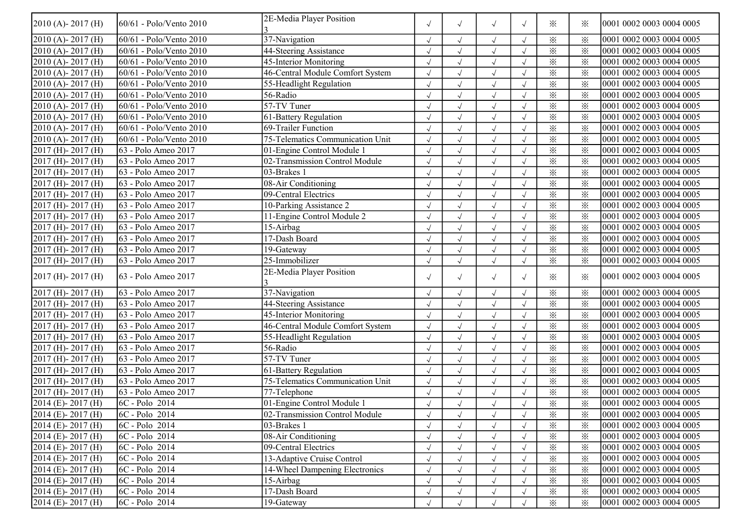| | | | | | | | | | |
|---|---|---|---|---|---|---|---|---|---|
| 2010 (A)- 2017 (H) | 60/61 - Polo/Vento 2010 | 2E-Media Player Position 3 | √ | √ | √ | √ | ※ | ※ | 0001 0002 0003 0004 0005 |
| 2010 (A)- 2017 (H) | 60/61 - Polo/Vento 2010 | 37-Navigation | √ | √ | √ | √ | ※ | ※ | 0001 0002 0003 0004 0005 |
| 2010 (A)- 2017 (H) | 60/61 - Polo/Vento 2010 | 44-Steering Assistance | √ | √ | √ | √ | ※ | ※ | 0001 0002 0003 0004 0005 |
| 2010 (A)- 2017 (H) | 60/61 - Polo/Vento 2010 | 45-Interior Monitoring | √ | √ | √ | √ | ※ | ※ | 0001 0002 0003 0004 0005 |
| 2010 (A)- 2017 (H) | 60/61 - Polo/Vento 2010 | 46-Central Module Comfort System | √ | √ | √ | √ | ※ | ※ | 0001 0002 0003 0004 0005 |
| 2010 (A)- 2017 (H) | 60/61 - Polo/Vento 2010 | 55-Headlight Regulation | √ | √ | √ | √ | ※ | ※ | 0001 0002 0003 0004 0005 |
| 2010 (A)- 2017 (H) | 60/61 - Polo/Vento 2010 | 56-Radio | √ | √ | √ | √ | ※ | ※ | 0001 0002 0003 0004 0005 |
| 2010 (A)- 2017 (H) | 60/61 - Polo/Vento 2010 | 57-TV Tuner | √ | √ | √ | √ | ※ | ※ | 0001 0002 0003 0004 0005 |
| 2010 (A)- 2017 (H) | 60/61 - Polo/Vento 2010 | 61-Battery Regulation | √ | √ | √ | √ | ※ | ※ | 0001 0002 0003 0004 0005 |
| 2010 (A)- 2017 (H) | 60/61 - Polo/Vento 2010 | 69-Trailer Function | √ | √ | √ | √ | ※ | ※ | 0001 0002 0003 0004 0005 |
| 2010 (A)- 2017 (H) | 60/61 - Polo/Vento 2010 | 75-Telematics Communication Unit | √ | √ | √ | √ | ※ | ※ | 0001 0002 0003 0004 0005 |
| 2017 (H)- 2017 (H) | 63 - Polo Ameo 2017 | 01-Engine Control Module 1 | √ | √ | √ | √ | ※ | ※ | 0001 0002 0003 0004 0005 |
| 2017 (H)- 2017 (H) | 63 - Polo Ameo 2017 | 02-Transmission Control Module | √ | √ | √ | √ | ※ | ※ | 0001 0002 0003 0004 0005 |
| 2017 (H)- 2017 (H) | 63 - Polo Ameo 2017 | 03-Brakes 1 | √ | √ | √ | √ | ※ | ※ | 0001 0002 0003 0004 0005 |
| 2017 (H)- 2017 (H) | 63 - Polo Ameo 2017 | 08-Air Conditioning | √ | √ | √ | √ | ※ | ※ | 0001 0002 0003 0004 0005 |
| 2017 (H)- 2017 (H) | 63 - Polo Ameo 2017 | 09-Central Electrics | √ | √ | √ | √ | ※ | ※ | 0001 0002 0003 0004 0005 |
| 2017 (H)- 2017 (H) | 63 - Polo Ameo 2017 | 10-Parking Assistance 2 | √ | √ | √ | √ | ※ | ※ | 0001 0002 0003 0004 0005 |
| 2017 (H)- 2017 (H) | 63 - Polo Ameo 2017 | 11-Engine Control Module 2 | √ | √ | √ | √ | ※ | ※ | 0001 0002 0003 0004 0005 |
| 2017 (H)- 2017 (H) | 63 - Polo Ameo 2017 | 15-Airbag | √ | √ | √ | √ | ※ | ※ | 0001 0002 0003 0004 0005 |
| 2017 (H)- 2017 (H) | 63 - Polo Ameo 2017 | 17-Dash Board | √ | √ | √ | √ | ※ | ※ | 0001 0002 0003 0004 0005 |
| 2017 (H)- 2017 (H) | 63 - Polo Ameo 2017 | 19-Gateway | √ | √ | √ | √ | ※ | ※ | 0001 0002 0003 0004 0005 |
| 2017 (H)- 2017 (H) | 63 - Polo Ameo 2017 | 25-Immobilizer | √ | √ | √ | √ | ※ | ※ | 0001 0002 0003 0004 0005 |
| 2017 (H)- 2017 (H) | 63 - Polo Ameo 2017 | 2E-Media Player Position 3 | √ | √ | √ | √ | ※ | ※ | 0001 0002 0003 0004 0005 |
| 2017 (H)- 2017 (H) | 63 - Polo Ameo 2017 | 37-Navigation | √ | √ | √ | √ | ※ | ※ | 0001 0002 0003 0004 0005 |
| 2017 (H)- 2017 (H) | 63 - Polo Ameo 2017 | 44-Steering Assistance | √ | √ | √ | √ | ※ | ※ | 0001 0002 0003 0004 0005 |
| 2017 (H)- 2017 (H) | 63 - Polo Ameo 2017 | 45-Interior Monitoring | √ | √ | √ | √ | ※ | ※ | 0001 0002 0003 0004 0005 |
| 2017 (H)- 2017 (H) | 63 - Polo Ameo 2017 | 46-Central Module Comfort System | √ | √ | √ | √ | ※ | ※ | 0001 0002 0003 0004 0005 |
| 2017 (H)- 2017 (H) | 63 - Polo Ameo 2017 | 55-Headlight Regulation | √ | √ | √ | √ | ※ | ※ | 0001 0002 0003 0004 0005 |
| 2017 (H)- 2017 (H) | 63 - Polo Ameo 2017 | 56-Radio | √ | √ | √ | √ | ※ | ※ | 0001 0002 0003 0004 0005 |
| 2017 (H)- 2017 (H) | 63 - Polo Ameo 2017 | 57-TV Tuner | √ | √ | √ | √ | ※ | ※ | 0001 0002 0003 0004 0005 |
| 2017 (H)- 2017 (H) | 63 - Polo Ameo 2017 | 61-Battery Regulation | √ | √ | √ | √ | ※ | ※ | 0001 0002 0003 0004 0005 |
| 2017 (H)- 2017 (H) | 63 - Polo Ameo 2017 | 75-Telematics Communication Unit | √ | √ | √ | √ | ※ | ※ | 0001 0002 0003 0004 0005 |
| 2017 (H)- 2017 (H) | 63 - Polo Ameo 2017 | 77-Telephone | √ | √ | √ | √ | ※ | ※ | 0001 0002 0003 0004 0005 |
| 2014 (E)- 2017 (H) | 6C - Polo 2014 | 01-Engine Control Module 1 | √ | √ | √ | √ | ※ | ※ | 0001 0002 0003 0004 0005 |
| 2014 (E)- 2017 (H) | 6C - Polo 2014 | 02-Transmission Control Module | √ | √ | √ | √ | ※ | ※ | 0001 0002 0003 0004 0005 |
| 2014 (E)- 2017 (H) | 6C - Polo 2014 | 03-Brakes 1 | √ | √ | √ | √ | ※ | ※ | 0001 0002 0003 0004 0005 |
| 2014 (E)- 2017 (H) | 6C - Polo 2014 | 08-Air Conditioning | √ | √ | √ | √ | ※ | ※ | 0001 0002 0003 0004 0005 |
| 2014 (E)- 2017 (H) | 6C - Polo 2014 | 09-Central Electrics | √ | √ | √ | √ | ※ | ※ | 0001 0002 0003 0004 0005 |
| 2014 (E)- 2017 (H) | 6C - Polo 2014 | 13-Adaptive Cruise Control | √ | √ | √ | √ | ※ | ※ | 0001 0002 0003 0004 0005 |
| 2014 (E)- 2017 (H) | 6C - Polo 2014 | 14-Wheel Dampening Electronics | √ | √ | √ | √ | ※ | ※ | 0001 0002 0003 0004 0005 |
| 2014 (E)- 2017 (H) | 6C - Polo 2014 | 15-Airbag | √ | √ | √ | √ | ※ | ※ | 0001 0002 0003 0004 0005 |
| 2014 (E)- 2017 (H) | 6C - Polo 2014 | 17-Dash Board | √ | √ | √ | √ | ※ | ※ | 0001 0002 0003 0004 0005 |
| 2014 (E)- 2017 (H) | 6C - Polo 2014 | 19-Gateway | √ | √ | √ | √ | ※ | ※ | 0001 0002 0003 0004 0005 |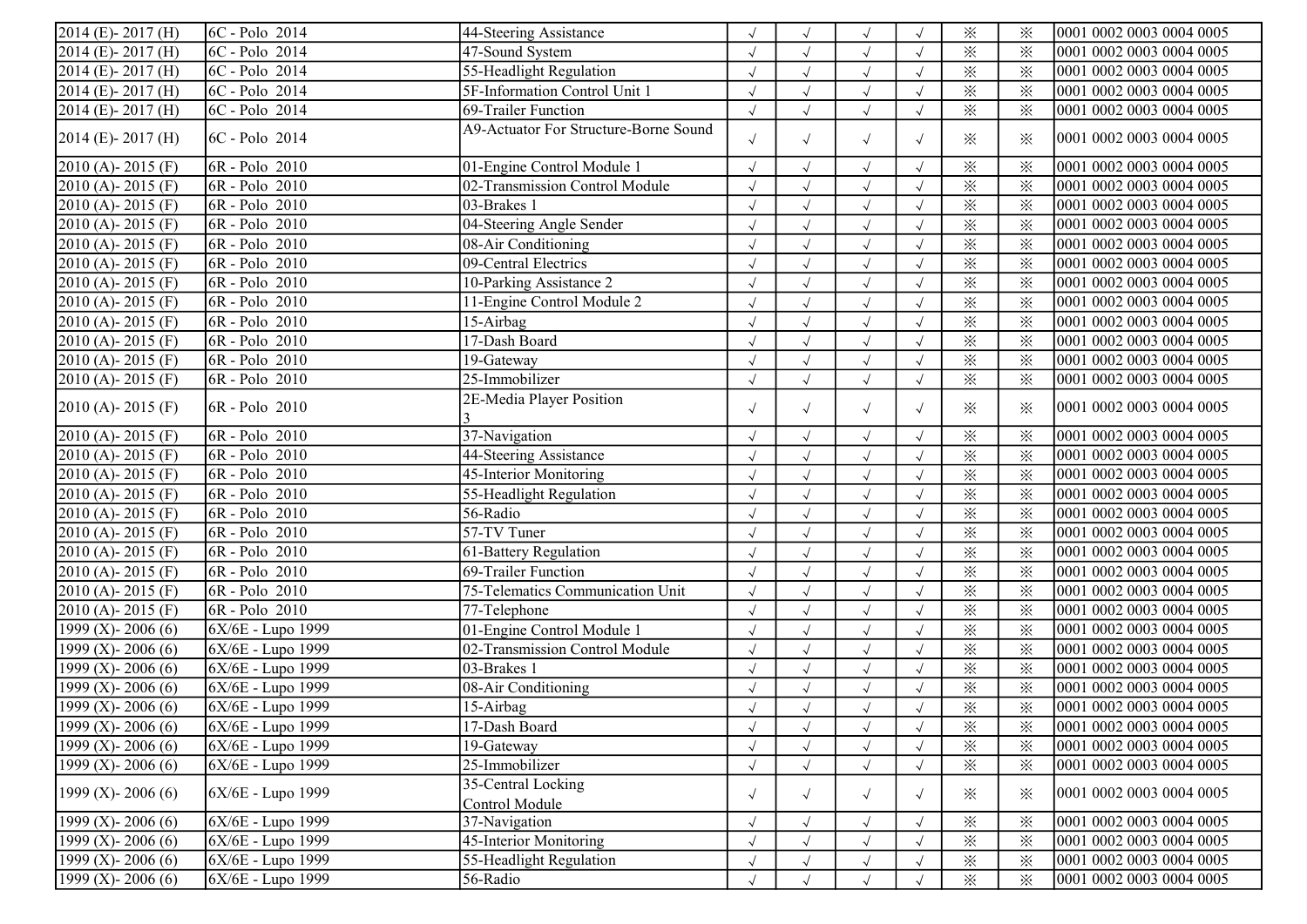| | | | | | | | | | |
|---|---|---|---|---|---|---|---|---|---|
| 2014 (E)- 2017 (H) | 6C - Polo 2014 | 44-Steering Assistance | √ | √ | √ | √ | ※ | ※ | 0001 0002 0003 0004 0005 |
| 2014 (E)- 2017 (H) | 6C - Polo 2014 | 47-Sound System | √ | √ | √ | √ | ※ | ※ | 0001 0002 0003 0004 0005 |
| 2014 (E)- 2017 (H) | 6C - Polo 2014 | 55-Headlight Regulation | √ | √ | √ | √ | ※ | ※ | 0001 0002 0003 0004 0005 |
| 2014 (E)- 2017 (H) | 6C - Polo 2014 | 5F-Information Control Unit 1 | √ | √ | √ | √ | ※ | ※ | 0001 0002 0003 0004 0005 |
| 2014 (E)- 2017 (H) | 6C - Polo 2014 | 69-Trailer Function | √ | √ | √ | √ | ※ | ※ | 0001 0002 0003 0004 0005 |
| 2014 (E)- 2017 (H) | 6C - Polo 2014 | A9-Actuator For Structure-Borne Sound | √ | √ | √ | √ | ※ | ※ | 0001 0002 0003 0004 0005 |
| 2010 (A)- 2015 (F) | 6R - Polo 2010 | 01-Engine Control Module 1 | √ | √ | √ | √ | ※ | ※ | 0001 0002 0003 0004 0005 |
| 2010 (A)- 2015 (F) | 6R - Polo 2010 | 02-Transmission Control Module | √ | √ | √ | √ | ※ | ※ | 0001 0002 0003 0004 0005 |
| 2010 (A)- 2015 (F) | 6R - Polo 2010 | 03-Brakes 1 | √ | √ | √ | √ | ※ | ※ | 0001 0002 0003 0004 0005 |
| 2010 (A)- 2015 (F) | 6R - Polo 2010 | 04-Steering Angle Sender | √ | √ | √ | √ | ※ | ※ | 0001 0002 0003 0004 0005 |
| 2010 (A)- 2015 (F) | 6R - Polo 2010 | 08-Air Conditioning | √ | √ | √ | √ | ※ | ※ | 0001 0002 0003 0004 0005 |
| 2010 (A)- 2015 (F) | 6R - Polo 2010 | 09-Central Electrics | √ | √ | √ | √ | ※ | ※ | 0001 0002 0003 0004 0005 |
| 2010 (A)- 2015 (F) | 6R - Polo 2010 | 10-Parking Assistance 2 | √ | √ | √ | √ | ※ | ※ | 0001 0002 0003 0004 0005 |
| 2010 (A)- 2015 (F) | 6R - Polo 2010 | 11-Engine Control Module 2 | √ | √ | √ | √ | ※ | ※ | 0001 0002 0003 0004 0005 |
| 2010 (A)- 2015 (F) | 6R - Polo 2010 | 15-Airbag | √ | √ | √ | √ | ※ | ※ | 0001 0002 0003 0004 0005 |
| 2010 (A)- 2015 (F) | 6R - Polo 2010 | 17-Dash Board | √ | √ | √ | √ | ※ | ※ | 0001 0002 0003 0004 0005 |
| 2010 (A)- 2015 (F) | 6R - Polo 2010 | 19-Gateway | √ | √ | √ | √ | ※ | ※ | 0001 0002 0003 0004 0005 |
| 2010 (A)- 2015 (F) | 6R - Polo 2010 | 25-Immobilizer | √ | √ | √ | √ | ※ | ※ | 0001 0002 0003 0004 0005 |
| 2010 (A)- 2015 (F) | 6R - Polo 2010 | 2E-Media Player Position 3 | √ | √ | √ | √ | ※ | ※ | 0001 0002 0003 0004 0005 |
| 2010 (A)- 2015 (F) | 6R - Polo 2010 | 37-Navigation | √ | √ | √ | √ | ※ | ※ | 0001 0002 0003 0004 0005 |
| 2010 (A)- 2015 (F) | 6R - Polo 2010 | 44-Steering Assistance | √ | √ | √ | √ | ※ | ※ | 0001 0002 0003 0004 0005 |
| 2010 (A)- 2015 (F) | 6R - Polo 2010 | 45-Interior Monitoring | √ | √ | √ | √ | ※ | ※ | 0001 0002 0003 0004 0005 |
| 2010 (A)- 2015 (F) | 6R - Polo 2010 | 55-Headlight Regulation | √ | √ | √ | √ | ※ | ※ | 0001 0002 0003 0004 0005 |
| 2010 (A)- 2015 (F) | 6R - Polo 2010 | 56-Radio | √ | √ | √ | √ | ※ | ※ | 0001 0002 0003 0004 0005 |
| 2010 (A)- 2015 (F) | 6R - Polo 2010 | 57-TV Tuner | √ | √ | √ | √ | ※ | ※ | 0001 0002 0003 0004 0005 |
| 2010 (A)- 2015 (F) | 6R - Polo 2010 | 61-Battery Regulation | √ | √ | √ | √ | ※ | ※ | 0001 0002 0003 0004 0005 |
| 2010 (A)- 2015 (F) | 6R - Polo 2010 | 69-Trailer Function | √ | √ | √ | √ | ※ | ※ | 0001 0002 0003 0004 0005 |
| 2010 (A)- 2015 (F) | 6R - Polo 2010 | 75-Telematics Communication Unit | √ | √ | √ | √ | ※ | ※ | 0001 0002 0003 0004 0005 |
| 2010 (A)- 2015 (F) | 6R - Polo 2010 | 77-Telephone | √ | √ | √ | √ | ※ | ※ | 0001 0002 0003 0004 0005 |
| 1999 (X)- 2006 (6) | 6X/6E - Lupo 1999 | 01-Engine Control Module 1 | √ | √ | √ | √ | ※ | ※ | 0001 0002 0003 0004 0005 |
| 1999 (X)- 2006 (6) | 6X/6E - Lupo 1999 | 02-Transmission Control Module | √ | √ | √ | √ | ※ | ※ | 0001 0002 0003 0004 0005 |
| 1999 (X)- 2006 (6) | 6X/6E - Lupo 1999 | 03-Brakes 1 | √ | √ | √ | √ | ※ | ※ | 0001 0002 0003 0004 0005 |
| 1999 (X)- 2006 (6) | 6X/6E - Lupo 1999 | 08-Air Conditioning | √ | √ | √ | √ | ※ | ※ | 0001 0002 0003 0004 0005 |
| 1999 (X)- 2006 (6) | 6X/6E - Lupo 1999 | 15-Airbag | √ | √ | √ | √ | ※ | ※ | 0001 0002 0003 0004 0005 |
| 1999 (X)- 2006 (6) | 6X/6E - Lupo 1999 | 17-Dash Board | √ | √ | √ | √ | ※ | ※ | 0001 0002 0003 0004 0005 |
| 1999 (X)- 2006 (6) | 6X/6E - Lupo 1999 | 19-Gateway | √ | √ | √ | √ | ※ | ※ | 0001 0002 0003 0004 0005 |
| 1999 (X)- 2006 (6) | 6X/6E - Lupo 1999 | 25-Immobilizer | √ | √ | √ | √ | ※ | ※ | 0001 0002 0003 0004 0005 |
| 1999 (X)- 2006 (6) | 6X/6E - Lupo 1999 | 35-Central Locking Control Module | √ | √ | √ | √ | ※ | ※ | 0001 0002 0003 0004 0005 |
| 1999 (X)- 2006 (6) | 6X/6E - Lupo 1999 | 37-Navigation | √ | √ | √ | √ | ※ | ※ | 0001 0002 0003 0004 0005 |
| 1999 (X)- 2006 (6) | 6X/6E - Lupo 1999 | 45-Interior Monitoring | √ | √ | √ | √ | ※ | ※ | 0001 0002 0003 0004 0005 |
| 1999 (X)- 2006 (6) | 6X/6E - Lupo 1999 | 55-Headlight Regulation | √ | √ | √ | √ | ※ | ※ | 0001 0002 0003 0004 0005 |
| 1999 (X)- 2006 (6) | 6X/6E - Lupo 1999 | 56-Radio | √ | √ | √ | √ | ※ | ※ | 0001 0002 0003 0004 0005 |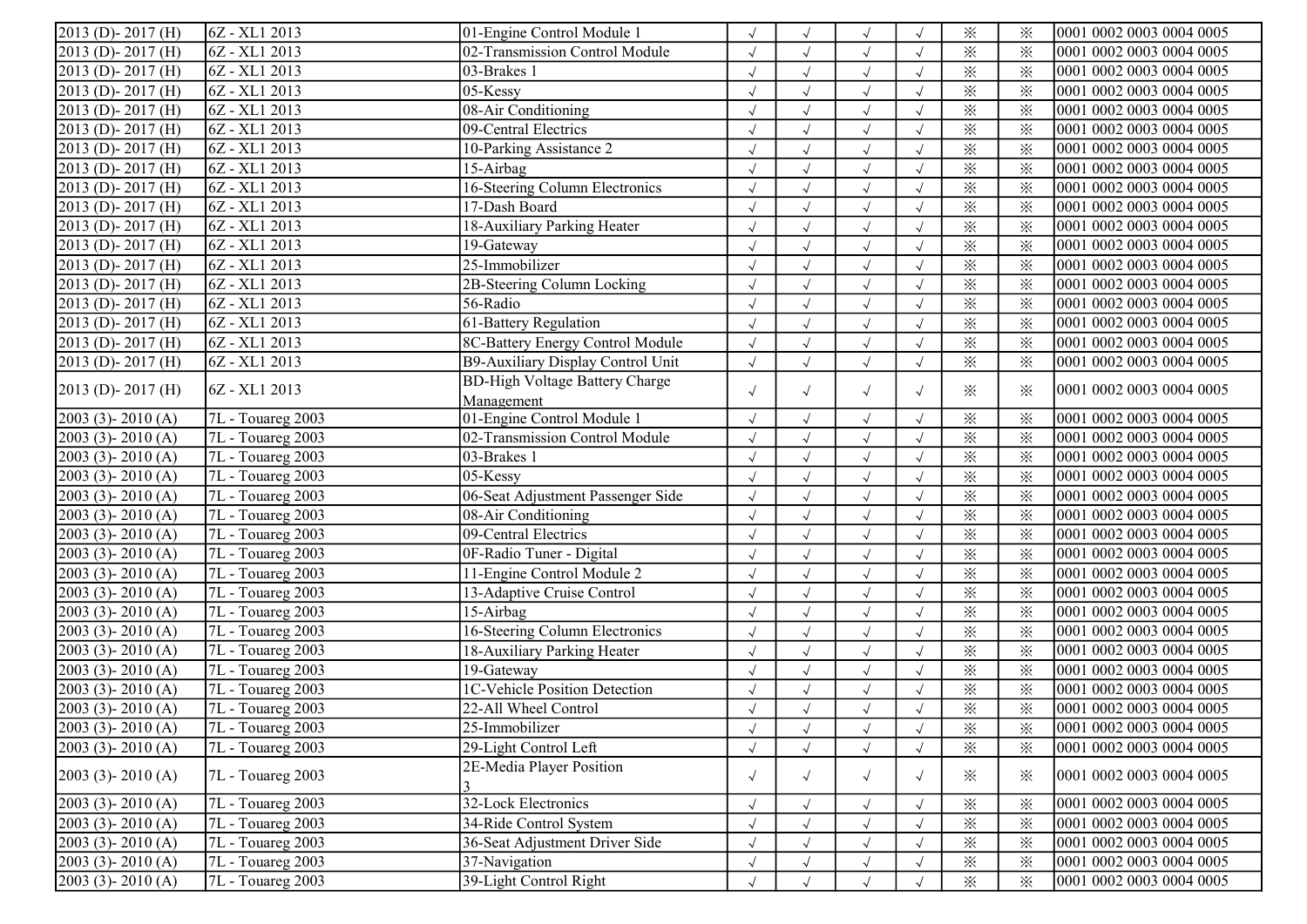| | | | | | | | | | |
|---|---|---|---|---|---|---|---|---|---|
| 2013 (D)- 2017 (H) | 6Z - XL1 2013 | 01-Engine Control Module 1 | √ | √ | √ | √ | ※ | ※ | 0001 0002 0003 0004 0005 |
| 2013 (D)- 2017 (H) | 6Z - XL1 2013 | 02-Transmission Control Module | √ | √ | √ | √ | ※ | ※ | 0001 0002 0003 0004 0005 |
| 2013 (D)- 2017 (H) | 6Z - XL1 2013 | 03-Brakes 1 | √ | √ | √ | √ | ※ | ※ | 0001 0002 0003 0004 0005 |
| 2013 (D)- 2017 (H) | 6Z - XL1 2013 | 05-Kessy | √ | √ | √ | √ | ※ | ※ | 0001 0002 0003 0004 0005 |
| 2013 (D)- 2017 (H) | 6Z - XL1 2013 | 08-Air Conditioning | √ | √ | √ | √ | ※ | ※ | 0001 0002 0003 0004 0005 |
| 2013 (D)- 2017 (H) | 6Z - XL1 2013 | 09-Central Electrics | √ | √ | √ | √ | ※ | ※ | 0001 0002 0003 0004 0005 |
| 2013 (D)- 2017 (H) | 6Z - XL1 2013 | 10-Parking Assistance 2 | √ | √ | √ | √ | ※ | ※ | 0001 0002 0003 0004 0005 |
| 2013 (D)- 2017 (H) | 6Z - XL1 2013 | 15-Airbag | √ | √ | √ | √ | ※ | ※ | 0001 0002 0003 0004 0005 |
| 2013 (D)- 2017 (H) | 6Z - XL1 2013 | 16-Steering Column Electronics | √ | √ | √ | √ | ※ | ※ | 0001 0002 0003 0004 0005 |
| 2013 (D)- 2017 (H) | 6Z - XL1 2013 | 17-Dash Board | √ | √ | √ | √ | ※ | ※ | 0001 0002 0003 0004 0005 |
| 2013 (D)- 2017 (H) | 6Z - XL1 2013 | 18-Auxiliary Parking Heater | √ | √ | √ | √ | ※ | ※ | 0001 0002 0003 0004 0005 |
| 2013 (D)- 2017 (H) | 6Z - XL1 2013 | 19-Gateway | √ | √ | √ | √ | ※ | ※ | 0001 0002 0003 0004 0005 |
| 2013 (D)- 2017 (H) | 6Z - XL1 2013 | 25-Immobilizer | √ | √ | √ | √ | ※ | ※ | 0001 0002 0003 0004 0005 |
| 2013 (D)- 2017 (H) | 6Z - XL1 2013 | 2B-Steering Column Locking | √ | √ | √ | √ | ※ | ※ | 0001 0002 0003 0004 0005 |
| 2013 (D)- 2017 (H) | 6Z - XL1 2013 | 56-Radio | √ | √ | √ | √ | ※ | ※ | 0001 0002 0003 0004 0005 |
| 2013 (D)- 2017 (H) | 6Z - XL1 2013 | 61-Battery Regulation | √ | √ | √ | √ | ※ | ※ | 0001 0002 0003 0004 0005 |
| 2013 (D)- 2017 (H) | 6Z - XL1 2013 | 8C-Battery Energy Control Module | √ | √ | √ | √ | ※ | ※ | 0001 0002 0003 0004 0005 |
| 2013 (D)- 2017 (H) | 6Z - XL1 2013 | B9-Auxiliary Display Control Unit | √ | √ | √ | √ | ※ | ※ | 0001 0002 0003 0004 0005 |
| 2013 (D)- 2017 (H) | 6Z - XL1 2013 | BD-High Voltage Battery Charge Management | √ | √ | √ | √ | ※ | ※ | 0001 0002 0003 0004 0005 |
| 2003 (3)- 2010 (A) | 7L - Touareg 2003 | 01-Engine Control Module 1 | √ | √ | √ | √ | ※ | ※ | 0001 0002 0003 0004 0005 |
| 2003 (3)- 2010 (A) | 7L - Touareg 2003 | 02-Transmission Control Module | √ | √ | √ | √ | ※ | ※ | 0001 0002 0003 0004 0005 |
| 2003 (3)- 2010 (A) | 7L - Touareg 2003 | 03-Brakes 1 | √ | √ | √ | √ | ※ | ※ | 0001 0002 0003 0004 0005 |
| 2003 (3)- 2010 (A) | 7L - Touareg 2003 | 05-Kessy | √ | √ | √ | √ | ※ | ※ | 0001 0002 0003 0004 0005 |
| 2003 (3)- 2010 (A) | 7L - Touareg 2003 | 06-Seat Adjustment Passenger Side | √ | √ | √ | √ | ※ | ※ | 0001 0002 0003 0004 0005 |
| 2003 (3)- 2010 (A) | 7L - Touareg 2003 | 08-Air Conditioning | √ | √ | √ | √ | ※ | ※ | 0001 0002 0003 0004 0005 |
| 2003 (3)- 2010 (A) | 7L - Touareg 2003 | 09-Central Electrics | √ | √ | √ | √ | ※ | ※ | 0001 0002 0003 0004 0005 |
| 2003 (3)- 2010 (A) | 7L - Touareg 2003 | 0F-Radio Tuner - Digital | √ | √ | √ | √ | ※ | ※ | 0001 0002 0003 0004 0005 |
| 2003 (3)- 2010 (A) | 7L - Touareg 2003 | 11-Engine Control Module 2 | √ | √ | √ | √ | ※ | ※ | 0001 0002 0003 0004 0005 |
| 2003 (3)- 2010 (A) | 7L - Touareg 2003 | 13-Adaptive Cruise Control | √ | √ | √ | √ | ※ | ※ | 0001 0002 0003 0004 0005 |
| 2003 (3)- 2010 (A) | 7L - Touareg 2003 | 15-Airbag | √ | √ | √ | √ | ※ | ※ | 0001 0002 0003 0004 0005 |
| 2003 (3)- 2010 (A) | 7L - Touareg 2003 | 16-Steering Column Electronics | √ | √ | √ | √ | ※ | ※ | 0001 0002 0003 0004 0005 |
| 2003 (3)- 2010 (A) | 7L - Touareg 2003 | 18-Auxiliary Parking Heater | √ | √ | √ | √ | ※ | ※ | 0001 0002 0003 0004 0005 |
| 2003 (3)- 2010 (A) | 7L - Touareg 2003 | 19-Gateway | √ | √ | √ | √ | ※ | ※ | 0001 0002 0003 0004 0005 |
| 2003 (3)- 2010 (A) | 7L - Touareg 2003 | 1C-Vehicle Position Detection | √ | √ | √ | √ | ※ | ※ | 0001 0002 0003 0004 0005 |
| 2003 (3)- 2010 (A) | 7L - Touareg 2003 | 22-All Wheel Control | √ | √ | √ | √ | ※ | ※ | 0001 0002 0003 0004 0005 |
| 2003 (3)- 2010 (A) | 7L - Touareg 2003 | 25-Immobilizer | √ | √ | √ | √ | ※ | ※ | 0001 0002 0003 0004 0005 |
| 2003 (3)- 2010 (A) | 7L - Touareg 2003 | 29-Light Control Left | √ | √ | √ | √ | ※ | ※ | 0001 0002 0003 0004 0005 |
| 2003 (3)- 2010 (A) | 7L - Touareg 2003 | 2E-Media Player Position 3 | √ | √ | √ | √ | ※ | ※ | 0001 0002 0003 0004 0005 |
| 2003 (3)- 2010 (A) | 7L - Touareg 2003 | 32-Lock Electronics | √ | √ | √ | √ | ※ | ※ | 0001 0002 0003 0004 0005 |
| 2003 (3)- 2010 (A) | 7L - Touareg 2003 | 34-Ride Control System | √ | √ | √ | √ | ※ | ※ | 0001 0002 0003 0004 0005 |
| 2003 (3)- 2010 (A) | 7L - Touareg 2003 | 36-Seat Adjustment Driver Side | √ | √ | √ | √ | ※ | ※ | 0001 0002 0003 0004 0005 |
| 2003 (3)- 2010 (A) | 7L - Touareg 2003 | 37-Navigation | √ | √ | √ | √ | ※ | ※ | 0001 0002 0003 0004 0005 |
| 2003 (3)- 2010 (A) | 7L - Touareg 2003 | 39-Light Control Right | √ | √ | √ | √ | ※ | ※ | 0001 0002 0003 0004 0005 |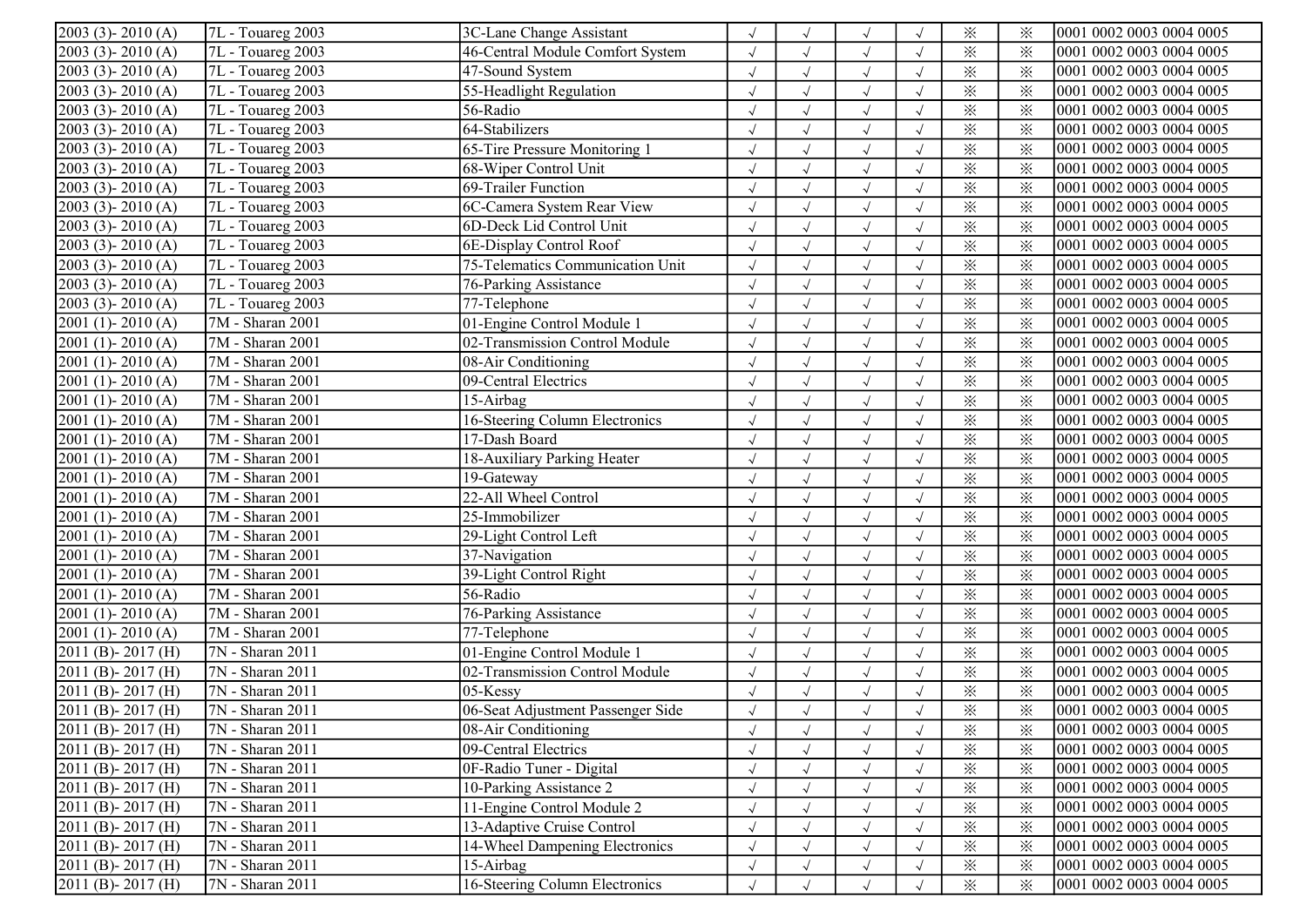| | | | | | | | | | |
|---|---|---|---|---|---|---|---|---|---|
| 2003 (3)- 2010 (A) | 7L - Touareg 2003 | 3C-Lane Change Assistant | √ | √ | √ | √ | ※ | ※ | 0001 0002 0003 0004 0005 |
| 2003 (3)- 2010 (A) | 7L - Touareg 2003 | 46-Central Module Comfort System | √ | √ | √ | √ | ※ | ※ | 0001 0002 0003 0004 0005 |
| 2003 (3)- 2010 (A) | 7L - Touareg 2003 | 47-Sound System | √ | √ | √ | √ | ※ | ※ | 0001 0002 0003 0004 0005 |
| 2003 (3)- 2010 (A) | 7L - Touareg 2003 | 55-Headlight Regulation | √ | √ | √ | √ | ※ | ※ | 0001 0002 0003 0004 0005 |
| 2003 (3)- 2010 (A) | 7L - Touareg 2003 | 56-Radio | √ | √ | √ | √ | ※ | ※ | 0001 0002 0003 0004 0005 |
| 2003 (3)- 2010 (A) | 7L - Touareg 2003 | 64-Stabilizers | √ | √ | √ | √ | ※ | ※ | 0001 0002 0003 0004 0005 |
| 2003 (3)- 2010 (A) | 7L - Touareg 2003 | 65-Tire Pressure Monitoring 1 | √ | √ | √ | √ | ※ | ※ | 0001 0002 0003 0004 0005 |
| 2003 (3)- 2010 (A) | 7L - Touareg 2003 | 68-Wiper Control Unit | √ | √ | √ | √ | ※ | ※ | 0001 0002 0003 0004 0005 |
| 2003 (3)- 2010 (A) | 7L - Touareg 2003 | 69-Trailer Function | √ | √ | √ | √ | ※ | ※ | 0001 0002 0003 0004 0005 |
| 2003 (3)- 2010 (A) | 7L - Touareg 2003 | 6C-Camera System Rear View | √ | √ | √ | √ | ※ | ※ | 0001 0002 0003 0004 0005 |
| 2003 (3)- 2010 (A) | 7L - Touareg 2003 | 6D-Deck Lid Control Unit | √ | √ | √ | √ | ※ | ※ | 0001 0002 0003 0004 0005 |
| 2003 (3)- 2010 (A) | 7L - Touareg 2003 | 6E-Display Control Roof | √ | √ | √ | √ | ※ | ※ | 0001 0002 0003 0004 0005 |
| 2003 (3)- 2010 (A) | 7L - Touareg 2003 | 75-Telematics Communication Unit | √ | √ | √ | √ | ※ | ※ | 0001 0002 0003 0004 0005 |
| 2003 (3)- 2010 (A) | 7L - Touareg 2003 | 76-Parking Assistance | √ | √ | √ | √ | ※ | ※ | 0001 0002 0003 0004 0005 |
| 2003 (3)- 2010 (A) | 7L - Touareg 2003 | 77-Telephone | √ | √ | √ | √ | ※ | ※ | 0001 0002 0003 0004 0005 |
| 2001 (1)- 2010 (A) | 7M - Sharan 2001 | 01-Engine Control Module 1 | √ | √ | √ | √ | ※ | ※ | 0001 0002 0003 0004 0005 |
| 2001 (1)- 2010 (A) | 7M - Sharan 2001 | 02-Transmission Control Module | √ | √ | √ | √ | ※ | ※ | 0001 0002 0003 0004 0005 |
| 2001 (1)- 2010 (A) | 7M - Sharan 2001 | 08-Air Conditioning | √ | √ | √ | √ | ※ | ※ | 0001 0002 0003 0004 0005 |
| 2001 (1)- 2010 (A) | 7M - Sharan 2001 | 09-Central Electrics | √ | √ | √ | √ | ※ | ※ | 0001 0002 0003 0004 0005 |
| 2001 (1)- 2010 (A) | 7M - Sharan 2001 | 15-Airbag | √ | √ | √ | √ | ※ | ※ | 0001 0002 0003 0004 0005 |
| 2001 (1)- 2010 (A) | 7M - Sharan 2001 | 16-Steering Column Electronics | √ | √ | √ | √ | ※ | ※ | 0001 0002 0003 0004 0005 |
| 2001 (1)- 2010 (A) | 7M - Sharan 2001 | 17-Dash Board | √ | √ | √ | √ | ※ | ※ | 0001 0002 0003 0004 0005 |
| 2001 (1)- 2010 (A) | 7M - Sharan 2001 | 18-Auxiliary Parking Heater | √ | √ | √ | √ | ※ | ※ | 0001 0002 0003 0004 0005 |
| 2001 (1)- 2010 (A) | 7M - Sharan 2001 | 19-Gateway | √ | √ | √ | √ | ※ | ※ | 0001 0002 0003 0004 0005 |
| 2001 (1)- 2010 (A) | 7M - Sharan 2001 | 22-All Wheel Control | √ | √ | √ | √ | ※ | ※ | 0001 0002 0003 0004 0005 |
| 2001 (1)- 2010 (A) | 7M - Sharan 2001 | 25-Immobilizer | √ | √ | √ | √ | ※ | ※ | 0001 0002 0003 0004 0005 |
| 2001 (1)- 2010 (A) | 7M - Sharan 2001 | 29-Light Control Left | √ | √ | √ | √ | ※ | ※ | 0001 0002 0003 0004 0005 |
| 2001 (1)- 2010 (A) | 7M - Sharan 2001 | 37-Navigation | √ | √ | √ | √ | ※ | ※ | 0001 0002 0003 0004 0005 |
| 2001 (1)- 2010 (A) | 7M - Sharan 2001 | 39-Light Control Right | √ | √ | √ | √ | ※ | ※ | 0001 0002 0003 0004 0005 |
| 2001 (1)- 2010 (A) | 7M - Sharan 2001 | 56-Radio | √ | √ | √ | √ | ※ | ※ | 0001 0002 0003 0004 0005 |
| 2001 (1)- 2010 (A) | 7M - Sharan 2001 | 76-Parking Assistance | √ | √ | √ | √ | ※ | ※ | 0001 0002 0003 0004 0005 |
| 2001 (1)- 2010 (A) | 7M - Sharan 2001 | 77-Telephone | √ | √ | √ | √ | ※ | ※ | 0001 0002 0003 0004 0005 |
| 2011 (B)- 2017 (H) | 7N - Sharan 2011 | 01-Engine Control Module 1 | √ | √ | √ | √ | ※ | ※ | 0001 0002 0003 0004 0005 |
| 2011 (B)- 2017 (H) | 7N - Sharan 2011 | 02-Transmission Control Module | √ | √ | √ | √ | ※ | ※ | 0001 0002 0003 0004 0005 |
| 2011 (B)- 2017 (H) | 7N - Sharan 2011 | 05-Kessy | √ | √ | √ | √ | ※ | ※ | 0001 0002 0003 0004 0005 |
| 2011 (B)- 2017 (H) | 7N - Sharan 2011 | 06-Seat Adjustment Passenger Side | √ | √ | √ | √ | ※ | ※ | 0001 0002 0003 0004 0005 |
| 2011 (B)- 2017 (H) | 7N - Sharan 2011 | 08-Air Conditioning | √ | √ | √ | √ | ※ | ※ | 0001 0002 0003 0004 0005 |
| 2011 (B)- 2017 (H) | 7N - Sharan 2011 | 09-Central Electrics | √ | √ | √ | √ | ※ | ※ | 0001 0002 0003 0004 0005 |
| 2011 (B)- 2017 (H) | 7N - Sharan 2011 | 0F-Radio Tuner - Digital | √ | √ | √ | √ | ※ | ※ | 0001 0002 0003 0004 0005 |
| 2011 (B)- 2017 (H) | 7N - Sharan 2011 | 10-Parking Assistance 2 | √ | √ | √ | √ | ※ | ※ | 0001 0002 0003 0004 0005 |
| 2011 (B)- 2017 (H) | 7N - Sharan 2011 | 11-Engine Control Module 2 | √ | √ | √ | √ | ※ | ※ | 0001 0002 0003 0004 0005 |
| 2011 (B)- 2017 (H) | 7N - Sharan 2011 | 13-Adaptive Cruise Control | √ | √ | √ | √ | ※ | ※ | 0001 0002 0003 0004 0005 |
| 2011 (B)- 2017 (H) | 7N - Sharan 2011 | 14-Wheel Dampening Electronics | √ | √ | √ | √ | ※ | ※ | 0001 0002 0003 0004 0005 |
| 2011 (B)- 2017 (H) | 7N - Sharan 2011 | 15-Airbag | √ | √ | √ | √ | ※ | ※ | 0001 0002 0003 0004 0005 |
| 2011 (B)- 2017 (H) | 7N - Sharan 2011 | 16-Steering Column Electronics | √ | √ | √ | √ | ※ | ※ | 0001 0002 0003 0004 0005 |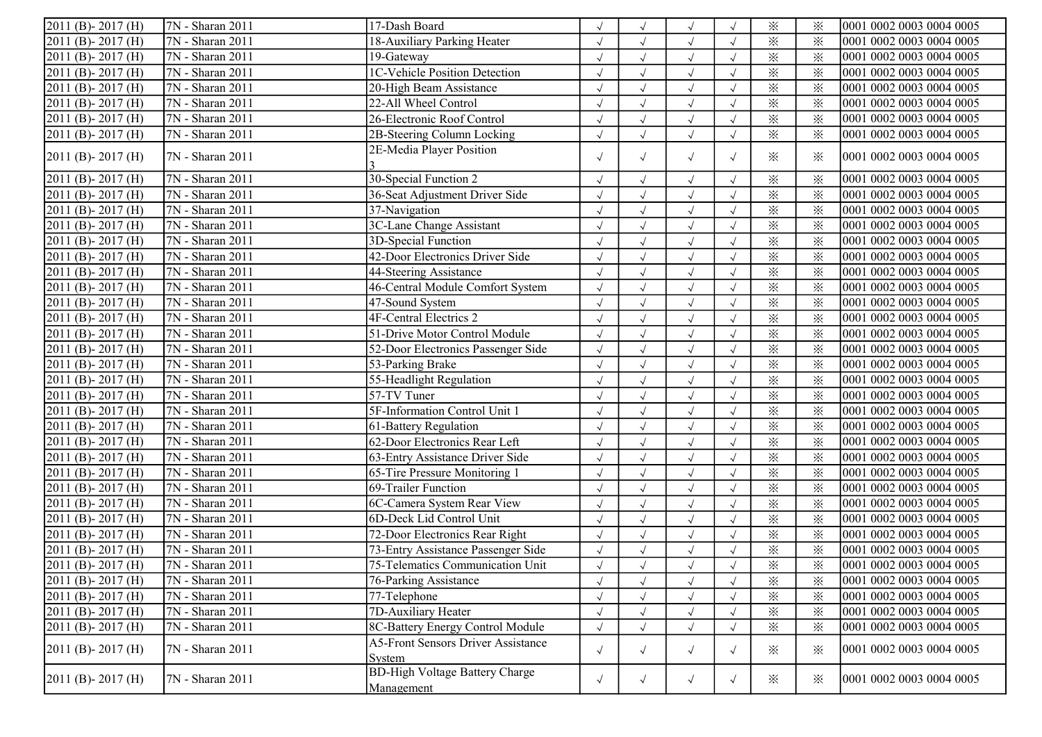| | | | | | | | | | |
|---|---|---|---|---|---|---|---|---|---|
| 2011 (B)- 2017 (H) | 7N - Sharan 2011 | 17-Dash Board | √ | √ | √ | √ | ※ | ※ | 0001 0002 0003 0004 0005 |
| 2011 (B)- 2017 (H) | 7N - Sharan 2011 | 18-Auxiliary Parking Heater | √ | √ | √ | √ | ※ | ※ | 0001 0002 0003 0004 0005 |
| 2011 (B)- 2017 (H) | 7N - Sharan 2011 | 19-Gateway | √ | √ | √ | √ | ※ | ※ | 0001 0002 0003 0004 0005 |
| 2011 (B)- 2017 (H) | 7N - Sharan 2011 | 1C-Vehicle Position Detection | √ | √ | √ | √ | ※ | ※ | 0001 0002 0003 0004 0005 |
| 2011 (B)- 2017 (H) | 7N - Sharan 2011 | 20-High Beam Assistance | √ | √ | √ | √ | ※ | ※ | 0001 0002 0003 0004 0005 |
| 2011 (B)- 2017 (H) | 7N - Sharan 2011 | 22-All Wheel Control | √ | √ | √ | √ | ※ | ※ | 0001 0002 0003 0004 0005 |
| 2011 (B)- 2017 (H) | 7N - Sharan 2011 | 26-Electronic Roof Control | √ | √ | √ | √ | ※ | ※ | 0001 0002 0003 0004 0005 |
| 2011 (B)- 2017 (H) | 7N - Sharan 2011 | 2B-Steering Column Locking | √ | √ | √ | √ | ※ | ※ | 0001 0002 0003 0004 0005 |
| 2011 (B)- 2017 (H) | 7N - Sharan 2011 | 2E-Media Player Position 3 | √ | √ | √ | √ | ※ | ※ | 0001 0002 0003 0004 0005 |
| 2011 (B)- 2017 (H) | 7N - Sharan 2011 | 30-Special Function 2 | √ | √ | √ | √ | ※ | ※ | 0001 0002 0003 0004 0005 |
| 2011 (B)- 2017 (H) | 7N - Sharan 2011 | 36-Seat Adjustment Driver Side | √ | √ | √ | √ | ※ | ※ | 0001 0002 0003 0004 0005 |
| 2011 (B)- 2017 (H) | 7N - Sharan 2011 | 37-Navigation | √ | √ | √ | √ | ※ | ※ | 0001 0002 0003 0004 0005 |
| 2011 (B)- 2017 (H) | 7N - Sharan 2011 | 3C-Lane Change Assistant | √ | √ | √ | √ | ※ | ※ | 0001 0002 0003 0004 0005 |
| 2011 (B)- 2017 (H) | 7N - Sharan 2011 | 3D-Special Function | √ | √ | √ | √ | ※ | ※ | 0001 0002 0003 0004 0005 |
| 2011 (B)- 2017 (H) | 7N - Sharan 2011 | 42-Door Electronics Driver Side | √ | √ | √ | √ | ※ | ※ | 0001 0002 0003 0004 0005 |
| 2011 (B)- 2017 (H) | 7N - Sharan 2011 | 44-Steering Assistance | √ | √ | √ | √ | ※ | ※ | 0001 0002 0003 0004 0005 |
| 2011 (B)- 2017 (H) | 7N - Sharan 2011 | 46-Central Module Comfort System | √ | √ | √ | √ | ※ | ※ | 0001 0002 0003 0004 0005 |
| 2011 (B)- 2017 (H) | 7N - Sharan 2011 | 47-Sound System | √ | √ | √ | √ | ※ | ※ | 0001 0002 0003 0004 0005 |
| 2011 (B)- 2017 (H) | 7N - Sharan 2011 | 4F-Central Electrics 2 | √ | √ | √ | √ | ※ | ※ | 0001 0002 0003 0004 0005 |
| 2011 (B)- 2017 (H) | 7N - Sharan 2011 | 51-Drive Motor Control Module | √ | √ | √ | √ | ※ | ※ | 0001 0002 0003 0004 0005 |
| 2011 (B)- 2017 (H) | 7N - Sharan 2011 | 52-Door Electronics Passenger Side | √ | √ | √ | √ | ※ | ※ | 0001 0002 0003 0004 0005 |
| 2011 (B)- 2017 (H) | 7N - Sharan 2011 | 53-Parking Brake | √ | √ | √ | √ | ※ | ※ | 0001 0002 0003 0004 0005 |
| 2011 (B)- 2017 (H) | 7N - Sharan 2011 | 55-Headlight Regulation | √ | √ | √ | √ | ※ | ※ | 0001 0002 0003 0004 0005 |
| 2011 (B)- 2017 (H) | 7N - Sharan 2011 | 57-TV Tuner | √ | √ | √ | √ | ※ | ※ | 0001 0002 0003 0004 0005 |
| 2011 (B)- 2017 (H) | 7N - Sharan 2011 | 5F-Information Control Unit 1 | √ | √ | √ | √ | ※ | ※ | 0001 0002 0003 0004 0005 |
| 2011 (B)- 2017 (H) | 7N - Sharan 2011 | 61-Battery Regulation | √ | √ | √ | √ | ※ | ※ | 0001 0002 0003 0004 0005 |
| 2011 (B)- 2017 (H) | 7N - Sharan 2011 | 62-Door Electronics Rear Left | √ | √ | √ | √ | ※ | ※ | 0001 0002 0003 0004 0005 |
| 2011 (B)- 2017 (H) | 7N - Sharan 2011 | 63-Entry Assistance Driver Side | √ | √ | √ | √ | ※ | ※ | 0001 0002 0003 0004 0005 |
| 2011 (B)- 2017 (H) | 7N - Sharan 2011 | 65-Tire Pressure Monitoring 1 | √ | √ | √ | √ | ※ | ※ | 0001 0002 0003 0004 0005 |
| 2011 (B)- 2017 (H) | 7N - Sharan 2011 | 69-Trailer Function | √ | √ | √ | √ | ※ | ※ | 0001 0002 0003 0004 0005 |
| 2011 (B)- 2017 (H) | 7N - Sharan 2011 | 6C-Camera System Rear View | √ | √ | √ | √ | ※ | ※ | 0001 0002 0003 0004 0005 |
| 2011 (B)- 2017 (H) | 7N - Sharan 2011 | 6D-Deck Lid Control Unit | √ | √ | √ | √ | ※ | ※ | 0001 0002 0003 0004 0005 |
| 2011 (B)- 2017 (H) | 7N - Sharan 2011 | 72-Door Electronics Rear Right | √ | √ | √ | √ | ※ | ※ | 0001 0002 0003 0004 0005 |
| 2011 (B)- 2017 (H) | 7N - Sharan 2011 | 73-Entry Assistance Passenger Side | √ | √ | √ | √ | ※ | ※ | 0001 0002 0003 0004 0005 |
| 2011 (B)- 2017 (H) | 7N - Sharan 2011 | 75-Telematics Communication Unit | √ | √ | √ | √ | ※ | ※ | 0001 0002 0003 0004 0005 |
| 2011 (B)- 2017 (H) | 7N - Sharan 2011 | 76-Parking Assistance | √ | √ | √ | √ | ※ | ※ | 0001 0002 0003 0004 0005 |
| 2011 (B)- 2017 (H) | 7N - Sharan 2011 | 77-Telephone | √ | √ | √ | √ | ※ | ※ | 0001 0002 0003 0004 0005 |
| 2011 (B)- 2017 (H) | 7N - Sharan 2011 | 7D-Auxiliary Heater | √ | √ | √ | √ | ※ | ※ | 0001 0002 0003 0004 0005 |
| 2011 (B)- 2017 (H) | 7N - Sharan 2011 | 8C-Battery Energy Control Module | √ | √ | √ | √ | ※ | ※ | 0001 0002 0003 0004 0005 |
| 2011 (B)- 2017 (H) | 7N - Sharan 2011 | A5-Front Sensors Driver Assistance System | √ | √ | √ | √ | ※ | ※ | 0001 0002 0003 0004 0005 |
| 2011 (B)- 2017 (H) | 7N - Sharan 2011 | BD-High Voltage Battery Charge Management | √ | √ | √ | √ | ※ | ※ | 0001 0002 0003 0004 0005 |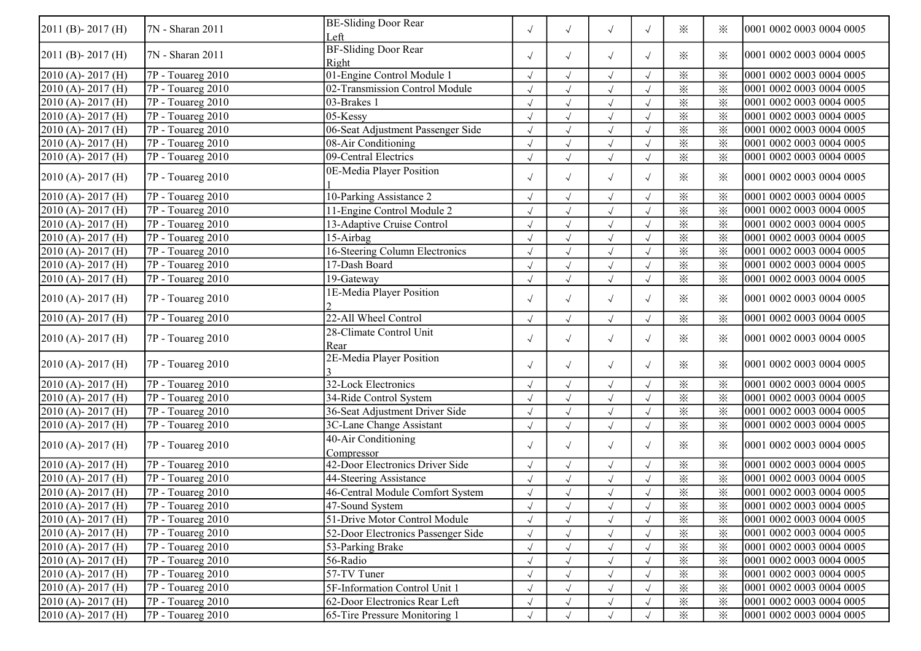| | | | | | | | | | |
|---|---|---|---|---|---|---|---|---|---|
| 2011 (B)- 2017 (H) | 7N - Sharan 2011 | BE-Sliding Door Rear Left | √ | √ | √ | √ | ※ | ※ | 0001 0002 0003 0004 0005 |
| 2011 (B)- 2017 (H) | 7N - Sharan 2011 | BF-Sliding Door Rear Right | √ | √ | √ | √ | ※ | ※ | 0001 0002 0003 0004 0005 |
| 2010 (A)- 2017 (H) | 7P - Touareg 2010 | 01-Engine Control Module 1 | √ | √ | √ | √ | ※ | ※ | 0001 0002 0003 0004 0005 |
| 2010 (A)- 2017 (H) | 7P - Touareg 2010 | 02-Transmission Control Module | √ | √ | √ | √ | ※ | ※ | 0001 0002 0003 0004 0005 |
| 2010 (A)- 2017 (H) | 7P - Touareg 2010 | 03-Brakes 1 | √ | √ | √ | √ | ※ | ※ | 0001 0002 0003 0004 0005 |
| 2010 (A)- 2017 (H) | 7P - Touareg 2010 | 05-Kessy | √ | √ | √ | √ | ※ | ※ | 0001 0002 0003 0004 0005 |
| 2010 (A)- 2017 (H) | 7P - Touareg 2010 | 06-Seat Adjustment Passenger Side | √ | √ | √ | √ | ※ | ※ | 0001 0002 0003 0004 0005 |
| 2010 (A)- 2017 (H) | 7P - Touareg 2010 | 08-Air Conditioning | √ | √ | √ | √ | ※ | ※ | 0001 0002 0003 0004 0005 |
| 2010 (A)- 2017 (H) | 7P - Touareg 2010 | 09-Central Electrics | √ | √ | √ | √ | ※ | ※ | 0001 0002 0003 0004 0005 |
| 2010 (A)- 2017 (H) | 7P - Touareg 2010 | 0E-Media Player Position 1 | √ | √ | √ | √ | ※ | ※ | 0001 0002 0003 0004 0005 |
| 2010 (A)- 2017 (H) | 7P - Touareg 2010 | 10-Parking Assistance 2 | √ | √ | √ | √ | ※ | ※ | 0001 0002 0003 0004 0005 |
| 2010 (A)- 2017 (H) | 7P - Touareg 2010 | 11-Engine Control Module 2 | √ | √ | √ | √ | ※ | ※ | 0001 0002 0003 0004 0005 |
| 2010 (A)- 2017 (H) | 7P - Touareg 2010 | 13-Adaptive Cruise Control | √ | √ | √ | √ | ※ | ※ | 0001 0002 0003 0004 0005 |
| 2010 (A)- 2017 (H) | 7P - Touareg 2010 | 15-Airbag | √ | √ | √ | √ | ※ | ※ | 0001 0002 0003 0004 0005 |
| 2010 (A)- 2017 (H) | 7P - Touareg 2010 | 16-Steering Column Electronics | √ | √ | √ | √ | ※ | ※ | 0001 0002 0003 0004 0005 |
| 2010 (A)- 2017 (H) | 7P - Touareg 2010 | 17-Dash Board | √ | √ | √ | √ | ※ | ※ | 0001 0002 0003 0004 0005 |
| 2010 (A)- 2017 (H) | 7P - Touareg 2010 | 19-Gateway | √ | √ | √ | √ | ※ | ※ | 0001 0002 0003 0004 0005 |
| 2010 (A)- 2017 (H) | 7P - Touareg 2010 | 1E-Media Player Position 2 | √ | √ | √ | √ | ※ | ※ | 0001 0002 0003 0004 0005 |
| 2010 (A)- 2017 (H) | 7P - Touareg 2010 | 22-All Wheel Control | √ | √ | √ | √ | ※ | ※ | 0001 0002 0003 0004 0005 |
| 2010 (A)- 2017 (H) | 7P - Touareg 2010 | 28-Climate Control Unit Rear | √ | √ | √ | √ | ※ | ※ | 0001 0002 0003 0004 0005 |
| 2010 (A)- 2017 (H) | 7P - Touareg 2010 | 2E-Media Player Position 3 | √ | √ | √ | √ | ※ | ※ | 0001 0002 0003 0004 0005 |
| 2010 (A)- 2017 (H) | 7P - Touareg 2010 | 32-Lock Electronics | √ | √ | √ | √ | ※ | ※ | 0001 0002 0003 0004 0005 |
| 2010 (A)- 2017 (H) | 7P - Touareg 2010 | 34-Ride Control System | √ | √ | √ | √ | ※ | ※ | 0001 0002 0003 0004 0005 |
| 2010 (A)- 2017 (H) | 7P - Touareg 2010 | 36-Seat Adjustment Driver Side | √ | √ | √ | √ | ※ | ※ | 0001 0002 0003 0004 0005 |
| 2010 (A)- 2017 (H) | 7P - Touareg 2010 | 3C-Lane Change Assistant | √ | √ | √ | √ | ※ | ※ | 0001 0002 0003 0004 0005 |
| 2010 (A)- 2017 (H) | 7P - Touareg 2010 | 40-Air Conditioning Compressor | √ | √ | √ | √ | ※ | ※ | 0001 0002 0003 0004 0005 |
| 2010 (A)- 2017 (H) | 7P - Touareg 2010 | 42-Door Electronics Driver Side | √ | √ | √ | √ | ※ | ※ | 0001 0002 0003 0004 0005 |
| 2010 (A)- 2017 (H) | 7P - Touareg 2010 | 44-Steering Assistance | √ | √ | √ | √ | ※ | ※ | 0001 0002 0003 0004 0005 |
| 2010 (A)- 2017 (H) | 7P - Touareg 2010 | 46-Central Module Comfort System | √ | √ | √ | √ | ※ | ※ | 0001 0002 0003 0004 0005 |
| 2010 (A)- 2017 (H) | 7P - Touareg 2010 | 47-Sound System | √ | √ | √ | √ | ※ | ※ | 0001 0002 0003 0004 0005 |
| 2010 (A)- 2017 (H) | 7P - Touareg 2010 | 51-Drive Motor Control Module | √ | √ | √ | √ | ※ | ※ | 0001 0002 0003 0004 0005 |
| 2010 (A)- 2017 (H) | 7P - Touareg 2010 | 52-Door Electronics Passenger Side | √ | √ | √ | √ | ※ | ※ | 0001 0002 0003 0004 0005 |
| 2010 (A)- 2017 (H) | 7P - Touareg 2010 | 53-Parking Brake | √ | √ | √ | √ | ※ | ※ | 0001 0002 0003 0004 0005 |
| 2010 (A)- 2017 (H) | 7P - Touareg 2010 | 56-Radio | √ | √ | √ | √ | ※ | ※ | 0001 0002 0003 0004 0005 |
| 2010 (A)- 2017 (H) | 7P - Touareg 2010 | 57-TV Tuner | √ | √ | √ | √ | ※ | ※ | 0001 0002 0003 0004 0005 |
| 2010 (A)- 2017 (H) | 7P - Touareg 2010 | 5F-Information Control Unit 1 | √ | √ | √ | √ | ※ | ※ | 0001 0002 0003 0004 0005 |
| 2010 (A)- 2017 (H) | 7P - Touareg 2010 | 62-Door Electronics Rear Left | √ | √ | √ | √ | ※ | ※ | 0001 0002 0003 0004 0005 |
| 2010 (A)- 2017 (H) | 7P - Touareg 2010 | 65-Tire Pressure Monitoring 1 | √ | √ | √ | √ | ※ | ※ | 0001 0002 0003 0004 0005 |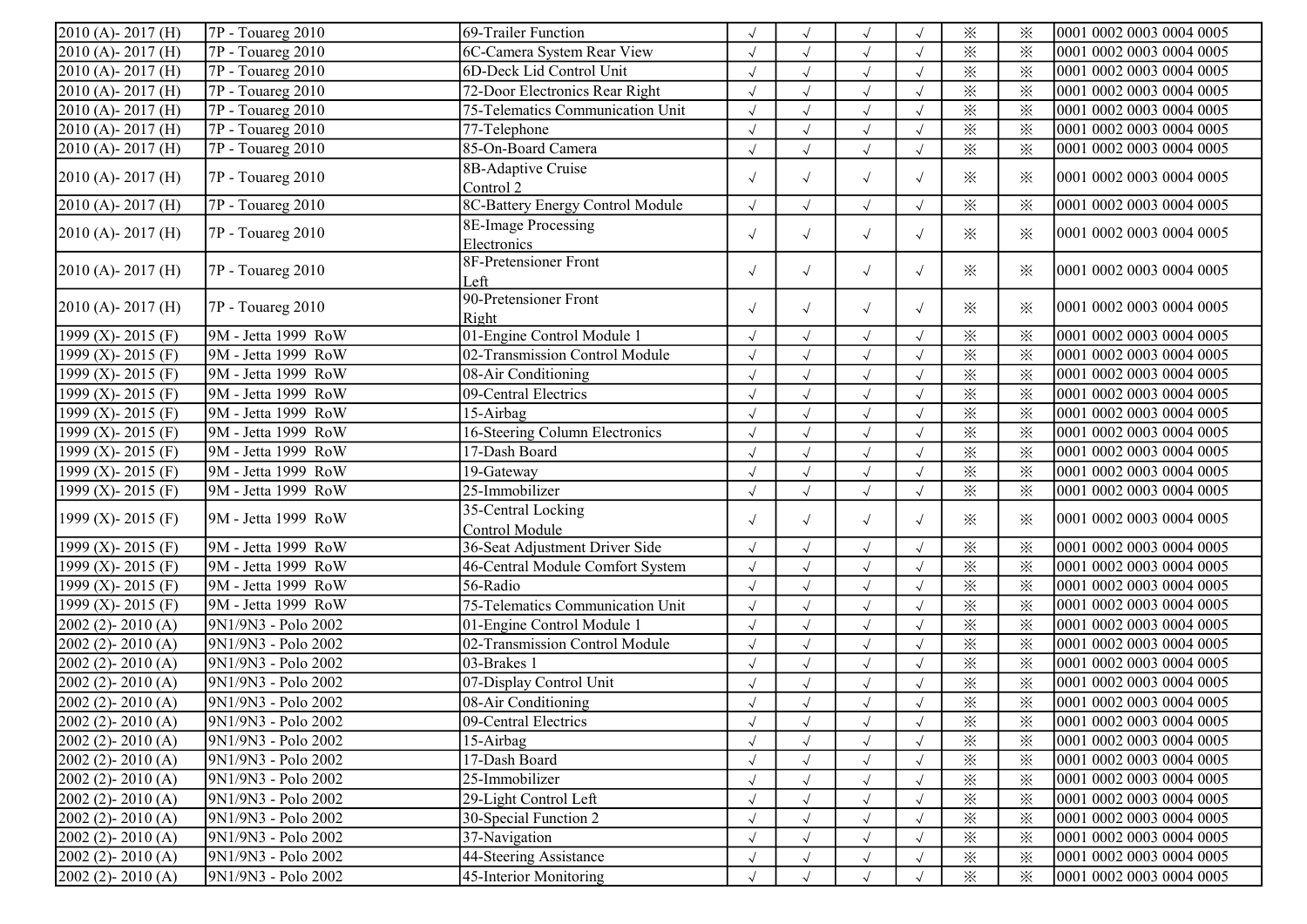| | | | | | | | | | |
|---|---|---|---|---|---|---|---|---|---|
| 2010 (A)- 2017 (H) | 7P - Touareg 2010 | 69-Trailer Function | √ | √ | √ | √ | ※ | ※ | 0001 0002 0003 0004 0005 |
| 2010 (A)- 2017 (H) | 7P - Touareg 2010 | 6C-Camera System Rear View | √ | √ | √ | √ | ※ | ※ | 0001 0002 0003 0004 0005 |
| 2010 (A)- 2017 (H) | 7P - Touareg 2010 | 6D-Deck Lid Control Unit | √ | √ | √ | √ | ※ | ※ | 0001 0002 0003 0004 0005 |
| 2010 (A)- 2017 (H) | 7P - Touareg 2010 | 72-Door Electronics Rear Right | √ | √ | √ | √ | ※ | ※ | 0001 0002 0003 0004 0005 |
| 2010 (A)- 2017 (H) | 7P - Touareg 2010 | 75-Telematics Communication Unit | √ | √ | √ | √ | ※ | ※ | 0001 0002 0003 0004 0005 |
| 2010 (A)- 2017 (H) | 7P - Touareg 2010 | 77-Telephone | √ | √ | √ | √ | ※ | ※ | 0001 0002 0003 0004 0005 |
| 2010 (A)- 2017 (H) | 7P - Touareg 2010 | 85-On-Board Camera | √ | √ | √ | √ | ※ | ※ | 0001 0002 0003 0004 0005 |
| 2010 (A)- 2017 (H) | 7P - Touareg 2010 | 8B-Adaptive Cruise Control 2 | √ | √ | √ | √ | ※ | ※ | 0001 0002 0003 0004 0005 |
| 2010 (A)- 2017 (H) | 7P - Touareg 2010 | 8C-Battery Energy Control Module | √ | √ | √ | √ | ※ | ※ | 0001 0002 0003 0004 0005 |
| 2010 (A)- 2017 (H) | 7P - Touareg 2010 | 8E-Image Processing Electronics | √ | √ | √ | √ | ※ | ※ | 0001 0002 0003 0004 0005 |
| 2010 (A)- 2017 (H) | 7P - Touareg 2010 | 8F-Pretensioner Front Left | √ | √ | √ | √ | ※ | ※ | 0001 0002 0003 0004 0005 |
| 2010 (A)- 2017 (H) | 7P - Touareg 2010 | 90-Pretensioner Front Right | √ | √ | √ | √ | ※ | ※ | 0001 0002 0003 0004 0005 |
| 1999 (X)- 2015 (F) | 9M - Jetta 1999 RoW | 01-Engine Control Module 1 | √ | √ | √ | √ | ※ | ※ | 0001 0002 0003 0004 0005 |
| 1999 (X)- 2015 (F) | 9M - Jetta 1999 RoW | 02-Transmission Control Module | √ | √ | √ | √ | ※ | ※ | 0001 0002 0003 0004 0005 |
| 1999 (X)- 2015 (F) | 9M - Jetta 1999 RoW | 08-Air Conditioning | √ | √ | √ | √ | ※ | ※ | 0001 0002 0003 0004 0005 |
| 1999 (X)- 2015 (F) | 9M - Jetta 1999 RoW | 09-Central Electrics | √ | √ | √ | √ | ※ | ※ | 0001 0002 0003 0004 0005 |
| 1999 (X)- 2015 (F) | 9M - Jetta 1999 RoW | 15-Airbag | √ | √ | √ | √ | ※ | ※ | 0001 0002 0003 0004 0005 |
| 1999 (X)- 2015 (F) | 9M - Jetta 1999 RoW | 16-Steering Column Electronics | √ | √ | √ | √ | ※ | ※ | 0001 0002 0003 0004 0005 |
| 1999 (X)- 2015 (F) | 9M - Jetta 1999 RoW | 17-Dash Board | √ | √ | √ | √ | ※ | ※ | 0001 0002 0003 0004 0005 |
| 1999 (X)- 2015 (F) | 9M - Jetta 1999 RoW | 19-Gateway | √ | √ | √ | √ | ※ | ※ | 0001 0002 0003 0004 0005 |
| 1999 (X)- 2015 (F) | 9M - Jetta 1999 RoW | 25-Immobilizer | √ | √ | √ | √ | ※ | ※ | 0001 0002 0003 0004 0005 |
| 1999 (X)- 2015 (F) | 9M - Jetta 1999 RoW | 35-Central Locking Control Module | √ | √ | √ | √ | ※ | ※ | 0001 0002 0003 0004 0005 |
| 1999 (X)- 2015 (F) | 9M - Jetta 1999 RoW | 36-Seat Adjustment Driver Side | √ | √ | √ | √ | ※ | ※ | 0001 0002 0003 0004 0005 |
| 1999 (X)- 2015 (F) | 9M - Jetta 1999 RoW | 46-Central Module Comfort System | √ | √ | √ | √ | ※ | ※ | 0001 0002 0003 0004 0005 |
| 1999 (X)- 2015 (F) | 9M - Jetta 1999 RoW | 56-Radio | √ | √ | √ | √ | ※ | ※ | 0001 0002 0003 0004 0005 |
| 1999 (X)- 2015 (F) | 9M - Jetta 1999 RoW | 75-Telematics Communication Unit | √ | √ | √ | √ | ※ | ※ | 0001 0002 0003 0004 0005 |
| 2002 (2)- 2010 (A) | 9N1/9N3 - Polo 2002 | 01-Engine Control Module 1 | √ | √ | √ | √ | ※ | ※ | 0001 0002 0003 0004 0005 |
| 2002 (2)- 2010 (A) | 9N1/9N3 - Polo 2002 | 02-Transmission Control Module | √ | √ | √ | √ | ※ | ※ | 0001 0002 0003 0004 0005 |
| 2002 (2)- 2010 (A) | 9N1/9N3 - Polo 2002 | 03-Brakes 1 | √ | √ | √ | √ | ※ | ※ | 0001 0002 0003 0004 0005 |
| 2002 (2)- 2010 (A) | 9N1/9N3 - Polo 2002 | 07-Display Control Unit | √ | √ | √ | √ | ※ | ※ | 0001 0002 0003 0004 0005 |
| 2002 (2)- 2010 (A) | 9N1/9N3 - Polo 2002 | 08-Air Conditioning | √ | √ | √ | √ | ※ | ※ | 0001 0002 0003 0004 0005 |
| 2002 (2)- 2010 (A) | 9N1/9N3 - Polo 2002 | 09-Central Electrics | √ | √ | √ | √ | ※ | ※ | 0001 0002 0003 0004 0005 |
| 2002 (2)- 2010 (A) | 9N1/9N3 - Polo 2002 | 15-Airbag | √ | √ | √ | √ | ※ | ※ | 0001 0002 0003 0004 0005 |
| 2002 (2)- 2010 (A) | 9N1/9N3 - Polo 2002 | 17-Dash Board | √ | √ | √ | √ | ※ | ※ | 0001 0002 0003 0004 0005 |
| 2002 (2)- 2010 (A) | 9N1/9N3 - Polo 2002 | 25-Immobilizer | √ | √ | √ | √ | ※ | ※ | 0001 0002 0003 0004 0005 |
| 2002 (2)- 2010 (A) | 9N1/9N3 - Polo 2002 | 29-Light Control Left | √ | √ | √ | √ | ※ | ※ | 0001 0002 0003 0004 0005 |
| 2002 (2)- 2010 (A) | 9N1/9N3 - Polo 2002 | 30-Special Function 2 | √ | √ | √ | √ | ※ | ※ | 0001 0002 0003 0004 0005 |
| 2002 (2)- 2010 (A) | 9N1/9N3 - Polo 2002 | 37-Navigation | √ | √ | √ | √ | ※ | ※ | 0001 0002 0003 0004 0005 |
| 2002 (2)- 2010 (A) | 9N1/9N3 - Polo 2002 | 44-Steering Assistance | √ | √ | √ | √ | ※ | ※ | 0001 0002 0003 0004 0005 |
| 2002 (2)- 2010 (A) | 9N1/9N3 - Polo 2002 | 45-Interior Monitoring | √ | √ | √ | √ | ※ | ※ | 0001 0002 0003 0004 0005 |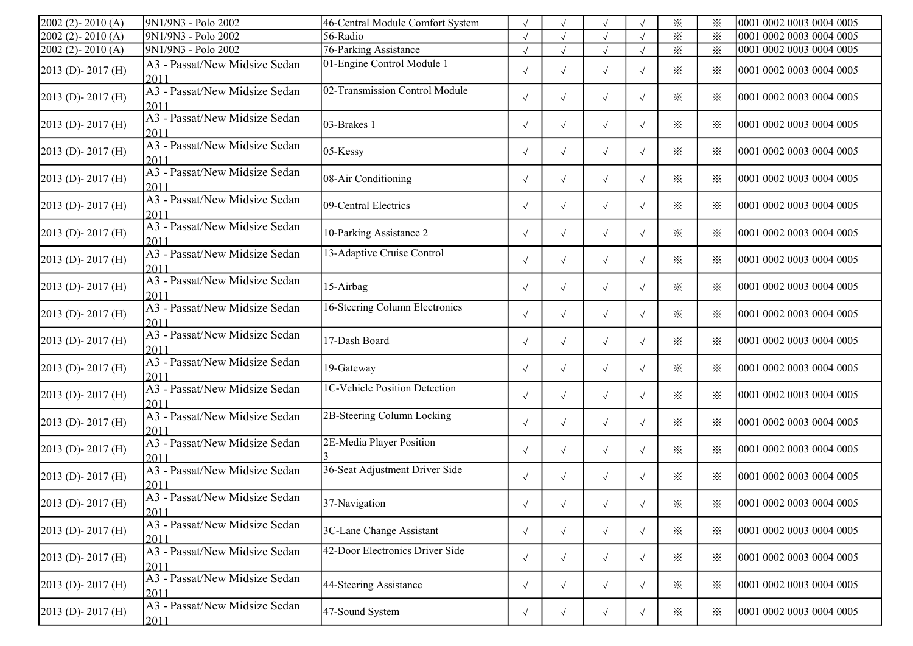| | | | | | | | | | |
|---|---|---|---|---|---|---|---|---|---|
| 2002 (2)- 2010 (A) | 9N1/9N3 - Polo 2002 | 46-Central Module Comfort System | √ | √ | √ | √ | ※ | ※ | 0001 0002 0003 0004 0005 |
| 2002 (2)- 2010 (A) | 9N1/9N3 - Polo 2002 | 56-Radio | √ | √ | √ | √ | ※ | ※ | 0001 0002 0003 0004 0005 |
| 2002 (2)- 2010 (A) | 9N1/9N3 - Polo 2002 | 76-Parking Assistance | √ | √ | √ | √ | ※ | ※ | 0001 0002 0003 0004 0005 |
| 2013 (D)- 2017 (H) | A3 - Passat/New Midsize Sedan 2011 | 01-Engine Control Module 1 | √ | √ | √ | √ | ※ | ※ | 0001 0002 0003 0004 0005 |
| 2013 (D)- 2017 (H) | A3 - Passat/New Midsize Sedan 2011 | 02-Transmission Control Module | √ | √ | √ | √ | ※ | ※ | 0001 0002 0003 0004 0005 |
| 2013 (D)- 2017 (H) | A3 - Passat/New Midsize Sedan 2011 | 03-Brakes 1 | √ | √ | √ | √ | ※ | ※ | 0001 0002 0003 0004 0005 |
| 2013 (D)- 2017 (H) | A3 - Passat/New Midsize Sedan 2011 | 05-Kessy | √ | √ | √ | √ | ※ | ※ | 0001 0002 0003 0004 0005 |
| 2013 (D)- 2017 (H) | A3 - Passat/New Midsize Sedan 2011 | 08-Air Conditioning | √ | √ | √ | √ | ※ | ※ | 0001 0002 0003 0004 0005 |
| 2013 (D)- 2017 (H) | A3 - Passat/New Midsize Sedan 2011 | 09-Central Electrics | √ | √ | √ | √ | ※ | ※ | 0001 0002 0003 0004 0005 |
| 2013 (D)- 2017 (H) | A3 - Passat/New Midsize Sedan 2011 | 10-Parking Assistance 2 | √ | √ | √ | √ | ※ | ※ | 0001 0002 0003 0004 0005 |
| 2013 (D)- 2017 (H) | A3 - Passat/New Midsize Sedan 2011 | 13-Adaptive Cruise Control | √ | √ | √ | √ | ※ | ※ | 0001 0002 0003 0004 0005 |
| 2013 (D)- 2017 (H) | A3 - Passat/New Midsize Sedan 2011 | 15-Airbag | √ | √ | √ | √ | ※ | ※ | 0001 0002 0003 0004 0005 |
| 2013 (D)- 2017 (H) | A3 - Passat/New Midsize Sedan 2011 | 16-Steering Column Electronics | √ | √ | √ | √ | ※ | ※ | 0001 0002 0003 0004 0005 |
| 2013 (D)- 2017 (H) | A3 - Passat/New Midsize Sedan 2011 | 17-Dash Board | √ | √ | √ | √ | ※ | ※ | 0001 0002 0003 0004 0005 |
| 2013 (D)- 2017 (H) | A3 - Passat/New Midsize Sedan 2011 | 19-Gateway | √ | √ | √ | √ | ※ | ※ | 0001 0002 0003 0004 0005 |
| 2013 (D)- 2017 (H) | A3 - Passat/New Midsize Sedan 2011 | 1C-Vehicle Position Detection | √ | √ | √ | √ | ※ | ※ | 0001 0002 0003 0004 0005 |
| 2013 (D)- 2017 (H) | A3 - Passat/New Midsize Sedan 2011 | 2B-Steering Column Locking | √ | √ | √ | √ | ※ | ※ | 0001 0002 0003 0004 0005 |
| 2013 (D)- 2017 (H) | A3 - Passat/New Midsize Sedan 2011 | 2E-Media Player Position 3 | √ | √ | √ | √ | ※ | ※ | 0001 0002 0003 0004 0005 |
| 2013 (D)- 2017 (H) | A3 - Passat/New Midsize Sedan 2011 | 36-Seat Adjustment Driver Side | √ | √ | √ | √ | ※ | ※ | 0001 0002 0003 0004 0005 |
| 2013 (D)- 2017 (H) | A3 - Passat/New Midsize Sedan 2011 | 37-Navigation | √ | √ | √ | √ | ※ | ※ | 0001 0002 0003 0004 0005 |
| 2013 (D)- 2017 (H) | A3 - Passat/New Midsize Sedan 2011 | 3C-Lane Change Assistant | √ | √ | √ | √ | ※ | ※ | 0001 0002 0003 0004 0005 |
| 2013 (D)- 2017 (H) | A3 - Passat/New Midsize Sedan 2011 | 42-Door Electronics Driver Side | √ | √ | √ | √ | ※ | ※ | 0001 0002 0003 0004 0005 |
| 2013 (D)- 2017 (H) | A3 - Passat/New Midsize Sedan 2011 | 44-Steering Assistance | √ | √ | √ | √ | ※ | ※ | 0001 0002 0003 0004 0005 |
| 2013 (D)- 2017 (H) | A3 - Passat/New Midsize Sedan 2011 | 47-Sound System | √ | √ | √ | √ | ※ | ※ | 0001 0002 0003 0004 0005 |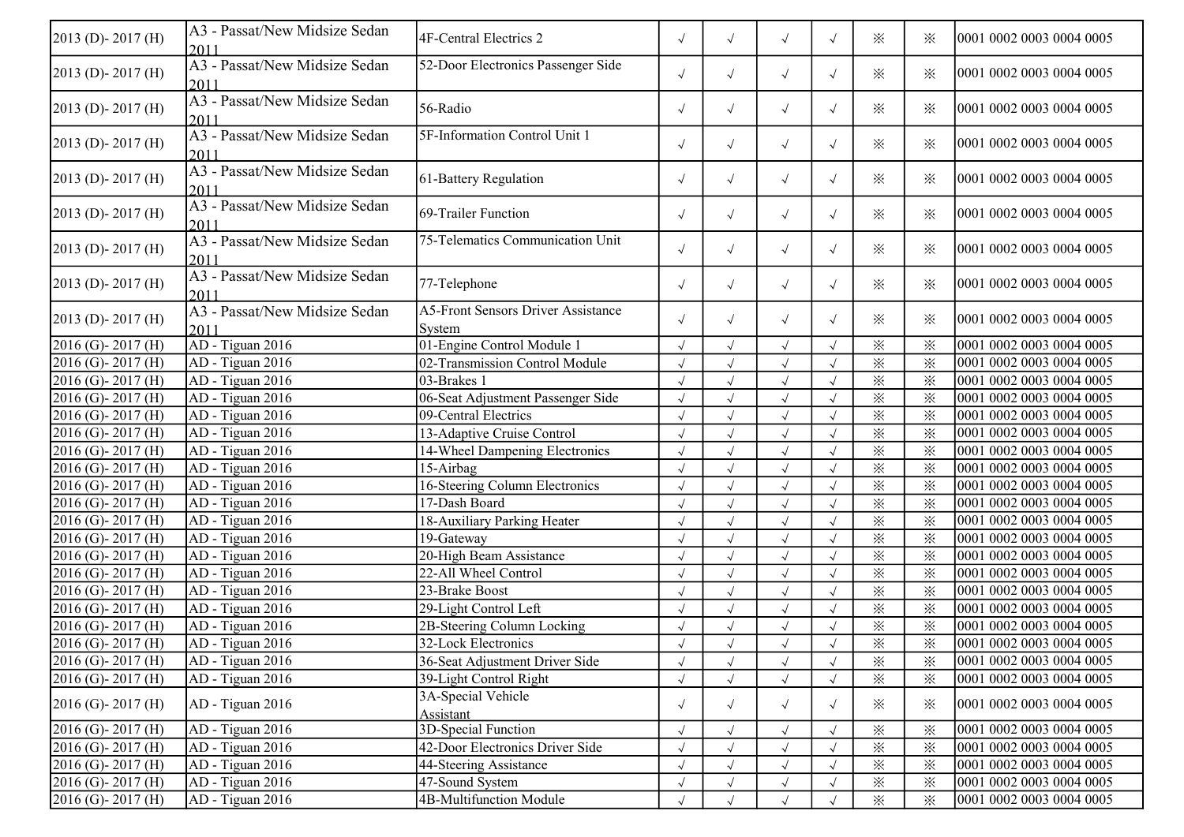| | | | | | | | | | |
|---|---|---|---|---|---|---|---|---|---|
| 2013 (D)- 2017 (H) | A3 - Passat/New Midsize Sedan 2011 | 4F-Central Electrics 2 | √ | √ | √ | √ | ※ | ※ | 0001 0002 0003 0004 0005 |
| 2013 (D)- 2017 (H) | A3 - Passat/New Midsize Sedan 2011 | 52-Door Electronics Passenger Side | √ | √ | √ | √ | ※ | ※ | 0001 0002 0003 0004 0005 |
| 2013 (D)- 2017 (H) | A3 - Passat/New Midsize Sedan 2011 | 56-Radio | √ | √ | √ | √ | ※ | ※ | 0001 0002 0003 0004 0005 |
| 2013 (D)- 2017 (H) | A3 - Passat/New Midsize Sedan 2011 | 5F-Information Control Unit 1 | √ | √ | √ | √ | ※ | ※ | 0001 0002 0003 0004 0005 |
| 2013 (D)- 2017 (H) | A3 - Passat/New Midsize Sedan 2011 | 61-Battery Regulation | √ | √ | √ | √ | ※ | ※ | 0001 0002 0003 0004 0005 |
| 2013 (D)- 2017 (H) | A3 - Passat/New Midsize Sedan 2011 | 69-Trailer Function | √ | √ | √ | √ | ※ | ※ | 0001 0002 0003 0004 0005 |
| 2013 (D)- 2017 (H) | A3 - Passat/New Midsize Sedan 2011 | 75-Telematics Communication Unit | √ | √ | √ | √ | ※ | ※ | 0001 0002 0003 0004 0005 |
| 2013 (D)- 2017 (H) | A3 - Passat/New Midsize Sedan 2011 | 77-Telephone | √ | √ | √ | √ | ※ | ※ | 0001 0002 0003 0004 0005 |
| 2013 (D)- 2017 (H) | A3 - Passat/New Midsize Sedan 2011 | A5-Front Sensors Driver Assistance System | √ | √ | √ | √ | ※ | ※ | 0001 0002 0003 0004 0005 |
| 2016 (G)- 2017 (H) | AD - Tiguan 2016 | 01-Engine Control Module 1 | √ | √ | √ | √ | ※ | ※ | 0001 0002 0003 0004 0005 |
| 2016 (G)- 2017 (H) | AD - Tiguan 2016 | 02-Transmission Control Module | √ | √ | √ | √ | ※ | ※ | 0001 0002 0003 0004 0005 |
| 2016 (G)- 2017 (H) | AD - Tiguan 2016 | 03-Brakes 1 | √ | √ | √ | √ | ※ | ※ | 0001 0002 0003 0004 0005 |
| 2016 (G)- 2017 (H) | AD - Tiguan 2016 | 06-Seat Adjustment Passenger Side | √ | √ | √ | √ | ※ | ※ | 0001 0002 0003 0004 0005 |
| 2016 (G)- 2017 (H) | AD - Tiguan 2016 | 09-Central Electrics | √ | √ | √ | √ | ※ | ※ | 0001 0002 0003 0004 0005 |
| 2016 (G)- 2017 (H) | AD - Tiguan 2016 | 13-Adaptive Cruise Control | √ | √ | √ | √ | ※ | ※ | 0001 0002 0003 0004 0005 |
| 2016 (G)- 2017 (H) | AD - Tiguan 2016 | 14-Wheel Dampening Electronics | √ | √ | √ | √ | ※ | ※ | 0001 0002 0003 0004 0005 |
| 2016 (G)- 2017 (H) | AD - Tiguan 2016 | 15-Airbag | √ | √ | √ | √ | ※ | ※ | 0001 0002 0003 0004 0005 |
| 2016 (G)- 2017 (H) | AD - Tiguan 2016 | 16-Steering Column Electronics | √ | √ | √ | √ | ※ | ※ | 0001 0002 0003 0004 0005 |
| 2016 (G)- 2017 (H) | AD - Tiguan 2016 | 17-Dash Board | √ | √ | √ | √ | ※ | ※ | 0001 0002 0003 0004 0005 |
| 2016 (G)- 2017 (H) | AD - Tiguan 2016 | 18-Auxiliary Parking Heater | √ | √ | √ | √ | ※ | ※ | 0001 0002 0003 0004 0005 |
| 2016 (G)- 2017 (H) | AD - Tiguan 2016 | 19-Gateway | √ | √ | √ | √ | ※ | ※ | 0001 0002 0003 0004 0005 |
| 2016 (G)- 2017 (H) | AD - Tiguan 2016 | 20-High Beam Assistance | √ | √ | √ | √ | ※ | ※ | 0001 0002 0003 0004 0005 |
| 2016 (G)- 2017 (H) | AD - Tiguan 2016 | 22-All Wheel Control | √ | √ | √ | √ | ※ | ※ | 0001 0002 0003 0004 0005 |
| 2016 (G)- 2017 (H) | AD - Tiguan 2016 | 23-Brake Boost | √ | √ | √ | √ | ※ | ※ | 0001 0002 0003 0004 0005 |
| 2016 (G)- 2017 (H) | AD - Tiguan 2016 | 29-Light Control Left | √ | √ | √ | √ | ※ | ※ | 0001 0002 0003 0004 0005 |
| 2016 (G)- 2017 (H) | AD - Tiguan 2016 | 2B-Steering Column Locking | √ | √ | √ | √ | ※ | ※ | 0001 0002 0003 0004 0005 |
| 2016 (G)- 2017 (H) | AD - Tiguan 2016 | 32-Lock Electronics | √ | √ | √ | √ | ※ | ※ | 0001 0002 0003 0004 0005 |
| 2016 (G)- 2017 (H) | AD - Tiguan 2016 | 36-Seat Adjustment Driver Side | √ | √ | √ | √ | ※ | ※ | 0001 0002 0003 0004 0005 |
| 2016 (G)- 2017 (H) | AD - Tiguan 2016 | 39-Light Control Right | √ | √ | √ | √ | ※ | ※ | 0001 0002 0003 0004 0005 |
| 2016 (G)- 2017 (H) | AD - Tiguan 2016 | 3A-Special Vehicle Assistant | √ | √ | √ | √ | ※ | ※ | 0001 0002 0003 0004 0005 |
| 2016 (G)- 2017 (H) | AD - Tiguan 2016 | 3D-Special Function | √ | √ | √ | √ | ※ | ※ | 0001 0002 0003 0004 0005 |
| 2016 (G)- 2017 (H) | AD - Tiguan 2016 | 42-Door Electronics Driver Side | √ | √ | √ | √ | ※ | ※ | 0001 0002 0003 0004 0005 |
| 2016 (G)- 2017 (H) | AD - Tiguan 2016 | 44-Steering Assistance | √ | √ | √ | √ | ※ | ※ | 0001 0002 0003 0004 0005 |
| 2016 (G)- 2017 (H) | AD - Tiguan 2016 | 47-Sound System | √ | √ | √ | √ | ※ | ※ | 0001 0002 0003 0004 0005 |
| 2016 (G)- 2017 (H) | AD - Tiguan 2016 | 4B-Multifunction Module | √ | √ | √ | √ | ※ | ※ | 0001 0002 0003 0004 0005 |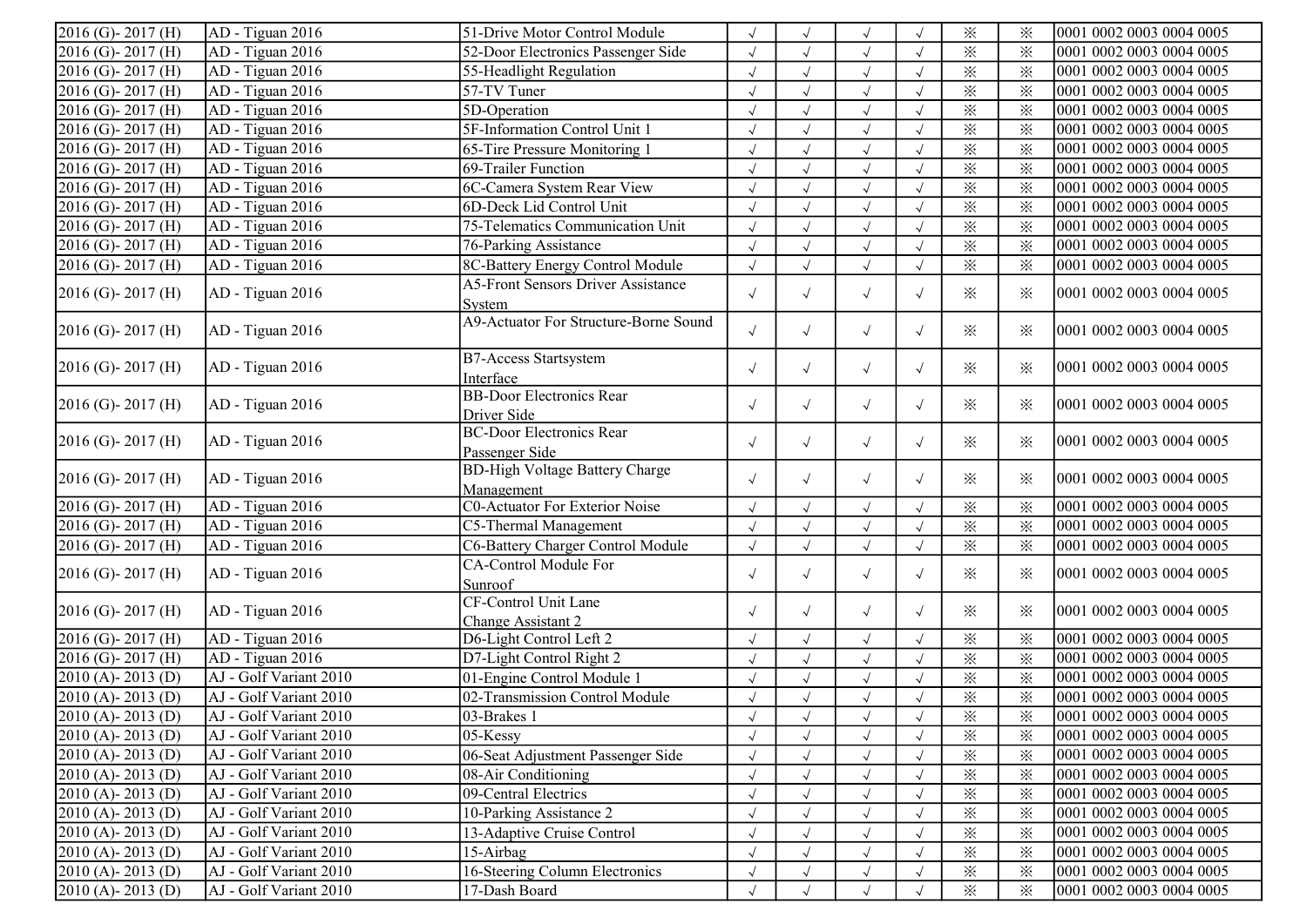| | | | | | | | | | |
|---|---|---|---|---|---|---|---|---|---|
| 2016 (G)- 2017 (H) | AD - Tiguan 2016 | 51-Drive Motor Control Module | √ | √ | √ | √ | ※ | ※ | 0001 0002 0003 0004 0005 |
| 2016 (G)- 2017 (H) | AD - Tiguan 2016 | 52-Door Electronics Passenger Side | √ | √ | √ | √ | ※ | ※ | 0001 0002 0003 0004 0005 |
| 2016 (G)- 2017 (H) | AD - Tiguan 2016 | 55-Headlight Regulation | √ | √ | √ | √ | ※ | ※ | 0001 0002 0003 0004 0005 |
| 2016 (G)- 2017 (H) | AD - Tiguan 2016 | 57-TV Tuner | √ | √ | √ | √ | ※ | ※ | 0001 0002 0003 0004 0005 |
| 2016 (G)- 2017 (H) | AD - Tiguan 2016 | 5D-Operation | √ | √ | √ | √ | ※ | ※ | 0001 0002 0003 0004 0005 |
| 2016 (G)- 2017 (H) | AD - Tiguan 2016 | 5F-Information Control Unit 1 | √ | √ | √ | √ | ※ | ※ | 0001 0002 0003 0004 0005 |
| 2016 (G)- 2017 (H) | AD - Tiguan 2016 | 65-Tire Pressure Monitoring 1 | √ | √ | √ | √ | ※ | ※ | 0001 0002 0003 0004 0005 |
| 2016 (G)- 2017 (H) | AD - Tiguan 2016 | 69-Trailer Function | √ | √ | √ | √ | ※ | ※ | 0001 0002 0003 0004 0005 |
| 2016 (G)- 2017 (H) | AD - Tiguan 2016 | 6C-Camera System Rear View | √ | √ | √ | √ | ※ | ※ | 0001 0002 0003 0004 0005 |
| 2016 (G)- 2017 (H) | AD - Tiguan 2016 | 6D-Deck Lid Control Unit | √ | √ | √ | √ | ※ | ※ | 0001 0002 0003 0004 0005 |
| 2016 (G)- 2017 (H) | AD - Tiguan 2016 | 75-Telematics Communication Unit | √ | √ | √ | √ | ※ | ※ | 0001 0002 0003 0004 0005 |
| 2016 (G)- 2017 (H) | AD - Tiguan 2016 | 76-Parking Assistance | √ | √ | √ | √ | ※ | ※ | 0001 0002 0003 0004 0005 |
| 2016 (G)- 2017 (H) | AD - Tiguan 2016 | 8C-Battery Energy Control Module | √ | √ | √ | √ | ※ | ※ | 0001 0002 0003 0004 0005 |
| 2016 (G)- 2017 (H) | AD - Tiguan 2016 | A5-Front Sensors Driver Assistance System | √ | √ | √ | √ | ※ | ※ | 0001 0002 0003 0004 0005 |
| 2016 (G)- 2017 (H) | AD - Tiguan 2016 | A9-Actuator For Structure-Borne Sound | √ | √ | √ | √ | ※ | ※ | 0001 0002 0003 0004 0005 |
| 2016 (G)- 2017 (H) | AD - Tiguan 2016 | B7-Access Startsystem Interface | √ | √ | √ | √ | ※ | ※ | 0001 0002 0003 0004 0005 |
| 2016 (G)- 2017 (H) | AD - Tiguan 2016 | BB-Door Electronics Rear Driver Side | √ | √ | √ | √ | ※ | ※ | 0001 0002 0003 0004 0005 |
| 2016 (G)- 2017 (H) | AD - Tiguan 2016 | BC-Door Electronics Rear Passenger Side | √ | √ | √ | √ | ※ | ※ | 0001 0002 0003 0004 0005 |
| 2016 (G)- 2017 (H) | AD - Tiguan 2016 | BD-High Voltage Battery Charge Management | √ | √ | √ | √ | ※ | ※ | 0001 0002 0003 0004 0005 |
| 2016 (G)- 2017 (H) | AD - Tiguan 2016 | C0-Actuator For Exterior Noise | √ | √ | √ | √ | ※ | ※ | 0001 0002 0003 0004 0005 |
| 2016 (G)- 2017 (H) | AD - Tiguan 2016 | C5-Thermal Management | √ | √ | √ | √ | ※ | ※ | 0001 0002 0003 0004 0005 |
| 2016 (G)- 2017 (H) | AD - Tiguan 2016 | C6-Battery Charger Control Module | √ | √ | √ | √ | ※ | ※ | 0001 0002 0003 0004 0005 |
| 2016 (G)- 2017 (H) | AD - Tiguan 2016 | CA-Control Module For Sunroof | √ | √ | √ | √ | ※ | ※ | 0001 0002 0003 0004 0005 |
| 2016 (G)- 2017 (H) | AD - Tiguan 2016 | CF-Control Unit Lane Change Assistant 2 | √ | √ | √ | √ | ※ | ※ | 0001 0002 0003 0004 0005 |
| 2016 (G)- 2017 (H) | AD - Tiguan 2016 | D6-Light Control Left 2 | √ | √ | √ | √ | ※ | ※ | 0001 0002 0003 0004 0005 |
| 2016 (G)- 2017 (H) | AD - Tiguan 2016 | D7-Light Control Right 2 | √ | √ | √ | √ | ※ | ※ | 0001 0002 0003 0004 0005 |
| 2010 (A)- 2013 (D) | AJ - Golf Variant 2010 | 01-Engine Control Module 1 | √ | √ | √ | √ | ※ | ※ | 0001 0002 0003 0004 0005 |
| 2010 (A)- 2013 (D) | AJ - Golf Variant 2010 | 02-Transmission Control Module | √ | √ | √ | √ | ※ | ※ | 0001 0002 0003 0004 0005 |
| 2010 (A)- 2013 (D) | AJ - Golf Variant 2010 | 03-Brakes 1 | √ | √ | √ | √ | ※ | ※ | 0001 0002 0003 0004 0005 |
| 2010 (A)- 2013 (D) | AJ - Golf Variant 2010 | 05-Kessy | √ | √ | √ | √ | ※ | ※ | 0001 0002 0003 0004 0005 |
| 2010 (A)- 2013 (D) | AJ - Golf Variant 2010 | 06-Seat Adjustment Passenger Side | √ | √ | √ | √ | ※ | ※ | 0001 0002 0003 0004 0005 |
| 2010 (A)- 2013 (D) | AJ - Golf Variant 2010 | 08-Air Conditioning | √ | √ | √ | √ | ※ | ※ | 0001 0002 0003 0004 0005 |
| 2010 (A)- 2013 (D) | AJ - Golf Variant 2010 | 09-Central Electrics | √ | √ | √ | √ | ※ | ※ | 0001 0002 0003 0004 0005 |
| 2010 (A)- 2013 (D) | AJ - Golf Variant 2010 | 10-Parking Assistance 2 | √ | √ | √ | √ | ※ | ※ | 0001 0002 0003 0004 0005 |
| 2010 (A)- 2013 (D) | AJ - Golf Variant 2010 | 13-Adaptive Cruise Control | √ | √ | √ | √ | ※ | ※ | 0001 0002 0003 0004 0005 |
| 2010 (A)- 2013 (D) | AJ - Golf Variant 2010 | 15-Airbag | √ | √ | √ | √ | ※ | ※ | 0001 0002 0003 0004 0005 |
| 2010 (A)- 2013 (D) | AJ - Golf Variant 2010 | 16-Steering Column Electronics | √ | √ | √ | √ | ※ | ※ | 0001 0002 0003 0004 0005 |
| 2010 (A)- 2013 (D) | AJ - Golf Variant 2010 | 17-Dash Board | √ | √ | √ | √ | ※ | ※ | 0001 0002 0003 0004 0005 |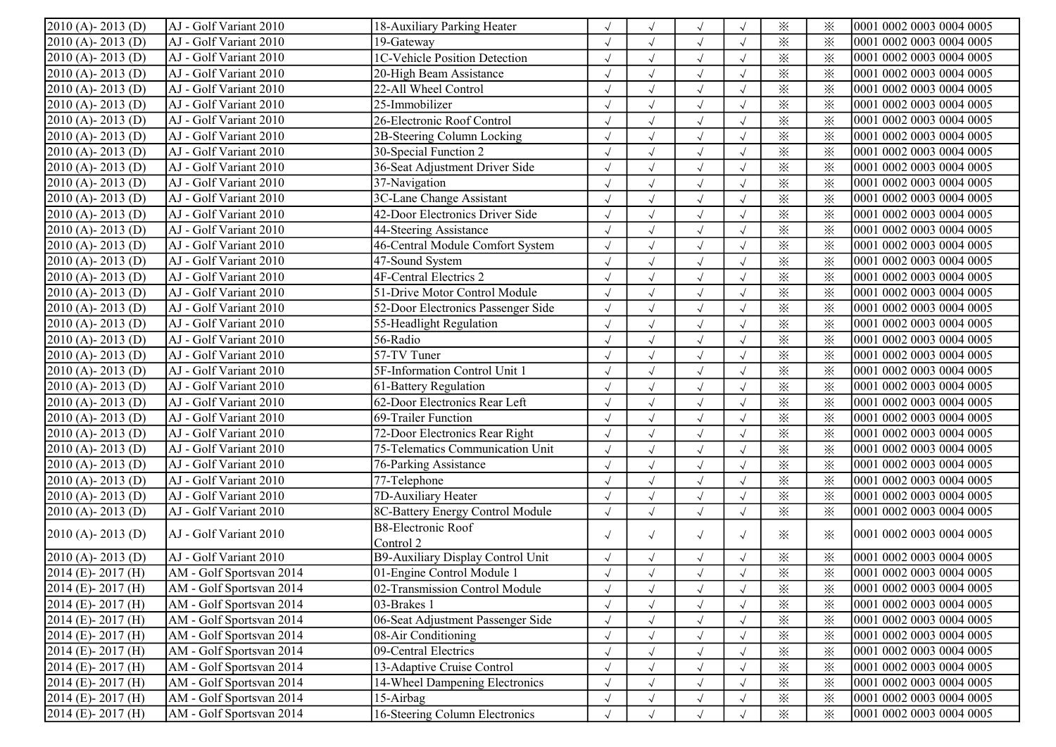| | | | | | | | | | |
|---|---|---|---|---|---|---|---|---|---|
| 2010 (A)- 2013 (D) | AJ - Golf Variant 2010 | 18-Auxiliary Parking Heater | √ | √ | √ | √ | ※ | ※ | 0001 0002 0003 0004 0005 |
| 2010 (A)- 2013 (D) | AJ - Golf Variant 2010 | 19-Gateway | √ | √ | √ | √ | ※ | ※ | 0001 0002 0003 0004 0005 |
| 2010 (A)- 2013 (D) | AJ - Golf Variant 2010 | 1C-Vehicle Position Detection | √ | √ | √ | √ | ※ | ※ | 0001 0002 0003 0004 0005 |
| 2010 (A)- 2013 (D) | AJ - Golf Variant 2010 | 20-High Beam Assistance | √ | √ | √ | √ | ※ | ※ | 0001 0002 0003 0004 0005 |
| 2010 (A)- 2013 (D) | AJ - Golf Variant 2010 | 22-All Wheel Control | √ | √ | √ | √ | ※ | ※ | 0001 0002 0003 0004 0005 |
| 2010 (A)- 2013 (D) | AJ - Golf Variant 2010 | 25-Immobilizer | √ | √ | √ | √ | ※ | ※ | 0001 0002 0003 0004 0005 |
| 2010 (A)- 2013 (D) | AJ - Golf Variant 2010 | 26-Electronic Roof Control | √ | √ | √ | √ | ※ | ※ | 0001 0002 0003 0004 0005 |
| 2010 (A)- 2013 (D) | AJ - Golf Variant 2010 | 2B-Steering Column Locking | √ | √ | √ | √ | ※ | ※ | 0001 0002 0003 0004 0005 |
| 2010 (A)- 2013 (D) | AJ - Golf Variant 2010 | 30-Special Function 2 | √ | √ | √ | √ | ※ | ※ | 0001 0002 0003 0004 0005 |
| 2010 (A)- 2013 (D) | AJ - Golf Variant 2010 | 36-Seat Adjustment Driver Side | √ | √ | √ | √ | ※ | ※ | 0001 0002 0003 0004 0005 |
| 2010 (A)- 2013 (D) | AJ - Golf Variant 2010 | 37-Navigation | √ | √ | √ | √ | ※ | ※ | 0001 0002 0003 0004 0005 |
| 2010 (A)- 2013 (D) | AJ - Golf Variant 2010 | 3C-Lane Change Assistant | √ | √ | √ | √ | ※ | ※ | 0001 0002 0003 0004 0005 |
| 2010 (A)- 2013 (D) | AJ - Golf Variant 2010 | 42-Door Electronics Driver Side | √ | √ | √ | √ | ※ | ※ | 0001 0002 0003 0004 0005 |
| 2010 (A)- 2013 (D) | AJ - Golf Variant 2010 | 44-Steering Assistance | √ | √ | √ | √ | ※ | ※ | 0001 0002 0003 0004 0005 |
| 2010 (A)- 2013 (D) | AJ - Golf Variant 2010 | 46-Central Module Comfort System | √ | √ | √ | √ | ※ | ※ | 0001 0002 0003 0004 0005 |
| 2010 (A)- 2013 (D) | AJ - Golf Variant 2010 | 47-Sound System | √ | √ | √ | √ | ※ | ※ | 0001 0002 0003 0004 0005 |
| 2010 (A)- 2013 (D) | AJ - Golf Variant 2010 | 4F-Central Electrics 2 | √ | √ | √ | √ | ※ | ※ | 0001 0002 0003 0004 0005 |
| 2010 (A)- 2013 (D) | AJ - Golf Variant 2010 | 51-Drive Motor Control Module | √ | √ | √ | √ | ※ | ※ | 0001 0002 0003 0004 0005 |
| 2010 (A)- 2013 (D) | AJ - Golf Variant 2010 | 52-Door Electronics Passenger Side | √ | √ | √ | √ | ※ | ※ | 0001 0002 0003 0004 0005 |
| 2010 (A)- 2013 (D) | AJ - Golf Variant 2010 | 55-Headlight Regulation | √ | √ | √ | √ | ※ | ※ | 0001 0002 0003 0004 0005 |
| 2010 (A)- 2013 (D) | AJ - Golf Variant 2010 | 56-Radio | √ | √ | √ | √ | ※ | ※ | 0001 0002 0003 0004 0005 |
| 2010 (A)- 2013 (D) | AJ - Golf Variant 2010 | 57-TV Tuner | √ | √ | √ | √ | ※ | ※ | 0001 0002 0003 0004 0005 |
| 2010 (A)- 2013 (D) | AJ - Golf Variant 2010 | 5F-Information Control Unit 1 | √ | √ | √ | √ | ※ | ※ | 0001 0002 0003 0004 0005 |
| 2010 (A)- 2013 (D) | AJ - Golf Variant 2010 | 61-Battery Regulation | √ | √ | √ | √ | ※ | ※ | 0001 0002 0003 0004 0005 |
| 2010 (A)- 2013 (D) | AJ - Golf Variant 2010 | 62-Door Electronics Rear Left | √ | √ | √ | √ | ※ | ※ | 0001 0002 0003 0004 0005 |
| 2010 (A)- 2013 (D) | AJ - Golf Variant 2010 | 69-Trailer Function | √ | √ | √ | √ | ※ | ※ | 0001 0002 0003 0004 0005 |
| 2010 (A)- 2013 (D) | AJ - Golf Variant 2010 | 72-Door Electronics Rear Right | √ | √ | √ | √ | ※ | ※ | 0001 0002 0003 0004 0005 |
| 2010 (A)- 2013 (D) | AJ - Golf Variant 2010 | 75-Telematics Communication Unit | √ | √ | √ | √ | ※ | ※ | 0001 0002 0003 0004 0005 |
| 2010 (A)- 2013 (D) | AJ - Golf Variant 2010 | 76-Parking Assistance | √ | √ | √ | √ | ※ | ※ | 0001 0002 0003 0004 0005 |
| 2010 (A)- 2013 (D) | AJ - Golf Variant 2010 | 77-Telephone | √ | √ | √ | √ | ※ | ※ | 0001 0002 0003 0004 0005 |
| 2010 (A)- 2013 (D) | AJ - Golf Variant 2010 | 7D-Auxiliary Heater | √ | √ | √ | √ | ※ | ※ | 0001 0002 0003 0004 0005 |
| 2010 (A)- 2013 (D) | AJ - Golf Variant 2010 | 8C-Battery Energy Control Module | √ | √ | √ | √ | ※ | ※ | 0001 0002 0003 0004 0005 |
| 2010 (A)- 2013 (D) | AJ - Golf Variant 2010 | B8-Electronic Roof Control 2 | √ | √ | √ | √ | ※ | ※ | 0001 0002 0003 0004 0005 |
| 2010 (A)- 2013 (D) | AJ - Golf Variant 2010 | B9-Auxiliary Display Control Unit | √ | √ | √ | √ | ※ | ※ | 0001 0002 0003 0004 0005 |
| 2014 (E)- 2017 (H) | AM - Golf Sportsvan 2014 | 01-Engine Control Module 1 | √ | √ | √ | √ | ※ | ※ | 0001 0002 0003 0004 0005 |
| 2014 (E)- 2017 (H) | AM - Golf Sportsvan 2014 | 02-Transmission Control Module | √ | √ | √ | √ | ※ | ※ | 0001 0002 0003 0004 0005 |
| 2014 (E)- 2017 (H) | AM - Golf Sportsvan 2014 | 03-Brakes 1 | √ | √ | √ | √ | ※ | ※ | 0001 0002 0003 0004 0005 |
| 2014 (E)- 2017 (H) | AM - Golf Sportsvan 2014 | 06-Seat Adjustment Passenger Side | √ | √ | √ | √ | ※ | ※ | 0001 0002 0003 0004 0005 |
| 2014 (E)- 2017 (H) | AM - Golf Sportsvan 2014 | 08-Air Conditioning | √ | √ | √ | √ | ※ | ※ | 0001 0002 0003 0004 0005 |
| 2014 (E)- 2017 (H) | AM - Golf Sportsvan 2014 | 09-Central Electrics | √ | √ | √ | √ | ※ | ※ | 0001 0002 0003 0004 0005 |
| 2014 (E)- 2017 (H) | AM - Golf Sportsvan 2014 | 13-Adaptive Cruise Control | √ | √ | √ | √ | ※ | ※ | 0001 0002 0003 0004 0005 |
| 2014 (E)- 2017 (H) | AM - Golf Sportsvan 2014 | 14-Wheel Dampening Electronics | √ | √ | √ | √ | ※ | ※ | 0001 0002 0003 0004 0005 |
| 2014 (E)- 2017 (H) | AM - Golf Sportsvan 2014 | 15-Airbag | √ | √ | √ | √ | ※ | ※ | 0001 0002 0003 0004 0005 |
| 2014 (E)- 2017 (H) | AM - Golf Sportsvan 2014 | 16-Steering Column Electronics | √ | √ | √ | √ | ※ | ※ | 0001 0002 0003 0004 0005 |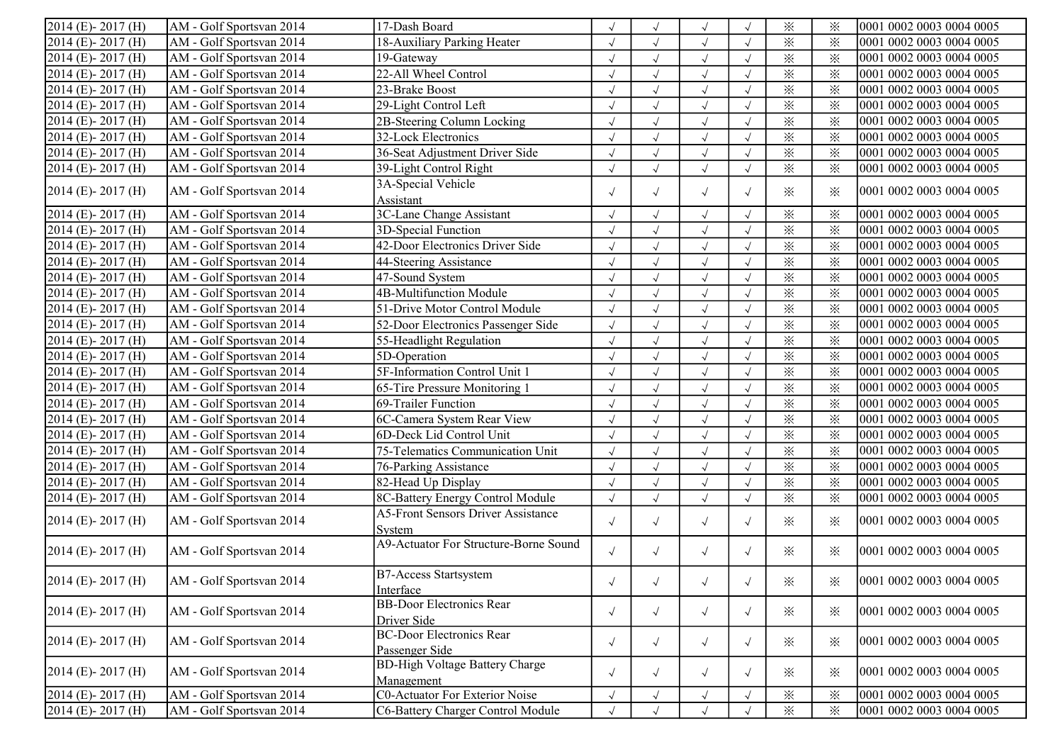| | | | | | | | | | |
|---|---|---|---|---|---|---|---|---|---|
| 2014 (E)- 2017 (H) | AM - Golf Sportsvan 2014 | 17-Dash Board | √ | √ | √ | √ | ※ | ※ | 0001 0002 0003 0004 0005 |
| 2014 (E)- 2017 (H) | AM - Golf Sportsvan 2014 | 18-Auxiliary Parking Heater | √ | √ | √ | √ | ※ | ※ | 0001 0002 0003 0004 0005 |
| 2014 (E)- 2017 (H) | AM - Golf Sportsvan 2014 | 19-Gateway | √ | √ | √ | √ | ※ | ※ | 0001 0002 0003 0004 0005 |
| 2014 (E)- 2017 (H) | AM - Golf Sportsvan 2014 | 22-All Wheel Control | √ | √ | √ | √ | ※ | ※ | 0001 0002 0003 0004 0005 |
| 2014 (E)- 2017 (H) | AM - Golf Sportsvan 2014 | 23-Brake Boost | √ | √ | √ | √ | ※ | ※ | 0001 0002 0003 0004 0005 |
| 2014 (E)- 2017 (H) | AM - Golf Sportsvan 2014 | 29-Light Control Left | √ | √ | √ | √ | ※ | ※ | 0001 0002 0003 0004 0005 |
| 2014 (E)- 2017 (H) | AM - Golf Sportsvan 2014 | 2B-Steering Column Locking | √ | √ | √ | √ | ※ | ※ | 0001 0002 0003 0004 0005 |
| 2014 (E)- 2017 (H) | AM - Golf Sportsvan 2014 | 32-Lock Electronics | √ | √ | √ | √ | ※ | ※ | 0001 0002 0003 0004 0005 |
| 2014 (E)- 2017 (H) | AM - Golf Sportsvan 2014 | 36-Seat Adjustment Driver Side | √ | √ | √ | √ | ※ | ※ | 0001 0002 0003 0004 0005 |
| 2014 (E)- 2017 (H) | AM - Golf Sportsvan 2014 | 39-Light Control Right | √ | √ | √ | √ | ※ | ※ | 0001 0002 0003 0004 0005 |
| 2014 (E)- 2017 (H) | AM - Golf Sportsvan 2014 | 3A-Special Vehicle Assistant | √ | √ | √ | √ | ※ | ※ | 0001 0002 0003 0004 0005 |
| 2014 (E)- 2017 (H) | AM - Golf Sportsvan 2014 | 3C-Lane Change Assistant | √ | √ | √ | √ | ※ | ※ | 0001 0002 0003 0004 0005 |
| 2014 (E)- 2017 (H) | AM - Golf Sportsvan 2014 | 3D-Special Function | √ | √ | √ | √ | ※ | ※ | 0001 0002 0003 0004 0005 |
| 2014 (E)- 2017 (H) | AM - Golf Sportsvan 2014 | 42-Door Electronics Driver Side | √ | √ | √ | √ | ※ | ※ | 0001 0002 0003 0004 0005 |
| 2014 (E)- 2017 (H) | AM - Golf Sportsvan 2014 | 44-Steering Assistance | √ | √ | √ | √ | ※ | ※ | 0001 0002 0003 0004 0005 |
| 2014 (E)- 2017 (H) | AM - Golf Sportsvan 2014 | 47-Sound System | √ | √ | √ | √ | ※ | ※ | 0001 0002 0003 0004 0005 |
| 2014 (E)- 2017 (H) | AM - Golf Sportsvan 2014 | 4B-Multifunction Module | √ | √ | √ | √ | ※ | ※ | 0001 0002 0003 0004 0005 |
| 2014 (E)- 2017 (H) | AM - Golf Sportsvan 2014 | 51-Drive Motor Control Module | √ | √ | √ | √ | ※ | ※ | 0001 0002 0003 0004 0005 |
| 2014 (E)- 2017 (H) | AM - Golf Sportsvan 2014 | 52-Door Electronics Passenger Side | √ | √ | √ | √ | ※ | ※ | 0001 0002 0003 0004 0005 |
| 2014 (E)- 2017 (H) | AM - Golf Sportsvan 2014 | 55-Headlight Regulation | √ | √ | √ | √ | ※ | ※ | 0001 0002 0003 0004 0005 |
| 2014 (E)- 2017 (H) | AM - Golf Sportsvan 2014 | 5D-Operation | √ | √ | √ | √ | ※ | ※ | 0001 0002 0003 0004 0005 |
| 2014 (E)- 2017 (H) | AM - Golf Sportsvan 2014 | 5F-Information Control Unit 1 | √ | √ | √ | √ | ※ | ※ | 0001 0002 0003 0004 0005 |
| 2014 (E)- 2017 (H) | AM - Golf Sportsvan 2014 | 65-Tire Pressure Monitoring 1 | √ | √ | √ | √ | ※ | ※ | 0001 0002 0003 0004 0005 |
| 2014 (E)- 2017 (H) | AM - Golf Sportsvan 2014 | 69-Trailer Function | √ | √ | √ | √ | ※ | ※ | 0001 0002 0003 0004 0005 |
| 2014 (E)- 2017 (H) | AM - Golf Sportsvan 2014 | 6C-Camera System Rear View | √ | √ | √ | √ | ※ | ※ | 0001 0002 0003 0004 0005 |
| 2014 (E)- 2017 (H) | AM - Golf Sportsvan 2014 | 6D-Deck Lid Control Unit | √ | √ | √ | √ | ※ | ※ | 0001 0002 0003 0004 0005 |
| 2014 (E)- 2017 (H) | AM - Golf Sportsvan 2014 | 75-Telematics Communication Unit | √ | √ | √ | √ | ※ | ※ | 0001 0002 0003 0004 0005 |
| 2014 (E)- 2017 (H) | AM - Golf Sportsvan 2014 | 76-Parking Assistance | √ | √ | √ | √ | ※ | ※ | 0001 0002 0003 0004 0005 |
| 2014 (E)- 2017 (H) | AM - Golf Sportsvan 2014 | 82-Head Up Display | √ | √ | √ | √ | ※ | ※ | 0001 0002 0003 0004 0005 |
| 2014 (E)- 2017 (H) | AM - Golf Sportsvan 2014 | 8C-Battery Energy Control Module | √ | √ | √ | √ | ※ | ※ | 0001 0002 0003 0004 0005 |
| 2014 (E)- 2017 (H) | AM - Golf Sportsvan 2014 | A5-Front Sensors Driver Assistance System | √ | √ | √ | √ | ※ | ※ | 0001 0002 0003 0004 0005 |
| 2014 (E)- 2017 (H) | AM - Golf Sportsvan 2014 | A9-Actuator For Structure-Borne Sound | √ | √ | √ | √ | ※ | ※ | 0001 0002 0003 0004 0005 |
| 2014 (E)- 2017 (H) | AM - Golf Sportsvan 2014 | B7-Access Startsystem Interface | √ | √ | √ | √ | ※ | ※ | 0001 0002 0003 0004 0005 |
| 2014 (E)- 2017 (H) | AM - Golf Sportsvan 2014 | BB-Door Electronics Rear Driver Side | √ | √ | √ | √ | ※ | ※ | 0001 0002 0003 0004 0005 |
| 2014 (E)- 2017 (H) | AM - Golf Sportsvan 2014 | BC-Door Electronics Rear Passenger Side | √ | √ | √ | √ | ※ | ※ | 0001 0002 0003 0004 0005 |
| 2014 (E)- 2017 (H) | AM - Golf Sportsvan 2014 | BD-High Voltage Battery Charge Management | √ | √ | √ | √ | ※ | ※ | 0001 0002 0003 0004 0005 |
| 2014 (E)- 2017 (H) | AM - Golf Sportsvan 2014 | C0-Actuator For Exterior Noise | √ | √ | √ | √ | ※ | ※ | 0001 0002 0003 0004 0005 |
| 2014 (E)- 2017 (H) | AM - Golf Sportsvan 2014 | C6-Battery Charger Control Module | √ | √ | √ | √ | ※ | ※ | 0001 0002 0003 0004 0005 |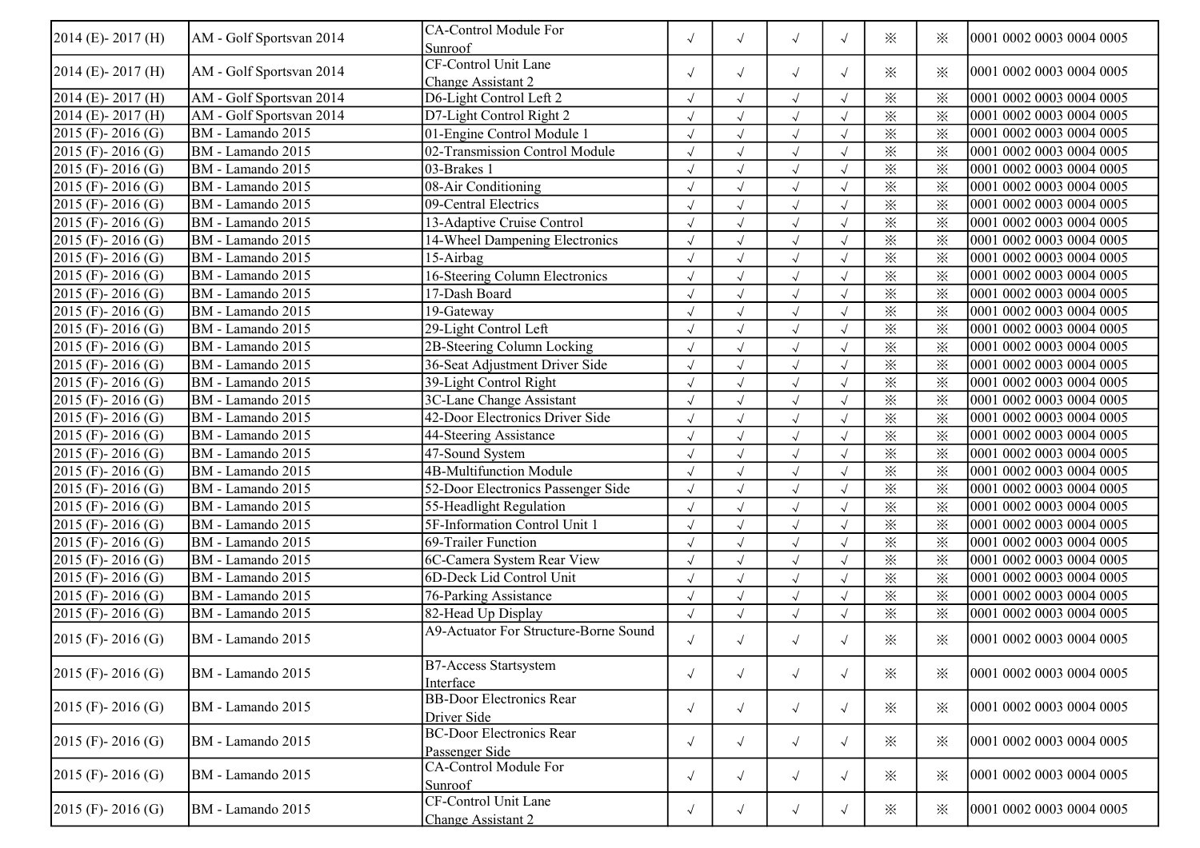| | | | | | | | | | |
|---|---|---|---|---|---|---|---|---|---|
| 2014 (E)- 2017 (H) | AM - Golf Sportsvan 2014 | CA-Control Module For Sunroof | √ | √ | √ | √ | ※ | ※ | 0001 0002 0003 0004 0005 |
| 2014 (E)- 2017 (H) | AM - Golf Sportsvan 2014 | CF-Control Unit Lane Change Assistant 2 | √ | √ | √ | √ | ※ | ※ | 0001 0002 0003 0004 0005 |
| 2014 (E)- 2017 (H) | AM - Golf Sportsvan 2014 | D6-Light Control Left 2 | √ | √ | √ | √ | ※ | ※ | 0001 0002 0003 0004 0005 |
| 2014 (E)- 2017 (H) | AM - Golf Sportsvan 2014 | D7-Light Control Right 2 | √ | √ | √ | √ | ※ | ※ | 0001 0002 0003 0004 0005 |
| 2015 (F)- 2016 (G) | BM - Lamando 2015 | 01-Engine Control Module 1 | √ | √ | √ | √ | ※ | ※ | 0001 0002 0003 0004 0005 |
| 2015 (F)- 2016 (G) | BM - Lamando 2015 | 02-Transmission Control Module | √ | √ | √ | √ | ※ | ※ | 0001 0002 0003 0004 0005 |
| 2015 (F)- 2016 (G) | BM - Lamando 2015 | 03-Brakes 1 | √ | √ | √ | √ | ※ | ※ | 0001 0002 0003 0004 0005 |
| 2015 (F)- 2016 (G) | BM - Lamando 2015 | 08-Air Conditioning | √ | √ | √ | √ | ※ | ※ | 0001 0002 0003 0004 0005 |
| 2015 (F)- 2016 (G) | BM - Lamando 2015 | 09-Central Electrics | √ | √ | √ | √ | ※ | ※ | 0001 0002 0003 0004 0005 |
| 2015 (F)- 2016 (G) | BM - Lamando 2015 | 13-Adaptive Cruise Control | √ | √ | √ | √ | ※ | ※ | 0001 0002 0003 0004 0005 |
| 2015 (F)- 2016 (G) | BM - Lamando 2015 | 14-Wheel Dampening Electronics | √ | √ | √ | √ | ※ | ※ | 0001 0002 0003 0004 0005 |
| 2015 (F)- 2016 (G) | BM - Lamando 2015 | 15-Airbag | √ | √ | √ | √ | ※ | ※ | 0001 0002 0003 0004 0005 |
| 2015 (F)- 2016 (G) | BM - Lamando 2015 | 16-Steering Column Electronics | √ | √ | √ | √ | ※ | ※ | 0001 0002 0003 0004 0005 |
| 2015 (F)- 2016 (G) | BM - Lamando 2015 | 17-Dash Board | √ | √ | √ | √ | ※ | ※ | 0001 0002 0003 0004 0005 |
| 2015 (F)- 2016 (G) | BM - Lamando 2015 | 19-Gateway | √ | √ | √ | √ | ※ | ※ | 0001 0002 0003 0004 0005 |
| 2015 (F)- 2016 (G) | BM - Lamando 2015 | 29-Light Control Left | √ | √ | √ | √ | ※ | ※ | 0001 0002 0003 0004 0005 |
| 2015 (F)- 2016 (G) | BM - Lamando 2015 | 2B-Steering Column Locking | √ | √ | √ | √ | ※ | ※ | 0001 0002 0003 0004 0005 |
| 2015 (F)- 2016 (G) | BM - Lamando 2015 | 36-Seat Adjustment Driver Side | √ | √ | √ | √ | ※ | ※ | 0001 0002 0003 0004 0005 |
| 2015 (F)- 2016 (G) | BM - Lamando 2015 | 39-Light Control Right | √ | √ | √ | √ | ※ | ※ | 0001 0002 0003 0004 0005 |
| 2015 (F)- 2016 (G) | BM - Lamando 2015 | 3C-Lane Change Assistant | √ | √ | √ | √ | ※ | ※ | 0001 0002 0003 0004 0005 |
| 2015 (F)- 2016 (G) | BM - Lamando 2015 | 42-Door Electronics Driver Side | √ | √ | √ | √ | ※ | ※ | 0001 0002 0003 0004 0005 |
| 2015 (F)- 2016 (G) | BM - Lamando 2015 | 44-Steering Assistance | √ | √ | √ | √ | ※ | ※ | 0001 0002 0003 0004 0005 |
| 2015 (F)- 2016 (G) | BM - Lamando 2015 | 47-Sound System | √ | √ | √ | √ | ※ | ※ | 0001 0002 0003 0004 0005 |
| 2015 (F)- 2016 (G) | BM - Lamando 2015 | 4B-Multifunction Module | √ | √ | √ | √ | ※ | ※ | 0001 0002 0003 0004 0005 |
| 2015 (F)- 2016 (G) | BM - Lamando 2015 | 52-Door Electronics Passenger Side | √ | √ | √ | √ | ※ | ※ | 0001 0002 0003 0004 0005 |
| 2015 (F)- 2016 (G) | BM - Lamando 2015 | 55-Headlight Regulation | √ | √ | √ | √ | ※ | ※ | 0001 0002 0003 0004 0005 |
| 2015 (F)- 2016 (G) | BM - Lamando 2015 | 5F-Information Control Unit 1 | √ | √ | √ | √ | ※ | ※ | 0001 0002 0003 0004 0005 |
| 2015 (F)- 2016 (G) | BM - Lamando 2015 | 69-Trailer Function | √ | √ | √ | √ | ※ | ※ | 0001 0002 0003 0004 0005 |
| 2015 (F)- 2016 (G) | BM - Lamando 2015 | 6C-Camera System Rear View | √ | √ | √ | √ | ※ | ※ | 0001 0002 0003 0004 0005 |
| 2015 (F)- 2016 (G) | BM - Lamando 2015 | 6D-Deck Lid Control Unit | √ | √ | √ | √ | ※ | ※ | 0001 0002 0003 0004 0005 |
| 2015 (F)- 2016 (G) | BM - Lamando 2015 | 76-Parking Assistance | √ | √ | √ | √ | ※ | ※ | 0001 0002 0003 0004 0005 |
| 2015 (F)- 2016 (G) | BM - Lamando 2015 | 82-Head Up Display | √ | √ | √ | √ | ※ | ※ | 0001 0002 0003 0004 0005 |
| 2015 (F)- 2016 (G) | BM - Lamando 2015 | A9-Actuator For Structure-Borne Sound | √ | √ | √ | √ | ※ | ※ | 0001 0002 0003 0004 0005 |
| 2015 (F)- 2016 (G) | BM - Lamando 2015 | B7-Access Startsystem Interface | √ | √ | √ | √ | ※ | ※ | 0001 0002 0003 0004 0005 |
| 2015 (F)- 2016 (G) | BM - Lamando 2015 | BB-Door Electronics Rear Driver Side | √ | √ | √ | √ | ※ | ※ | 0001 0002 0003 0004 0005 |
| 2015 (F)- 2016 (G) | BM - Lamando 2015 | BC-Door Electronics Rear Passenger Side | √ | √ | √ | √ | ※ | ※ | 0001 0002 0003 0004 0005 |
| 2015 (F)- 2016 (G) | BM - Lamando 2015 | CA-Control Module For Sunroof | √ | √ | √ | √ | ※ | ※ | 0001 0002 0003 0004 0005 |
| 2015 (F)- 2016 (G) | BM - Lamando 2015 | CF-Control Unit Lane Change Assistant 2 | √ | √ | √ | √ | ※ | ※ | 0001 0002 0003 0004 0005 |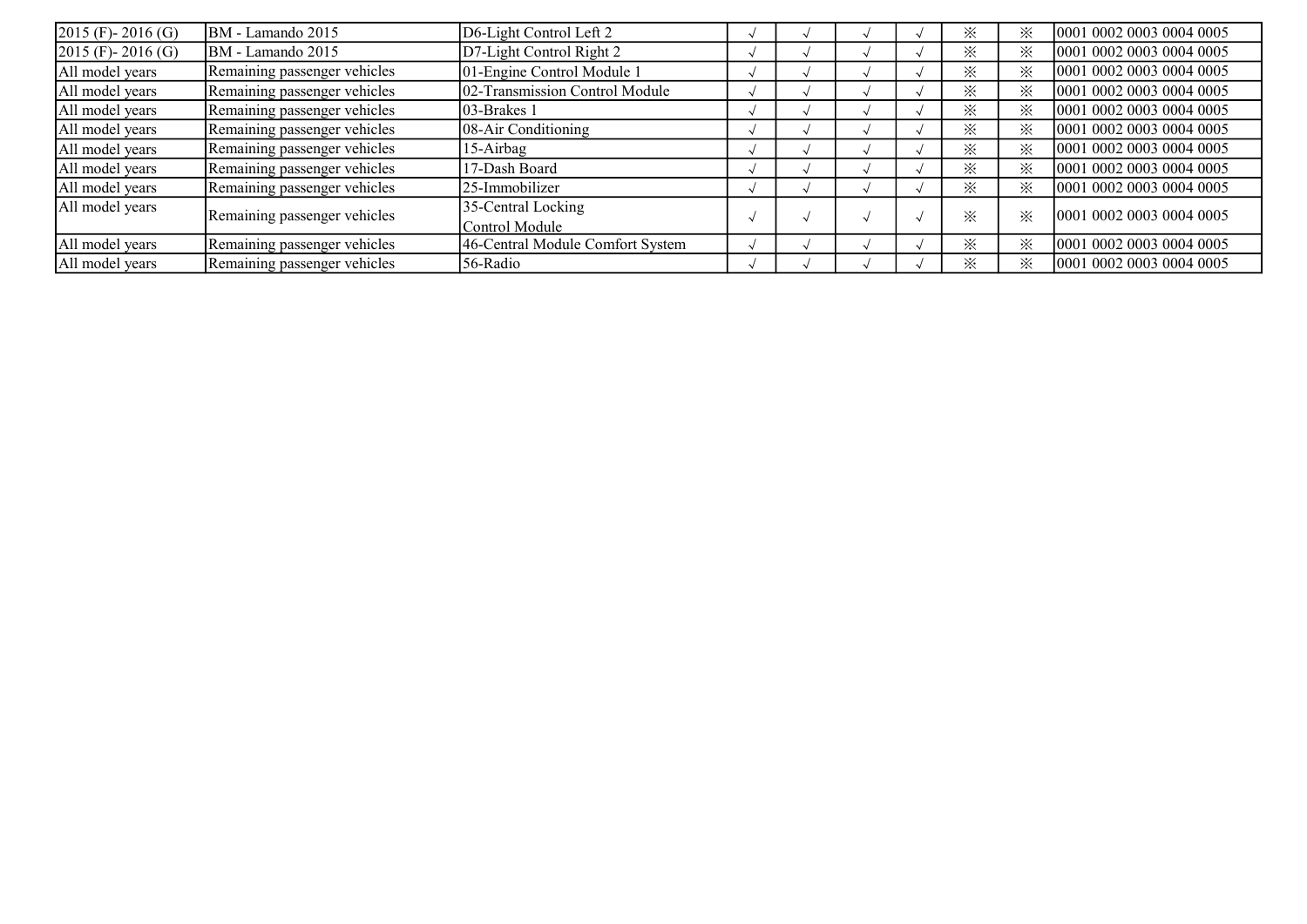| | | | | | | | | | |
|---|---|---|---|---|---|---|---|---|---|
| 2015 (F)- 2016 (G) | BM - Lamando 2015 | D6-Light Control Left 2 | √ | √ | √ | √ | ※ | ※ | 0001 0002 0003 0004 0005 |
| 2015 (F)- 2016 (G) | BM - Lamando 2015 | D7-Light Control Right 2 | √ | √ | √ | √ | ※ | ※ | 0001 0002 0003 0004 0005 |
| All model years | Remaining passenger vehicles | 01-Engine Control Module 1 | √ | √ | √ | √ | ※ | ※ | 0001 0002 0003 0004 0005 |
| All model years | Remaining passenger vehicles | 02-Transmission Control Module | √ | √ | √ | √ | ※ | ※ | 0001 0002 0003 0004 0005 |
| All model years | Remaining passenger vehicles | 03-Brakes 1 | √ | √ | √ | √ | ※ | ※ | 0001 0002 0003 0004 0005 |
| All model years | Remaining passenger vehicles | 08-Air Conditioning | √ | √ | √ | √ | ※ | ※ | 0001 0002 0003 0004 0005 |
| All model years | Remaining passenger vehicles | 15-Airbag | √ | √ | √ | √ | ※ | ※ | 0001 0002 0003 0004 0005 |
| All model years | Remaining passenger vehicles | 17-Dash Board | √ | √ | √ | √ | ※ | ※ | 0001 0002 0003 0004 0005 |
| All model years | Remaining passenger vehicles | 25-Immobilizer | √ | √ | √ | √ | ※ | ※ | 0001 0002 0003 0004 0005 |
| All model years | Remaining passenger vehicles | 35-Central Locking Control Module | √ | √ | √ | √ | ※ | ※ | 0001 0002 0003 0004 0005 |
| All model years | Remaining passenger vehicles | 46-Central Module Comfort System | √ | √ | √ | √ | ※ | ※ | 0001 0002 0003 0004 0005 |
| All model years | Remaining passenger vehicles | 56-Radio | √ | √ | √ | √ | ※ | ※ | 0001 0002 0003 0004 0005 |